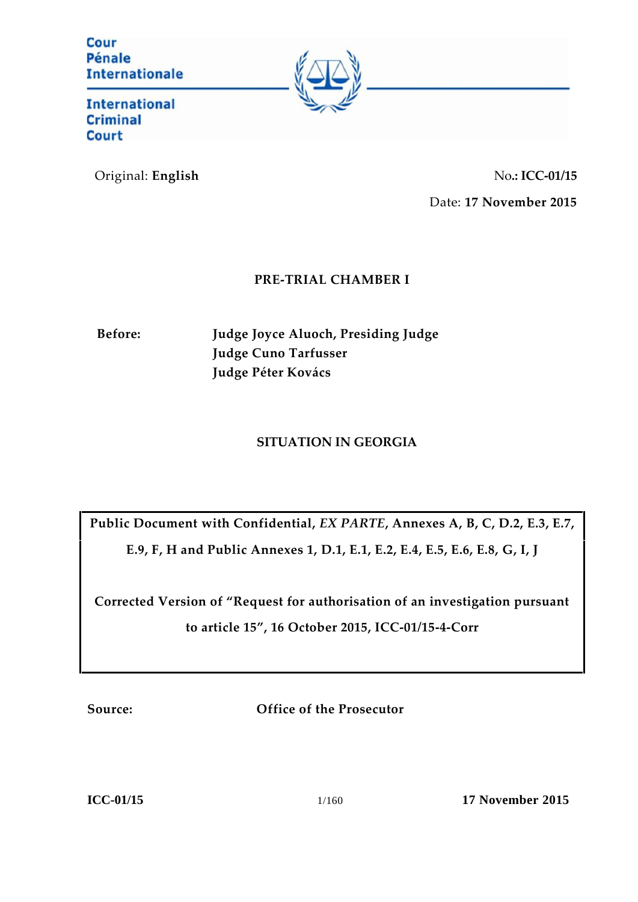Cour Pénale Internationale

International Criminal Court

Original: **English**

No.**: ICC-01/15**

Date: **17 November 2015**

**PRE-TRIAL CHAMBER I**

**Before:** **Judge Joyce Aluoch, Presiding Judge**
**Judge Cuno Tarfusser**
**Judge Péter Kovács**

**SITUATION IN GEORGIA**

**Public Document with Confidential, *EX PARTE*, Annexes A, B, C, D.2, E.3, E.7, E.9, F, H and Public Annexes 1, D.1, E.1, E.2, E.4, E.5, E.6, E.8, G, I, J**

**Corrected Version of "Request for authorisation of an investigation pursuant to article 15", 16 October 2015, ICC-01/15-4-Corr**

**Source:** **Office of the Prosecutor**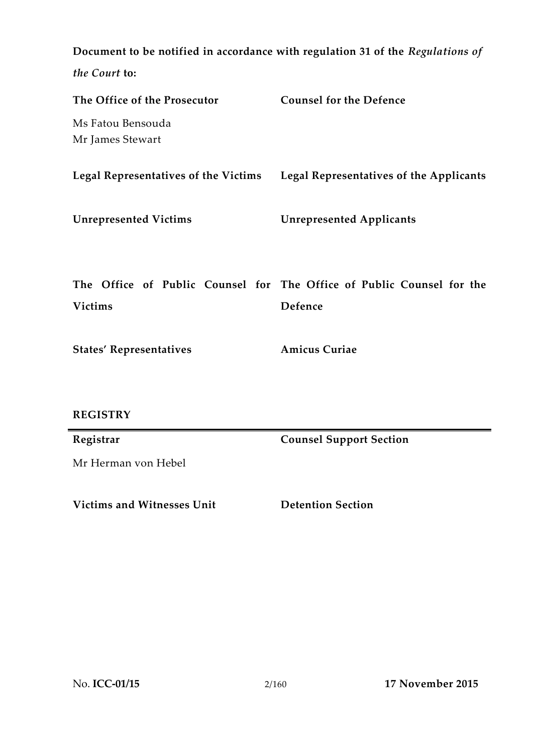**Document to be notified in accordance with regulation 31 of the *Regulations of the Court* to:**

| **The Office of the Prosecutor** | **Counsel for the Defence** |
|---|---|
| Ms Fatou Bensouda<br>Mr James Stewart | |
| **Legal Representatives of the Victims** | **Legal Representatives of the Applicants** |
| **Unrepresented Victims** | **Unrepresented Applicants** |
| **The Office of Public Counsel for Victims** | **The Office of Public Counsel for the Defence** |
| **States' Representatives** | **Amicus Curiae** |

**REGISTRY**

| **Registrar** | **Counsel Support Section** |
|---|---|
| Mr Herman von Hebel | |
| **Victims and Witnesses Unit** | **Detention Section** |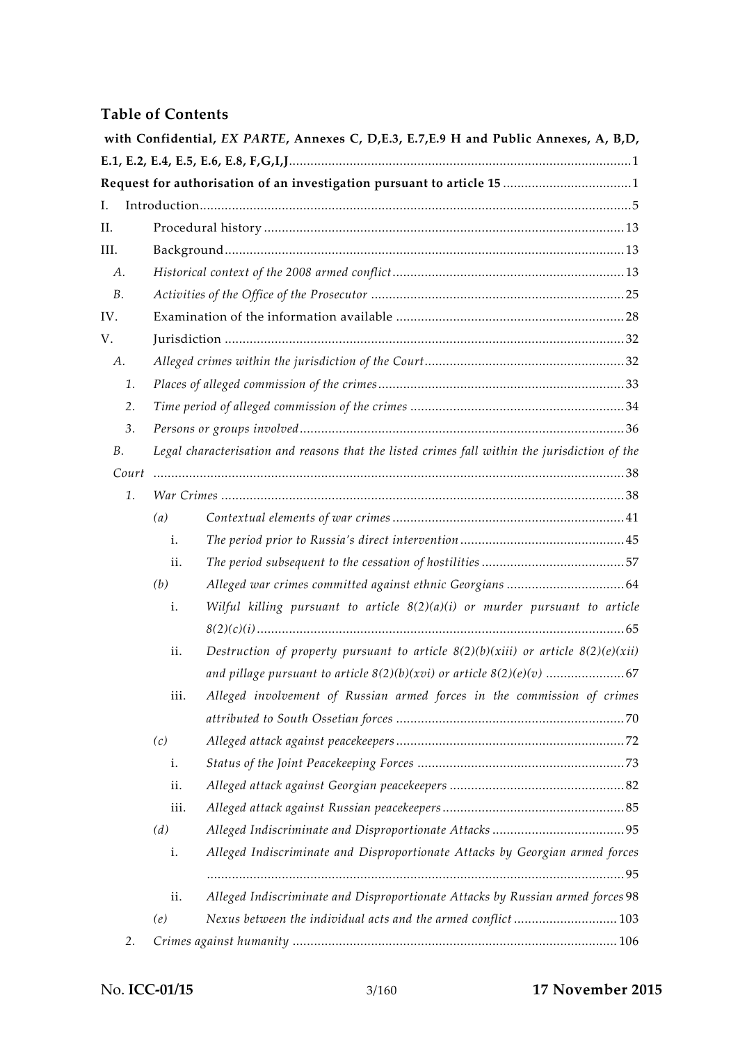## Table of Contents

**with Confidential, *EX PARTE*, Annexes C, D,E.3, E.7,E.9 H and Public Annexes, A, B,D, E.1, E.2, E.4, E.5, E.6, E.8, F,G,I,J** .......... 1

**Request for authorisation of an investigation pursuant to article 15** .......... 1

I. Introduction .......... 5

II. Procedural history .......... 13

III. Background .......... 13

- *A.* *Historical context of the 2008 armed conflict* .......... 13
- *B.* *Activities of the Office of the Prosecutor* .......... 25

IV. Examination of the information available .......... 28

V. Jurisdiction .......... 32

- *A.* *Alleged crimes within the jurisdiction of the Court* .......... 32
  - *1.* *Places of alleged commission of the crimes* .......... 33
  - *2.* *Time period of alleged commission of the crimes* .......... 34
  - *3.* *Persons or groups involved* .......... 36
- *B.* *Legal characterisation and reasons that the listed crimes fall within the jurisdiction of the Court* .......... 38
  - *1.* *War Crimes* .......... 38
    - *(a)* *Contextual elements of war crimes* .......... 41
      - i. *The period prior to Russia's direct intervention* .......... 45
      - ii. *The period subsequent to the cessation of hostilities* .......... 57
    - *(b)* *Alleged war crimes committed against ethnic Georgians* .......... 64
      - i. *Wilful killing pursuant to article 8(2)(a)(i) or murder pursuant to article 8(2)(c)(i)* .......... 65
      - ii. *Destruction of property pursuant to article 8(2)(b)(xiii) or article 8(2)(e)(xii) and pillage pursuant to article 8(2)(b)(xvi) or article 8(2)(e)(v)* .......... 67
      - iii. *Alleged involvement of Russian armed forces in the commission of crimes attributed to South Ossetian forces* .......... 70
    - *(c)* *Alleged attack against peacekeepers* .......... 72
      - i. *Status of the Joint Peacekeeping Forces* .......... 73
      - ii. *Alleged attack against Georgian peacekeepers* .......... 82
      - iii. *Alleged attack against Russian peacekeepers* .......... 85
    - *(d)* *Alleged Indiscriminate and Disproportionate Attacks* .......... 95
      - i. *Alleged Indiscriminate and Disproportionate Attacks by Georgian armed forces* .......... 95
      - ii. *Alleged Indiscriminate and Disproportionate Attacks by Russian armed forces* .......... 98
    - *(e)* *Nexus between the individual acts and the armed conflict* .......... 103
  - *2.* *Crimes against humanity* .......... 106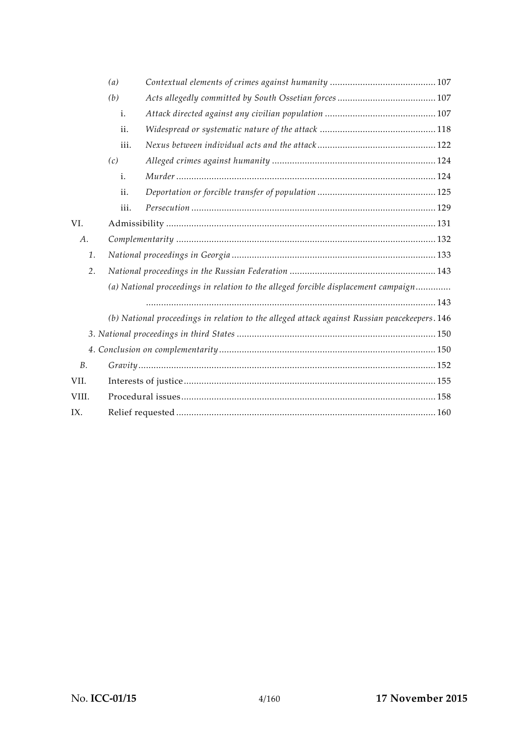(a) *Contextual elements of crimes against humanity* .......................................... 107

(b) *Acts allegedly committed by South Ossetian forces* ....................................... 107

i. *Attack directed against any civilian population* ............................................ 107

ii. *Widespread or systematic nature of the attack* .............................................. 118

iii. *Nexus between individual acts and the attack* ............................................... 122

(c) *Alleged crimes against humanity* ................................................................. 124

i. *Murder* ....................................................................................................... 124

ii. *Deportation or forcible transfer of population* ............................................... 125

iii. *Persecution* ................................................................................................ 129

VI. Admissibility ........................................................................................................... 131

A. *Complementarity* ....................................................................................................... 132

1. *National proceedings in Georgia* ................................................................................. 133

2. *National proceedings in the Russian Federation* .......................................................... 143

*(a) National proceedings in relation to the alleged forcible displacement campaign* .............................................................................................................. 143

*(b) National proceedings in relation to the alleged attack against Russian peacekeepers* . 146

*3. National proceedings in third States* .............................................................................. 150

*4. Conclusion on complementarity* ..................................................................................... 150

B. *Gravity* ..................................................................................................................... 152

VII. Interests of justice ................................................................................................... 155

VIII. Procedural issues ..................................................................................................... 158

IX. Relief requested ....................................................................................................... 160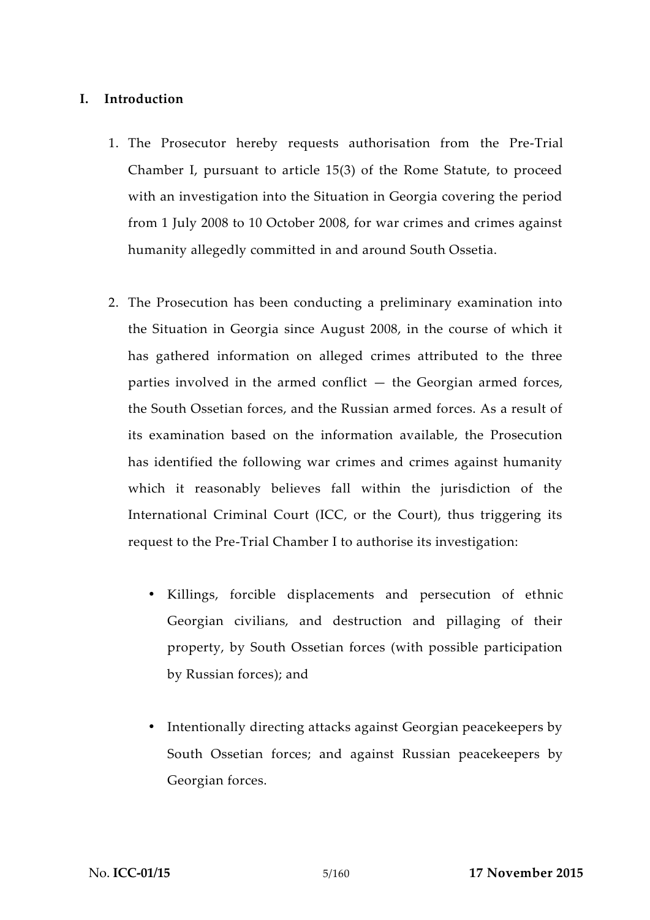## I. Introduction

1. The Prosecutor hereby requests authorisation from the Pre-Trial Chamber I, pursuant to article 15(3) of the Rome Statute, to proceed with an investigation into the Situation in Georgia covering the period from 1 July 2008 to 10 October 2008, for war crimes and crimes against humanity allegedly committed in and around South Ossetia.

2. The Prosecution has been conducting a preliminary examination into the Situation in Georgia since August 2008, in the course of which it has gathered information on alleged crimes attributed to the three parties involved in the armed conflict — the Georgian armed forces, the South Ossetian forces, and the Russian armed forces. As a result of its examination based on the information available, the Prosecution has identified the following war crimes and crimes against humanity which it reasonably believes fall within the jurisdiction of the International Criminal Court (ICC, or the Court), thus triggering its request to the Pre-Trial Chamber I to authorise its investigation:

   - Killings, forcible displacements and persecution of ethnic Georgian civilians, and destruction and pillaging of their property, by South Ossetian forces (with possible participation by Russian forces); and

   - Intentionally directing attacks against Georgian peacekeepers by South Ossetian forces; and against Russian peacekeepers by Georgian forces.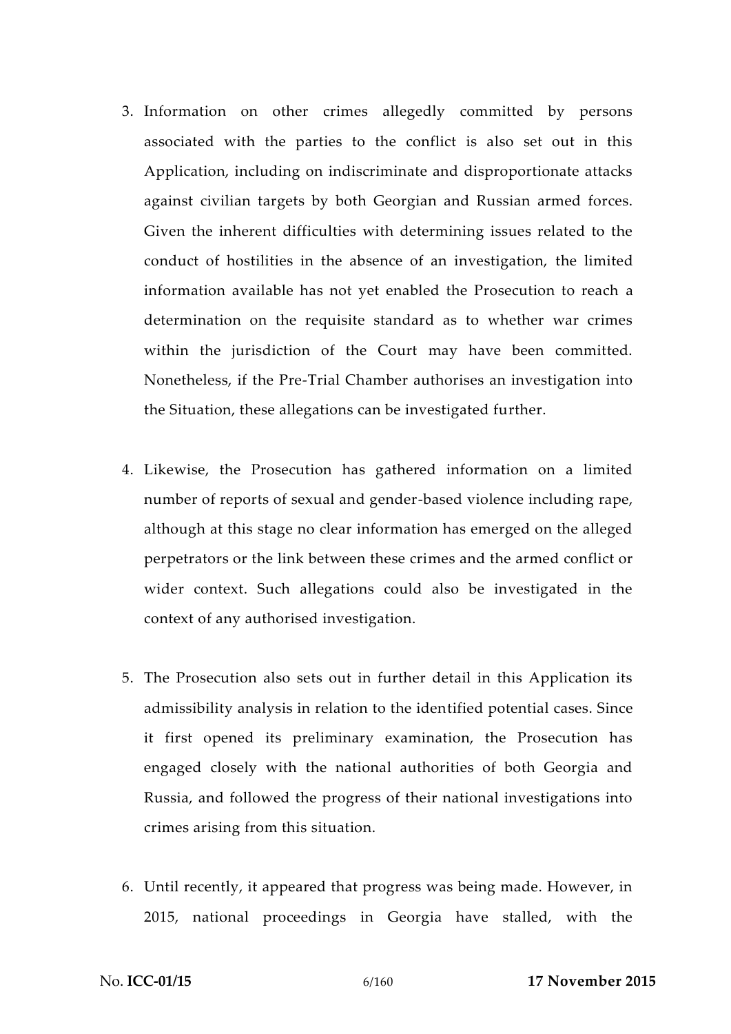3. Information on other crimes allegedly committed by persons associated with the parties to the conflict is also set out in this Application, including on indiscriminate and disproportionate attacks against civilian targets by both Georgian and Russian armed forces. Given the inherent difficulties with determining issues related to the conduct of hostilities in the absence of an investigation, the limited information available has not yet enabled the Prosecution to reach a determination on the requisite standard as to whether war crimes within the jurisdiction of the Court may have been committed. Nonetheless, if the Pre-Trial Chamber authorises an investigation into the Situation, these allegations can be investigated further.

4. Likewise, the Prosecution has gathered information on a limited number of reports of sexual and gender-based violence including rape, although at this stage no clear information has emerged on the alleged perpetrators or the link between these crimes and the armed conflict or wider context. Such allegations could also be investigated in the context of any authorised investigation.

5. The Prosecution also sets out in further detail in this Application its admissibility analysis in relation to the identified potential cases. Since it first opened its preliminary examination, the Prosecution has engaged closely with the national authorities of both Georgia and Russia, and followed the progress of their national investigations into crimes arising from this situation.

6. Until recently, it appeared that progress was being made. However, in 2015, national proceedings in Georgia have stalled, with the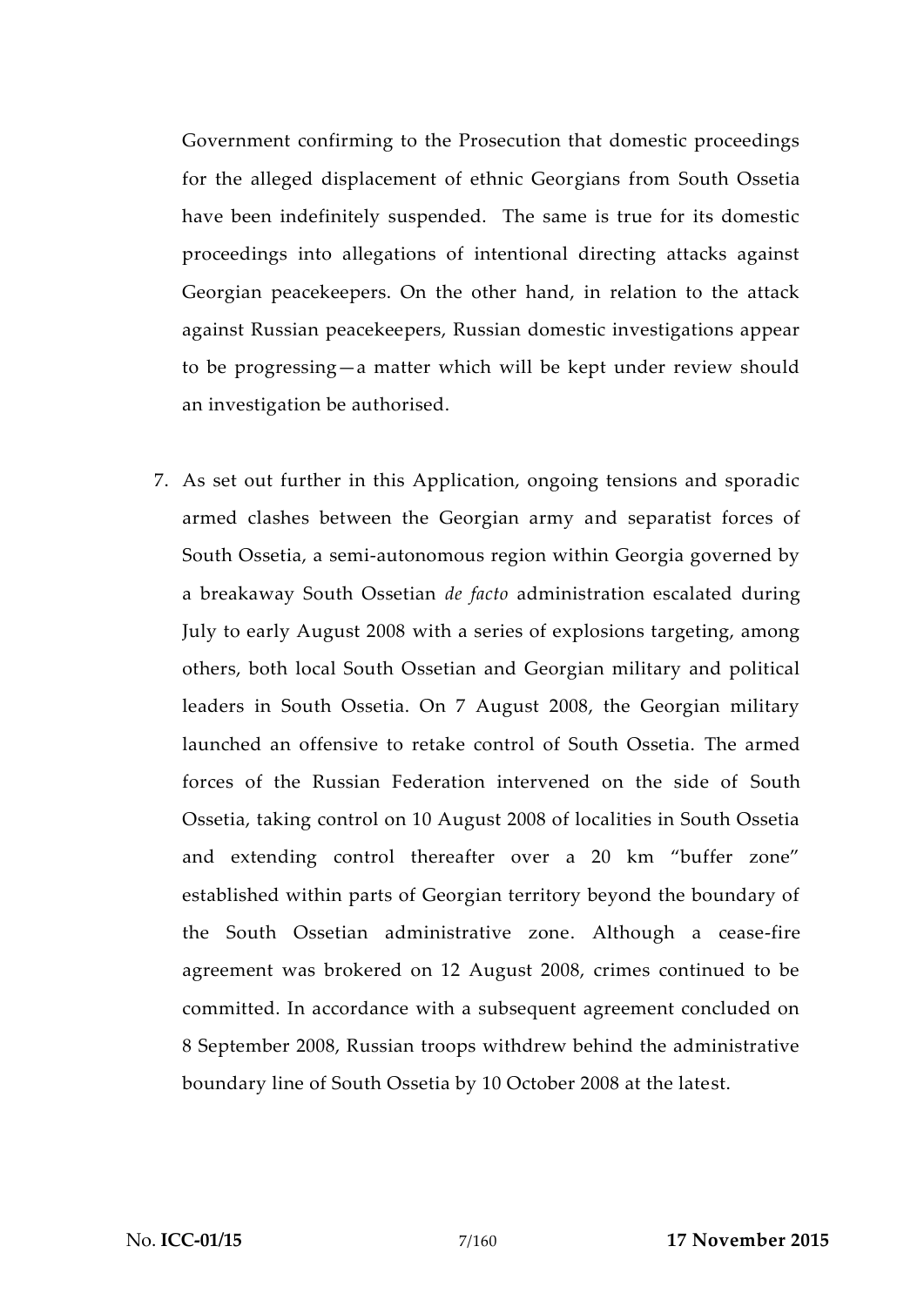Government confirming to the Prosecution that domestic proceedings for the alleged displacement of ethnic Georgians from South Ossetia have been indefinitely suspended. The same is true for its domestic proceedings into allegations of intentional directing attacks against Georgian peacekeepers. On the other hand, in relation to the attack against Russian peacekeepers, Russian domestic investigations appear to be progressing—a matter which will be kept under review should an investigation be authorised.

7. As set out further in this Application, ongoing tensions and sporadic armed clashes between the Georgian army and separatist forces of South Ossetia, a semi-autonomous region within Georgia governed by a breakaway South Ossetian *de facto* administration escalated during July to early August 2008 with a series of explosions targeting, among others, both local South Ossetian and Georgian military and political leaders in South Ossetia. On 7 August 2008, the Georgian military launched an offensive to retake control of South Ossetia. The armed forces of the Russian Federation intervened on the side of South Ossetia, taking control on 10 August 2008 of localities in South Ossetia and extending control thereafter over a 20 km "buffer zone" established within parts of Georgian territory beyond the boundary of the South Ossetian administrative zone. Although a cease-fire agreement was brokered on 12 August 2008, crimes continued to be committed. In accordance with a subsequent agreement concluded on 8 September 2008, Russian troops withdrew behind the administrative boundary line of South Ossetia by 10 October 2008 at the latest.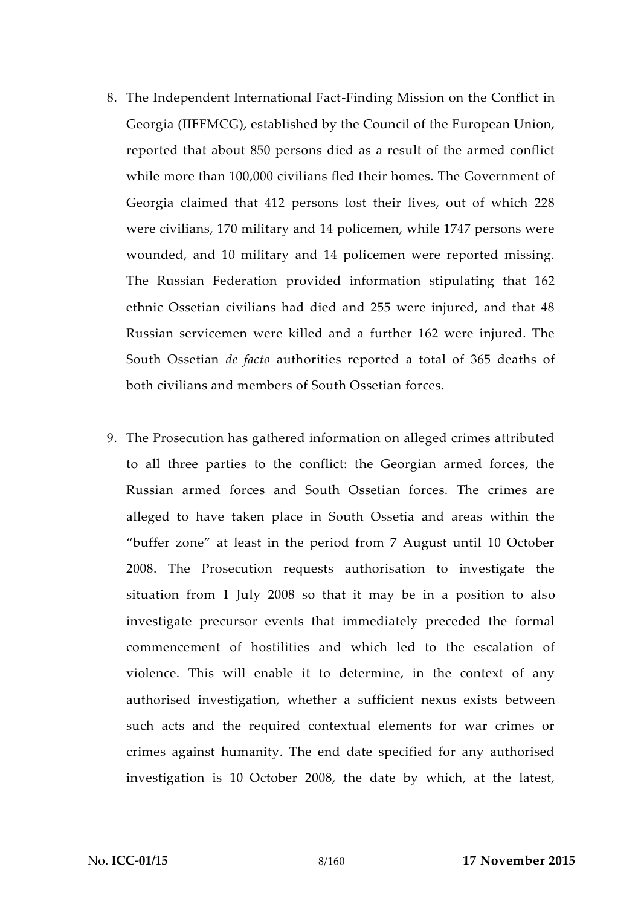8. The Independent International Fact-Finding Mission on the Conflict in Georgia (IIFFMCG), established by the Council of the European Union, reported that about 850 persons died as a result of the armed conflict while more than 100,000 civilians fled their homes. The Government of Georgia claimed that 412 persons lost their lives, out of which 228 were civilians, 170 military and 14 policemen, while 1747 persons were wounded, and 10 military and 14 policemen were reported missing. The Russian Federation provided information stipulating that 162 ethnic Ossetian civilians had died and 255 were injured, and that 48 Russian servicemen were killed and a further 162 were injured. The South Ossetian *de facto* authorities reported a total of 365 deaths of both civilians and members of South Ossetian forces.

9. The Prosecution has gathered information on alleged crimes attributed to all three parties to the conflict: the Georgian armed forces, the Russian armed forces and South Ossetian forces. The crimes are alleged to have taken place in South Ossetia and areas within the "buffer zone" at least in the period from 7 August until 10 October 2008. The Prosecution requests authorisation to investigate the situation from 1 July 2008 so that it may be in a position to also investigate precursor events that immediately preceded the formal commencement of hostilities and which led to the escalation of violence. This will enable it to determine, in the context of any authorised investigation, whether a sufficient nexus exists between such acts and the required contextual elements for war crimes or crimes against humanity. The end date specified for any authorised investigation is 10 October 2008, the date by which, at the latest,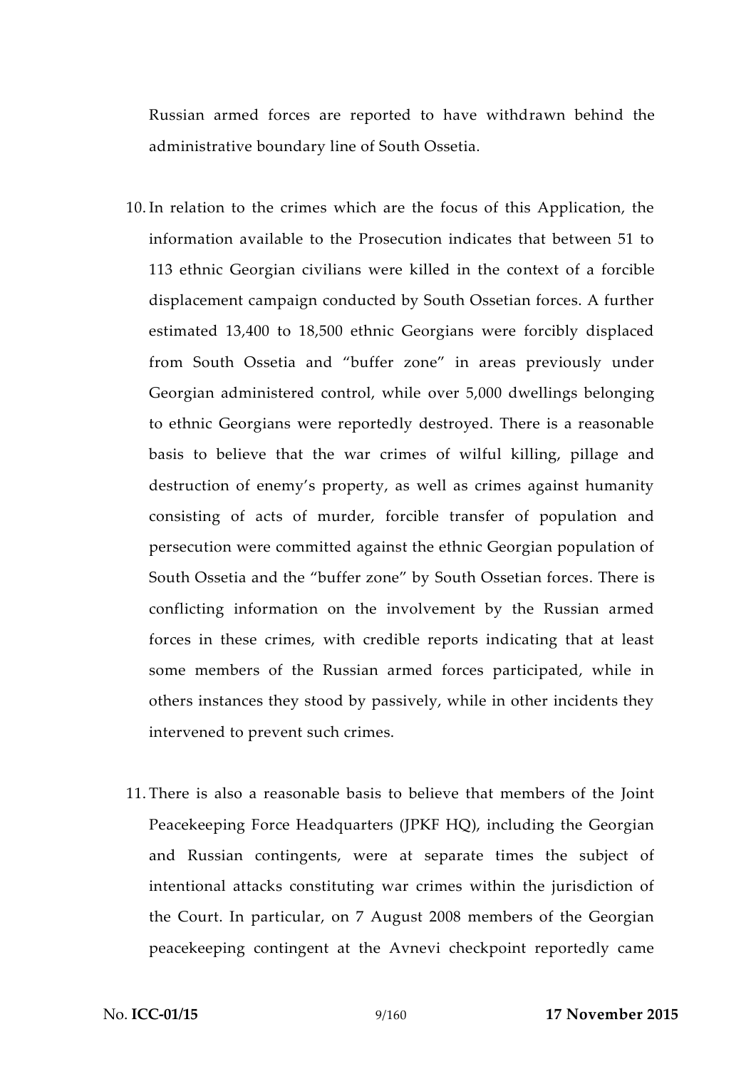Russian armed forces are reported to have withdrawn behind the administrative boundary line of South Ossetia.

10. In relation to the crimes which are the focus of this Application, the information available to the Prosecution indicates that between 51 to 113 ethnic Georgian civilians were killed in the context of a forcible displacement campaign conducted by South Ossetian forces. A further estimated 13,400 to 18,500 ethnic Georgians were forcibly displaced from South Ossetia and "buffer zone" in areas previously under Georgian administered control, while over 5,000 dwellings belonging to ethnic Georgians were reportedly destroyed. There is a reasonable basis to believe that the war crimes of wilful killing, pillage and destruction of enemy's property, as well as crimes against humanity consisting of acts of murder, forcible transfer of population and persecution were committed against the ethnic Georgian population of South Ossetia and the "buffer zone" by South Ossetian forces. There is conflicting information on the involvement by the Russian armed forces in these crimes, with credible reports indicating that at least some members of the Russian armed forces participated, while in others instances they stood by passively, while in other incidents they intervened to prevent such crimes.

11. There is also a reasonable basis to believe that members of the Joint Peacekeeping Force Headquarters (JPKF HQ), including the Georgian and Russian contingents, were at separate times the subject of intentional attacks constituting war crimes within the jurisdiction of the Court. In particular, on 7 August 2008 members of the Georgian peacekeeping contingent at the Avnevi checkpoint reportedly came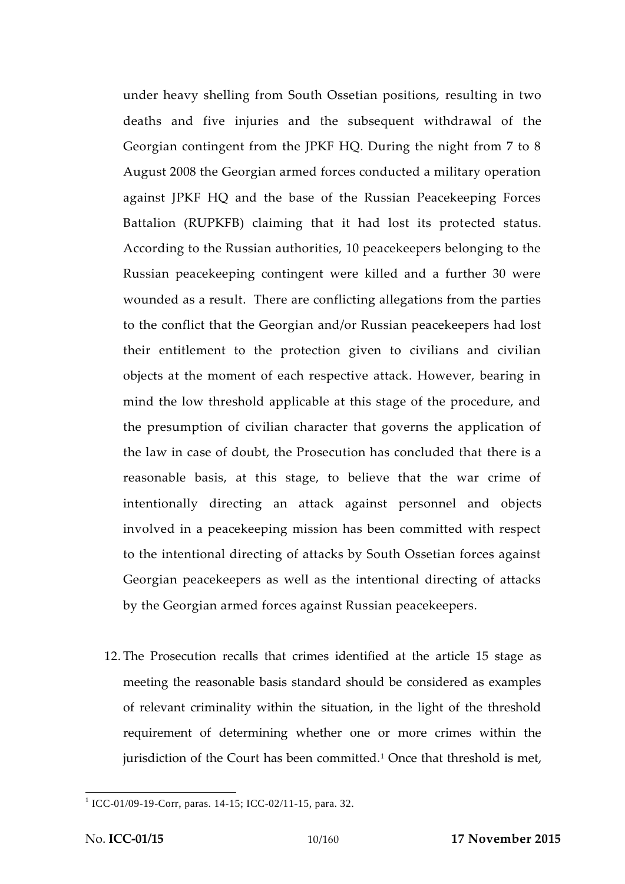under heavy shelling from South Ossetian positions, resulting in two deaths and five injuries and the subsequent withdrawal of the Georgian contingent from the JPKF HQ. During the night from 7 to 8 August 2008 the Georgian armed forces conducted a military operation against JPKF HQ and the base of the Russian Peacekeeping Forces Battalion (RUPKFB) claiming that it had lost its protected status. According to the Russian authorities, 10 peacekeepers belonging to the Russian peacekeeping contingent were killed and a further 30 were wounded as a result. There are conflicting allegations from the parties to the conflict that the Georgian and/or Russian peacekeepers had lost their entitlement to the protection given to civilians and civilian objects at the moment of each respective attack. However, bearing in mind the low threshold applicable at this stage of the procedure, and the presumption of civilian character that governs the application of the law in case of doubt, the Prosecution has concluded that there is a reasonable basis, at this stage, to believe that the war crime of intentionally directing an attack against personnel and objects involved in a peacekeeping mission has been committed with respect to the intentional directing of attacks by South Ossetian forces against Georgian peacekeepers as well as the intentional directing of attacks by the Georgian armed forces against Russian peacekeepers.

12. The Prosecution recalls that crimes identified at the article 15 stage as meeting the reasonable basis standard should be considered as examples of relevant criminality within the situation, in the light of the threshold requirement of determining whether one or more crimes within the jurisdiction of the Court has been committed.[1] Once that threshold is met,

---

[1] ICC-01/09-19-Corr, paras. 14-15; ICC-02/11-15, para. 32.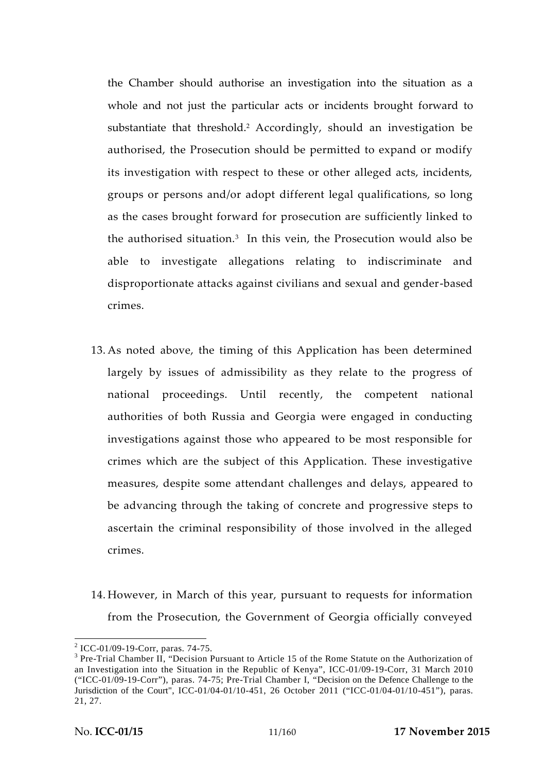the Chamber should authorise an investigation into the situation as a whole and not just the particular acts or incidents brought forward to substantiate that threshold.[2] Accordingly, should an investigation be authorised, the Prosecution should be permitted to expand or modify its investigation with respect to these or other alleged acts, incidents, groups or persons and/or adopt different legal qualifications, so long as the cases brought forward for prosecution are sufficiently linked to the authorised situation.[3] In this vein, the Prosecution would also be able to investigate allegations relating to indiscriminate and disproportionate attacks against civilians and sexual and gender-based crimes.

13. As noted above, the timing of this Application has been determined largely by issues of admissibility as they relate to the progress of national proceedings. Until recently, the competent national authorities of both Russia and Georgia were engaged in conducting investigations against those who appeared to be most responsible for crimes which are the subject of this Application. These investigative measures, despite some attendant challenges and delays, appeared to be advancing through the taking of concrete and progressive steps to ascertain the criminal responsibility of those involved in the alleged crimes.

14. However, in March of this year, pursuant to requests for information from the Prosecution, the Government of Georgia officially conveyed

---

[2] ICC-01/09-19-Corr, paras. 74-75.

[3] Pre-Trial Chamber II, "Decision Pursuant to Article 15 of the Rome Statute on the Authorization of an Investigation into the Situation in the Republic of Kenya", ICC-01/09-19-Corr, 31 March 2010 ("ICC-01/09-19-Corr"), paras. 74-75; Pre-Trial Chamber I, "Decision on the Defence Challenge to the Jurisdiction of the Court", ICC-01/04-01/10-451, 26 October 2011 ("ICC-01/04-01/10-451"), paras. 21, 27.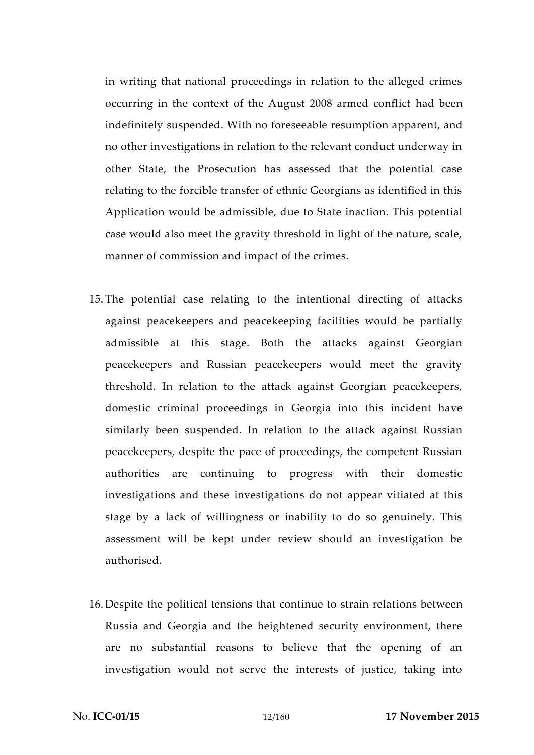in writing that national proceedings in relation to the alleged crimes occurring in the context of the August 2008 armed conflict had been indefinitely suspended. With no foreseeable resumption apparent, and no other investigations in relation to the relevant conduct underway in other State, the Prosecution has assessed that the potential case relating to the forcible transfer of ethnic Georgians as identified in this Application would be admissible, due to State inaction. This potential case would also meet the gravity threshold in light of the nature, scale, manner of commission and impact of the crimes.

15. The potential case relating to the intentional directing of attacks against peacekeepers and peacekeeping facilities would be partially admissible at this stage. Both the attacks against Georgian peacekeepers and Russian peacekeepers would meet the gravity threshold. In relation to the attack against Georgian peacekeepers, domestic criminal proceedings in Georgia into this incident have similarly been suspended. In relation to the attack against Russian peacekeepers, despite the pace of proceedings, the competent Russian authorities are continuing to progress with their domestic investigations and these investigations do not appear vitiated at this stage by a lack of willingness or inability to do so genuinely. This assessment will be kept under review should an investigation be authorised.

16. Despite the political tensions that continue to strain relations between Russia and Georgia and the heightened security environment, there are no substantial reasons to believe that the opening of an investigation would not serve the interests of justice, taking into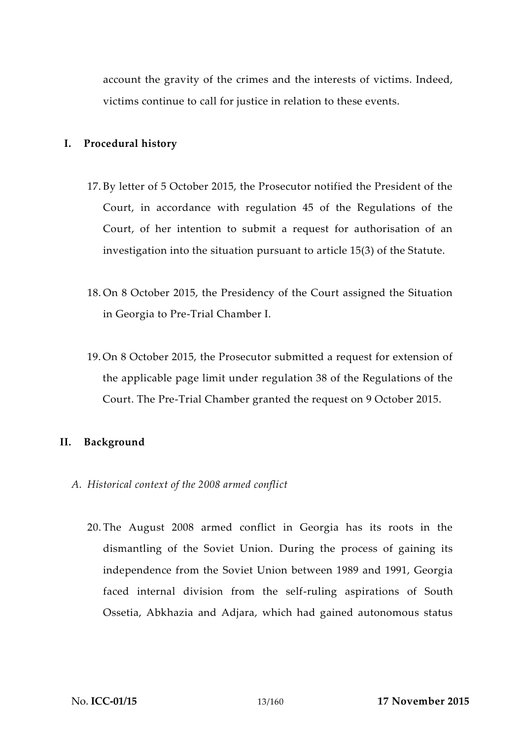account the gravity of the crimes and the interests of victims. Indeed, victims continue to call for justice in relation to these events.

## I. Procedural history

17. By letter of 5 October 2015, the Prosecutor notified the President of the Court, in accordance with regulation 45 of the Regulations of the Court, of her intention to submit a request for authorisation of an investigation into the situation pursuant to article 15(3) of the Statute.

18. On 8 October 2015, the Presidency of the Court assigned the Situation in Georgia to Pre-Trial Chamber I.

19. On 8 October 2015, the Prosecutor submitted a request for extension of the applicable page limit under regulation 38 of the Regulations of the Court. The Pre-Trial Chamber granted the request on 9 October 2015.

## II. Background

### *A. Historical context of the 2008 armed conflict*

20. The August 2008 armed conflict in Georgia has its roots in the dismantling of the Soviet Union. During the process of gaining its independence from the Soviet Union between 1989 and 1991, Georgia faced internal division from the self-ruling aspirations of South Ossetia, Abkhazia and Adjara, which had gained autonomous status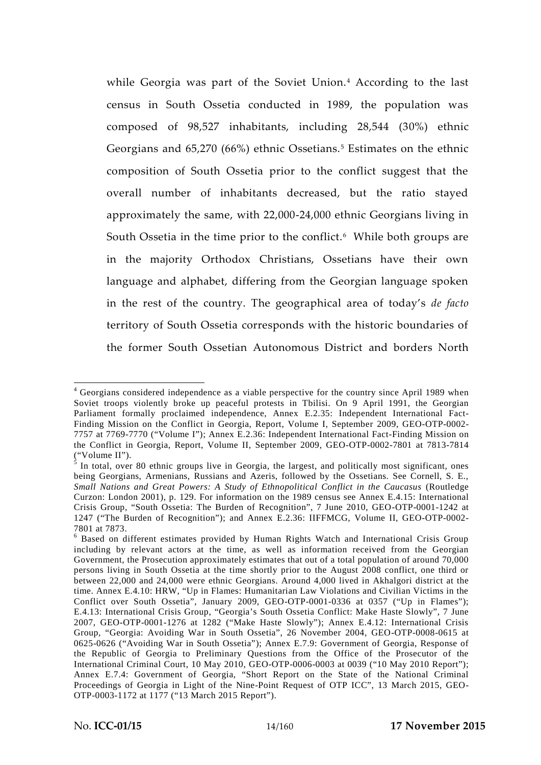while Georgia was part of the Soviet Union.[4] According to the last census in South Ossetia conducted in 1989, the population was composed of 98,527 inhabitants, including 28,544 (30%) ethnic Georgians and 65,270 (66%) ethnic Ossetians.[5] Estimates on the ethnic composition of South Ossetia prior to the conflict suggest that the overall number of inhabitants decreased, but the ratio stayed approximately the same, with 22,000-24,000 ethnic Georgians living in South Ossetia in the time prior to the conflict.[6] While both groups are in the majority Orthodox Christians, Ossetians have their own language and alphabet, differing from the Georgian language spoken in the rest of the country. The geographical area of today's *de facto* territory of South Ossetia corresponds with the historic boundaries of the former South Ossetian Autonomous District and borders North

---

[4] Georgians considered independence as a viable perspective for the country since April 1989 when Soviet troops violently broke up peaceful protests in Tbilisi. On 9 April 1991, the Georgian Parliament formally proclaimed independence, Annex E.2.35: Independent International Fact-Finding Mission on the Conflict in Georgia, Report, Volume I, September 2009, GEO-OTP-0002-7757 at 7769-7770 ("Volume I"); Annex E.2.36: Independent International Fact-Finding Mission on the Conflict in Georgia, Report, Volume II, September 2009, GEO-OTP-0002-7801 at 7813-7814 ("Volume II").

[5] In total, over 80 ethnic groups live in Georgia, the largest, and politically most significant, ones being Georgians, Armenians, Russians and Azeris, followed by the Ossetians. See Cornell, S. E., *Small Nations and Great Powers: A Study of Ethnopolitical Conflict in the Caucasus* (Routledge Curzon: London 2001), p. 129. For information on the 1989 census see Annex E.4.15: International Crisis Group, "South Ossetia: The Burden of Recognition", 7 June 2010, GEO-OTP-0001-1242 at 1247 ("The Burden of Recognition"); and Annex E.2.36: IIFFMCG, Volume II, GEO-OTP-0002-7801 at 7873.

[6] Based on different estimates provided by Human Rights Watch and International Crisis Group including by relevant actors at the time, as well as information received from the Georgian Government, the Prosecution approximately estimates that out of a total population of around 70,000 persons living in South Ossetia at the time shortly prior to the August 2008 conflict, one third or between 22,000 and 24,000 were ethnic Georgians. Around 4,000 lived in Akhalgori district at the time. Annex E.4.10: HRW, "Up in Flames: Humanitarian Law Violations and Civilian Victims in the Conflict over South Ossetia", January 2009, GEO-OTP-0001-0336 at 0357 ("Up in Flames"); E.4.13: International Crisis Group, "Georgia's South Ossetia Conflict: Make Haste Slowly", 7 June 2007, GEO-OTP-0001-1276 at 1282 ("Make Haste Slowly"); Annex E.4.12: International Crisis Group, "Georgia: Avoiding War in South Ossetia", 26 November 2004, GEO-OTP-0008-0615 at 0625-0626 ("Avoiding War in South Ossetia"); Annex E.7.9: Government of Georgia, Response of the Republic of Georgia to Preliminary Questions from the Office of the Prosecutor of the International Criminal Court, 10 May 2010, GEO-OTP-0006-0003 at 0039 ("10 May 2010 Report"); Annex E.7.4: Government of Georgia, "Short Report on the State of the National Criminal Proceedings of Georgia in Light of the Nine-Point Request of OTP ICC", 13 March 2015, GEO-OTP-0003-1172 at 1177 ("13 March 2015 Report").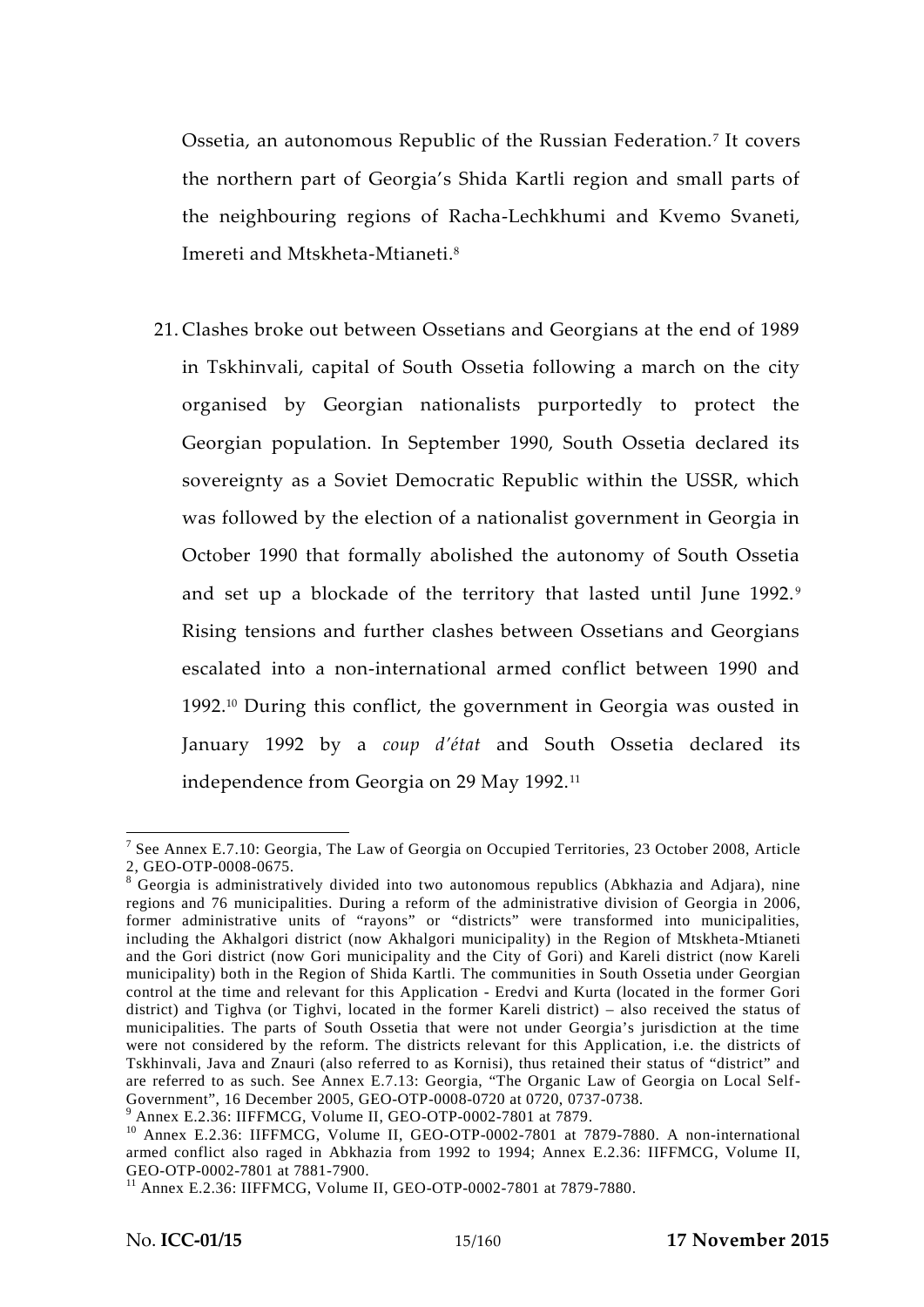Ossetia, an autonomous Republic of the Russian Federation.[7] It covers the northern part of Georgia's Shida Kartli region and small parts of the neighbouring regions of Racha-Lechkhumi and Kvemo Svaneti, Imereti and Mtskheta-Mtianeti.[8]

21. Clashes broke out between Ossetians and Georgians at the end of 1989 in Tskhinvali, capital of South Ossetia following a march on the city organised by Georgian nationalists purportedly to protect the Georgian population. In September 1990, South Ossetia declared its sovereignty as a Soviet Democratic Republic within the USSR, which was followed by the election of a nationalist government in Georgia in October 1990 that formally abolished the autonomy of South Ossetia and set up a blockade of the territory that lasted until June 1992.[9] Rising tensions and further clashes between Ossetians and Georgians escalated into a non-international armed conflict between 1990 and 1992.[10] During this conflict, the government in Georgia was ousted in January 1992 by a *coup d'état* and South Ossetia declared its independence from Georgia on 29 May 1992.[11]

---

[7] See Annex E.7.10: Georgia, The Law of Georgia on Occupied Territories, 23 October 2008, Article 2, GEO-OTP-0008-0675.

[8] Georgia is administratively divided into two autonomous republics (Abkhazia and Adjara), nine regions and 76 municipalities. During a reform of the administrative division of Georgia in 2006, former administrative units of "rayons" or "districts" were transformed into municipalities, including the Akhalgori district (now Akhalgori municipality) in the Region of Mtskheta-Mtianeti and the Gori district (now Gori municipality and the City of Gori) and Kareli district (now Kareli municipality) both in the Region of Shida Kartli. The communities in South Ossetia under Georgian control at the time and relevant for this Application - Eredvi and Kurta (located in the former Gori district) and Tighva (or Tighvi, located in the former Kareli district) – also received the status of municipalities. The parts of South Ossetia that were not under Georgia's jurisdiction at the time were not considered by the reform. The districts relevant for this Application, i.e. the districts of Tskhinvali, Java and Znauri (also referred to as Kornisi), thus retained their status of "district" and are referred to as such. See Annex E.7.13: Georgia, "The Organic Law of Georgia on Local Self-Government", 16 December 2005, GEO-OTP-0008-0720 at 0720, 0737-0738.

[9] Annex E.2.36: IIFFMCG, Volume II, GEO-OTP-0002-7801 at 7879.

[10] Annex E.2.36: IIFFMCG, Volume II, GEO-OTP-0002-7801 at 7879-7880. A non-international armed conflict also raged in Abkhazia from 1992 to 1994; Annex E.2.36: IIFFMCG, Volume II, GEO-OTP-0002-7801 at 7881-7900.

[11] Annex E.2.36: IIFFMCG, Volume II, GEO-OTP-0002-7801 at 7879-7880.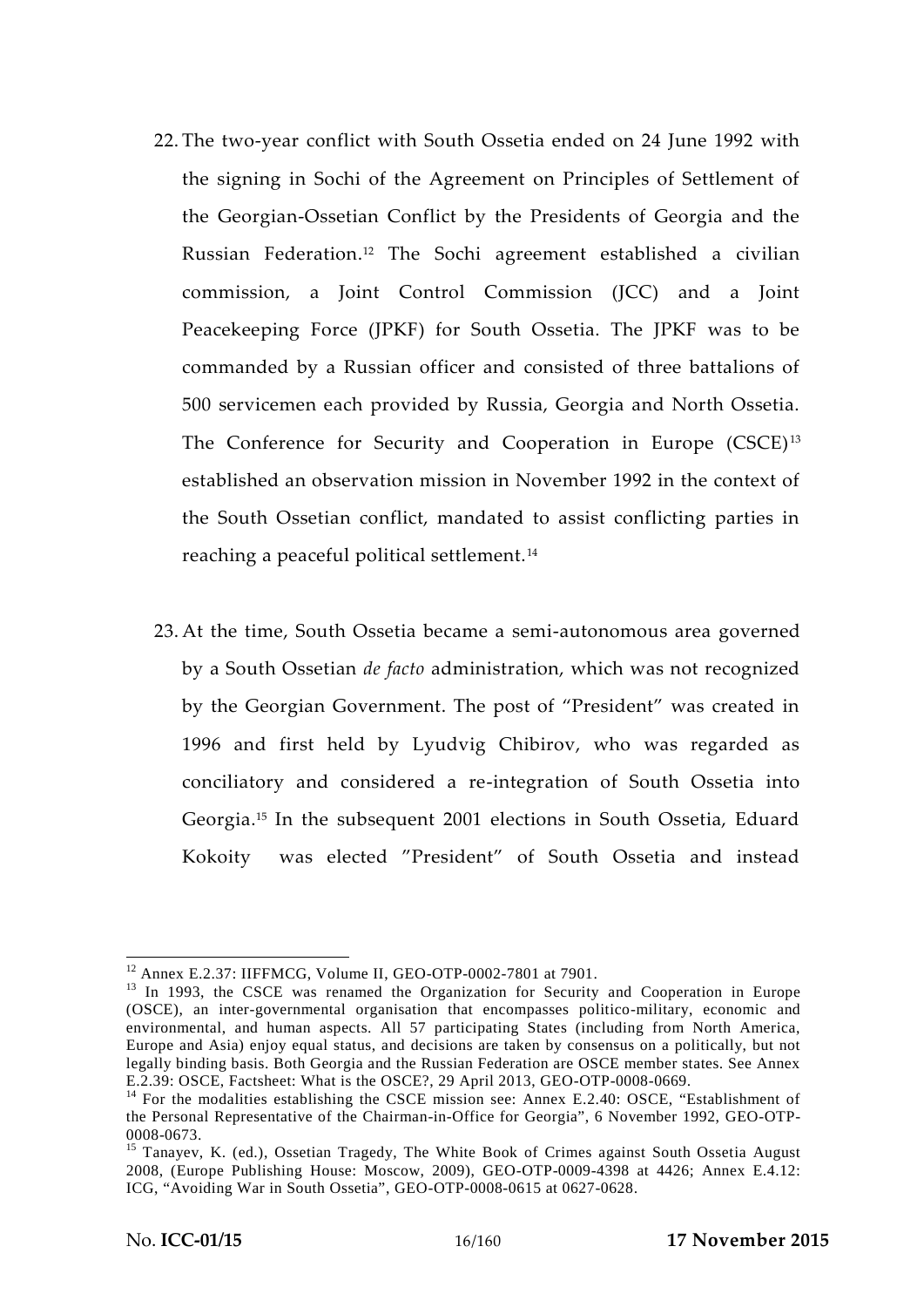22. The two-year conflict with South Ossetia ended on 24 June 1992 with the signing in Sochi of the Agreement on Principles of Settlement of the Georgian-Ossetian Conflict by the Presidents of Georgia and the Russian Federation.[12] The Sochi agreement established a civilian commission, a Joint Control Commission (JCC) and a Joint Peacekeeping Force (JPKF) for South Ossetia. The JPKF was to be commanded by a Russian officer and consisted of three battalions of 500 servicemen each provided by Russia, Georgia and North Ossetia. The Conference for Security and Cooperation in Europe (CSCE)[13] established an observation mission in November 1992 in the context of the South Ossetian conflict, mandated to assist conflicting parties in reaching a peaceful political settlement.[14]

23. At the time, South Ossetia became a semi-autonomous area governed by a South Ossetian *de facto* administration, which was not recognized by the Georgian Government. The post of "President" was created in 1996 and first held by Lyudvig Chibirov, who was regarded as conciliatory and considered a re-integration of South Ossetia into Georgia.[15] In the subsequent 2001 elections in South Ossetia, Eduard Kokoity was elected "President" of South Ossetia and instead

---

[12] Annex E.2.37: IIFFMCG, Volume II, GEO-OTP-0002-7801 at 7901.

[13] In 1993, the CSCE was renamed the Organization for Security and Cooperation in Europe (OSCE), an inter-governmental organisation that encompasses politico-military, economic and environmental, and human aspects. All 57 participating States (including from North America, Europe and Asia) enjoy equal status, and decisions are taken by consensus on a politically, but not legally binding basis. Both Georgia and the Russian Federation are OSCE member states. See Annex E.2.39: OSCE, Factsheet: What is the OSCE?, 29 April 2013, GEO-OTP-0008-0669.

[14] For the modalities establishing the CSCE mission see: Annex E.2.40: OSCE, "Establishment of the Personal Representative of the Chairman-in-Office for Georgia", 6 November 1992, GEO-OTP-0008-0673.

[15] Tanayev, K. (ed.), Ossetian Tragedy, The White Book of Crimes against South Ossetia August 2008, (Europe Publishing House: Moscow, 2009), GEO-OTP-0009-4398 at 4426; Annex E.4.12: ICG, "Avoiding War in South Ossetia", GEO-OTP-0008-0615 at 0627-0628.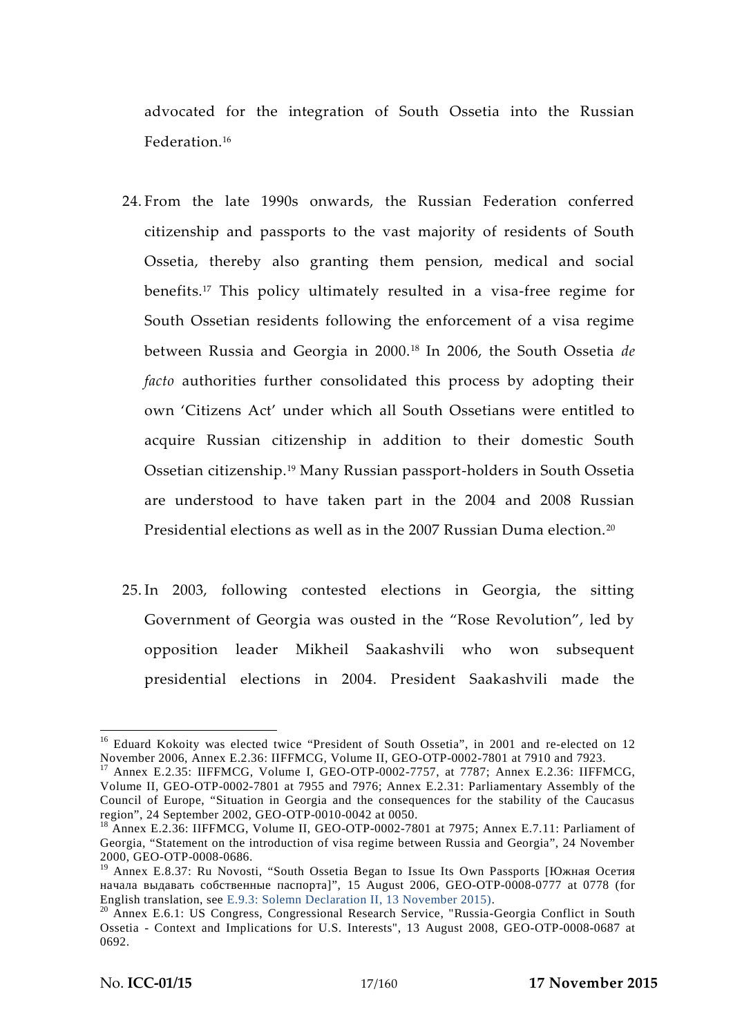advocated for the integration of South Ossetia into the Russian Federation.[16]

24. From the late 1990s onwards, the Russian Federation conferred citizenship and passports to the vast majority of residents of South Ossetia, thereby also granting them pension, medical and social benefits.[17] This policy ultimately resulted in a visa-free regime for South Ossetian residents following the enforcement of a visa regime between Russia and Georgia in 2000.[18] In 2006, the South Ossetia *de facto* authorities further consolidated this process by adopting their own 'Citizens Act' under which all South Ossetians were entitled to acquire Russian citizenship in addition to their domestic South Ossetian citizenship.[19] Many Russian passport-holders in South Ossetia are understood to have taken part in the 2004 and 2008 Russian Presidential elections as well as in the 2007 Russian Duma election.[20]

25. In 2003, following contested elections in Georgia, the sitting Government of Georgia was ousted in the "Rose Revolution", led by opposition leader Mikheil Saakashvili who won subsequent presidential elections in 2004. President Saakashvili made the

---

[16] Eduard Kokoity was elected twice "President of South Ossetia", in 2001 and re-elected on 12 November 2006, Annex E.2.36: IIFFMCG, Volume II, GEO-OTP-0002-7801 at 7910 and 7923.

[17] Annex E.2.35: IIFFMCG, Volume I, GEO-OTP-0002-7757, at 7787; Annex E.2.36: IIFFMCG, Volume II, GEO-OTP-0002-7801 at 7955 and 7976; Annex E.2.31: Parliamentary Assembly of the Council of Europe, "Situation in Georgia and the consequences for the stability of the Caucasus region", 24 September 2002, GEO-OTP-0010-0042 at 0050.

[18] Annex E.2.36: IIFFMCG, Volume II, GEO-OTP-0002-7801 at 7975; Annex E.7.11: Parliament of Georgia, "Statement on the introduction of visa regime between Russia and Georgia", 24 November 2000, GEO-OTP-0008-0686.

[19] Annex E.8.37: Ru Novosti, "South Ossetia Began to Issue Its Own Passports [Южная Осетия начала выдавать собственные паспорта]", 15 August 2006, GEO-OTP-0008-0777 at 0778 (for English translation, see E.9.3: Solemn Declaration II, 13 November 2015).

[20] Annex E.6.1: US Congress, Congressional Research Service, "Russia-Georgia Conflict in South Ossetia - Context and Implications for U.S. Interests", 13 August 2008, GEO-OTP-0008-0687 at 0692.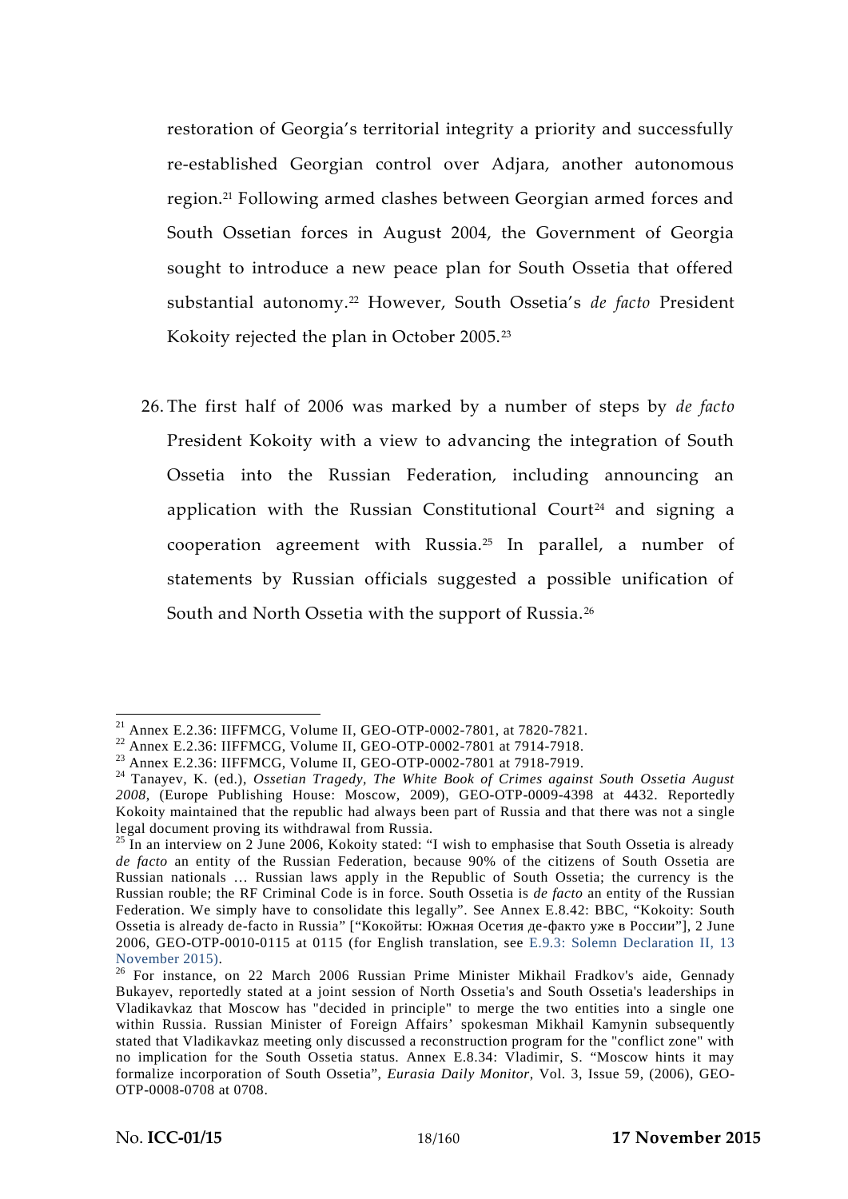restoration of Georgia's territorial integrity a priority and successfully re-established Georgian control over Adjara, another autonomous region.[21] Following armed clashes between Georgian armed forces and South Ossetian forces in August 2004, the Government of Georgia sought to introduce a new peace plan for South Ossetia that offered substantial autonomy.[22] However, South Ossetia's *de facto* President Kokoity rejected the plan in October 2005.[23]

26. The first half of 2006 was marked by a number of steps by *de facto* President Kokoity with a view to advancing the integration of South Ossetia into the Russian Federation, including announcing an application with the Russian Constitutional Court[24] and signing a cooperation agreement with Russia.[25] In parallel, a number of statements by Russian officials suggested a possible unification of South and North Ossetia with the support of Russia.[26]

---

[21] Annex E.2.36: IIFFMCG, Volume II, GEO-OTP-0002-7801, at 7820-7821.

[22] Annex E.2.36: IIFFMCG, Volume II, GEO-OTP-0002-7801 at 7914-7918.

[23] Annex E.2.36: IIFFMCG, Volume II, GEO-OTP-0002-7801 at 7918-7919.

[24] Tanayev, K. (ed.), *Ossetian Tragedy, The White Book of Crimes against South Ossetia August 2008*, (Europe Publishing House: Moscow, 2009), GEO-OTP-0009-4398 at 4432. Reportedly Kokoity maintained that the republic had always been part of Russia and that there was not a single legal document proving its withdrawal from Russia.

[25] In an interview on 2 June 2006, Kokoity stated: "I wish to emphasise that South Ossetia is already *de facto* an entity of the Russian Federation, because 90% of the citizens of South Ossetia are Russian nationals … Russian laws apply in the Republic of South Ossetia; the currency is the Russian rouble; the RF Criminal Code is in force. South Ossetia is *de facto* an entity of the Russian Federation. We simply have to consolidate this legally". See Annex E.8.42: BBC, "Kokoity: South Ossetia is already de-facto in Russia" ["Кокойты: Южная Осетия де-факто уже в России"], 2 June 2006, GEO-OTP-0010-0115 at 0115 (for English translation, see E.9.3: Solemn Declaration II, 13 November 2015).

[26] For instance, on 22 March 2006 Russian Prime Minister Mikhail Fradkov's aide, Gennady Bukayev, reportedly stated at a joint session of North Ossetia's and South Ossetia's leaderships in Vladikavkaz that Moscow has "decided in principle" to merge the two entities into a single one within Russia. Russian Minister of Foreign Affairs' spokesman Mikhail Kamynin subsequently stated that Vladikavkaz meeting only discussed a reconstruction program for the "conflict zone" with no implication for the South Ossetia status. Annex E.8.34: Vladimir, S. "Moscow hints it may formalize incorporation of South Ossetia", *Eurasia Daily Monitor*, Vol. 3, Issue 59, (2006), GEO-OTP-0008-0708 at 0708.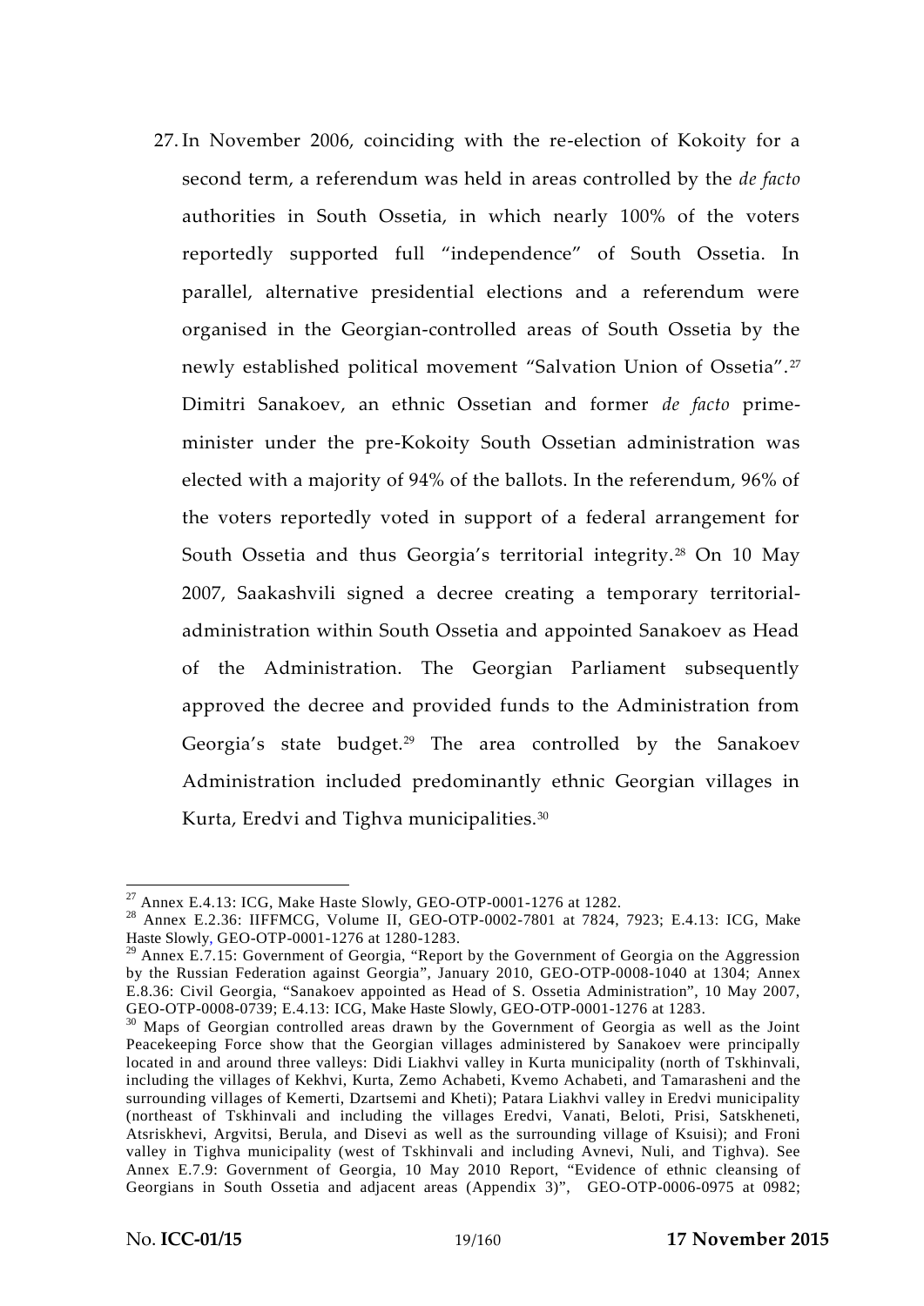27. In November 2006, coinciding with the re-election of Kokoity for a second term, a referendum was held in areas controlled by the *de facto* authorities in South Ossetia, in which nearly 100% of the voters reportedly supported full "independence" of South Ossetia. In parallel, alternative presidential elections and a referendum were organised in the Georgian-controlled areas of South Ossetia by the newly established political movement "Salvation Union of Ossetia".[27] Dimitri Sanakoev, an ethnic Ossetian and former *de facto* prime-minister under the pre-Kokoity South Ossetian administration was elected with a majority of 94% of the ballots. In the referendum, 96% of the voters reportedly voted in support of a federal arrangement for South Ossetia and thus Georgia's territorial integrity.[28] On 10 May 2007, Saakashvili signed a decree creating a temporary territorial-administration within South Ossetia and appointed Sanakoev as Head of the Administration. The Georgian Parliament subsequently approved the decree and provided funds to the Administration from Georgia's state budget.[29] The area controlled by the Sanakoev Administration included predominantly ethnic Georgian villages in Kurta, Eredvi and Tighva municipalities.[30]

---

[27] Annex E.4.13: ICG, Make Haste Slowly, GEO-OTP-0001-1276 at 1282.

[28] Annex E.2.36: IIFFMCG, Volume II, GEO-OTP-0002-7801 at 7824, 7923; E.4.13: ICG, Make Haste Slowly, GEO-OTP-0001-1276 at 1280-1283.

[29] Annex E.7.15: Government of Georgia, "Report by the Government of Georgia on the Aggression by the Russian Federation against Georgia", January 2010, GEO-OTP-0008-1040 at 1304; Annex E.8.36: Civil Georgia, "Sanakoev appointed as Head of S. Ossetia Administration", 10 May 2007, GEO-OTP-0008-0739; E.4.13: ICG, Make Haste Slowly, GEO-OTP-0001-1276 at 1283.

[30] Maps of Georgian controlled areas drawn by the Government of Georgia as well as the Joint Peacekeeping Force show that the Georgian villages administered by Sanakoev were principally located in and around three valleys: Didi Liakhvi valley in Kurta municipality (north of Tskhinvali, including the villages of Kekhvi, Kurta, Zemo Achabeti, Kvemo Achabeti, and Tamarasheni and the surrounding villages of Kemerti, Dzartsemi and Kheti); Patara Liakhvi valley in Eredvi municipality (northeast of Tskhinvali and including the villages Eredvi, Vanati, Beloti, Prisi, Satskheneti, Atsriskhevi, Argvitsi, Berula, and Disevi as well as the surrounding village of Ksuisi); and Froni valley in Tighva municipality (west of Tskhinvali and including Avnevi, Nuli, and Tighva). See Annex E.7.9: Government of Georgia, 10 May 2010 Report, "Evidence of ethnic cleansing of Georgians in South Ossetia and adjacent areas (Appendix 3)", GEO-OTP-0006-0975 at 0982;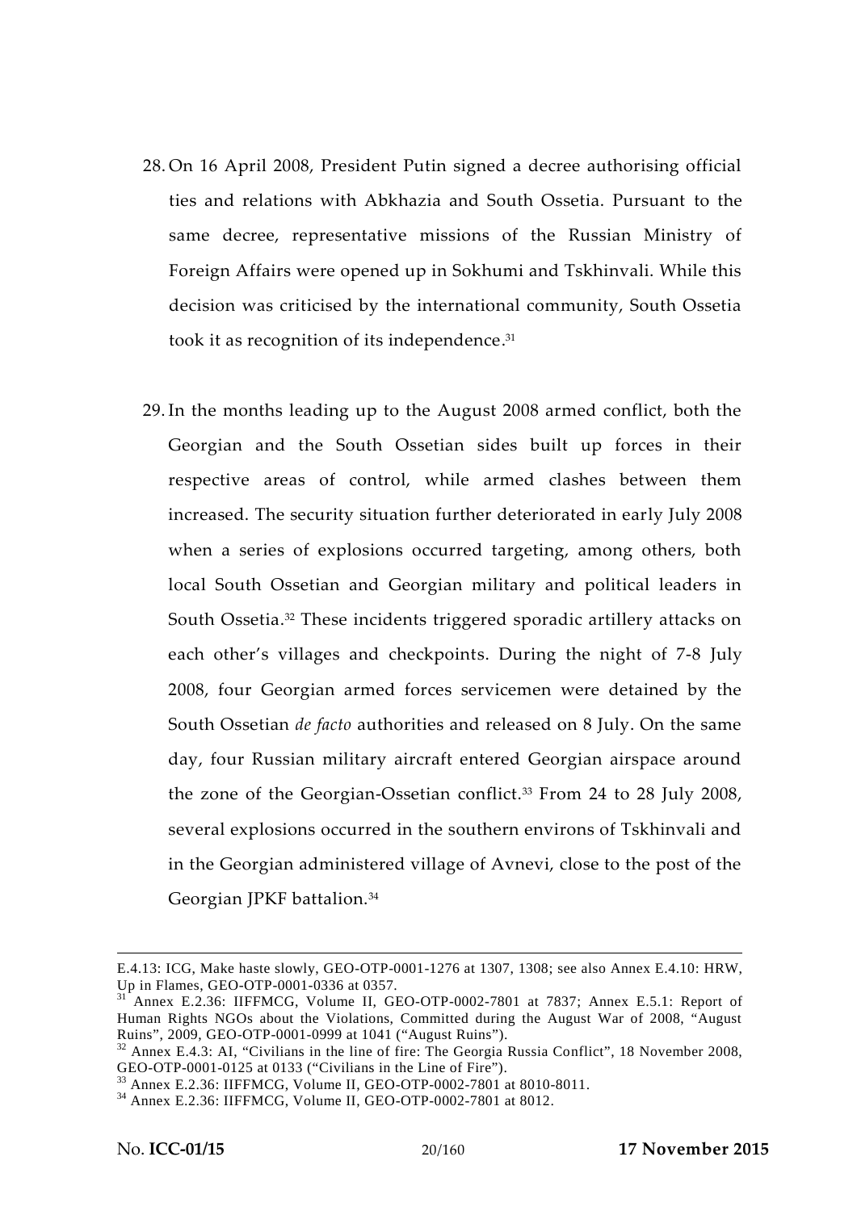28. On 16 April 2008, President Putin signed a decree authorising official ties and relations with Abkhazia and South Ossetia. Pursuant to the same decree, representative missions of the Russian Ministry of Foreign Affairs were opened up in Sokhumi and Tskhinvali. While this decision was criticised by the international community, South Ossetia took it as recognition of its independence.[31]

29. In the months leading up to the August 2008 armed conflict, both the Georgian and the South Ossetian sides built up forces in their respective areas of control, while armed clashes between them increased. The security situation further deteriorated in early July 2008 when a series of explosions occurred targeting, among others, both local South Ossetian and Georgian military and political leaders in South Ossetia.[32] These incidents triggered sporadic artillery attacks on each other's villages and checkpoints. During the night of 7-8 July 2008, four Georgian armed forces servicemen were detained by the South Ossetian *de facto* authorities and released on 8 July. On the same day, four Russian military aircraft entered Georgian airspace around the zone of the Georgian-Ossetian conflict.[33] From 24 to 28 July 2008, several explosions occurred in the southern environs of Tskhinvali and in the Georgian administered village of Avnevi, close to the post of the Georgian JPKF battalion.[34]

---

E.4.13: ICG, Make haste slowly, GEO-OTP-0001-1276 at 1307, 1308; see also Annex E.4.10: HRW, Up in Flames, GEO-OTP-0001-0336 at 0357.

[31] Annex E.2.36: IIFFMCG, Volume II, GEO-OTP-0002-7801 at 7837; Annex E.5.1: Report of Human Rights NGOs about the Violations, Committed during the August War of 2008, "August Ruins", 2009, GEO-OTP-0001-0999 at 1041 ("August Ruins").

[32] Annex E.4.3: AI, "Civilians in the line of fire: The Georgia Russia Conflict", 18 November 2008, GEO-OTP-0001-0125 at 0133 ("Civilians in the Line of Fire").

[33] Annex E.2.36: IIFFMCG, Volume II, GEO-OTP-0002-7801 at 8010-8011.

[34] Annex E.2.36: IIFFMCG, Volume II, GEO-OTP-0002-7801 at 8012.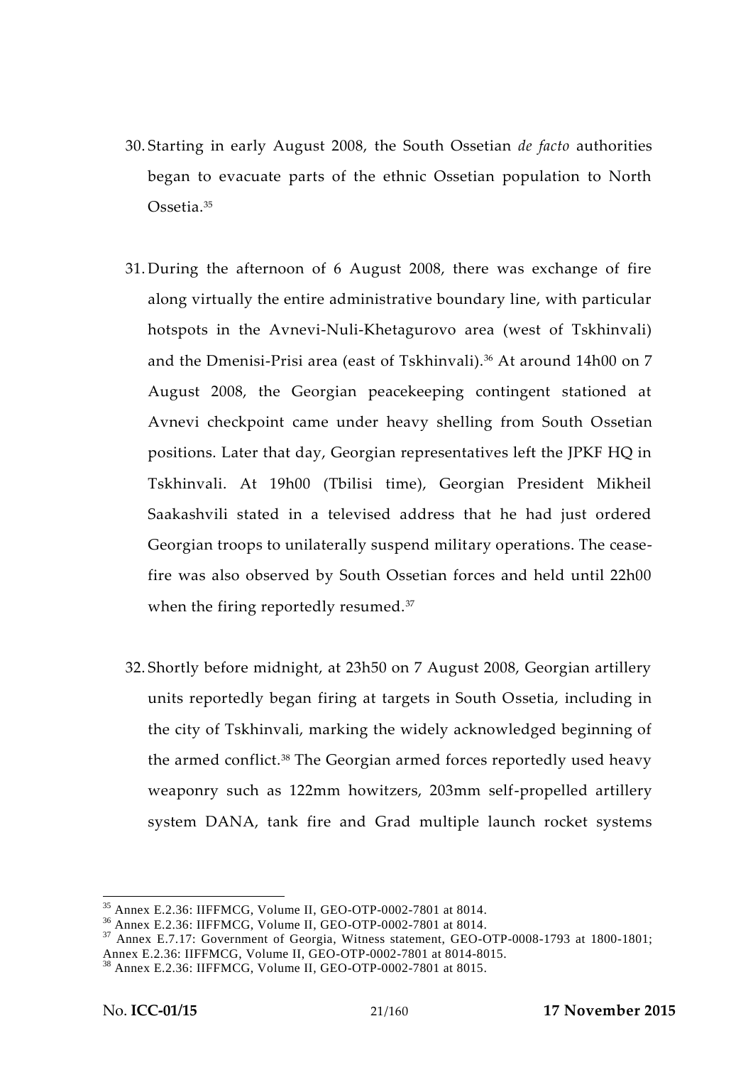30. Starting in early August 2008, the South Ossetian *de facto* authorities began to evacuate parts of the ethnic Ossetian population to North Ossetia.[35]

31. During the afternoon of 6 August 2008, there was exchange of fire along virtually the entire administrative boundary line, with particular hotspots in the Avnevi-Nuli-Khetagurovo area (west of Tskhinvali) and the Dmenisi-Prisi area (east of Tskhinvali).[36] At around 14h00 on 7 August 2008, the Georgian peacekeeping contingent stationed at Avnevi checkpoint came under heavy shelling from South Ossetian positions. Later that day, Georgian representatives left the JPKF HQ in Tskhinvali. At 19h00 (Tbilisi time), Georgian President Mikheil Saakashvili stated in a televised address that he had just ordered Georgian troops to unilaterally suspend military operations. The cease-fire was also observed by South Ossetian forces and held until 22h00 when the firing reportedly resumed.[37]

32. Shortly before midnight, at 23h50 on 7 August 2008, Georgian artillery units reportedly began firing at targets in South Ossetia, including in the city of Tskhinvali, marking the widely acknowledged beginning of the armed conflict.[38] The Georgian armed forces reportedly used heavy weaponry such as 122mm howitzers, 203mm self-propelled artillery system DANA, tank fire and Grad multiple launch rocket systems

---

[35] Annex E.2.36: IIFFMCG, Volume II, GEO-OTP-0002-7801 at 8014.

[36] Annex E.2.36: IIFFMCG, Volume II, GEO-OTP-0002-7801 at 8014.

[37] Annex E.7.17: Government of Georgia, Witness statement, GEO-OTP-0008-1793 at 1800-1801; Annex E.2.36: IIFFMCG, Volume II, GEO-OTP-0002-7801 at 8014-8015.

[38] Annex E.2.36: IIFFMCG, Volume II, GEO-OTP-0002-7801 at 8015.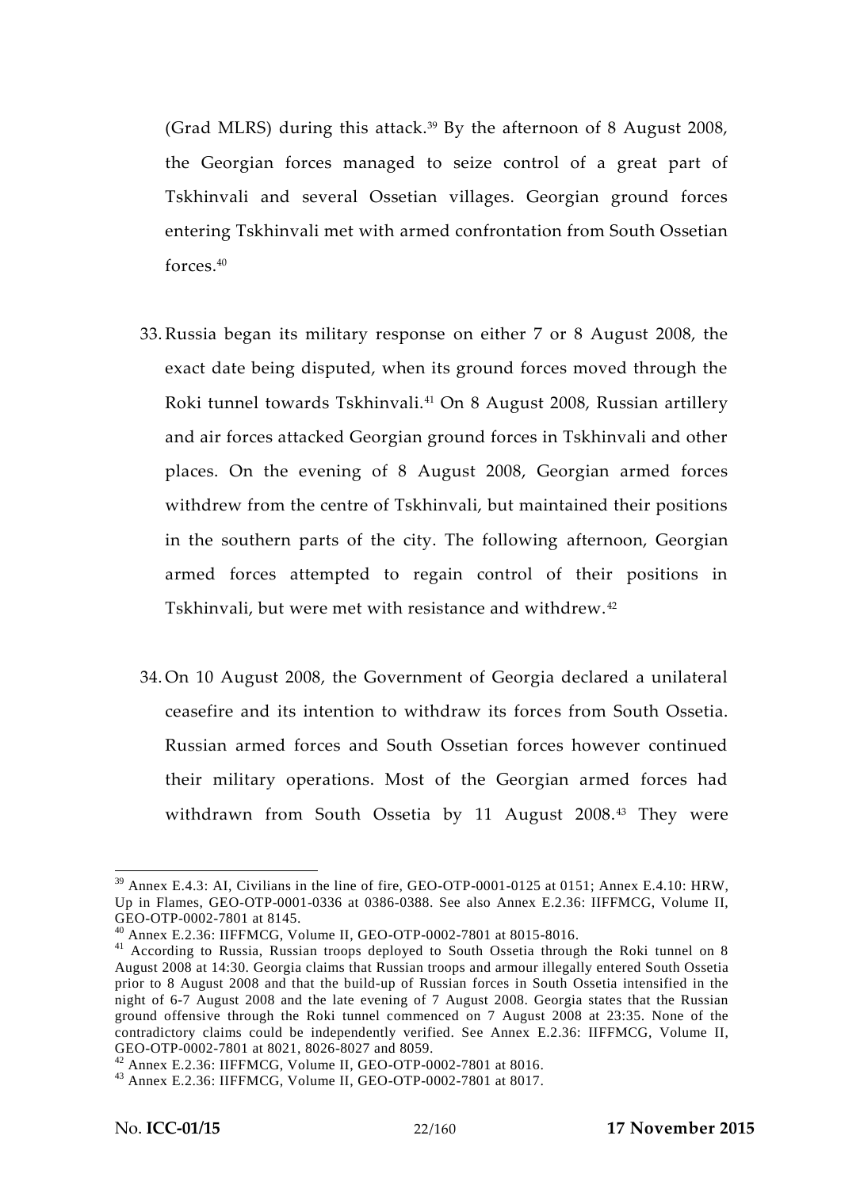(Grad MLRS) during this attack.[39] By the afternoon of 8 August 2008, the Georgian forces managed to seize control of a great part of Tskhinvali and several Ossetian villages. Georgian ground forces entering Tskhinvali met with armed confrontation from South Ossetian forces.[40]

33. Russia began its military response on either 7 or 8 August 2008, the exact date being disputed, when its ground forces moved through the Roki tunnel towards Tskhinvali.[41] On 8 August 2008, Russian artillery and air forces attacked Georgian ground forces in Tskhinvali and other places. On the evening of 8 August 2008, Georgian armed forces withdrew from the centre of Tskhinvali, but maintained their positions in the southern parts of the city. The following afternoon, Georgian armed forces attempted to regain control of their positions in Tskhinvali, but were met with resistance and withdrew.[42]

34. On 10 August 2008, the Government of Georgia declared a unilateral ceasefire and its intention to withdraw its forces from South Ossetia. Russian armed forces and South Ossetian forces however continued their military operations. Most of the Georgian armed forces had withdrawn from South Ossetia by 11 August 2008.[43] They were

---

[39] Annex E.4.3: AI, Civilians in the line of fire, GEO-OTP-0001-0125 at 0151; Annex E.4.10: HRW, Up in Flames, GEO-OTP-0001-0336 at 0386-0388. See also Annex E.2.36: IIFFMCG, Volume II, GEO-OTP-0002-7801 at 8145.

[40] Annex E.2.36: IIFFMCG, Volume II, GEO-OTP-0002-7801 at 8015-8016.

[41] According to Russia, Russian troops deployed to South Ossetia through the Roki tunnel on 8 August 2008 at 14:30. Georgia claims that Russian troops and armour illegally entered South Ossetia prior to 8 August 2008 and that the build-up of Russian forces in South Ossetia intensified in the night of 6-7 August 2008 and the late evening of 7 August 2008. Georgia states that the Russian ground offensive through the Roki tunnel commenced on 7 August 2008 at 23:35. None of the contradictory claims could be independently verified. See Annex E.2.36: IIFFMCG, Volume II, GEO-OTP-0002-7801 at 8021, 8026-8027 and 8059.

[42] Annex E.2.36: IIFFMCG, Volume II, GEO-OTP-0002-7801 at 8016.

[43] Annex E.2.36: IIFFMCG, Volume II, GEO-OTP-0002-7801 at 8017.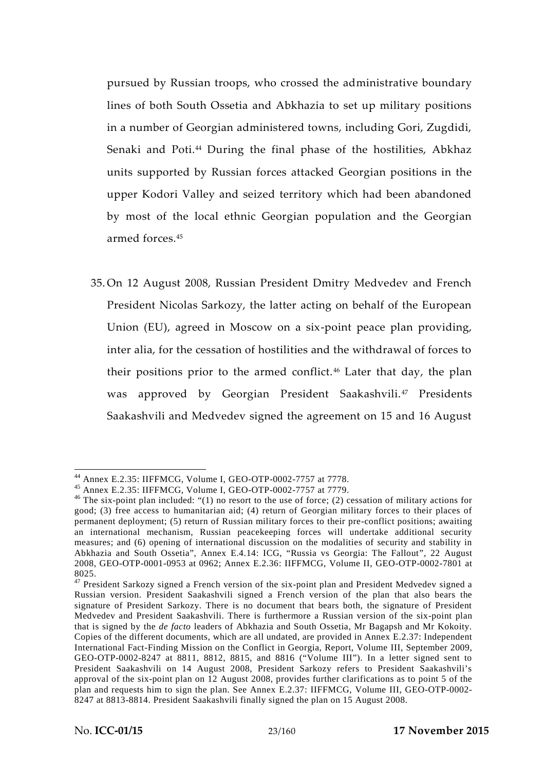pursued by Russian troops, who crossed the administrative boundary lines of both South Ossetia and Abkhazia to set up military positions in a number of Georgian administered towns, including Gori, Zugdidi, Senaki and Poti.[44] During the final phase of the hostilities, Abkhaz units supported by Russian forces attacked Georgian positions in the upper Kodori Valley and seized territory which had been abandoned by most of the local ethnic Georgian population and the Georgian armed forces.[45]

35. On 12 August 2008, Russian President Dmitry Medvedev and French President Nicolas Sarkozy, the latter acting on behalf of the European Union (EU), agreed in Moscow on a six-point peace plan providing, inter alia, for the cessation of hostilities and the withdrawal of forces to their positions prior to the armed conflict.[46] Later that day, the plan was approved by Georgian President Saakashvili.[47] Presidents Saakashvili and Medvedev signed the agreement on 15 and 16 August

---

[44] Annex E.2.35: IIFFMCG, Volume I, GEO-OTP-0002-7757 at 7778.

[45] Annex E.2.35: IIFFMCG, Volume I, GEO-OTP-0002-7757 at 7779.

[46] The six-point plan included: "(1) no resort to the use of force; (2) cessation of military actions for good; (3) free access to humanitarian aid; (4) return of Georgian military forces to their places of permanent deployment; (5) return of Russian military forces to their pre-conflict positions; awaiting an international mechanism, Russian peacekeeping forces will undertake additional security measures; and (6) opening of international discussion on the modalities of security and stability in Abkhazia and South Ossetia", Annex E.4.14: ICG, "Russia vs Georgia: The Fallout", 22 August 2008, GEO-OTP-0001-0953 at 0962; Annex E.2.36: IIFFMCG, Volume II, GEO-OTP-0002-7801 at 8025.

[47] President Sarkozy signed a French version of the six-point plan and President Medvedev signed a Russian version. President Saakashvili signed a French version of the plan that also bears the signature of President Sarkozy. There is no document that bears both, the signature of President Medvedev and President Saakashvili. There is furthermore a Russian version of the six-point plan that is signed by the *de facto* leaders of Abkhazia and South Ossetia, Mr Bagapsh and Mr Kokoity. Copies of the different documents, which are all undated, are provided in Annex E.2.37: Independent International Fact-Finding Mission on the Conflict in Georgia, Report, Volume III, September 2009, GEO-OTP-0002-8247 at 8811, 8812, 8815, and 8816 ("Volume III"). In a letter signed sent to President Saakashvili on 14 August 2008, President Sarkozy refers to President Saakashvili's approval of the six-point plan on 12 August 2008, provides further clarifications as to point 5 of the plan and requests him to sign the plan. See Annex E.2.37: IIFFMCG, Volume III, GEO-OTP-0002-8247 at 8813-8814. President Saakashvili finally signed the plan on 15 August 2008.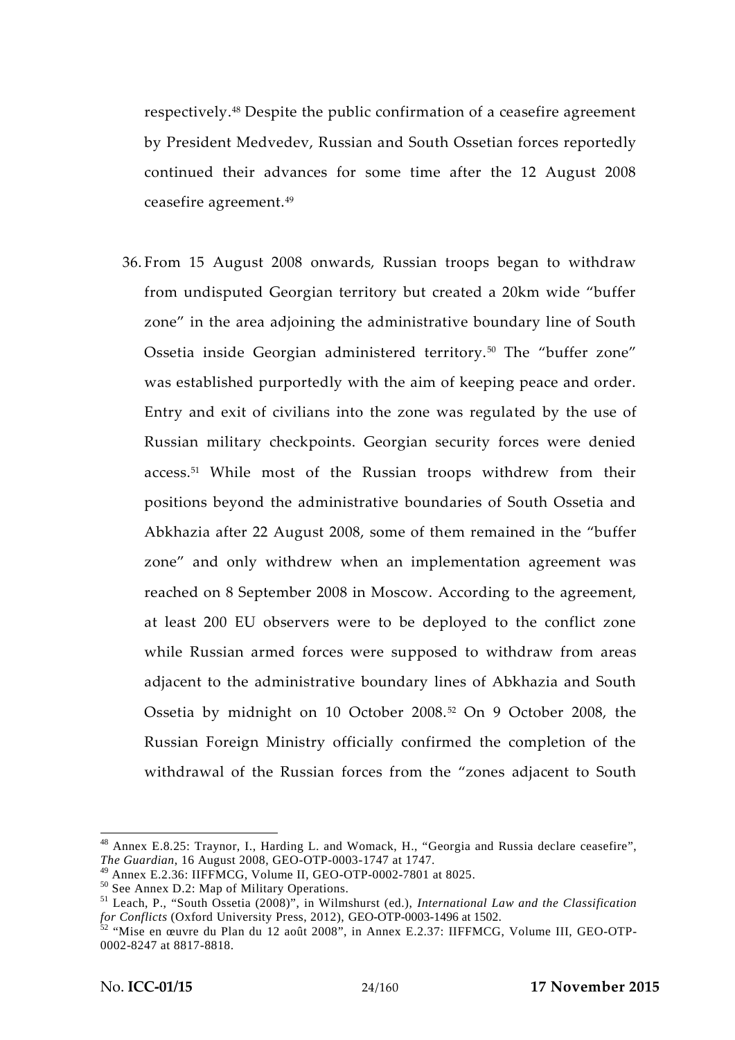respectively.[48] Despite the public confirmation of a ceasefire agreement by President Medvedev, Russian and South Ossetian forces reportedly continued their advances for some time after the 12 August 2008 ceasefire agreement.[49]

36. From 15 August 2008 onwards, Russian troops began to withdraw from undisputed Georgian territory but created a 20km wide "buffer zone" in the area adjoining the administrative boundary line of South Ossetia inside Georgian administered territory.[50] The "buffer zone" was established purportedly with the aim of keeping peace and order. Entry and exit of civilians into the zone was regulated by the use of Russian military checkpoints. Georgian security forces were denied access.[51] While most of the Russian troops withdrew from their positions beyond the administrative boundaries of South Ossetia and Abkhazia after 22 August 2008, some of them remained in the "buffer zone" and only withdrew when an implementation agreement was reached on 8 September 2008 in Moscow. According to the agreement, at least 200 EU observers were to be deployed to the conflict zone while Russian armed forces were supposed to withdraw from areas adjacent to the administrative boundary lines of Abkhazia and South Ossetia by midnight on 10 October 2008.[52] On 9 October 2008, the Russian Foreign Ministry officially confirmed the completion of the withdrawal of the Russian forces from the "zones adjacent to South

---

[48] Annex E.8.25: Traynor, I., Harding L. and Womack, H., "Georgia and Russia declare ceasefire", *The Guardian*, 16 August 2008, GEO-OTP-0003-1747 at 1747.

[49] Annex E.2.36: IIFFMCG, Volume II, GEO-OTP-0002-7801 at 8025.

[50] See Annex D.2: Map of Military Operations.

[51] Leach, P., "South Ossetia (2008)", in Wilmshurst (ed.), *International Law and the Classification for Conflicts* (Oxford University Press, 2012), GEO-OTP-0003-1496 at 1502.

[52] "Mise en œuvre du Plan du 12 août 2008", in Annex E.2.37: IIFFMCG, Volume III, GEO-OTP-0002-8247 at 8817-8818.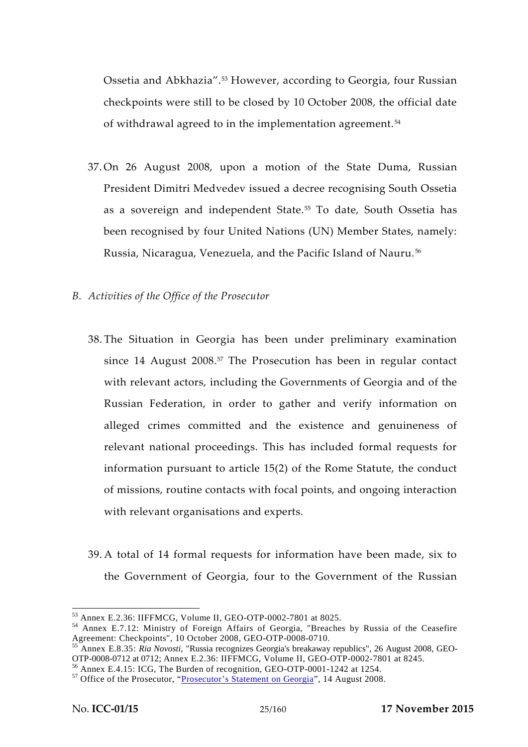Ossetia and Abkhazia".[53] However, according to Georgia, four Russian checkpoints were still to be closed by 10 October 2008, the official date of withdrawal agreed to in the implementation agreement.[54]

37. On 26 August 2008, upon a motion of the State Duma, Russian President Dimitri Medvedev issued a decree recognising South Ossetia as a sovereign and independent State.[55] To date, South Ossetia has been recognised by four United Nations (UN) Member States, namely: Russia, Nicaragua, Venezuela, and the Pacific Island of Nauru.[56]

## B. *Activities of the Office of the Prosecutor*

38. The Situation in Georgia has been under preliminary examination since 14 August 2008.[57] The Prosecution has been in regular contact with relevant actors, including the Governments of Georgia and of the Russian Federation, in order to gather and verify information on alleged crimes committed and the existence and genuineness of relevant national proceedings. This has included formal requests for information pursuant to article 15(2) of the Rome Statute, the conduct of missions, routine contacts with focal points, and ongoing interaction with relevant organisations and experts.

39. A total of 14 formal requests for information have been made, six to the Government of Georgia, four to the Government of the Russian

---

[53] Annex E.2.36: IIFFMCG, Volume II, GEO-OTP-0002-7801 at 8025.

[54] Annex E.7.12: Ministry of Foreign Affairs of Georgia, "Breaches by Russia of the Ceasefire Agreement: Checkpoints", 10 October 2008, GEO-OTP-0008-0710.

[55] Annex E.8.35: *Ria Novosti*, "Russia recognizes Georgia's breakaway republics", 26 August 2008, GEO-OTP-0008-0712 at 0712; Annex E.2.36: IIFFMCG, Volume II, GEO-OTP-0002-7801 at 8245.

[56] Annex E.4.15: ICG, The Burden of recognition, GEO-OTP-0001-1242 at 1254.

[57] Office of the Prosecutor, "Prosecutor's Statement on Georgia", 14 August 2008.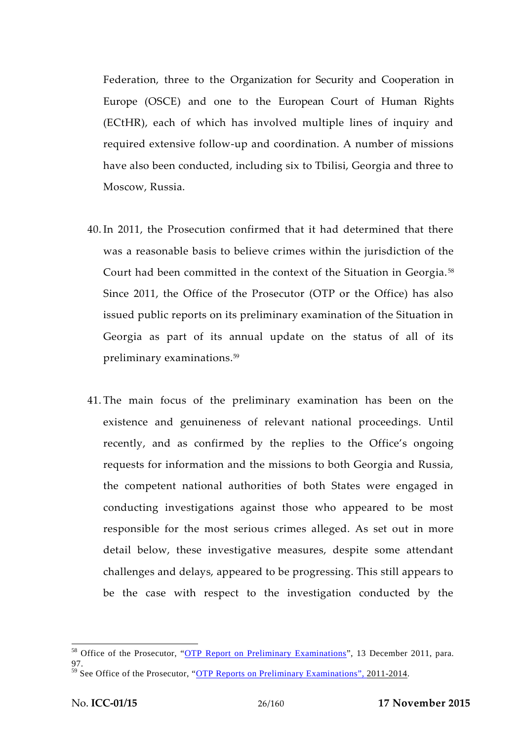Federation, three to the Organization for Security and Cooperation in Europe (OSCE) and one to the European Court of Human Rights (ECtHR), each of which has involved multiple lines of inquiry and required extensive follow-up and coordination. A number of missions have also been conducted, including six to Tbilisi, Georgia and three to Moscow, Russia.

40. In 2011, the Prosecution confirmed that it had determined that there was a reasonable basis to believe crimes within the jurisdiction of the Court had been committed in the context of the Situation in Georgia.[58] Since 2011, the Office of the Prosecutor (OTP or the Office) has also issued public reports on its preliminary examination of the Situation in Georgia as part of its annual update on the status of all of its preliminary examinations.[59]

41. The main focus of the preliminary examination has been on the existence and genuineness of relevant national proceedings. Until recently, and as confirmed by the replies to the Office's ongoing requests for information and the missions to both Georgia and Russia, the competent national authorities of both States were engaged in conducting investigations against those who appeared to be most responsible for the most serious crimes alleged. As set out in more detail below, these investigative measures, despite some attendant challenges and delays, appeared to be progressing. This still appears to be the case with respect to the investigation conducted by the

---

[58] Office of the Prosecutor, "OTP Report on Preliminary Examinations", 13 December 2011, para. 97.

[59] See Office of the Prosecutor, "OTP Reports on Preliminary Examinations", 2011-2014.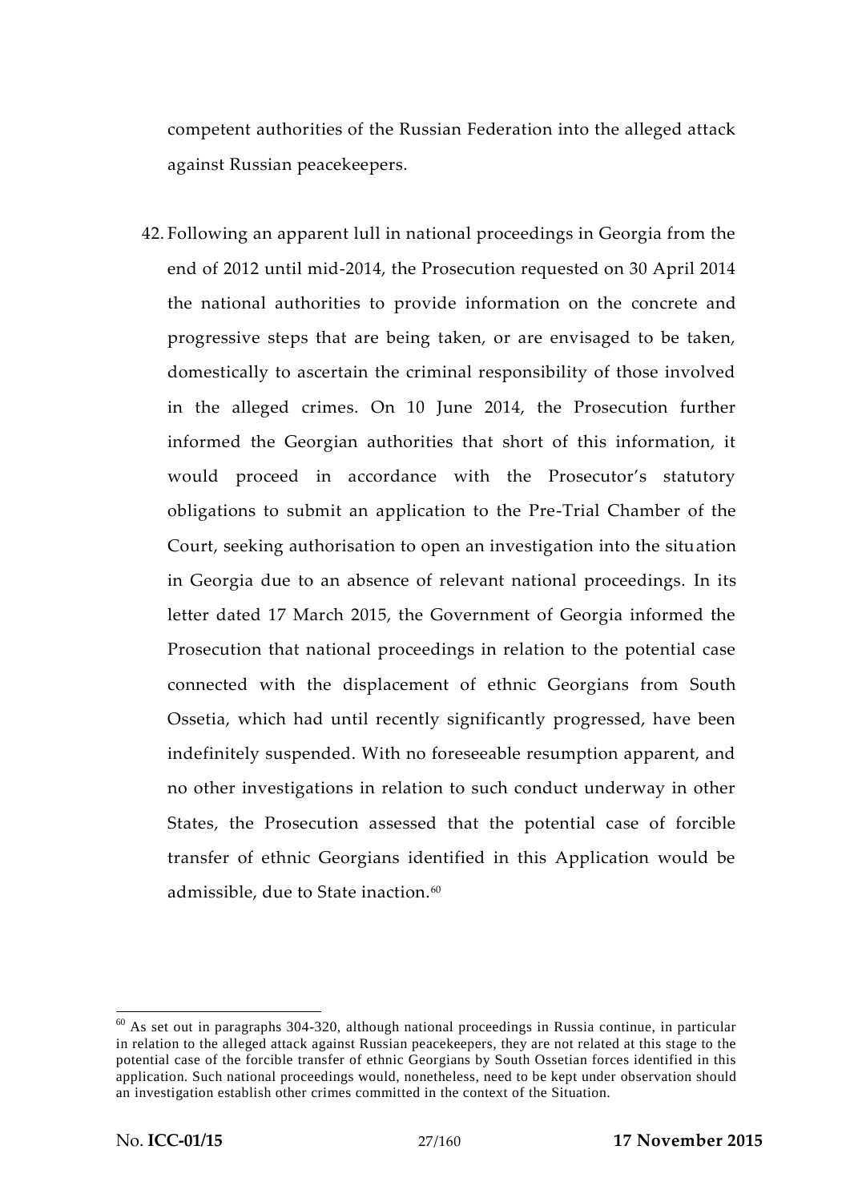competent authorities of the Russian Federation into the alleged attack against Russian peacekeepers.

42. Following an apparent lull in national proceedings in Georgia from the end of 2012 until mid-2014, the Prosecution requested on 30 April 2014 the national authorities to provide information on the concrete and progressive steps that are being taken, or are envisaged to be taken, domestically to ascertain the criminal responsibility of those involved in the alleged crimes. On 10 June 2014, the Prosecution further informed the Georgian authorities that short of this information, it would proceed in accordance with the Prosecutor's statutory obligations to submit an application to the Pre-Trial Chamber of the Court, seeking authorisation to open an investigation into the situation in Georgia due to an absence of relevant national proceedings. In its letter dated 17 March 2015, the Government of Georgia informed the Prosecution that national proceedings in relation to the potential case connected with the displacement of ethnic Georgians from South Ossetia, which had until recently significantly progressed, have been indefinitely suspended. With no foreseeable resumption apparent, and no other investigations in relation to such conduct underway in other States, the Prosecution assessed that the potential case of forcible transfer of ethnic Georgians identified in this Application would be admissible, due to State inaction.[60]

---

[60] As set out in paragraphs 304-320, although national proceedings in Russia continue, in particular in relation to the alleged attack against Russian peacekeepers, they are not related at this stage to the potential case of the forcible transfer of ethnic Georgians by South Ossetian forces identified in this application. Such national proceedings would, nonetheless, need to be kept under observation should an investigation establish other crimes committed in the context of the Situation.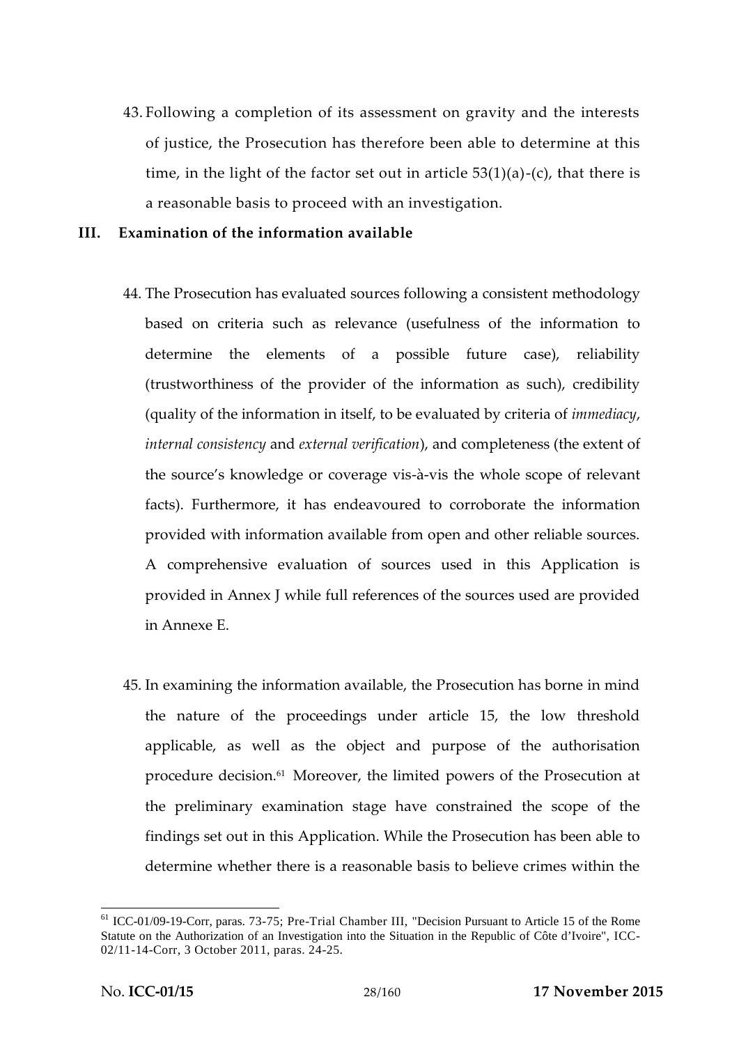43. Following a completion of its assessment on gravity and the interests of justice, the Prosecution has therefore been able to determine at this time, in the light of the factor set out in article 53(1)(a)-(c), that there is a reasonable basis to proceed with an investigation.

## III. Examination of the information available

44. The Prosecution has evaluated sources following a consistent methodology based on criteria such as relevance (usefulness of the information to determine the elements of a possible future case), reliability (trustworthiness of the provider of the information as such), credibility (quality of the information in itself, to be evaluated by criteria of *immediacy*, *internal consistency* and *external verification*), and completeness (the extent of the source's knowledge or coverage vis-à-vis the whole scope of relevant facts). Furthermore, it has endeavoured to corroborate the information provided with information available from open and other reliable sources. A comprehensive evaluation of sources used in this Application is provided in Annex J while full references of the sources used are provided in Annexe E.

45. In examining the information available, the Prosecution has borne in mind the nature of the proceedings under article 15, the low threshold applicable, as well as the object and purpose of the authorisation procedure decision.[61] Moreover, the limited powers of the Prosecution at the preliminary examination stage have constrained the scope of the findings set out in this Application. While the Prosecution has been able to determine whether there is a reasonable basis to believe crimes within the

---

[61] ICC-01/09-19-Corr, paras. 73-75; Pre-Trial Chamber III, "Decision Pursuant to Article 15 of the Rome Statute on the Authorization of an Investigation into the Situation in the Republic of Côte d'Ivoire", ICC-02/11-14-Corr, 3 October 2011, paras. 24-25.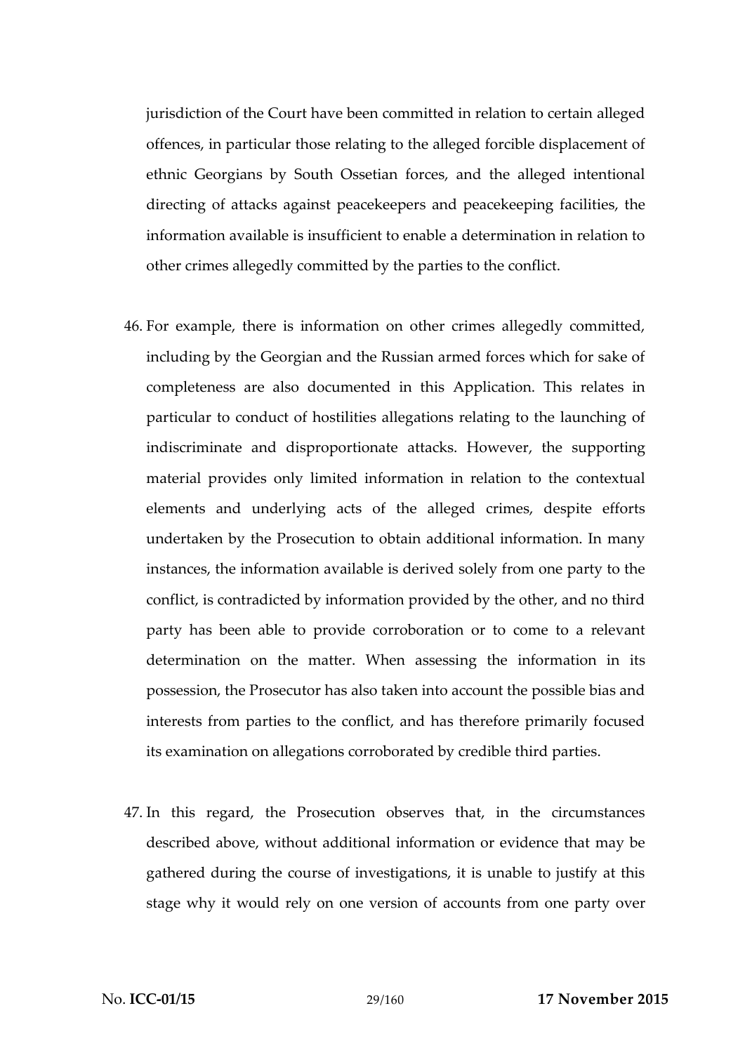jurisdiction of the Court have been committed in relation to certain alleged offences, in particular those relating to the alleged forcible displacement of ethnic Georgians by South Ossetian forces, and the alleged intentional directing of attacks against peacekeepers and peacekeeping facilities, the information available is insufficient to enable a determination in relation to other crimes allegedly committed by the parties to the conflict.

46. For example, there is information on other crimes allegedly committed, including by the Georgian and the Russian armed forces which for sake of completeness are also documented in this Application. This relates in particular to conduct of hostilities allegations relating to the launching of indiscriminate and disproportionate attacks. However, the supporting material provides only limited information in relation to the contextual elements and underlying acts of the alleged crimes, despite efforts undertaken by the Prosecution to obtain additional information. In many instances, the information available is derived solely from one party to the conflict, is contradicted by information provided by the other, and no third party has been able to provide corroboration or to come to a relevant determination on the matter. When assessing the information in its possession, the Prosecutor has also taken into account the possible bias and interests from parties to the conflict, and has therefore primarily focused its examination on allegations corroborated by credible third parties.

47. In this regard, the Prosecution observes that, in the circumstances described above, without additional information or evidence that may be gathered during the course of investigations, it is unable to justify at this stage why it would rely on one version of accounts from one party over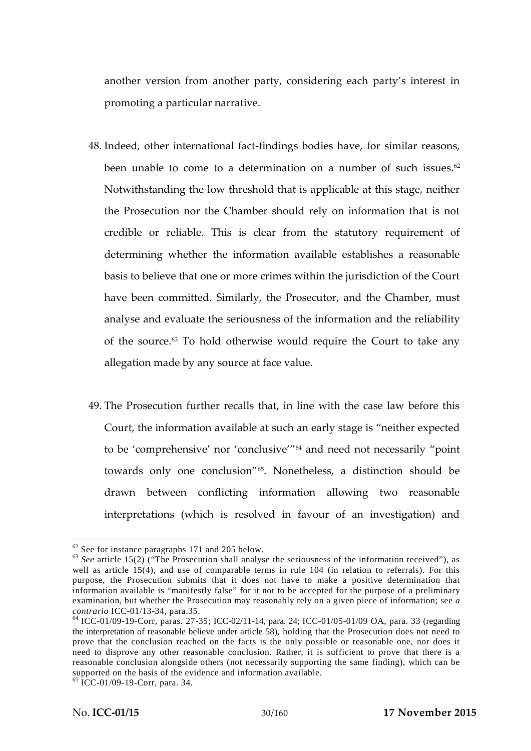another version from another party, considering each party's interest in promoting a particular narrative.

48. Indeed, other international fact-findings bodies have, for similar reasons, been unable to come to a determination on a number of such issues.[62] Notwithstanding the low threshold that is applicable at this stage, neither the Prosecution nor the Chamber should rely on information that is not credible or reliable. This is clear from the statutory requirement of determining whether the information available establishes a reasonable basis to believe that one or more crimes within the jurisdiction of the Court have been committed. Similarly, the Prosecutor, and the Chamber, must analyse and evaluate the seriousness of the information and the reliability of the source.[63] To hold otherwise would require the Court to take any allegation made by any source at face value.

49. The Prosecution further recalls that, in line with the case law before this Court, the information available at such an early stage is "neither expected to be 'comprehensive' nor 'conclusive'"[64] and need not necessarily "point towards only one conclusion"[65]. Nonetheless, a distinction should be drawn between conflicting information allowing two reasonable interpretations (which is resolved in favour of an investigation) and

---

[62] See for instance paragraphs 171 and 205 below.

[63] *See* article 15(2) ("The Prosecution shall analyse the seriousness of the information received"), as well as article 15(4), and use of comparable terms in rule 104 (in relation to referrals). For this purpose, the Prosecution submits that it does not have to make a positive determination that information available is "manifestly false" for it not to be accepted for the purpose of a preliminary examination, but whether the Prosecution may reasonably rely on a given piece of information; see *a contrario* ICC-01/13-34, para.35.

[64] ICC-01/09-19-Corr, paras. 27-35; ICC-02/11-14, para. 24; ICC-01/05-01/09 OA, para. 33 (regarding the interpretation of reasonable believe under article 58), holding that the Prosecution does not need to prove that the conclusion reached on the facts is the only possible or reasonable one, nor does it need to disprove any other reasonable conclusion. Rather, it is sufficient to prove that there is a reasonable conclusion alongside others (not necessarily supporting the same finding), which can be supported on the basis of the evidence and information available.

[65] ICC-01/09-19-Corr, para. 34.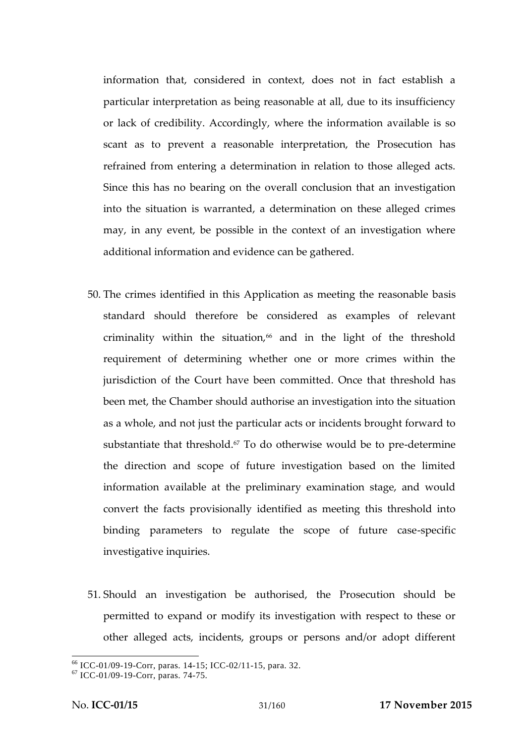information that, considered in context, does not in fact establish a particular interpretation as being reasonable at all, due to its insufficiency or lack of credibility. Accordingly, where the information available is so scant as to prevent a reasonable interpretation, the Prosecution has refrained from entering a determination in relation to those alleged acts. Since this has no bearing on the overall conclusion that an investigation into the situation is warranted, a determination on these alleged crimes may, in any event, be possible in the context of an investigation where additional information and evidence can be gathered.

50. The crimes identified in this Application as meeting the reasonable basis standard should therefore be considered as examples of relevant criminality within the situation,[66] and in the light of the threshold requirement of determining whether one or more crimes within the jurisdiction of the Court have been committed. Once that threshold has been met, the Chamber should authorise an investigation into the situation as a whole, and not just the particular acts or incidents brought forward to substantiate that threshold.[67] To do otherwise would be to pre-determine the direction and scope of future investigation based on the limited information available at the preliminary examination stage, and would convert the facts provisionally identified as meeting this threshold into binding parameters to regulate the scope of future case-specific investigative inquiries.

51. Should an investigation be authorised, the Prosecution should be permitted to expand or modify its investigation with respect to these or other alleged acts, incidents, groups or persons and/or adopt different

---

[66] ICC-01/09-19-Corr, paras. 14-15; ICC-02/11-15, para. 32.
[67] ICC-01/09-19-Corr, paras. 74-75.

No. **ICC-01/15** **17 November 2015**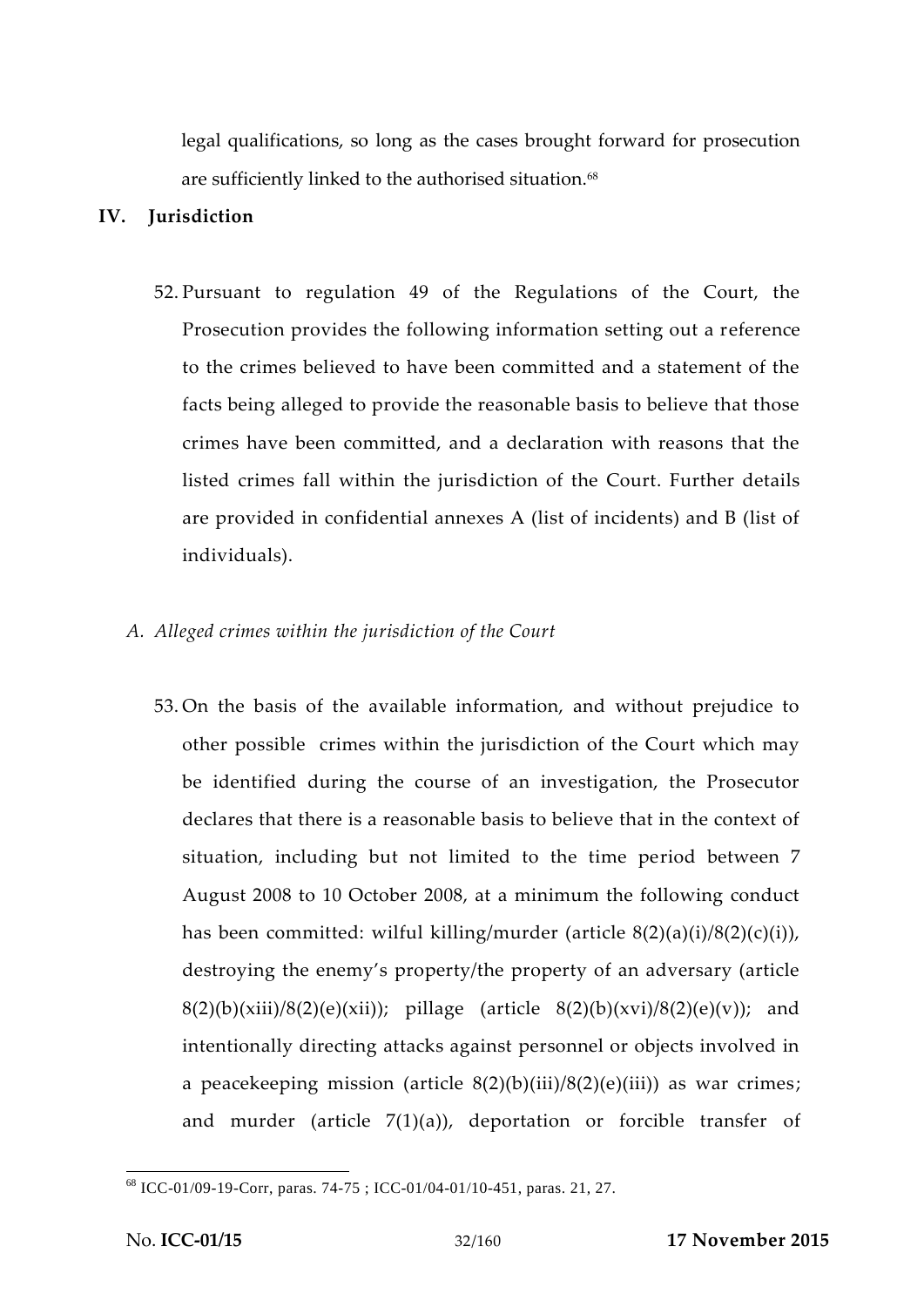legal qualifications, so long as the cases brought forward for prosecution are sufficiently linked to the authorised situation.[68]

## IV. Jurisdiction

52. Pursuant to regulation 49 of the Regulations of the Court, the Prosecution provides the following information setting out a reference to the crimes believed to have been committed and a statement of the facts being alleged to provide the reasonable basis to believe that those crimes have been committed, and a declaration with reasons that the listed crimes fall within the jurisdiction of the Court. Further details are provided in confidential annexes A (list of incidents) and B (list of individuals).

### *A. Alleged crimes within the jurisdiction of the Court*

53. On the basis of the available information, and without prejudice to other possible crimes within the jurisdiction of the Court which may be identified during the course of an investigation, the Prosecutor declares that there is a reasonable basis to believe that in the context of situation, including but not limited to the time period between 7 August 2008 to 10 October 2008, at a minimum the following conduct has been committed: wilful killing/murder (article 8(2)(a)(i)/8(2)(c)(i)), destroying the enemy's property/the property of an adversary (article 8(2)(b)(xiii)/8(2)(e)(xii)); pillage (article 8(2)(b)(xvi)/8(2)(e)(v)); and intentionally directing attacks against personnel or objects involved in a peacekeeping mission (article 8(2)(b)(iii)/8(2)(e)(iii)) as war crimes; and murder (article 7(1)(a)), deportation or forcible transfer of

---

[68] ICC-01/09-19-Corr, paras. 74-75 ; ICC-01/04-01/10-451, paras. 21, 27.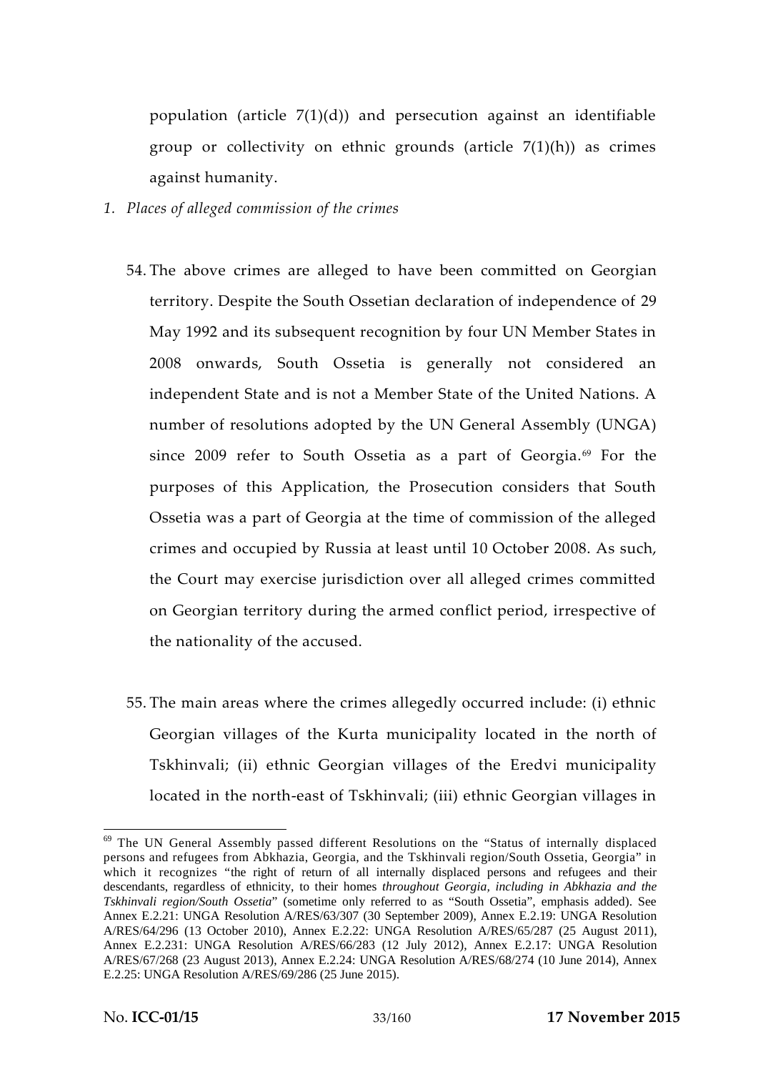population (article 7(1)(d)) and persecution against an identifiable group or collectivity on ethnic grounds (article 7(1)(h)) as crimes against humanity.

1. *Places of alleged commission of the crimes*

54. The above crimes are alleged to have been committed on Georgian territory. Despite the South Ossetian declaration of independence of 29 May 1992 and its subsequent recognition by four UN Member States in 2008 onwards, South Ossetia is generally not considered an independent State and is not a Member State of the United Nations. A number of resolutions adopted by the UN General Assembly (UNGA) since 2009 refer to South Ossetia as a part of Georgia.[69] For the purposes of this Application, the Prosecution considers that South Ossetia was a part of Georgia at the time of commission of the alleged crimes and occupied by Russia at least until 10 October 2008. As such, the Court may exercise jurisdiction over all alleged crimes committed on Georgian territory during the armed conflict period, irrespective of the nationality of the accused.

55. The main areas where the crimes allegedly occurred include: (i) ethnic Georgian villages of the Kurta municipality located in the north of Tskhinvali; (ii) ethnic Georgian villages of the Eredvi municipality located in the north-east of Tskhinvali; (iii) ethnic Georgian villages in

---

[69] The UN General Assembly passed different Resolutions on the "Status of internally displaced persons and refugees from Abkhazia, Georgia, and the Tskhinvali region/South Ossetia, Georgia" in which it recognizes "the right of return of all internally displaced persons and refugees and their descendants, regardless of ethnicity, to their homes *throughout Georgia, including in Abkhazia and the Tskhinvali region/South Ossetia*" (sometime only referred to as "South Ossetia", emphasis added). See Annex E.2.21: UNGA Resolution A/RES/63/307 (30 September 2009), Annex E.2.19: UNGA Resolution A/RES/64/296 (13 October 2010), Annex E.2.22: UNGA Resolution A/RES/65/287 (25 August 2011), Annex E.2.231: UNGA Resolution A/RES/66/283 (12 July 2012), Annex E.2.17: UNGA Resolution A/RES/67/268 (23 August 2013), Annex E.2.24: UNGA Resolution A/RES/68/274 (10 June 2014), Annex E.2.25: UNGA Resolution A/RES/69/286 (25 June 2015).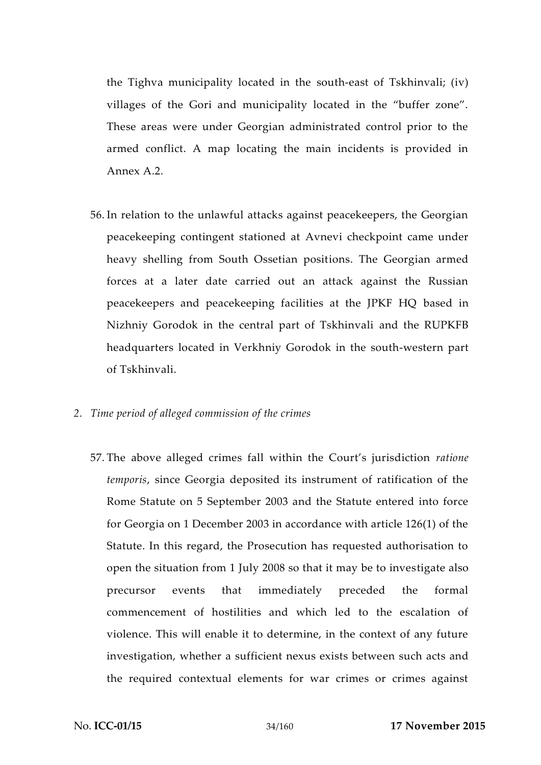the Tighva municipality located in the south-east of Tskhinvali; (iv) villages of the Gori and municipality located in the "buffer zone". These areas were under Georgian administrated control prior to the armed conflict. A map locating the main incidents is provided in Annex A.2.

56. In relation to the unlawful attacks against peacekeepers, the Georgian peacekeeping contingent stationed at Avnevi checkpoint came under heavy shelling from South Ossetian positions. The Georgian armed forces at a later date carried out an attack against the Russian peacekeepers and peacekeeping facilities at the JPKF HQ based in Nizhniy Gorodok in the central part of Tskhinvali and the RUPKFB headquarters located in Verkhniy Gorodok in the south-western part of Tskhinvali.

2. *Time period of alleged commission of the crimes*

57. The above alleged crimes fall within the Court's jurisdiction *ratione temporis*, since Georgia deposited its instrument of ratification of the Rome Statute on 5 September 2003 and the Statute entered into force for Georgia on 1 December 2003 in accordance with article 126(1) of the Statute. In this regard, the Prosecution has requested authorisation to open the situation from 1 July 2008 so that it may be to investigate also precursor events that immediately preceded the formal commencement of hostilities and which led to the escalation of violence. This will enable it to determine, in the context of any future investigation, whether a sufficient nexus exists between such acts and the required contextual elements for war crimes or crimes against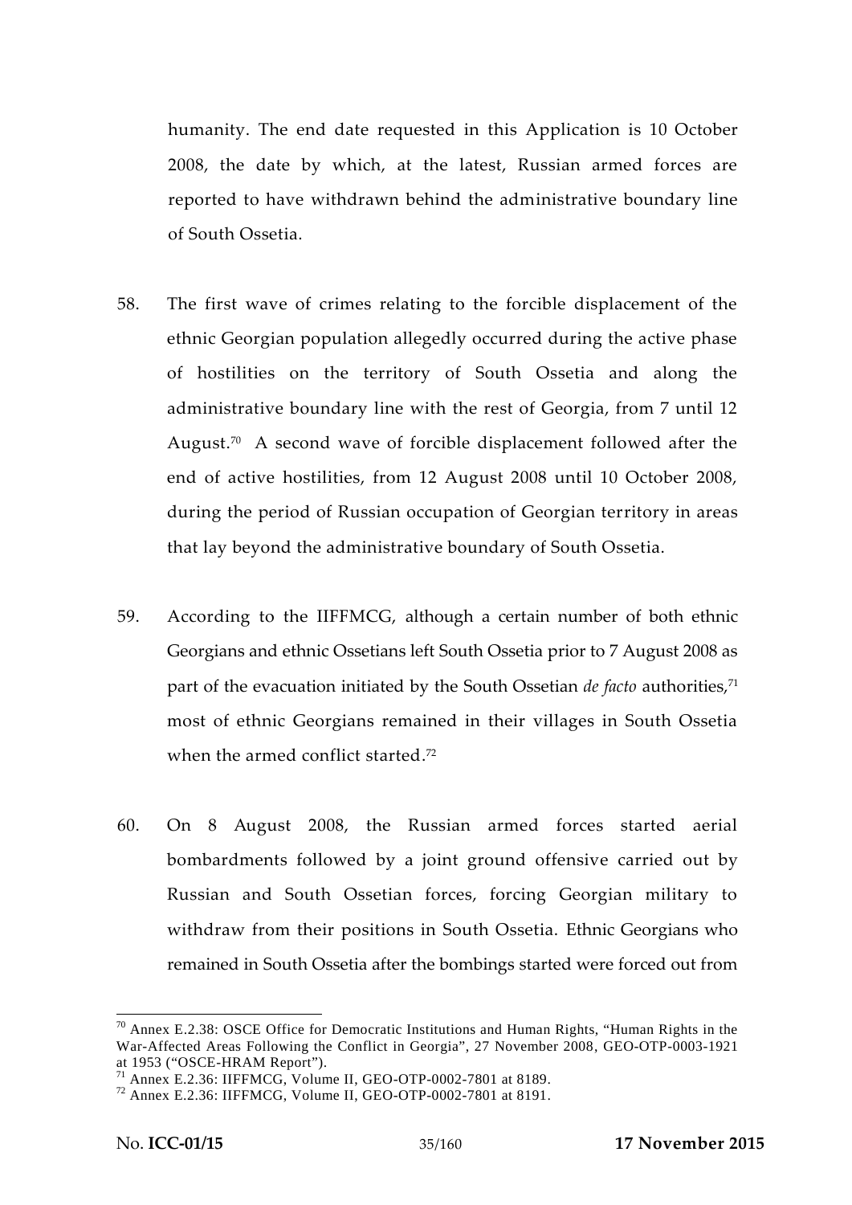humanity. The end date requested in this Application is 10 October 2008, the date by which, at the latest, Russian armed forces are reported to have withdrawn behind the administrative boundary line of South Ossetia.

58. The first wave of crimes relating to the forcible displacement of the ethnic Georgian population allegedly occurred during the active phase of hostilities on the territory of South Ossetia and along the administrative boundary line with the rest of Georgia, from 7 until 12 August.[70] A second wave of forcible displacement followed after the end of active hostilities, from 12 August 2008 until 10 October 2008, during the period of Russian occupation of Georgian territory in areas that lay beyond the administrative boundary of South Ossetia.

59. According to the IIFFMCG, although a certain number of both ethnic Georgians and ethnic Ossetians left South Ossetia prior to 7 August 2008 as part of the evacuation initiated by the South Ossetian *de facto* authorities,[71] most of ethnic Georgians remained in their villages in South Ossetia when the armed conflict started.[72]

60. On 8 August 2008, the Russian armed forces started aerial bombardments followed by a joint ground offensive carried out by Russian and South Ossetian forces, forcing Georgian military to withdraw from their positions in South Ossetia. Ethnic Georgians who remained in South Ossetia after the bombings started were forced out from

---

[70] Annex E.2.38: OSCE Office for Democratic Institutions and Human Rights, "Human Rights in the War-Affected Areas Following the Conflict in Georgia", 27 November 2008, GEO-OTP-0003-1921 at 1953 ("OSCE-HRAM Report").

[71] Annex E.2.36: IIFFMCG, Volume II, GEO-OTP-0002-7801 at 8189.

[72] Annex E.2.36: IIFFMCG, Volume II, GEO-OTP-0002-7801 at 8191.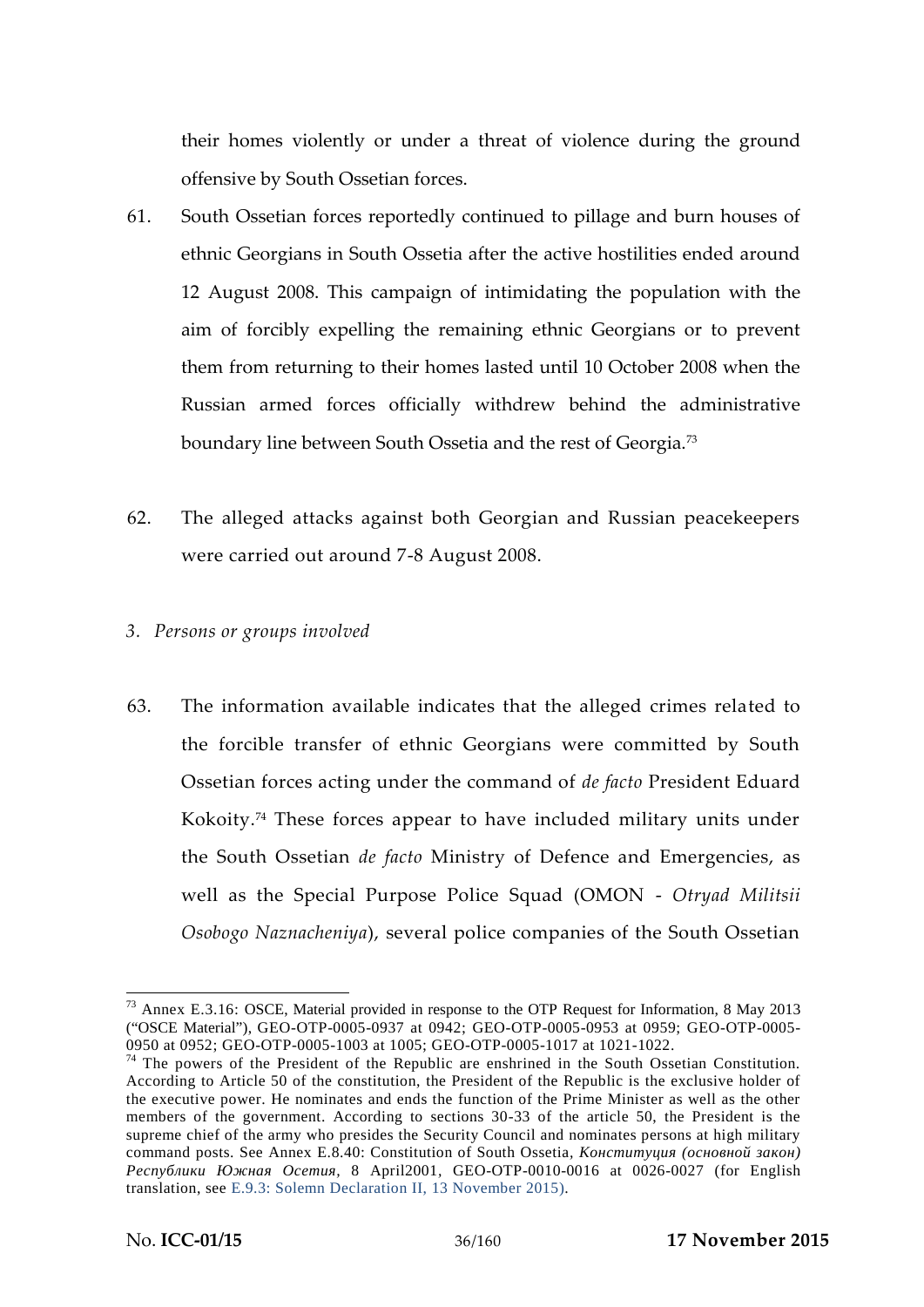their homes violently or under a threat of violence during the ground offensive by South Ossetian forces.

61. South Ossetian forces reportedly continued to pillage and burn houses of ethnic Georgians in South Ossetia after the active hostilities ended around 12 August 2008. This campaign of intimidating the population with the aim of forcibly expelling the remaining ethnic Georgians or to prevent them from returning to their homes lasted until 10 October 2008 when the Russian armed forces officially withdrew behind the administrative boundary line between South Ossetia and the rest of Georgia.[73]

62. The alleged attacks against both Georgian and Russian peacekeepers were carried out around 7-8 August 2008.

*3. Persons or groups involved*

63. The information available indicates that the alleged crimes related to the forcible transfer of ethnic Georgians were committed by South Ossetian forces acting under the command of *de facto* President Eduard Kokoity.[74] These forces appear to have included military units under the South Ossetian *de facto* Ministry of Defence and Emergencies, as well as the Special Purpose Police Squad (OMON - *Otryad Militsii Osobogo Naznacheniya*), several police companies of the South Ossetian

---

[73] Annex E.3.16: OSCE, Material provided in response to the OTP Request for Information, 8 May 2013 ("OSCE Material"), GEO-OTP-0005-0937 at 0942; GEO-OTP-0005-0953 at 0959; GEO-OTP-0005-0950 at 0952; GEO-OTP-0005-1003 at 1005; GEO-OTP-0005-1017 at 1021-1022.

[74] The powers of the President of the Republic are enshrined in the South Ossetian Constitution. According to Article 50 of the constitution, the President of the Republic is the exclusive holder of the executive power. He nominates and ends the function of the Prime Minister as well as the other members of the government. According to sections 30-33 of the article 50, the President is the supreme chief of the army who presides the Security Council and nominates persons at high military command posts. See Annex E.8.40: Constitution of South Ossetia, *Конституция (основной закон) Республики Южная Осетия*, 8 April2001, GEO-OTP-0010-0016 at 0026-0027 (for English translation, see E.9.3: Solemn Declaration II, 13 November 2015).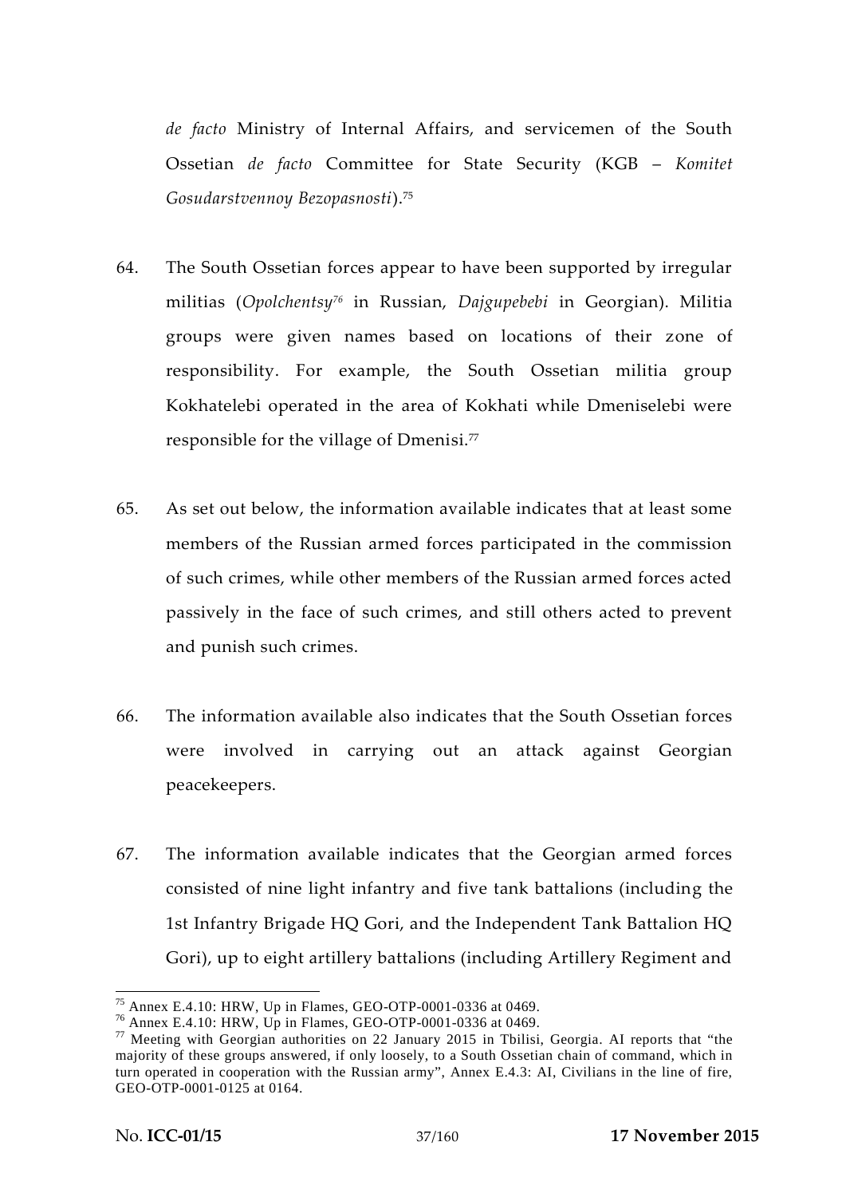*de facto* Ministry of Internal Affairs, and servicemen of the South Ossetian *de facto* Committee for State Security (KGB – *Komitet Gosudarstvennoy Bezopasnosti*).[75]

64. The South Ossetian forces appear to have been supported by irregular militias (*Opolchentsy*[76] in Russian, *Dajgupebebi* in Georgian). Militia groups were given names based on locations of their zone of responsibility. For example, the South Ossetian militia group Kokhatelebi operated in the area of Kokhati while Dmeniselebi were responsible for the village of Dmenisi.[77]

65. As set out below, the information available indicates that at least some members of the Russian armed forces participated in the commission of such crimes, while other members of the Russian armed forces acted passively in the face of such crimes, and still others acted to prevent and punish such crimes.

66. The information available also indicates that the South Ossetian forces were involved in carrying out an attack against Georgian peacekeepers.

67. The information available indicates that the Georgian armed forces consisted of nine light infantry and five tank battalions (including the 1st Infantry Brigade HQ Gori, and the Independent Tank Battalion HQ Gori), up to eight artillery battalions (including Artillery Regiment and

---

[75] Annex E.4.10: HRW, Up in Flames, GEO-OTP-0001-0336 at 0469.

[76] Annex E.4.10: HRW, Up in Flames, GEO-OTP-0001-0336 at 0469.

[77] Meeting with Georgian authorities on 22 January 2015 in Tbilisi, Georgia. AI reports that "the majority of these groups answered, if only loosely, to a South Ossetian chain of command, which in turn operated in cooperation with the Russian army", Annex E.4.3: AI, Civilians in the line of fire, GEO-OTP-0001-0125 at 0164.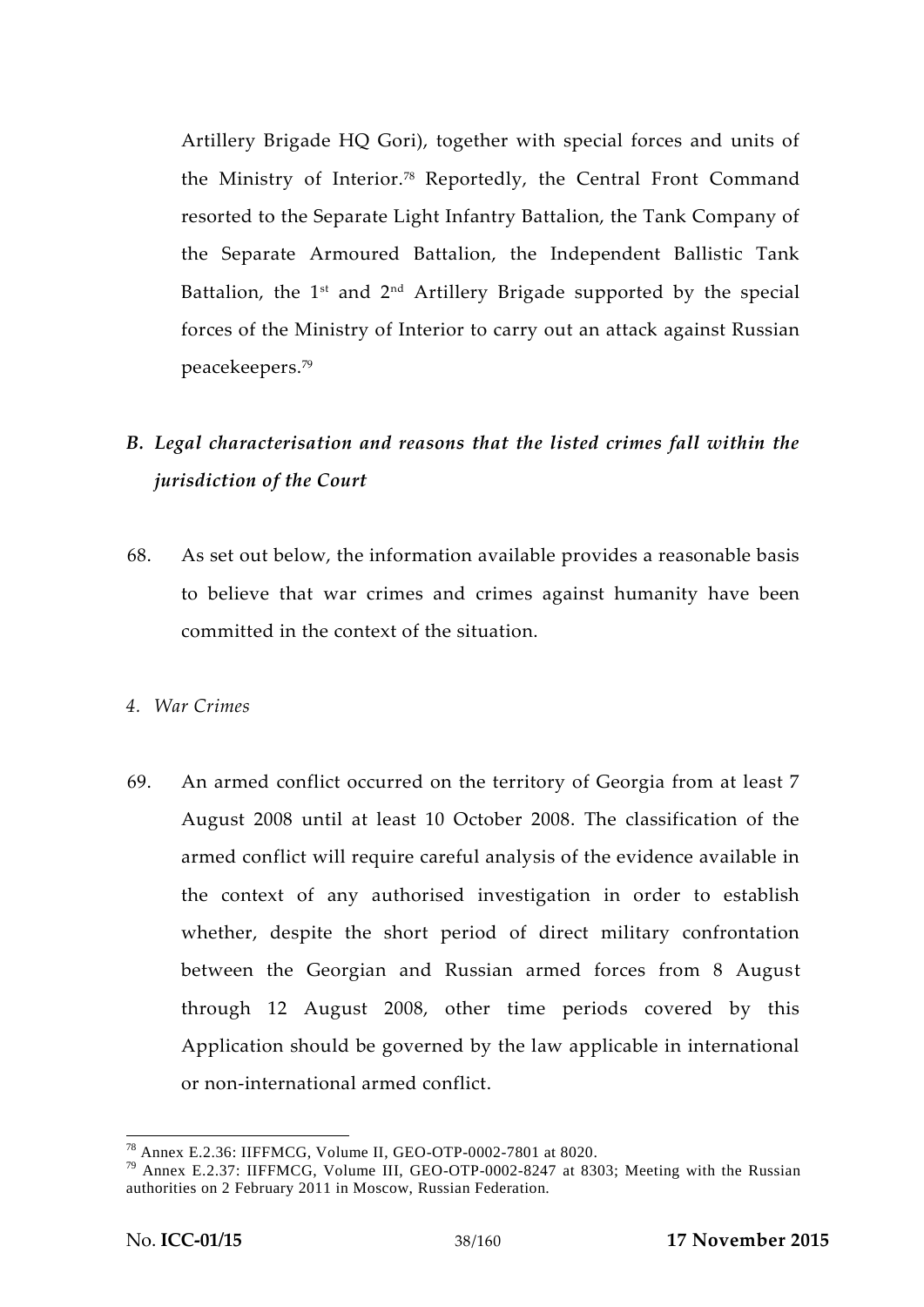Artillery Brigade HQ Gori), together with special forces and units of the Ministry of Interior.[78] Reportedly, the Central Front Command resorted to the Separate Light Infantry Battalion, the Tank Company of the Separate Armoured Battalion, the Independent Ballistic Tank Battalion, the 1st and 2nd Artillery Brigade supported by the special forces of the Ministry of Interior to carry out an attack against Russian peacekeepers.[79]

### *B. Legal characterisation and reasons that the listed crimes fall within the jurisdiction of the Court*

68. As set out below, the information available provides a reasonable basis to believe that war crimes and crimes against humanity have been committed in the context of the situation.

#### *4. War Crimes*

69. An armed conflict occurred on the territory of Georgia from at least 7 August 2008 until at least 10 October 2008. The classification of the armed conflict will require careful analysis of the evidence available in the context of any authorised investigation in order to establish whether, despite the short period of direct military confrontation between the Georgian and Russian armed forces from 8 August through 12 August 2008, other time periods covered by this Application should be governed by the law applicable in international or non-international armed conflict.

---

[78] Annex E.2.36: IIFFMCG, Volume II, GEO-OTP-0002-7801 at 8020.

[79] Annex E.2.37: IIFFMCG, Volume III, GEO-OTP-0002-8247 at 8303; Meeting with the Russian authorities on 2 February 2011 in Moscow, Russian Federation.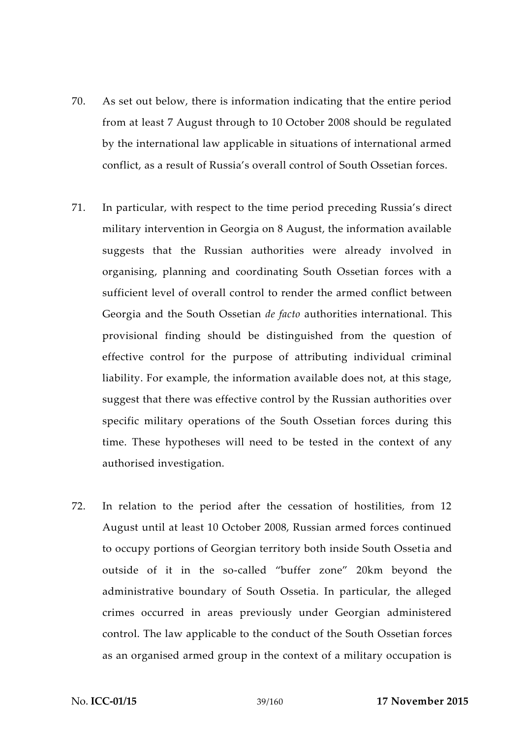70. As set out below, there is information indicating that the entire period from at least 7 August through to 10 October 2008 should be regulated by the international law applicable in situations of international armed conflict, as a result of Russia's overall control of South Ossetian forces.

71. In particular, with respect to the time period preceding Russia's direct military intervention in Georgia on 8 August, the information available suggests that the Russian authorities were already involved in organising, planning and coordinating South Ossetian forces with a sufficient level of overall control to render the armed conflict between Georgia and the South Ossetian *de facto* authorities international. This provisional finding should be distinguished from the question of effective control for the purpose of attributing individual criminal liability. For example, the information available does not, at this stage, suggest that there was effective control by the Russian authorities over specific military operations of the South Ossetian forces during this time. These hypotheses will need to be tested in the context of any authorised investigation.

72. In relation to the period after the cessation of hostilities, from 12 August until at least 10 October 2008, Russian armed forces continued to occupy portions of Georgian territory both inside South Ossetia and outside of it in the so-called "buffer zone" 20km beyond the administrative boundary of South Ossetia. In particular, the alleged crimes occurred in areas previously under Georgian administered control. The law applicable to the conduct of the South Ossetian forces as an organised armed group in the context of a military occupation is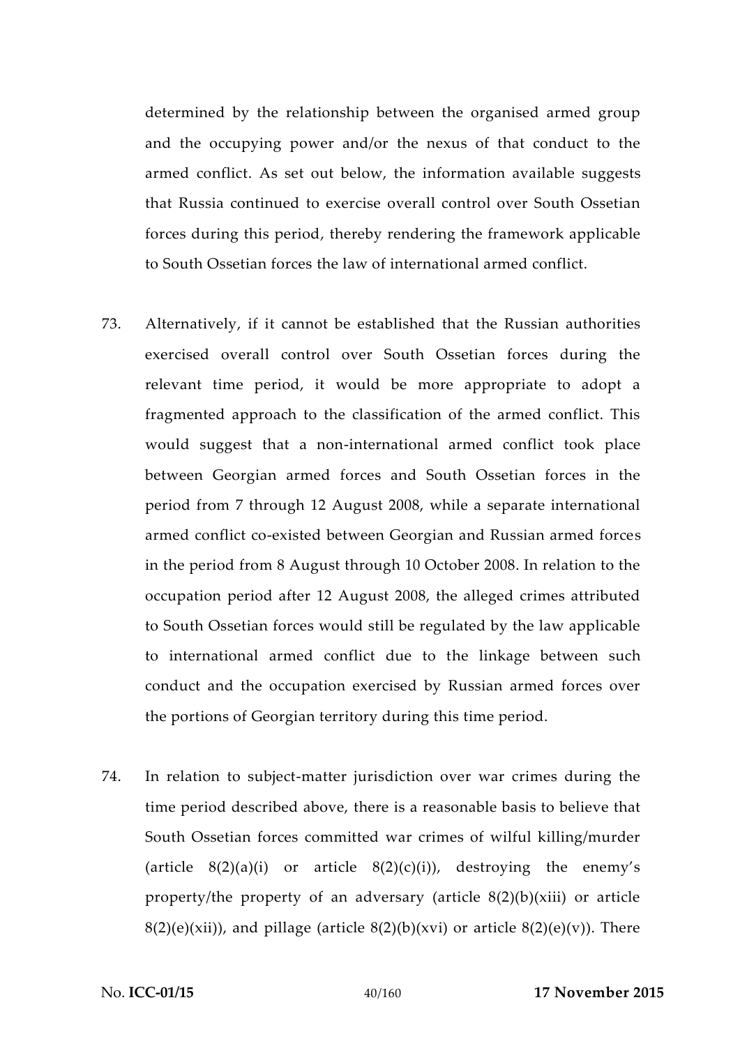determined by the relationship between the organised armed group and the occupying power and/or the nexus of that conduct to the armed conflict. As set out below, the information available suggests that Russia continued to exercise overall control over South Ossetian forces during this period, thereby rendering the framework applicable to South Ossetian forces the law of international armed conflict.

73. Alternatively, if it cannot be established that the Russian authorities exercised overall control over South Ossetian forces during the relevant time period, it would be more appropriate to adopt a fragmented approach to the classification of the armed conflict. This would suggest that a non-international armed conflict took place between Georgian armed forces and South Ossetian forces in the period from 7 through 12 August 2008, while a separate international armed conflict co-existed between Georgian and Russian armed forces in the period from 8 August through 10 October 2008. In relation to the occupation period after 12 August 2008, the alleged crimes attributed to South Ossetian forces would still be regulated by the law applicable to international armed conflict due to the linkage between such conduct and the occupation exercised by Russian armed forces over the portions of Georgian territory during this time period.

74. In relation to subject-matter jurisdiction over war crimes during the time period described above, there is a reasonable basis to believe that South Ossetian forces committed war crimes of wilful killing/murder (article 8(2)(a)(i) or article 8(2)(c)(i)), destroying the enemy's property/the property of an adversary (article 8(2)(b)(xiii) or article 8(2)(e)(xii)), and pillage (article 8(2)(b)(xvi) or article 8(2)(e)(v)). There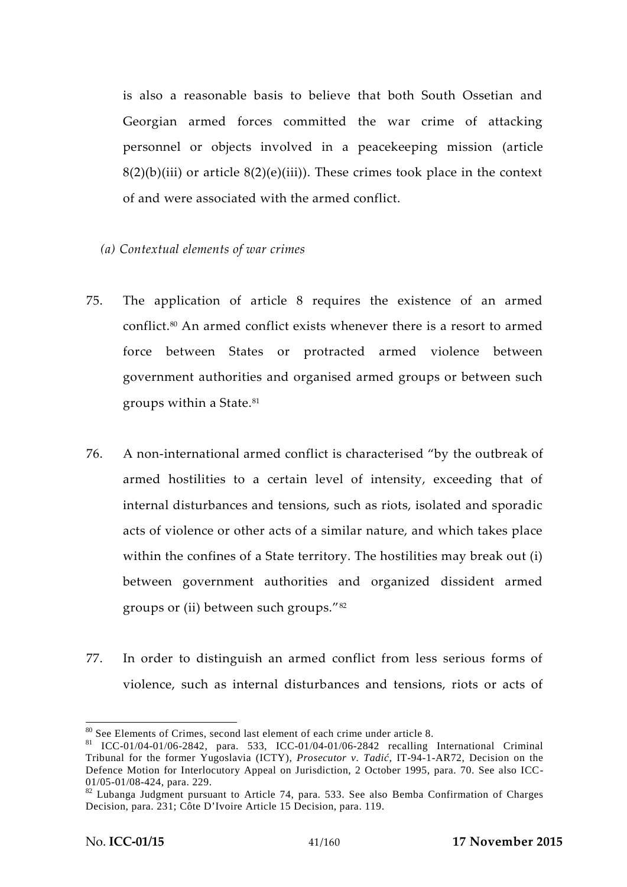is also a reasonable basis to believe that both South Ossetian and Georgian armed forces committed the war crime of attacking personnel or objects involved in a peacekeeping mission (article 8(2)(b)(iii) or article 8(2)(e)(iii)). These crimes took place in the context of and were associated with the armed conflict.

*(a) Contextual elements of war crimes*

75. The application of article 8 requires the existence of an armed conflict.[80] An armed conflict exists whenever there is a resort to armed force between States or protracted armed violence between government authorities and organised armed groups or between such groups within a State.[81]

76. A non-international armed conflict is characterised "by the outbreak of armed hostilities to a certain level of intensity, exceeding that of internal disturbances and tensions, such as riots, isolated and sporadic acts of violence or other acts of a similar nature, and which takes place within the confines of a State territory. The hostilities may break out (i) between government authorities and organized dissident armed groups or (ii) between such groups."[82]

77. In order to distinguish an armed conflict from less serious forms of violence, such as internal disturbances and tensions, riots or acts of

---

[80] See Elements of Crimes, second last element of each crime under article 8.

[81] ICC-01/04-01/06-2842, para. 533, ICC-01/04-01/06-2842 recalling International Criminal Tribunal for the former Yugoslavia (ICTY), *Prosecutor v. Tadić*, IT-94-1-AR72, Decision on the Defence Motion for Interlocutory Appeal on Jurisdiction, 2 October 1995, para. 70. See also ICC-01/05-01/08-424, para. 229.

[82] Lubanga Judgment pursuant to Article 74, para. 533. See also Bemba Confirmation of Charges Decision, para. 231; Côte D'Ivoire Article 15 Decision, para. 119.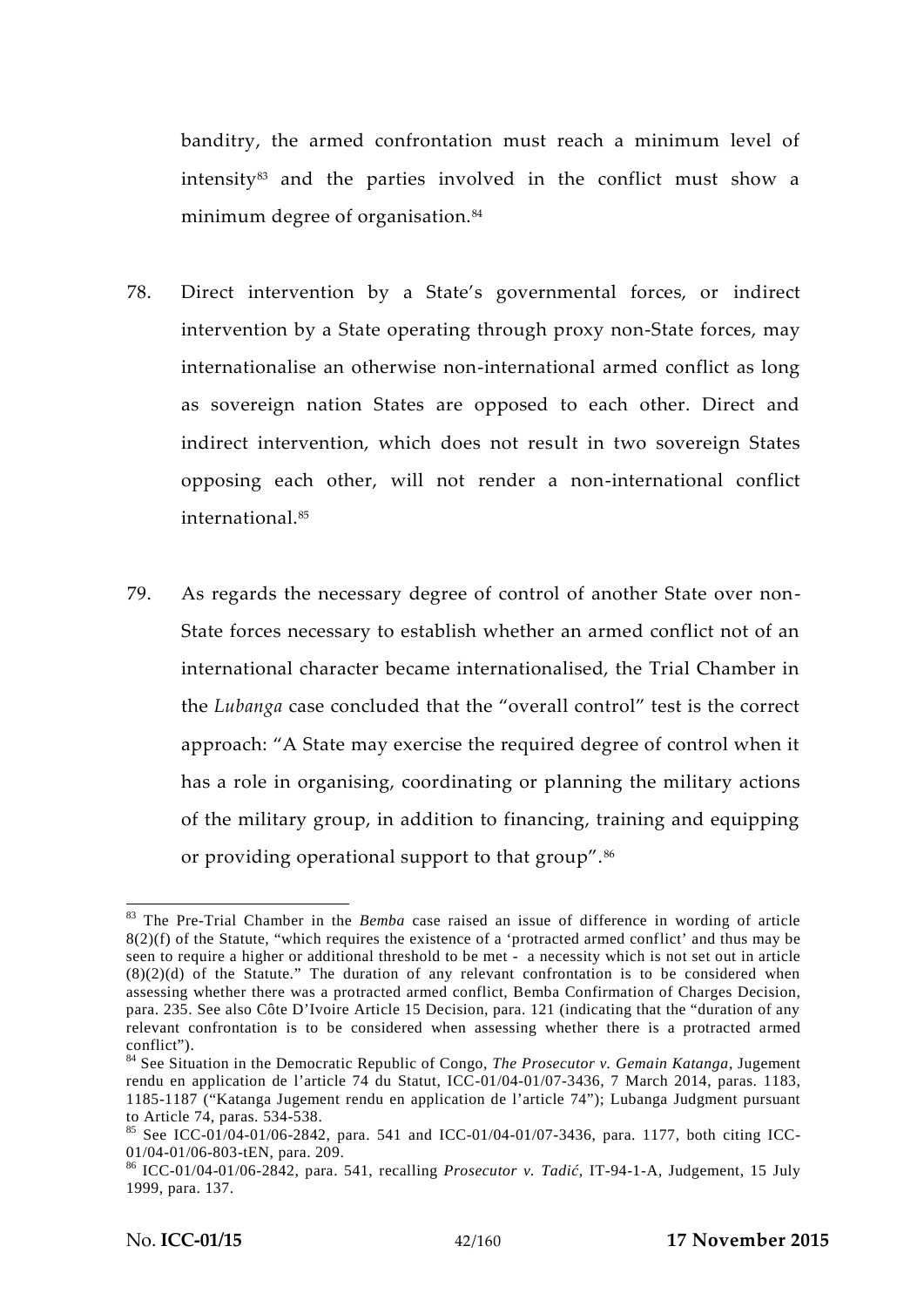banditry, the armed confrontation must reach a minimum level of intensity[83] and the parties involved in the conflict must show a minimum degree of organisation.[84]

78. Direct intervention by a State's governmental forces, or indirect intervention by a State operating through proxy non-State forces, may internationalise an otherwise non-international armed conflict as long as sovereign nation States are opposed to each other. Direct and indirect intervention, which does not result in two sovereign States opposing each other, will not render a non-international conflict international.[85]

79. As regards the necessary degree of control of another State over non-State forces necessary to establish whether an armed conflict not of an international character became internationalised, the Trial Chamber in the *Lubanga* case concluded that the "overall control" test is the correct approach: "A State may exercise the required degree of control when it has a role in organising, coordinating or planning the military actions of the military group, in addition to financing, training and equipping or providing operational support to that group".[86]

---

[83] The Pre-Trial Chamber in the *Bemba* case raised an issue of difference in wording of article 8(2)(f) of the Statute, "which requires the existence of a 'protracted armed conflict' and thus may be seen to require a higher or additional threshold to be met - a necessity which is not set out in article (8)(2)(d) of the Statute." The duration of any relevant confrontation is to be considered when assessing whether there was a protracted armed conflict, Bemba Confirmation of Charges Decision, para. 235. See also Côte D'Ivoire Article 15 Decision, para. 121 (indicating that the "duration of any relevant confrontation is to be considered when assessing whether there is a protracted armed conflict").

[84] See Situation in the Democratic Republic of Congo, *The Prosecutor v. Gemain Katanga*, Jugement rendu en application de l'article 74 du Statut, ICC-01/04-01/07-3436, 7 March 2014, paras. 1183, 1185-1187 ("Katanga Jugement rendu en application de l'article 74"); Lubanga Judgment pursuant to Article 74, paras. 534-538.

[85] See ICC-01/04-01/06-2842, para. 541 and ICC-01/04-01/07-3436, para. 1177, both citing ICC-01/04-01/06-803-tEN, para. 209.

[86] ICC-01/04-01/06-2842, para. 541, recalling *Prosecutor v. Tadić*, IT-94-1-A, Judgement, 15 July 1999, para. 137.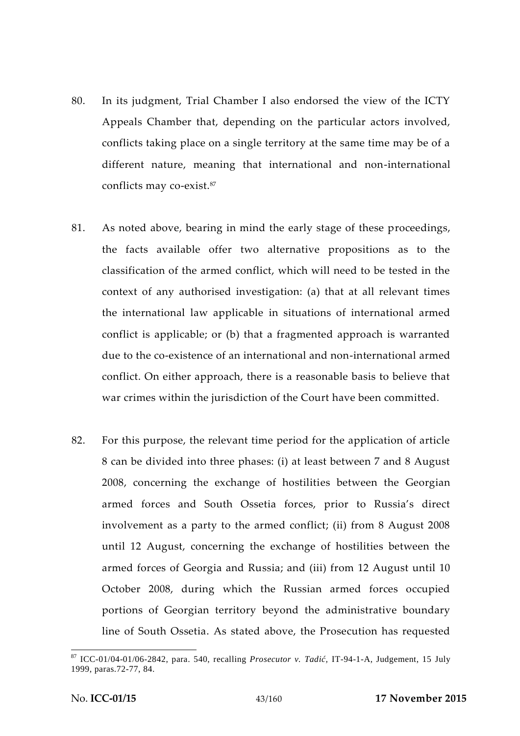80. In its judgment, Trial Chamber I also endorsed the view of the ICTY Appeals Chamber that, depending on the particular actors involved, conflicts taking place on a single territory at the same time may be of a different nature, meaning that international and non-international conflicts may co-exist.[87]

81. As noted above, bearing in mind the early stage of these proceedings, the facts available offer two alternative propositions as to the classification of the armed conflict, which will need to be tested in the context of any authorised investigation: (a) that at all relevant times the international law applicable in situations of international armed conflict is applicable; or (b) that a fragmented approach is warranted due to the co-existence of an international and non-international armed conflict. On either approach, there is a reasonable basis to believe that war crimes within the jurisdiction of the Court have been committed.

82. For this purpose, the relevant time period for the application of article 8 can be divided into three phases: (i) at least between 7 and 8 August 2008, concerning the exchange of hostilities between the Georgian armed forces and South Ossetia forces, prior to Russia's direct involvement as a party to the armed conflict; (ii) from 8 August 2008 until 12 August, concerning the exchange of hostilities between the armed forces of Georgia and Russia; and (iii) from 12 August until 10 October 2008, during which the Russian armed forces occupied portions of Georgian territory beyond the administrative boundary line of South Ossetia. As stated above, the Prosecution has requested

---

[87] ICC-01/04-01/06-2842, para. 540, recalling *Prosecutor v. Tadić*, IT-94-1-A, Judgement, 15 July 1999, paras.72-77, 84.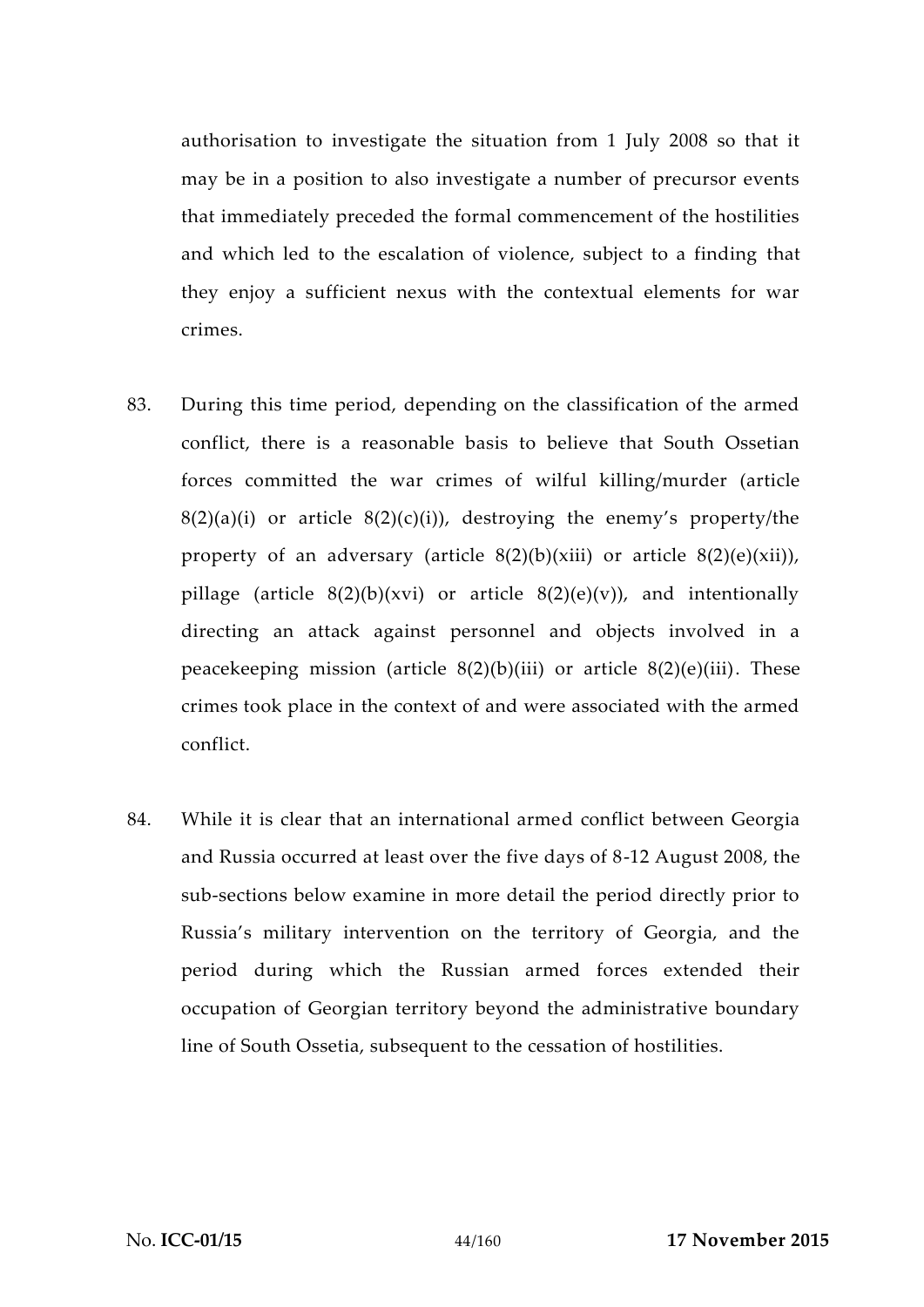authorisation to investigate the situation from 1 July 2008 so that it may be in a position to also investigate a number of precursor events that immediately preceded the formal commencement of the hostilities and which led to the escalation of violence, subject to a finding that they enjoy a sufficient nexus with the contextual elements for war crimes.

83. During this time period, depending on the classification of the armed conflict, there is a reasonable basis to believe that South Ossetian forces committed the war crimes of wilful killing/murder (article 8(2)(a)(i) or article 8(2)(c)(i)), destroying the enemy's property/the property of an adversary (article 8(2)(b)(xiii) or article 8(2)(e)(xii)), pillage (article 8(2)(b)(xvi) or article 8(2)(e)(v)), and intentionally directing an attack against personnel and objects involved in a peacekeeping mission (article 8(2)(b)(iii) or article 8(2)(e)(iii). These crimes took place in the context of and were associated with the armed conflict.

84. While it is clear that an international armed conflict between Georgia and Russia occurred at least over the five days of 8-12 August 2008, the sub-sections below examine in more detail the period directly prior to Russia's military intervention on the territory of Georgia, and the period during which the Russian armed forces extended their occupation of Georgian territory beyond the administrative boundary line of South Ossetia, subsequent to the cessation of hostilities.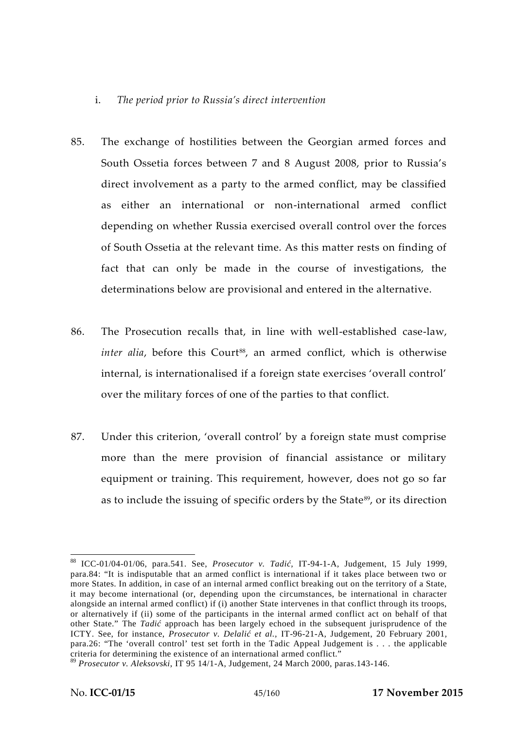i. *The period prior to Russia's direct intervention*

85. The exchange of hostilities between the Georgian armed forces and South Ossetia forces between 7 and 8 August 2008, prior to Russia's direct involvement as a party to the armed conflict, may be classified as either an international or non-international armed conflict depending on whether Russia exercised overall control over the forces of South Ossetia at the relevant time. As this matter rests on finding of fact that can only be made in the course of investigations, the determinations below are provisional and entered in the alternative.

86. The Prosecution recalls that, in line with well-established case-law, *inter alia*, before this Court[88], an armed conflict, which is otherwise internal, is internationalised if a foreign state exercises 'overall control' over the military forces of one of the parties to that conflict.

87. Under this criterion, 'overall control' by a foreign state must comprise more than the mere provision of financial assistance or military equipment or training. This requirement, however, does not go so far as to include the issuing of specific orders by the State[89], or its direction

---

[88] ICC-01/04-01/06, para.541. See, *Prosecutor v. Tadić*, IT-94-1-A, Judgement, 15 July 1999, para.84: "It is indisputable that an armed conflict is international if it takes place between two or more States. In addition, in case of an internal armed conflict breaking out on the territory of a State, it may become international (or, depending upon the circumstances, be international in character alongside an internal armed conflict) if (i) another State intervenes in that conflict through its troops, or alternatively if (ii) some of the participants in the internal armed conflict act on behalf of that other State." The *Tadić* approach has been largely echoed in the subsequent jurisprudence of the ICTY. See, for instance, *Prosecutor v. Delalić et al.*, IT-96-21-A, Judgement, 20 February 2001, para.26: "The 'overall control' test set forth in the Tadic Appeal Judgement is . . . the applicable criteria for determining the existence of an international armed conflict."

[89] *Prosecutor v. Aleksovski*, IT 95 14/1-A, Judgement, 24 March 2000, paras.143-146.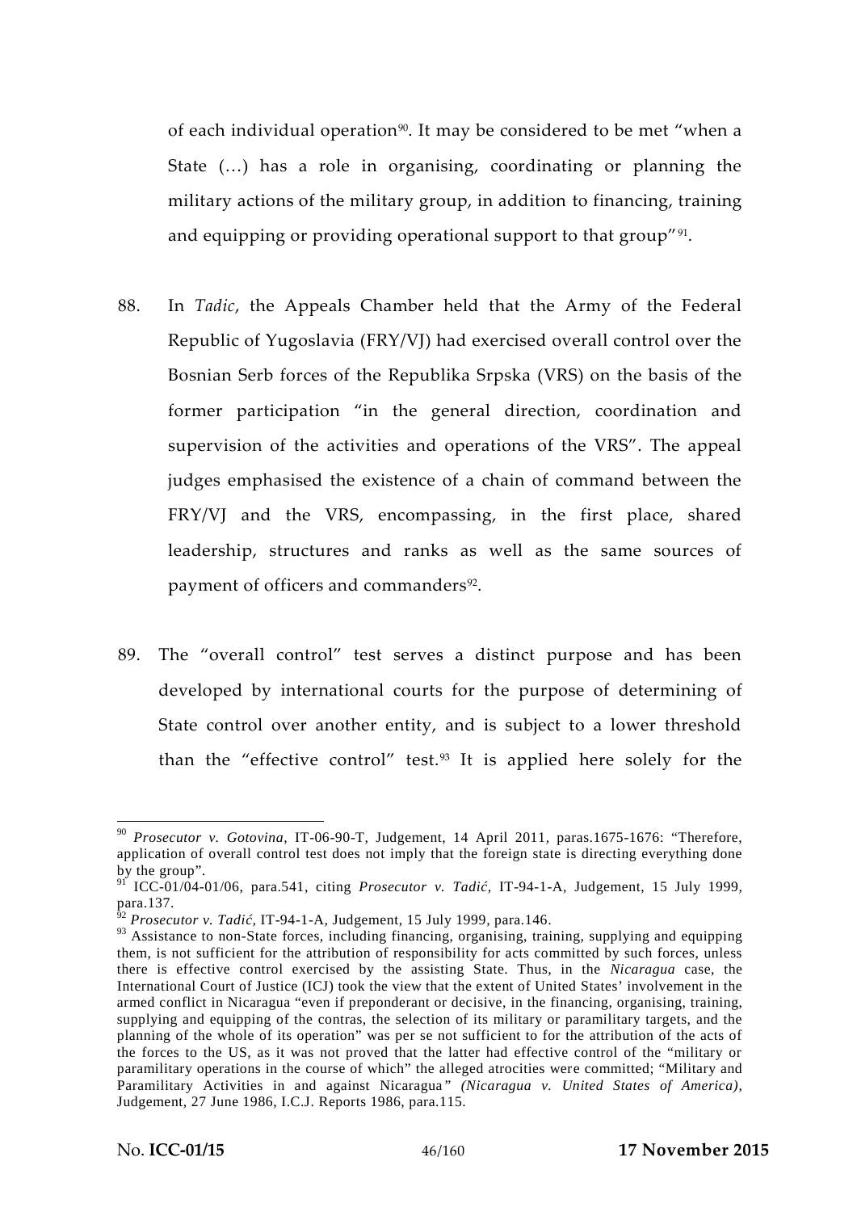of each individual operation[90]. It may be considered to be met "when a State (…) has a role in organising, coordinating or planning the military actions of the military group, in addition to financing, training and equipping or providing operational support to that group"[91].

88. In *Tadic*, the Appeals Chamber held that the Army of the Federal Republic of Yugoslavia (FRY/VJ) had exercised overall control over the Bosnian Serb forces of the Republika Srpska (VRS) on the basis of the former participation "in the general direction, coordination and supervision of the activities and operations of the VRS". The appeal judges emphasised the existence of a chain of command between the FRY/VJ and the VRS, encompassing, in the first place, shared leadership, structures and ranks as well as the same sources of payment of officers and commanders[92].

89. The "overall control" test serves a distinct purpose and has been developed by international courts for the purpose of determining of State control over another entity, and is subject to a lower threshold than the "effective control" test.[93] It is applied here solely for the

---

[90] *Prosecutor v. Gotovina*, IT-06-90-T, Judgement, 14 April 2011, paras.1675-1676: "Therefore, application of overall control test does not imply that the foreign state is directing everything done by the group".

[91] ICC-01/04-01/06, para.541, citing *Prosecutor v. Tadić*, IT-94-1-A, Judgement, 15 July 1999, para.137.

[92] *Prosecutor v. Tadić*, IT-94-1-A, Judgement, 15 July 1999, para.146.

[93] Assistance to non-State forces, including financing, organising, training, supplying and equipping them, is not sufficient for the attribution of responsibility for acts committed by such forces, unless there is effective control exercised by the assisting State. Thus, in the *Nicaragua* case, the International Court of Justice (ICJ) took the view that the extent of United States' involvement in the armed conflict in Nicaragua "even if preponderant or decisive, in the financing, organising, training, supplying and equipping of the contras, the selection of its military or paramilitary targets, and the planning of the whole of its operation" was per se not sufficient to for the attribution of the acts of the forces to the US, as it was not proved that the latter had effective control of the "military or paramilitary operations in the course of which" the alleged atrocities were committed; "Military and Paramilitary Activities in and against Nicaragua" *(Nicaragua v. United States of America)*, Judgement, 27 June 1986, I.C.J. Reports 1986, para.115.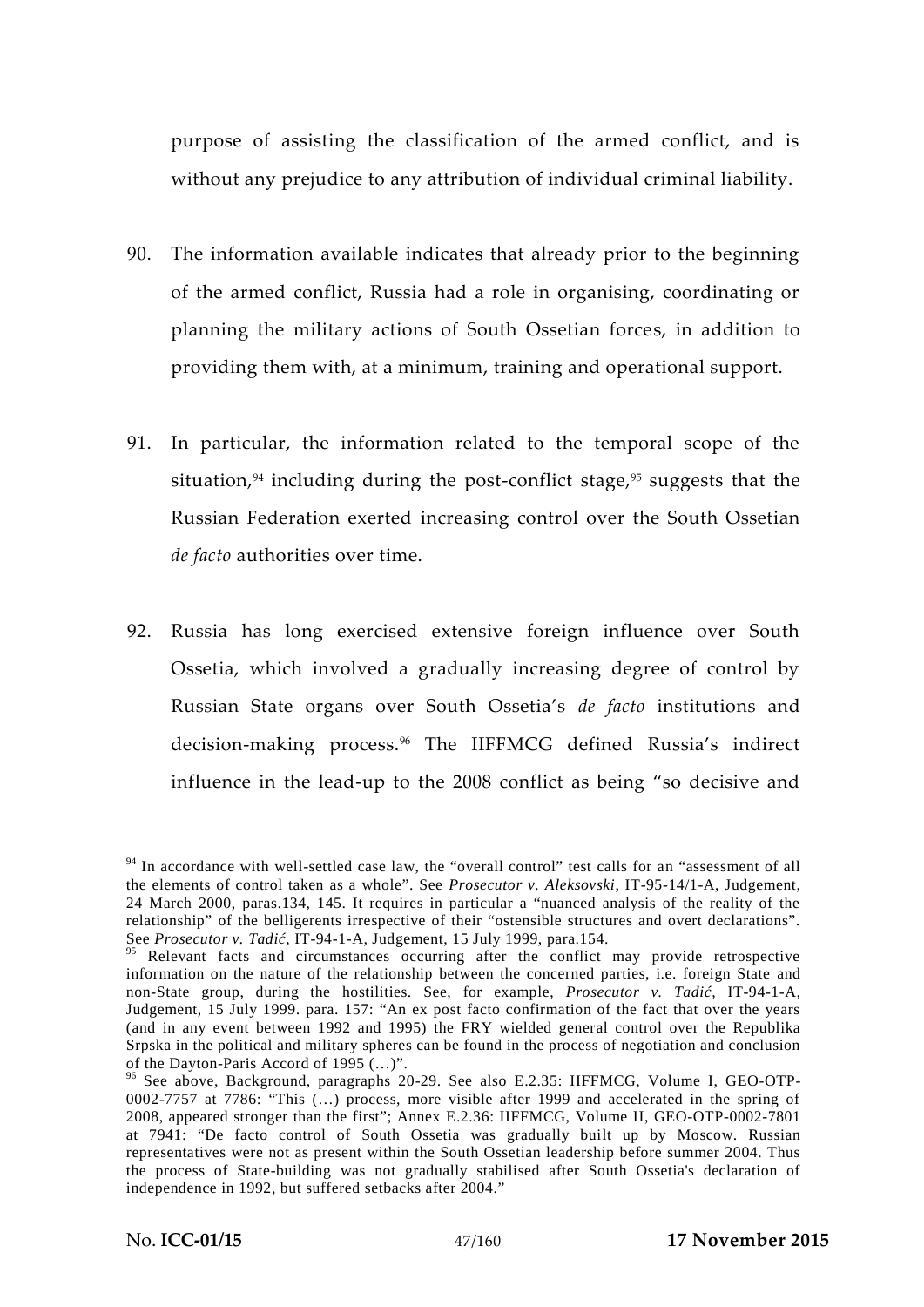purpose of assisting the classification of the armed conflict, and is without any prejudice to any attribution of individual criminal liability.

90. The information available indicates that already prior to the beginning of the armed conflict, Russia had a role in organising, coordinating or planning the military actions of South Ossetian forces, in addition to providing them with, at a minimum, training and operational support.

91. In particular, the information related to the temporal scope of the situation,[94] including during the post-conflict stage,[95] suggests that the Russian Federation exerted increasing control over the South Ossetian *de facto* authorities over time.

92. Russia has long exercised extensive foreign influence over South Ossetia, which involved a gradually increasing degree of control by Russian State organs over South Ossetia's *de facto* institutions and decision-making process.[96] The IIFFMCG defined Russia's indirect influence in the lead-up to the 2008 conflict as being "so decisive and

---

[94] In accordance with well-settled case law, the "overall control" test calls for an "assessment of all the elements of control taken as a whole". See *Prosecutor v. Aleksovski*, IT-95-14/1-A, Judgement, 24 March 2000, paras.134, 145. It requires in particular a "nuanced analysis of the reality of the relationship" of the belligerents irrespective of their "ostensible structures and overt declarations". See *Prosecutor v. Tadić*, IT-94-1-A, Judgement, 15 July 1999, para.154.

[95] Relevant facts and circumstances occurring after the conflict may provide retrospective information on the nature of the relationship between the concerned parties, i.e. foreign State and non-State group, during the hostilities. See, for example, *Prosecutor v. Tadić*, IT-94-1-A, Judgement, 15 July 1999. para. 157: "An ex post facto confirmation of the fact that over the years (and in any event between 1992 and 1995) the FRY wielded general control over the Republika Srpska in the political and military spheres can be found in the process of negotiation and conclusion of the Dayton-Paris Accord of 1995 (…)".

[96] See above, Background, paragraphs 20-29. See also E.2.35: IIFFMCG, Volume I, GEO-OTP-0002-7757 at 7786: "This (…) process, more visible after 1999 and accelerated in the spring of 2008, appeared stronger than the first"; Annex E.2.36: IIFFMCG, Volume II, GEO-OTP-0002-7801 at 7941: "De facto control of South Ossetia was gradually built up by Moscow. Russian representatives were not as present within the South Ossetian leadership before summer 2004. Thus the process of State-building was not gradually stabilised after South Ossetia's declaration of independence in 1992, but suffered setbacks after 2004."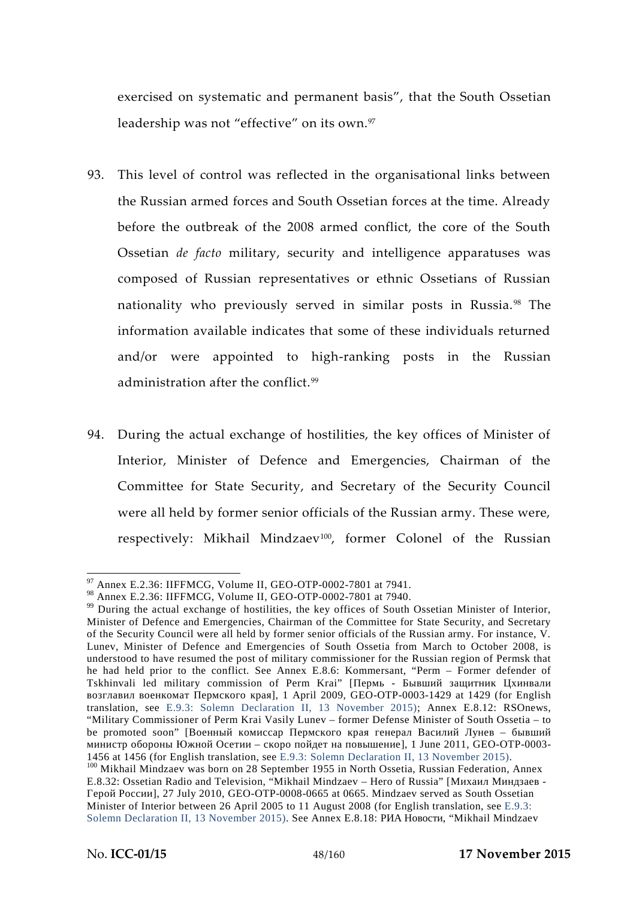exercised on systematic and permanent basis", that the South Ossetian leadership was not "effective" on its own.[97]

93. This level of control was reflected in the organisational links between the Russian armed forces and South Ossetian forces at the time. Already before the outbreak of the 2008 armed conflict, the core of the South Ossetian *de facto* military, security and intelligence apparatuses was composed of Russian representatives or ethnic Ossetians of Russian nationality who previously served in similar posts in Russia.[98] The information available indicates that some of these individuals returned and/or were appointed to high-ranking posts in the Russian administration after the conflict.[99]

94. During the actual exchange of hostilities, the key offices of Minister of Interior, Minister of Defence and Emergencies, Chairman of the Committee for State Security, and Secretary of the Security Council were all held by former senior officials of the Russian army. These were, respectively: Mikhail Mindzaev[100], former Colonel of the Russian

---

[97] Annex E.2.36: IIFFMCG, Volume II, GEO-OTP-0002-7801 at 7941.

[98] Annex E.2.36: IIFFMCG, Volume II, GEO-OTP-0002-7801 at 7940.

[99] During the actual exchange of hostilities, the key offices of South Ossetian Minister of Interior, Minister of Defence and Emergencies, Chairman of the Committee for State Security, and Secretary of the Security Council were all held by former senior officials of the Russian army. For instance, V. Lunev, Minister of Defence and Emergencies of South Ossetia from March to October 2008, is understood to have resumed the post of military commissioner for the Russian region of Permsk that he had held prior to the conflict. See Annex E.8.6: Kommersant, "Perm – Former defender of Tskhinvali led military commission of Perm Krai" [Пермь - Бывший защитник Цхинвали возглавил военкомат Пермского края], 1 April 2009, GEO-OTP-0003-1429 at 1429 (for English translation, see E.9.3: Solemn Declaration II, 13 November 2015); Annex E.8.12: RSOnews, "Military Commissioner of Perm Krai Vasily Lunev – former Defense Minister of South Ossetia – to be promoted soon" [Военный комиссар Пермского края генерал Василий Лунев – бывший министр обороны Южной Осетии – скоро пойдет на повышение], 1 June 2011, GEO-OTP-0003-1456 at 1456 (for English translation, see E.9.3: Solemn Declaration II, 13 November 2015).

[100] Mikhail Mindzaev was born on 28 September 1955 in North Ossetia, Russian Federation, Annex E.8.32: Ossetian Radio and Television, "Mikhail Mindzaev – Hero of Russia" [Михаил Миндзаев - Герой России], 27 July 2010, GEO-OTP-0008-0665 at 0665. Mindzaev served as South Ossetian Minister of Interior between 26 April 2005 to 11 August 2008 (for English translation, see E.9.3: Solemn Declaration II, 13 November 2015). See Annex E.8.18: РИА Новости, "Mikhail Mindzaev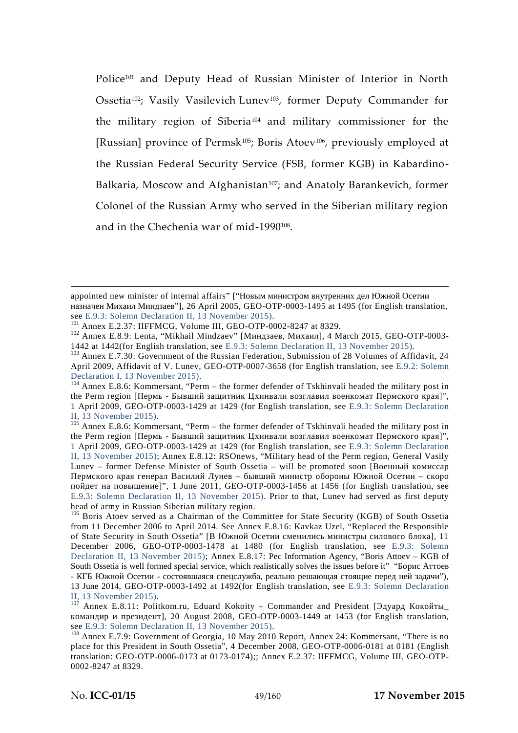Police[101] and Deputy Head of Russian Minister of Interior in North Ossetia[102]; Vasily Vasilevich Lunev[103], former Deputy Commander for the military region of Siberia[104] and military commissioner for the [Russian] province of Permsk[105]; Boris Atoev[106], previously employed at the Russian Federal Security Service (FSB, former KGB) in Kabardino-Balkaria, Moscow and Afghanistan[107]; and Anatoly Barankevich, former Colonel of the Russian Army who served in the Siberian military region and in the Chechenia war of mid-1990[108].

---

appointed new minister of internal affairs" ["Новым министром внутренних дел Южной Осетии назначен Михаил Миндзаев"], 26 April 2005, GEO-OTP-0003-1495 at 1495 (for English translation, see E.9.3: Solemn Declaration II, 13 November 2015).

[101] Annex E.2.37: IIFFMCG, Volume III, GEO-OTP-0002-8247 at 8329.

[102] Annex E.8.9: Lenta, "Mikhail Mindzaev" [Миндзаев, Михаил], 4 March 2015, GEO-OTP-0003-1442 at 1442(for English translation, see E.9.3: Solemn Declaration II, 13 November 2015).

[103] Annex E.7.30: Government of the Russian Federation, Submission of 28 Volumes of Affidavit, 24 April 2009, Affidavit of V. Lunev, GEO-OTP-0007-3658 (for English translation, see E.9.2: Solemn Declaration I, 13 November 2015).

[104] Annex E.8.6: Kommersant, "Perm – the former defender of Tskhinvali headed the military post in the Perm region [Пермь - Бывший защитник Цхинвали возглавил военкомат Пермского края]", 1 April 2009, GEO-OTP-0003-1429 at 1429 (for English translation, see E.9.3: Solemn Declaration II, 13 November 2015).

[105] Annex E.8.6: Kommersant, "Perm – the former defender of Tskhinvali headed the military post in the Perm region [Пермь - Бывший защитник Цхинвали возглавил военкомат Пермского края]", 1 April 2009, GEO-OTP-0003-1429 at 1429 (for English translation, see E.9.3: Solemn Declaration II, 13 November 2015); Annex E.8.12: RSOnews, "Military head of the Perm region, General Vasily Lunev – former Defense Minister of South Ossetia – will be promoted soon [Военный комиссар Пермского края генерал Василий Лунев – бывший министр обороны Южной Осетии – скоро пойдет на повышение]", 1 June 2011, GEO-OTP-0003-1456 at 1456 (for English translation, see E.9.3: Solemn Declaration II, 13 November 2015). Prior to that, Lunev had served as first deputy head of army in Russian Siberian military region.

[106] Boris Atoev served as a Chairman of the Committee for State Security (KGB) of South Ossetia from 11 December 2006 to April 2014. See Annex E.8.16: Kavkaz Uzel, "Replaced the Responsible of State Security in South Ossetia" [В Южной Осетии сменились министры силового блока], 11 December 2006, GEO-OTP-0003-1478 at 1480 (for English translation, see E.9.3: Solemn Declaration II, 13 November 2015); Annex E.8.17: Pec Information Agency, "Boris Attoev – KGB of South Ossetia is well formed special service, which realistically solves the issues before it" "Борис Аттоев - КГБ Южной Осетии - состоявшаяся спецслужба, реально решающая стоящие перед ней задачи"), 13 June 2014, GEO-OTP-0003-1492 at 1492(for English translation, see E.9.3: Solemn Declaration II, 13 November 2015).

[107] Annex E.8.11: Politkom.ru, Eduard Kokoity – Commander and President [Эдуард Кокойты_ командир и президент], 20 August 2008, GEO-OTP-0003-1449 at 1453 (for English translation, see E.9.3: Solemn Declaration II, 13 November 2015).

[108] Annex E.7.9: Government of Georgia, 10 May 2010 Report, Annex 24: Kommersant, "There is no place for this President in South Ossetia", 4 December 2008, GEO-OTP-0006-0181 at 0181 (English translation: GEO-OTP-0006-0173 at 0173-0174);; Annex E.2.37: IIFFMCG, Volume III, GEO-OTP-0002-8247 at 8329.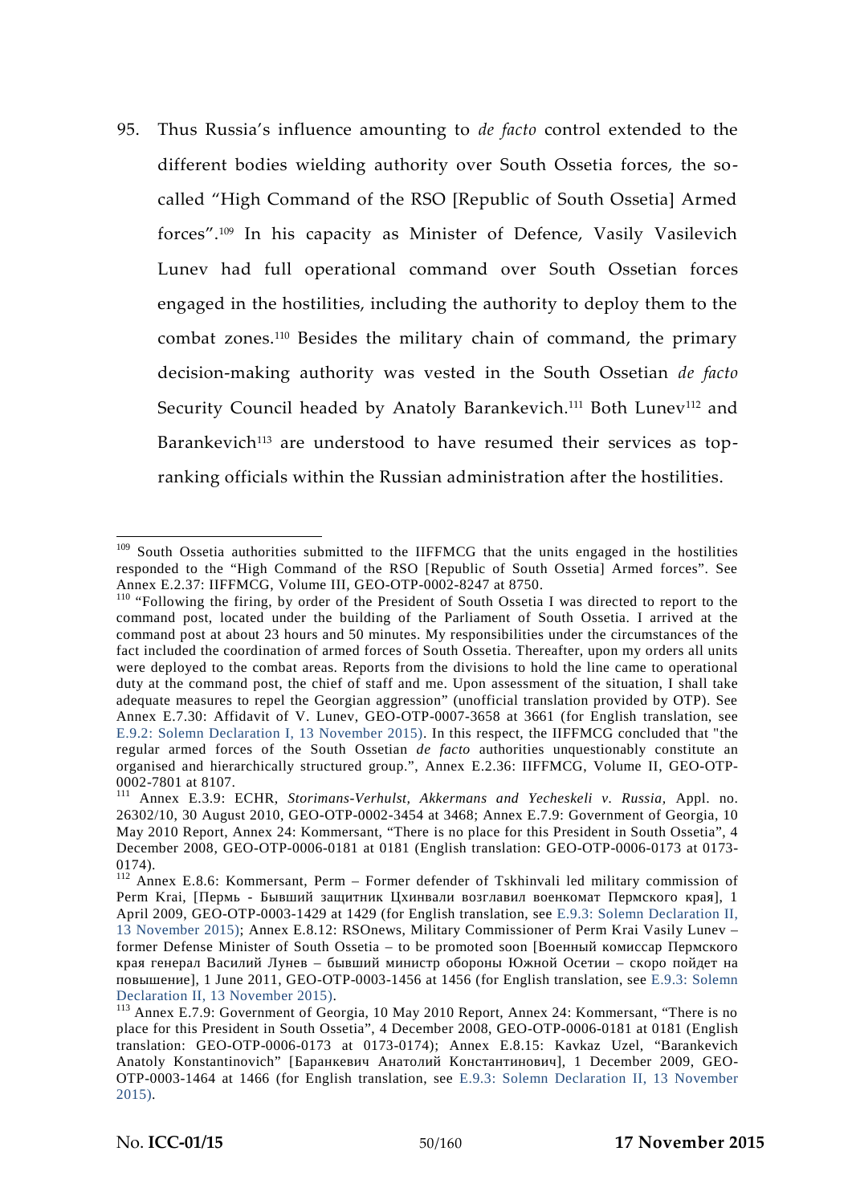95. Thus Russia's influence amounting to *de facto* control extended to the different bodies wielding authority over South Ossetia forces, the so-called "High Command of the RSO [Republic of South Ossetia] Armed forces".[109] In his capacity as Minister of Defence, Vasily Vasilevich Lunev had full operational command over South Ossetian forces engaged in the hostilities, including the authority to deploy them to the combat zones.[110] Besides the military chain of command, the primary decision-making authority was vested in the South Ossetian *de facto* Security Council headed by Anatoly Barankevich.[111] Both Lunev[112] and Barankevich[113] are understood to have resumed their services as top-ranking officials within the Russian administration after the hostilities.

---

[109] South Ossetia authorities submitted to the IIFFMCG that the units engaged in the hostilities responded to the "High Command of the RSO [Republic of South Ossetia] Armed forces". See Annex E.2.37: IIFFMCG, Volume III, GEO-OTP-0002-8247 at 8750.

[110] "Following the firing, by order of the President of South Ossetia I was directed to report to the command post, located under the building of the Parliament of South Ossetia. I arrived at the command post at about 23 hours and 50 minutes. My responsibilities under the circumstances of the fact included the coordination of armed forces of South Ossetia. Thereafter, upon my orders all units were deployed to the combat areas. Reports from the divisions to hold the line came to operational duty at the command post, the chief of staff and me. Upon assessment of the situation, I shall take adequate measures to repel the Georgian aggression" (unofficial translation provided by OTP). See Annex E.7.30: Affidavit of V. Lunev, GEO-OTP-0007-3658 at 3661 (for English translation, see E.9.2: Solemn Declaration I, 13 November 2015). In this respect, the IIFFMCG concluded that "the regular armed forces of the South Ossetian *de facto* authorities unquestionably constitute an organised and hierarchically structured group.", Annex E.2.36: IIFFMCG, Volume II, GEO-OTP-0002-7801 at 8107.

[111] Annex E.3.9: ECHR, *Storimans-Verhulst, Akkermans and Yecheskeli v. Russia*, Appl. no. 26302/10, 30 August 2010, GEO-OTP-0002-3454 at 3468; Annex E.7.9: Government of Georgia, 10 May 2010 Report, Annex 24: Kommersant, "There is no place for this President in South Ossetia", 4 December 2008, GEO-OTP-0006-0181 at 0181 (English translation: GEO-OTP-0006-0173 at 0173-0174).

[112] Annex E.8.6: Kommersant, Perm – Former defender of Tskhinvali led military commission of Perm Krai, [Пермь - Бывший защитник Цхинвали возглавил военкомат Пермского края], 1 April 2009, GEO-OTP-0003-1429 at 1429 (for English translation, see E.9.3: Solemn Declaration II, 13 November 2015); Annex E.8.12: RSOnews, Military Commissioner of Perm Krai Vasily Lunev – former Defense Minister of South Ossetia – to be promoted soon [Военный комиссар Пермского края генерал Василий Лунев – бывший министр обороны Южной Осетии – скоро пойдет на повышение], 1 June 2011, GEO-OTP-0003-1456 at 1456 (for English translation, see E.9.3: Solemn Declaration II, 13 November 2015).

[113] Annex E.7.9: Government of Georgia, 10 May 2010 Report, Annex 24: Kommersant, "There is no place for this President in South Ossetia", 4 December 2008, GEO-OTP-0006-0181 at 0181 (English translation: GEO-OTP-0006-0173 at 0173-0174); Annex E.8.15: Kavkaz Uzel, "Barankevich Anatoly Konstantinovich" [Баранкевич Анатолий Константинович], 1 December 2009, GEO-OTP-0003-1464 at 1466 (for English translation, see E.9.3: Solemn Declaration II, 13 November 2015).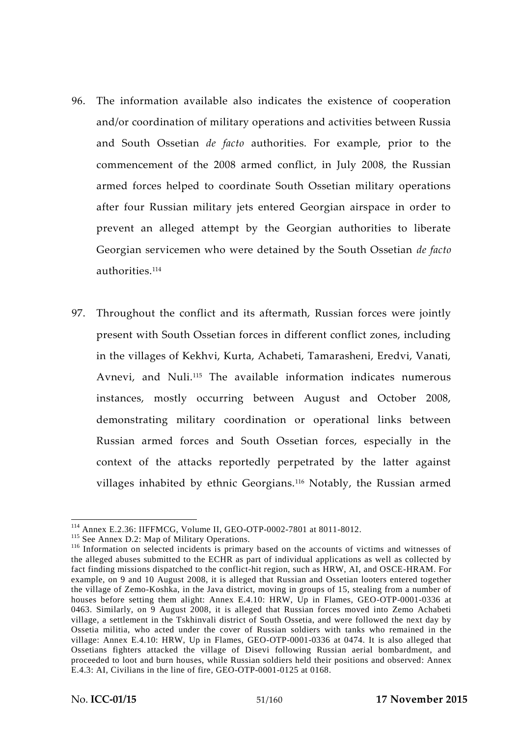96. The information available also indicates the existence of cooperation and/or coordination of military operations and activities between Russia and South Ossetian *de facto* authorities. For example, prior to the commencement of the 2008 armed conflict, in July 2008, the Russian armed forces helped to coordinate South Ossetian military operations after four Russian military jets entered Georgian airspace in order to prevent an alleged attempt by the Georgian authorities to liberate Georgian servicemen who were detained by the South Ossetian *de facto* authorities.[114]

97. Throughout the conflict and its aftermath, Russian forces were jointly present with South Ossetian forces in different conflict zones, including in the villages of Kekhvi, Kurta, Achabeti, Tamarasheni, Eredvi, Vanati, Avnevi, and Nuli.[115] The available information indicates numerous instances, mostly occurring between August and October 2008, demonstrating military coordination or operational links between Russian armed forces and South Ossetian forces, especially in the context of the attacks reportedly perpetrated by the latter against villages inhabited by ethnic Georgians.[116] Notably, the Russian armed

---

[114] Annex E.2.36: IIFFMCG, Volume II, GEO-OTP-0002-7801 at 8011-8012.

[115] See Annex D.2: Map of Military Operations.

[116] Information on selected incidents is primary based on the accounts of victims and witnesses of the alleged abuses submitted to the ECHR as part of individual applications as well as collected by fact finding missions dispatched to the conflict-hit region, such as HRW, AI, and OSCE-HRAM. For example, on 9 and 10 August 2008, it is alleged that Russian and Ossetian looters entered together the village of Zemo-Koshka, in the Java district, moving in groups of 15, stealing from a number of houses before setting them alight: Annex E.4.10: HRW, Up in Flames, GEO-OTP-0001-0336 at 0463. Similarly, on 9 August 2008, it is alleged that Russian forces moved into Zemo Achabeti village, a settlement in the Tskhinvali district of South Ossetia, and were followed the next day by Ossetia militia, who acted under the cover of Russian soldiers with tanks who remained in the village: Annex E.4.10: HRW, Up in Flames, GEO-OTP-0001-0336 at 0474. It is also alleged that Ossetians fighters attacked the village of Disevi following Russian aerial bombardment, and proceeded to loot and burn houses, while Russian soldiers held their positions and observed: Annex E.4.3: AI, Civilians in the line of fire, GEO-OTP-0001-0125 at 0168.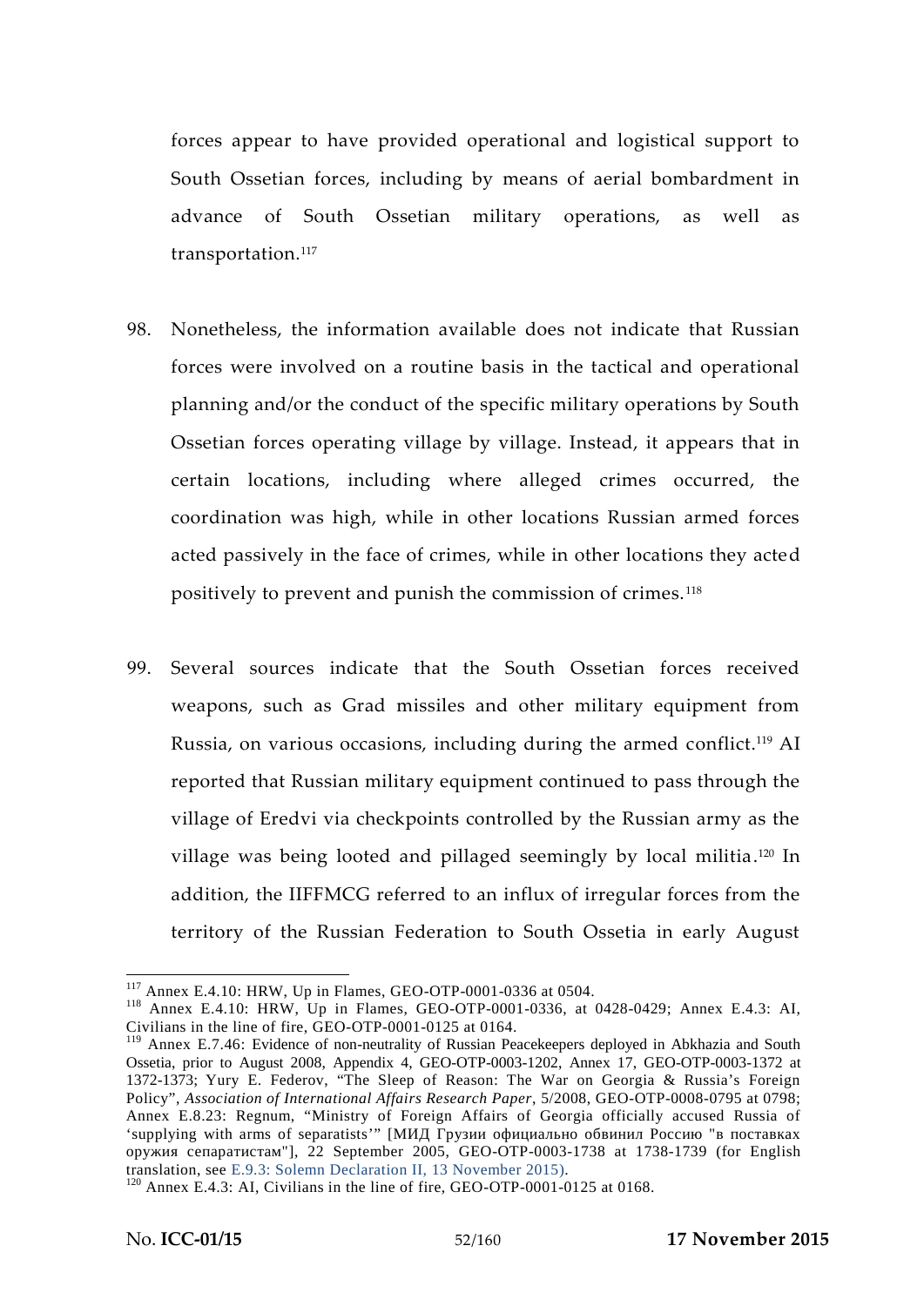forces appear to have provided operational and logistical support to South Ossetian forces, including by means of aerial bombardment in advance of South Ossetian military operations, as well as transportation.[117]

98. Nonetheless, the information available does not indicate that Russian forces were involved on a routine basis in the tactical and operational planning and/or the conduct of the specific military operations by South Ossetian forces operating village by village. Instead, it appears that in certain locations, including where alleged crimes occurred, the coordination was high, while in other locations Russian armed forces acted passively in the face of crimes, while in other locations they acted positively to prevent and punish the commission of crimes.[118]

99. Several sources indicate that the South Ossetian forces received weapons, such as Grad missiles and other military equipment from Russia, on various occasions, including during the armed conflict.[119] AI reported that Russian military equipment continued to pass through the village of Eredvi via checkpoints controlled by the Russian army as the village was being looted and pillaged seemingly by local militia.[120] In addition, the IIFFMCG referred to an influx of irregular forces from the territory of the Russian Federation to South Ossetia in early August

---

[117] Annex E.4.10: HRW, Up in Flames, GEO-OTP-0001-0336 at 0504.

[118] Annex E.4.10: HRW, Up in Flames, GEO-OTP-0001-0336, at 0428-0429; Annex E.4.3: AI, Civilians in the line of fire, GEO-OTP-0001-0125 at 0164.

[119] Annex E.7.46: Evidence of non-neutrality of Russian Peacekeepers deployed in Abkhazia and South Ossetia, prior to August 2008, Appendix 4, GEO-OTP-0003-1202, Annex 17, GEO-OTP-0003-1372 at 1372-1373; Yury E. Federov, "The Sleep of Reason: The War on Georgia & Russia's Foreign Policy", *Association of International Affairs Research Paper*, 5/2008, GEO-OTP-0008-0795 at 0798; Annex E.8.23: Regnum, "Ministry of Foreign Affairs of Georgia officially accused Russia of 'supplying with arms of separatists'" [МИД Грузии официально обвинил Россию "в поставках оружия сепаратистам"], 22 September 2005, GEO-OTP-0003-1738 at 1738-1739 (for English translation, see E.9.3: Solemn Declaration II, 13 November 2015).

[120] Annex E.4.3: AI, Civilians in the line of fire, GEO-OTP-0001-0125 at 0168.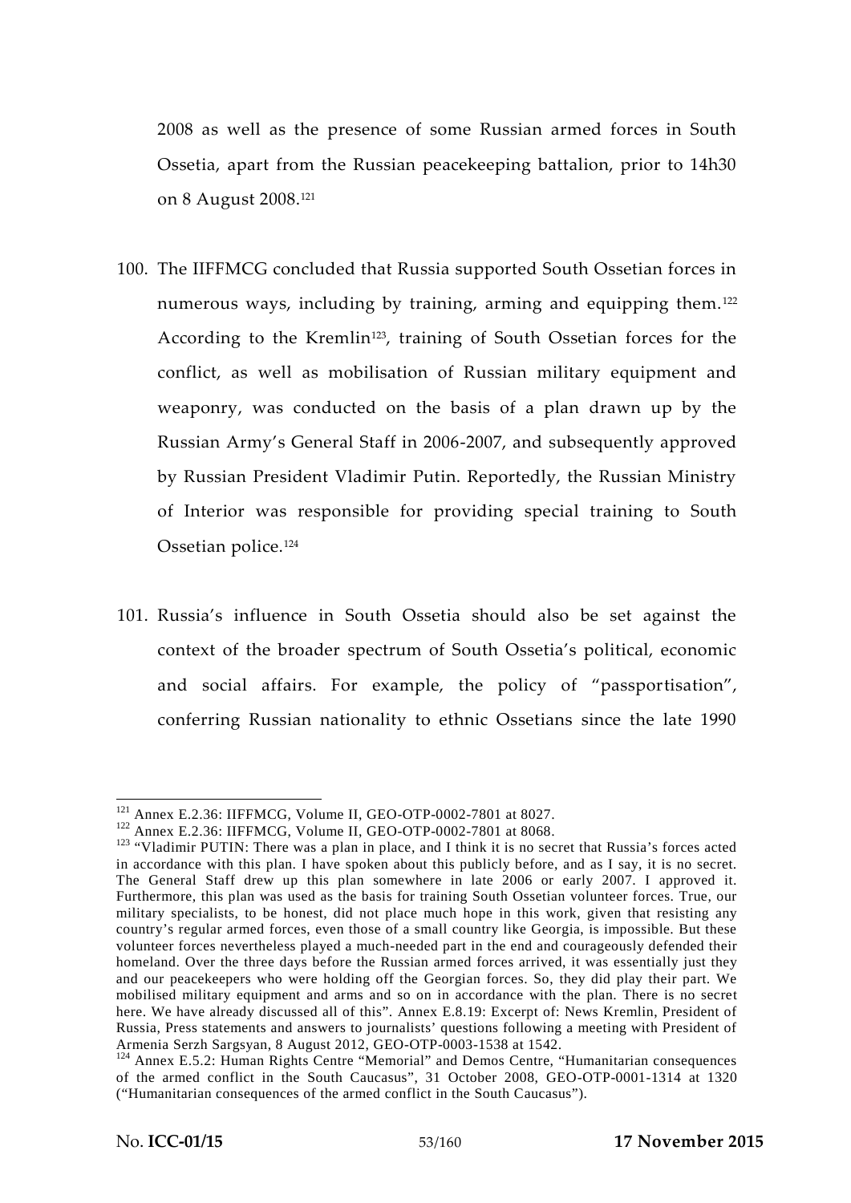2008 as well as the presence of some Russian armed forces in South Ossetia, apart from the Russian peacekeeping battalion, prior to 14h30 on 8 August 2008.[121]

100. The IIFFMCG concluded that Russia supported South Ossetian forces in numerous ways, including by training, arming and equipping them.[122] According to the Kremlin[123], training of South Ossetian forces for the conflict, as well as mobilisation of Russian military equipment and weaponry, was conducted on the basis of a plan drawn up by the Russian Army's General Staff in 2006-2007, and subsequently approved by Russian President Vladimir Putin. Reportedly, the Russian Ministry of Interior was responsible for providing special training to South Ossetian police.[124]

101. Russia's influence in South Ossetia should also be set against the context of the broader spectrum of South Ossetia's political, economic and social affairs. For example, the policy of "passportisation", conferring Russian nationality to ethnic Ossetians since the late 1990

---

[121] Annex E.2.36: IIFFMCG, Volume II, GEO-OTP-0002-7801 at 8027.

[122] Annex E.2.36: IIFFMCG, Volume II, GEO-OTP-0002-7801 at 8068.

[123] "Vladimir PUTIN: There was a plan in place, and I think it is no secret that Russia's forces acted in accordance with this plan. I have spoken about this publicly before, and as I say, it is no secret. The General Staff drew up this plan somewhere in late 2006 or early 2007. I approved it. Furthermore, this plan was used as the basis for training South Ossetian volunteer forces. True, our military specialists, to be honest, did not place much hope in this work, given that resisting any country's regular armed forces, even those of a small country like Georgia, is impossible. But these volunteer forces nevertheless played a much-needed part in the end and courageously defended their homeland. Over the three days before the Russian armed forces arrived, it was essentially just they and our peacekeepers who were holding off the Georgian forces. So, they did play their part. We mobilised military equipment and arms and so on in accordance with the plan. There is no secret here. We have already discussed all of this". Annex E.8.19: Excerpt of: News Kremlin, President of Russia, Press statements and answers to journalists' questions following a meeting with President of Armenia Serzh Sargsyan, 8 August 2012, GEO-OTP-0003-1538 at 1542.

[124] Annex E.5.2: Human Rights Centre "Memorial" and Demos Centre, "Humanitarian consequences of the armed conflict in the South Caucasus", 31 October 2008, GEO-OTP-0001-1314 at 1320 ("Humanitarian consequences of the armed conflict in the South Caucasus").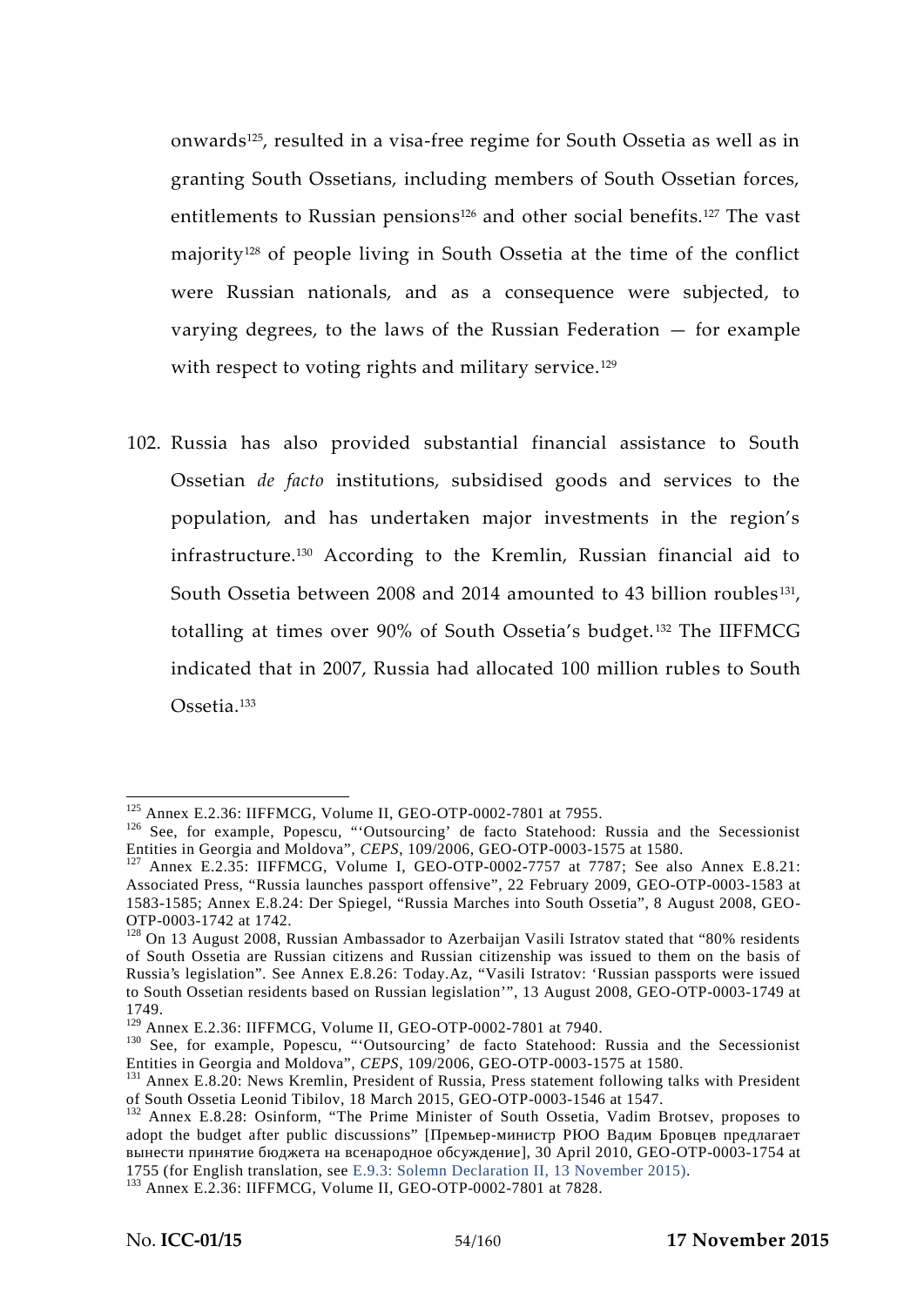onwards[125], resulted in a visa-free regime for South Ossetia as well as in granting South Ossetians, including members of South Ossetian forces, entitlements to Russian pensions[126] and other social benefits.[127] The vast majority[128] of people living in South Ossetia at the time of the conflict were Russian nationals, and as a consequence were subjected, to varying degrees, to the laws of the Russian Federation — for example with respect to voting rights and military service.[129]

102. Russia has also provided substantial financial assistance to South Ossetian *de facto* institutions, subsidised goods and services to the population, and has undertaken major investments in the region's infrastructure.[130] According to the Kremlin, Russian financial aid to South Ossetia between 2008 and 2014 amounted to 43 billion roubles[131], totalling at times over 90% of South Ossetia's budget.[132] The IIFFMCG indicated that in 2007, Russia had allocated 100 million rubles to South Ossetia.[133]

---

[125] Annex E.2.36: IIFFMCG, Volume II, GEO-OTP-0002-7801 at 7955.

[126] See, for example, Popescu, "'Outsourcing' de facto Statehood: Russia and the Secessionist Entities in Georgia and Moldova", *CEPS*, 109/2006, GEO-OTP-0003-1575 at 1580.

[127] Annex E.2.35: IIFFMCG, Volume I, GEO-OTP-0002-7757 at 7787; See also Annex E.8.21: Associated Press, "Russia launches passport offensive", 22 February 2009, GEO-OTP-0003-1583 at 1583-1585; Annex E.8.24: Der Spiegel, "Russia Marches into South Ossetia", 8 August 2008, GEO-OTP-0003-1742 at 1742.

[128] On 13 August 2008, Russian Ambassador to Azerbaijan Vasili Istratov stated that "80% residents of South Ossetia are Russian citizens and Russian citizenship was issued to them on the basis of Russia's legislation". See Annex E.8.26: Today.Az, "Vasili Istratov: 'Russian passports were issued to South Ossetian residents based on Russian legislation'", 13 August 2008, GEO-OTP-0003-1749 at 1749.

[129] Annex E.2.36: IIFFMCG, Volume II, GEO-OTP-0002-7801 at 7940.

[130] See, for example, Popescu, "'Outsourcing' de facto Statehood: Russia and the Secessionist Entities in Georgia and Moldova", *CEPS*, 109/2006, GEO-OTP-0003-1575 at 1580.

[131] Annex E.8.20: News Kremlin, President of Russia, Press statement following talks with President of South Ossetia Leonid Tibilov, 18 March 2015, GEO-OTP-0003-1546 at 1547.

[132] Annex E.8.28: Osinform, "The Prime Minister of South Ossetia, Vadim Brotsev, proposes to adopt the budget after public discussions" [Премьер-министр РЮО Вадим Бровцев предлагает вынести принятие бюджета на всенародное обсуждение], 30 April 2010, GEO-OTP-0003-1754 at 1755 (for English translation, see E.9.3: Solemn Declaration II, 13 November 2015).

[133] Annex E.2.36: IIFFMCG, Volume II, GEO-OTP-0002-7801 at 7828.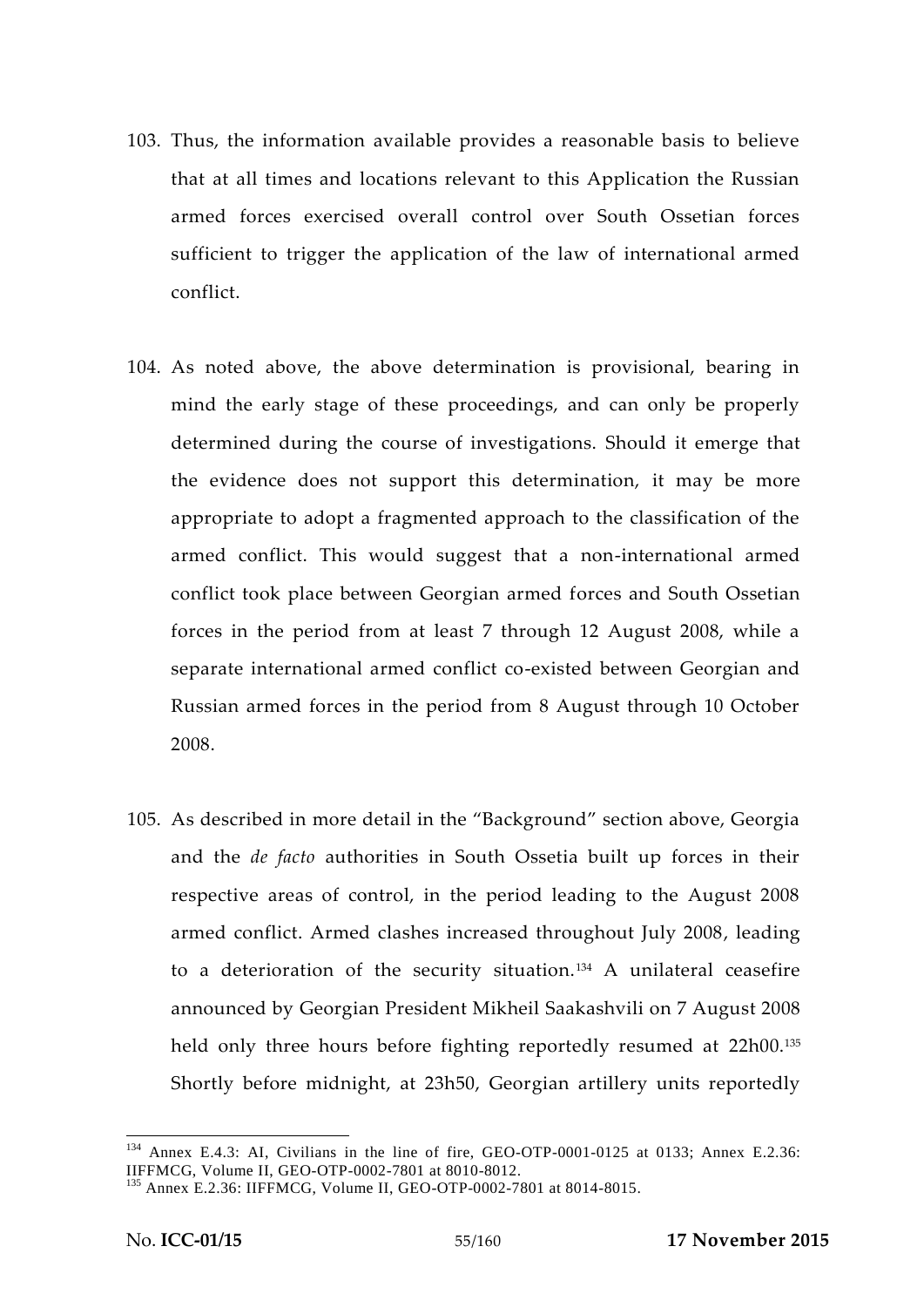103. Thus, the information available provides a reasonable basis to believe that at all times and locations relevant to this Application the Russian armed forces exercised overall control over South Ossetian forces sufficient to trigger the application of the law of international armed conflict.

104. As noted above, the above determination is provisional, bearing in mind the early stage of these proceedings, and can only be properly determined during the course of investigations. Should it emerge that the evidence does not support this determination, it may be more appropriate to adopt a fragmented approach to the classification of the armed conflict. This would suggest that a non-international armed conflict took place between Georgian armed forces and South Ossetian forces in the period from at least 7 through 12 August 2008, while a separate international armed conflict co-existed between Georgian and Russian armed forces in the period from 8 August through 10 October 2008.

105. As described in more detail in the "Background" section above, Georgia and the *de facto* authorities in South Ossetia built up forces in their respective areas of control, in the period leading to the August 2008 armed conflict. Armed clashes increased throughout July 2008, leading to a deterioration of the security situation.[134] A unilateral ceasefire announced by Georgian President Mikheil Saakashvili on 7 August 2008 held only three hours before fighting reportedly resumed at 22h00.[135] Shortly before midnight, at 23h50, Georgian artillery units reportedly

---

[134] Annex E.4.3: AI, Civilians in the line of fire, GEO-OTP-0001-0125 at 0133; Annex E.2.36: IIFFMCG, Volume II, GEO-OTP-0002-7801 at 8010-8012.

[135] Annex E.2.36: IIFFMCG, Volume II, GEO-OTP-0002-7801 at 8014-8015.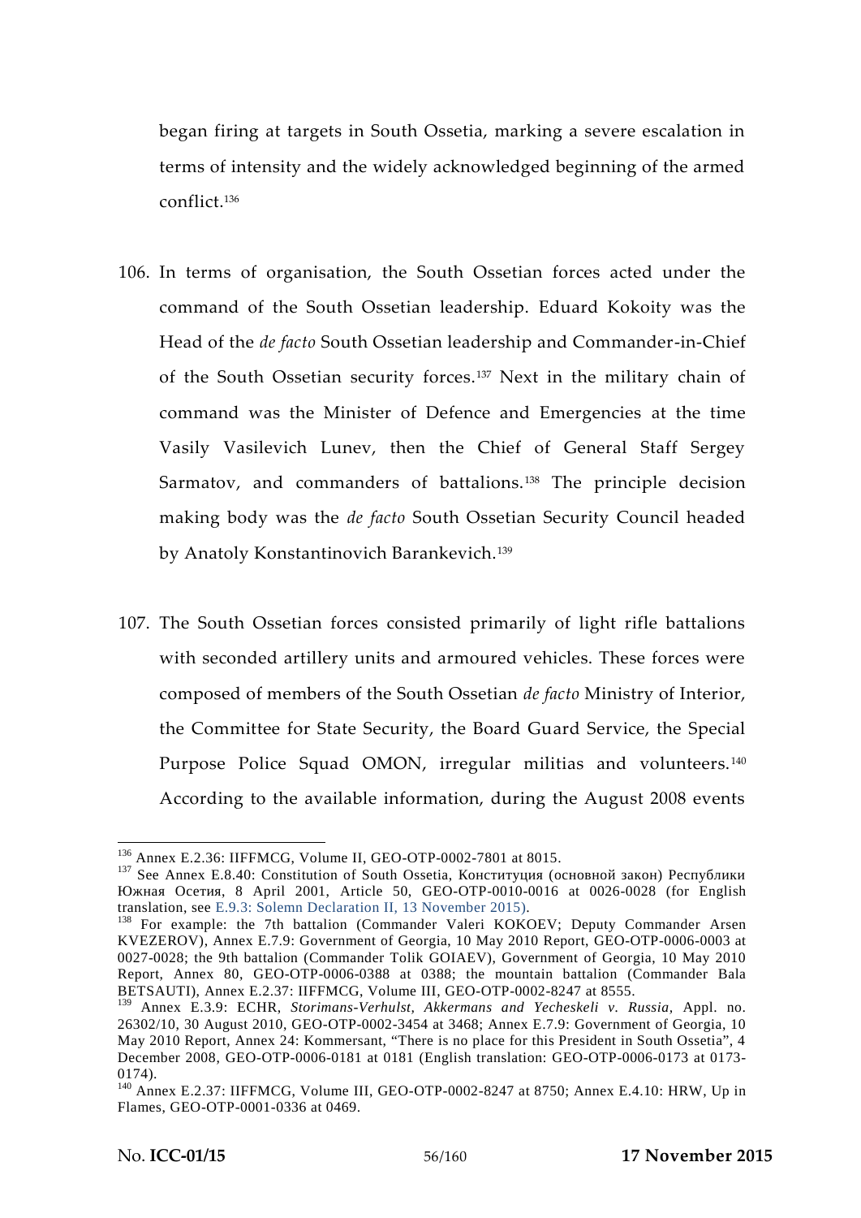began firing at targets in South Ossetia, marking a severe escalation in terms of intensity and the widely acknowledged beginning of the armed conflict.[136]

106. In terms of organisation, the South Ossetian forces acted under the command of the South Ossetian leadership. Eduard Kokoity was the Head of the *de facto* South Ossetian leadership and Commander-in-Chief of the South Ossetian security forces.[137] Next in the military chain of command was the Minister of Defence and Emergencies at the time Vasily Vasilevich Lunev, then the Chief of General Staff Sergey Sarmatov, and commanders of battalions.[138] The principle decision making body was the *de facto* South Ossetian Security Council headed by Anatoly Konstantinovich Barankevich.[139]

107. The South Ossetian forces consisted primarily of light rifle battalions with seconded artillery units and armoured vehicles. These forces were composed of members of the South Ossetian *de facto* Ministry of Interior, the Committee for State Security, the Board Guard Service, the Special Purpose Police Squad OMON, irregular militias and volunteers.[140] According to the available information, during the August 2008 events

---

[136] Annex E.2.36: IIFFMCG, Volume II, GEO-OTP-0002-7801 at 8015.

[137] See Annex E.8.40: Constitution of South Ossetia, Конституция (основной закон) Республики Южная Осетия, 8 April 2001, Article 50, GEO-OTP-0010-0016 at 0026-0028 (for English translation, see E.9.3: Solemn Declaration II, 13 November 2015).

[138] For example: the 7th battalion (Commander Valeri KOKOEV; Deputy Commander Arsen KVEZEROV), Annex E.7.9: Government of Georgia, 10 May 2010 Report, GEO-OTP-0006-0003 at 0027-0028; the 9th battalion (Commander Tolik GOIAEV), Government of Georgia, 10 May 2010 Report, Annex 80, GEO-OTP-0006-0388 at 0388; the mountain battalion (Commander Bala BETSAUTI), Annex E.2.37: IIFFMCG, Volume III, GEO-OTP-0002-8247 at 8555.

[139] Annex E.3.9: ECHR, *Storimans-Verhulst, Akkermans and Yecheskeli v. Russia*, Appl. no. 26302/10, 30 August 2010, GEO-OTP-0002-3454 at 3468; Annex E.7.9: Government of Georgia, 10 May 2010 Report, Annex 24: Kommersant, "There is no place for this President in South Ossetia", 4 December 2008, GEO-OTP-0006-0181 at 0181 (English translation: GEO-OTP-0006-0173 at 0173-0174).

[140] Annex E.2.37: IIFFMCG, Volume III, GEO-OTP-0002-8247 at 8750; Annex E.4.10: HRW, Up in Flames, GEO-OTP-0001-0336 at 0469.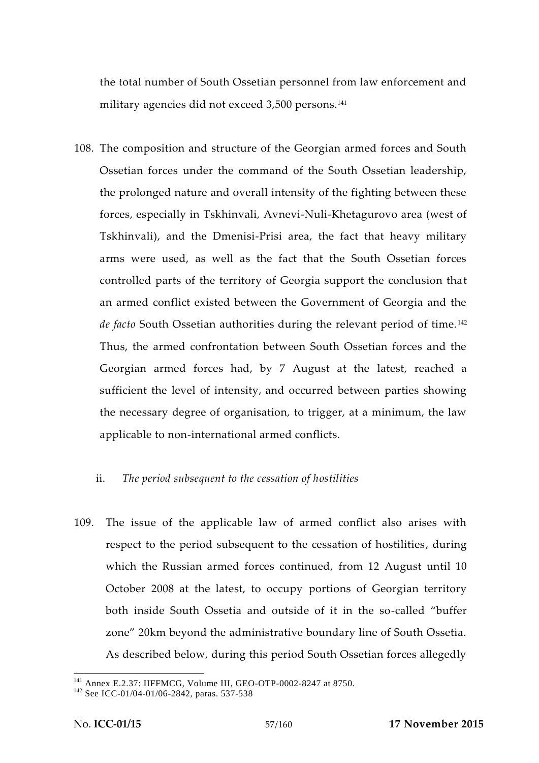the total number of South Ossetian personnel from law enforcement and military agencies did not exceed 3,500 persons.[141]

108. The composition and structure of the Georgian armed forces and South Ossetian forces under the command of the South Ossetian leadership, the prolonged nature and overall intensity of the fighting between these forces, especially in Tskhinvali, Avnevi-Nuli-Khetagurovo area (west of Tskhinvali), and the Dmenisi-Prisi area, the fact that heavy military arms were used, as well as the fact that the South Ossetian forces controlled parts of the territory of Georgia support the conclusion that an armed conflict existed between the Government of Georgia and the *de facto* South Ossetian authorities during the relevant period of time.[142] Thus, the armed confrontation between South Ossetian forces and the Georgian armed forces had, by 7 August at the latest, reached a sufficient the level of intensity, and occurred between parties showing the necessary degree of organisation, to trigger, at a minimum, the law applicable to non-international armed conflicts.

ii. *The period subsequent to the cessation of hostilities*

109. The issue of the applicable law of armed conflict also arises with respect to the period subsequent to the cessation of hostilities, during which the Russian armed forces continued, from 12 August until 10 October 2008 at the latest, to occupy portions of Georgian territory both inside South Ossetia and outside of it in the so-called "buffer zone" 20km beyond the administrative boundary line of South Ossetia. As described below, during this period South Ossetian forces allegedly

---

[141] Annex E.2.37: IIFFMCG, Volume III, GEO-OTP-0002-8247 at 8750.

[142] See ICC-01/04-01/06-2842, paras. 537-538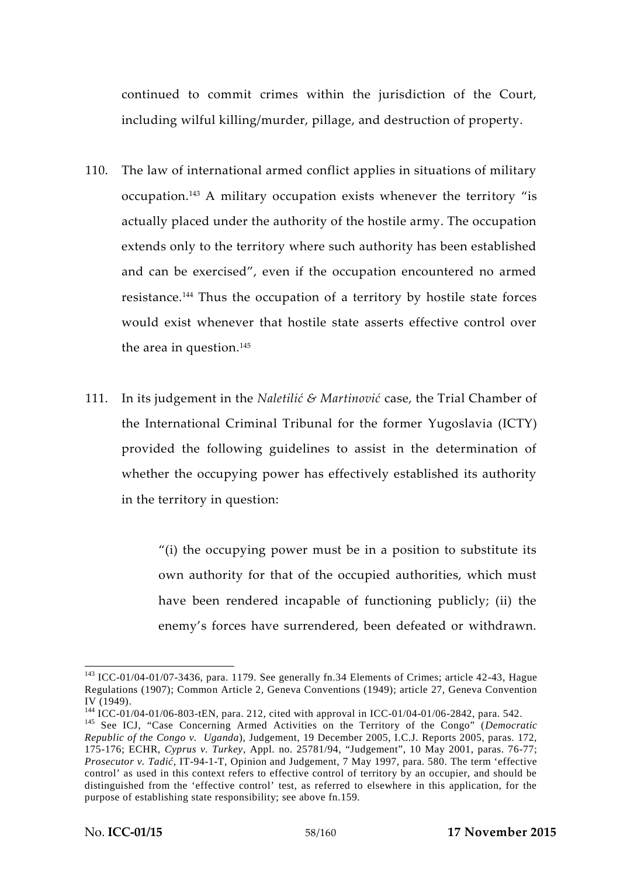continued to commit crimes within the jurisdiction of the Court, including wilful killing/murder, pillage, and destruction of property.

110. The law of international armed conflict applies in situations of military occupation.[143] A military occupation exists whenever the territory "is actually placed under the authority of the hostile army. The occupation extends only to the territory where such authority has been established and can be exercised", even if the occupation encountered no armed resistance.[144] Thus the occupation of a territory by hostile state forces would exist whenever that hostile state asserts effective control over the area in question.[145]

111. In its judgement in the *Naletilić & Martinović* case, the Trial Chamber of the International Criminal Tribunal for the former Yugoslavia (ICTY) provided the following guidelines to assist in the determination of whether the occupying power has effectively established its authority in the territory in question:

> "(i) the occupying power must be in a position to substitute its own authority for that of the occupied authorities, which must have been rendered incapable of functioning publicly; (ii) the enemy's forces have surrendered, been defeated or withdrawn.

---

[143] ICC-01/04-01/07-3436, para. 1179. See generally fn.34 Elements of Crimes; article 42-43, Hague Regulations (1907); Common Article 2, Geneva Conventions (1949); article 27, Geneva Convention IV (1949).

[144] ICC-01/04-01/06-803-tEN, para. 212, cited with approval in ICC-01/04-01/06-2842, para. 542.

[145] See ICJ, "Case Concerning Armed Activities on the Territory of the Congo" (*Democratic Republic of the Congo v. Uganda*), Judgement, 19 December 2005, I.C.J. Reports 2005, paras. 172, 175-176; ECHR, *Cyprus v. Turkey*, Appl. no. 25781/94, "Judgement", 10 May 2001, paras. 76-77; *Prosecutor v. Tadić*, IT-94-1-T, Opinion and Judgement, 7 May 1997, para. 580. The term 'effective control' as used in this context refers to effective control of territory by an occupier, and should be distinguished from the 'effective control' test, as referred to elsewhere in this application, for the purpose of establishing state responsibility; see above fn.159.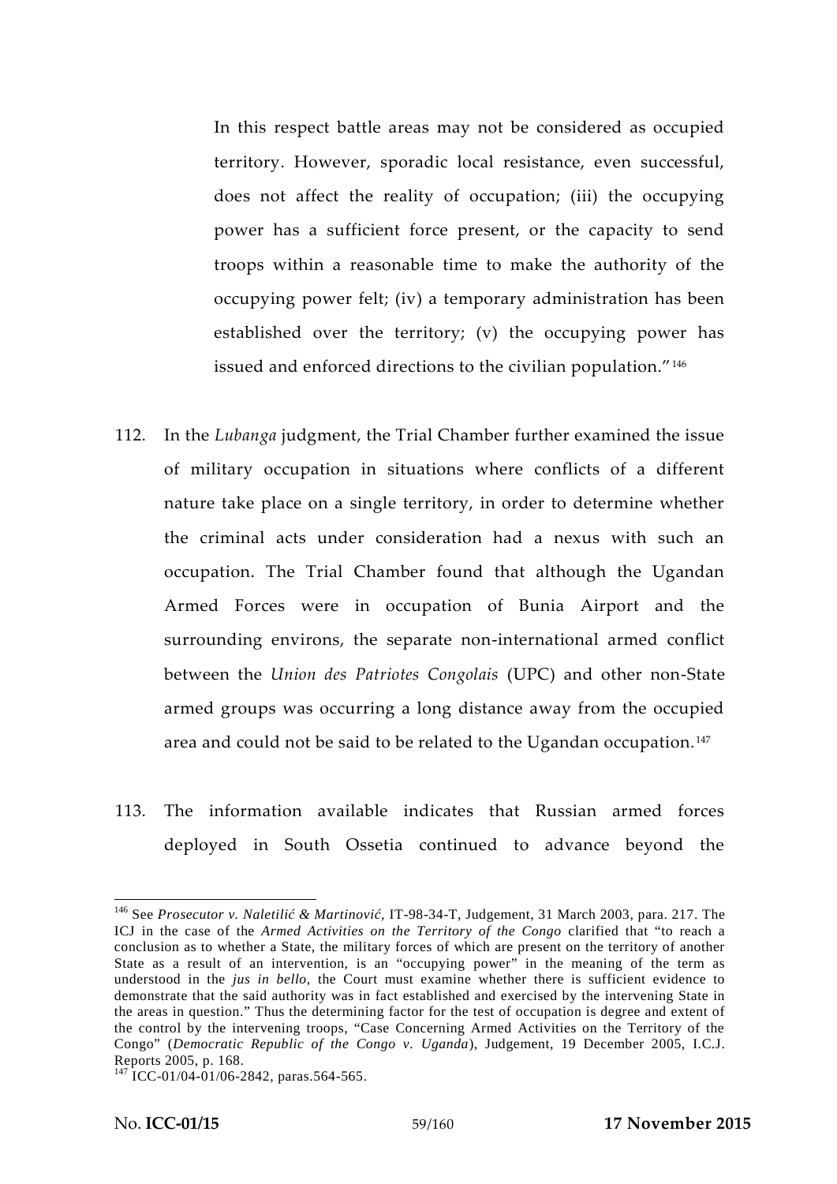In this respect battle areas may not be considered as occupied territory. However, sporadic local resistance, even successful, does not affect the reality of occupation; (iii) the occupying power has a sufficient force present, or the capacity to send troops within a reasonable time to make the authority of the occupying power felt; (iv) a temporary administration has been established over the territory; (v) the occupying power has issued and enforced directions to the civilian population."[146]

112. In the *Lubanga* judgment, the Trial Chamber further examined the issue of military occupation in situations where conflicts of a different nature take place on a single territory, in order to determine whether the criminal acts under consideration had a nexus with such an occupation. The Trial Chamber found that although the Ugandan Armed Forces were in occupation of Bunia Airport and the surrounding environs, the separate non-international armed conflict between the *Union des Patriotes Congolais* (UPC) and other non-State armed groups was occurring a long distance away from the occupied area and could not be said to be related to the Ugandan occupation.[147]

113. The information available indicates that Russian armed forces deployed in South Ossetia continued to advance beyond the

---

[146] See *Prosecutor v. Naletilić & Martinović*, IT-98-34-T, Judgement, 31 March 2003, para. 217. The ICJ in the case of the *Armed Activities on the Territory of the Congo* clarified that "to reach a conclusion as to whether a State, the military forces of which are present on the territory of another State as a result of an intervention, is an "occupying power" in the meaning of the term as understood in the *jus in bello*, the Court must examine whether there is sufficient evidence to demonstrate that the said authority was in fact established and exercised by the intervening State in the areas in question." Thus the determining factor for the test of occupation is degree and extent of the control by the intervening troops, "Case Concerning Armed Activities on the Territory of the Congo" (*Democratic Republic of the Congo v. Uganda*), Judgement, 19 December 2005, I.C.J. Reports 2005, p. 168.

[147] ICC-01/04-01/06-2842, paras.564-565.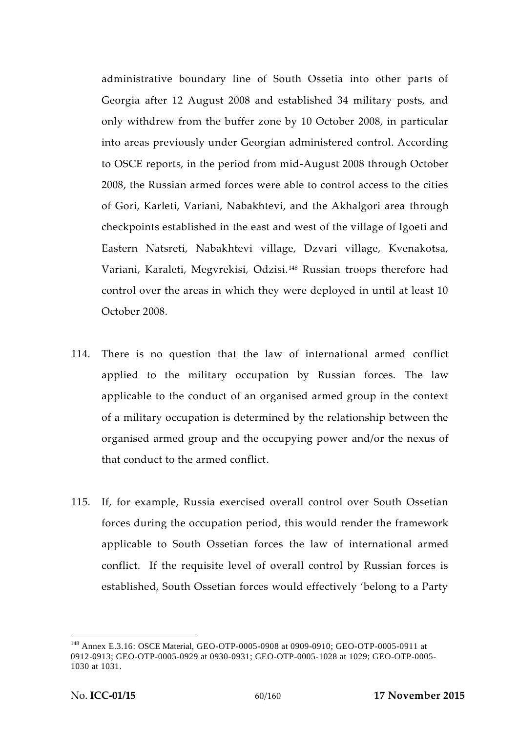administrative boundary line of South Ossetia into other parts of Georgia after 12 August 2008 and established 34 military posts, and only withdrew from the buffer zone by 10 October 2008, in particular into areas previously under Georgian administered control. According to OSCE reports, in the period from mid-August 2008 through October 2008, the Russian armed forces were able to control access to the cities of Gori, Karleti, Variani, Nabakhtevi, and the Akhalgori area through checkpoints established in the east and west of the village of Igoeti and Eastern Natsreti, Nabakhtevi village, Dzvari village, Kvenakotsa, Variani, Karaleti, Megvrekisi, Odzisi.[148] Russian troops therefore had control over the areas in which they were deployed in until at least 10 October 2008.

114. There is no question that the law of international armed conflict applied to the military occupation by Russian forces. The law applicable to the conduct of an organised armed group in the context of a military occupation is determined by the relationship between the organised armed group and the occupying power and/or the nexus of that conduct to the armed conflict.

115. If, for example, Russia exercised overall control over South Ossetian forces during the occupation period, this would render the framework applicable to South Ossetian forces the law of international armed conflict. If the requisite level of overall control by Russian forces is established, South Ossetian forces would effectively 'belong to a Party

---

[148] Annex E.3.16: OSCE Material, GEO-OTP-0005-0908 at 0909-0910; GEO-OTP-0005-0911 at 0912-0913; GEO-OTP-0005-0929 at 0930-0931; GEO-OTP-0005-1028 at 1029; GEO-OTP-0005-1030 at 1031.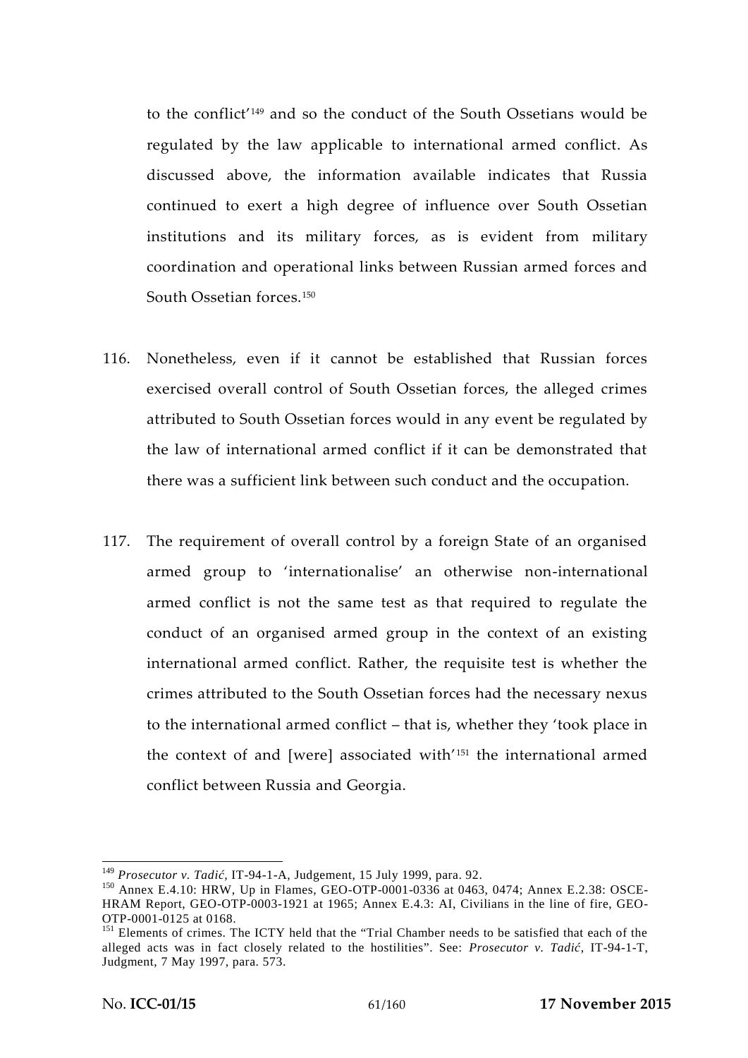to the conflict'[149] and so the conduct of the South Ossetians would be regulated by the law applicable to international armed conflict. As discussed above, the information available indicates that Russia continued to exert a high degree of influence over South Ossetian institutions and its military forces, as is evident from military coordination and operational links between Russian armed forces and South Ossetian forces.[150]

116. Nonetheless, even if it cannot be established that Russian forces exercised overall control of South Ossetian forces, the alleged crimes attributed to South Ossetian forces would in any event be regulated by the law of international armed conflict if it can be demonstrated that there was a sufficient link between such conduct and the occupation.

117. The requirement of overall control by a foreign State of an organised armed group to 'internationalise' an otherwise non-international armed conflict is not the same test as that required to regulate the conduct of an organised armed group in the context of an existing international armed conflict. Rather, the requisite test is whether the crimes attributed to the South Ossetian forces had the necessary nexus to the international armed conflict – that is, whether they 'took place in the context of and [were] associated with'[151] the international armed conflict between Russia and Georgia.

---

[149] *Prosecutor v. Tadić*, IT-94-1-A, Judgement, 15 July 1999, para. 92.

[150] Annex E.4.10: HRW, Up in Flames, GEO-OTP-0001-0336 at 0463, 0474; Annex E.2.38: OSCE-HRAM Report, GEO-OTP-0003-1921 at 1965; Annex E.4.3: AI, Civilians in the line of fire, GEO-OTP-0001-0125 at 0168.

[151] Elements of crimes. The ICTY held that the "Trial Chamber needs to be satisfied that each of the alleged acts was in fact closely related to the hostilities". See: *Prosecutor v. Tadić*, IT-94-1-T, Judgment, 7 May 1997, para. 573.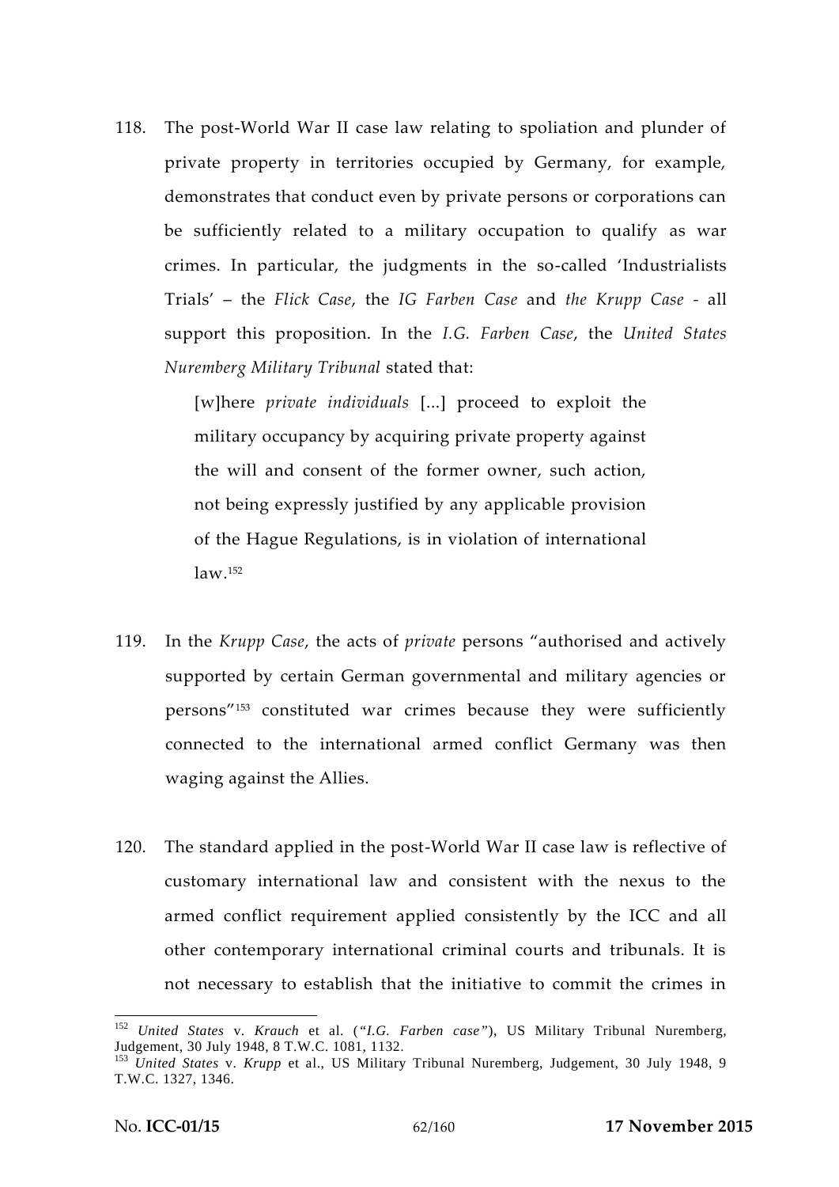118. The post-World War II case law relating to spoliation and plunder of private property in territories occupied by Germany, for example, demonstrates that conduct even by private persons or corporations can be sufficiently related to a military occupation to qualify as war crimes. In particular, the judgments in the so-called 'Industrialists Trials' – the *Flick Case*, the *IG Farben Case* and *the Krupp Case* - all support this proposition. In the *I.G. Farben Case*, the *United States Nuremberg Military Tribunal* stated that:

> [w]here *private individuals* [...] proceed to exploit the military occupancy by acquiring private property against the will and consent of the former owner, such action, not being expressly justified by any applicable provision of the Hague Regulations, is in violation of international law.[152]

119. In the *Krupp Case*, the acts of *private* persons "authorised and actively supported by certain German governmental and military agencies or persons"[153] constituted war crimes because they were sufficiently connected to the international armed conflict Germany was then waging against the Allies.

120. The standard applied in the post-World War II case law is reflective of customary international law and consistent with the nexus to the armed conflict requirement applied consistently by the ICC and all other contemporary international criminal courts and tribunals. It is not necessary to establish that the initiative to commit the crimes in

---

[152] *United States* v. *Krauch* et al. ("*I.G. Farben case*"), US Military Tribunal Nuremberg, Judgement, 30 July 1948, 8 T.W.C. 1081, 1132.

[153] *United States* v. *Krupp* et al., US Military Tribunal Nuremberg, Judgement, 30 July 1948, 9 T.W.C. 1327, 1346.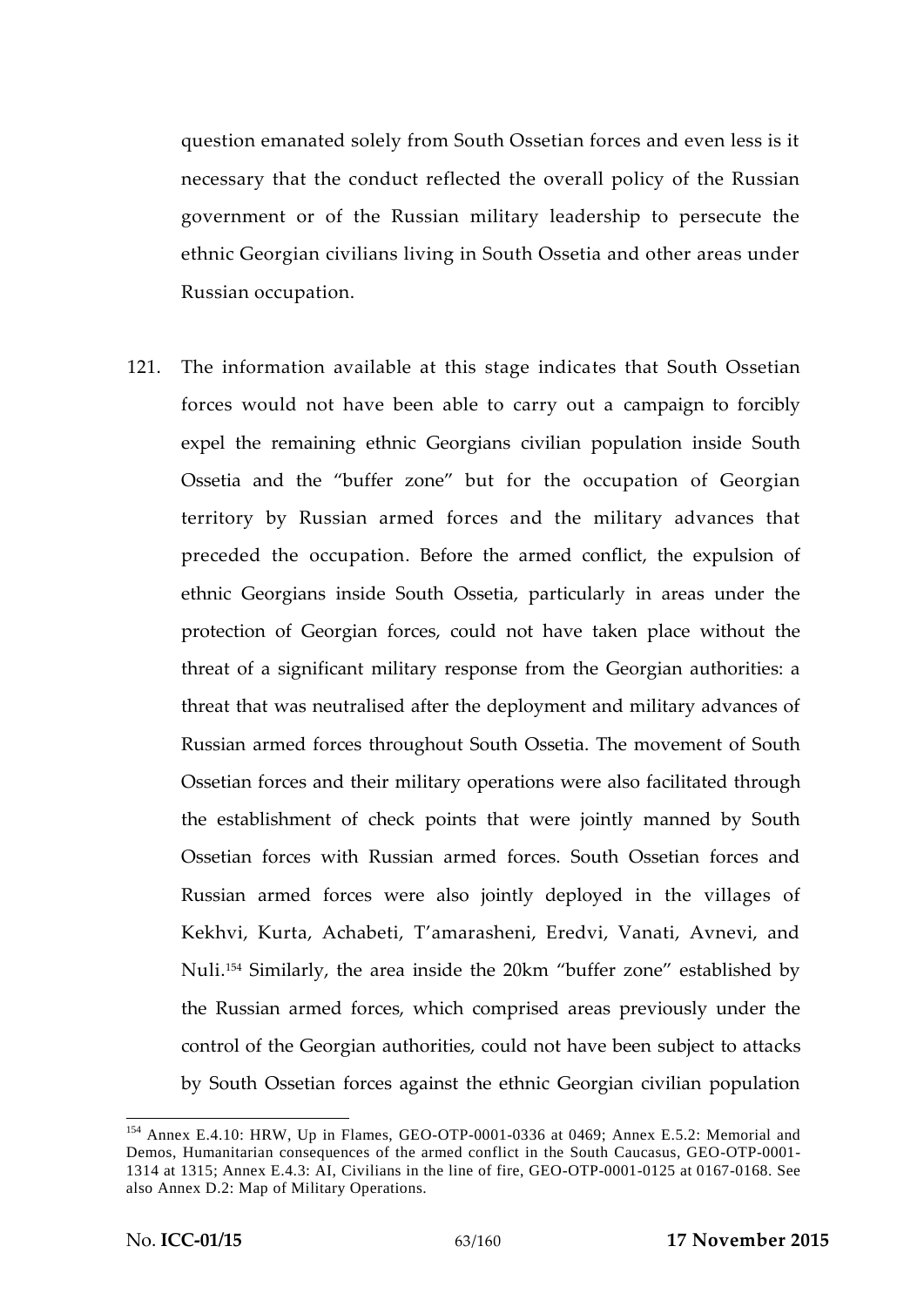question emanated solely from South Ossetian forces and even less is it necessary that the conduct reflected the overall policy of the Russian government or of the Russian military leadership to persecute the ethnic Georgian civilians living in South Ossetia and other areas under Russian occupation.

121. The information available at this stage indicates that South Ossetian forces would not have been able to carry out a campaign to forcibly expel the remaining ethnic Georgians civilian population inside South Ossetia and the "buffer zone" but for the occupation of Georgian territory by Russian armed forces and the military advances that preceded the occupation. Before the armed conflict, the expulsion of ethnic Georgians inside South Ossetia, particularly in areas under the protection of Georgian forces, could not have taken place without the threat of a significant military response from the Georgian authorities: a threat that was neutralised after the deployment and military advances of Russian armed forces throughout South Ossetia. The movement of South Ossetian forces and their military operations were also facilitated through the establishment of check points that were jointly manned by South Ossetian forces with Russian armed forces. South Ossetian forces and Russian armed forces were also jointly deployed in the villages of Kekhvi, Kurta, Achabeti, T'amarasheni, Eredvi, Vanati, Avnevi, and Nuli.[154] Similarly, the area inside the 20km "buffer zone" established by the Russian armed forces, which comprised areas previously under the control of the Georgian authorities, could not have been subject to attacks by South Ossetian forces against the ethnic Georgian civilian population

---

[154] Annex E.4.10: HRW, Up in Flames, GEO-OTP-0001-0336 at 0469; Annex E.5.2: Memorial and Demos, Humanitarian consequences of the armed conflict in the South Caucasus, GEO-OTP-0001-1314 at 1315; Annex E.4.3: AI, Civilians in the line of fire, GEO-OTP-0001-0125 at 0167-0168. See also Annex D.2: Map of Military Operations.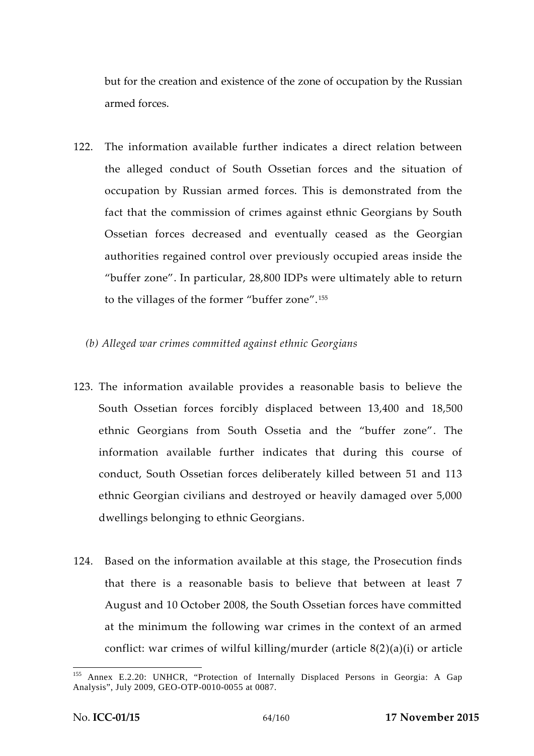but for the creation and existence of the zone of occupation by the Russian armed forces.

122. The information available further indicates a direct relation between the alleged conduct of South Ossetian forces and the situation of occupation by Russian armed forces. This is demonstrated from the fact that the commission of crimes against ethnic Georgians by South Ossetian forces decreased and eventually ceased as the Georgian authorities regained control over previously occupied areas inside the "buffer zone". In particular, 28,800 IDPs were ultimately able to return to the villages of the former "buffer zone".[155]

*(b) Alleged war crimes committed against ethnic Georgians*

123. The information available provides a reasonable basis to believe the South Ossetian forces forcibly displaced between 13,400 and 18,500 ethnic Georgians from South Ossetia and the "buffer zone". The information available further indicates that during this course of conduct, South Ossetian forces deliberately killed between 51 and 113 ethnic Georgian civilians and destroyed or heavily damaged over 5,000 dwellings belonging to ethnic Georgians.

124. Based on the information available at this stage, the Prosecution finds that there is a reasonable basis to believe that between at least 7 August and 10 October 2008, the South Ossetian forces have committed at the minimum the following war crimes in the context of an armed conflict: war crimes of wilful killing/murder (article 8(2)(a)(i) or article

---

[155] Annex E.2.20: UNHCR, "Protection of Internally Displaced Persons in Georgia: A Gap Analysis", July 2009, GEO-OTP-0010-0055 at 0087.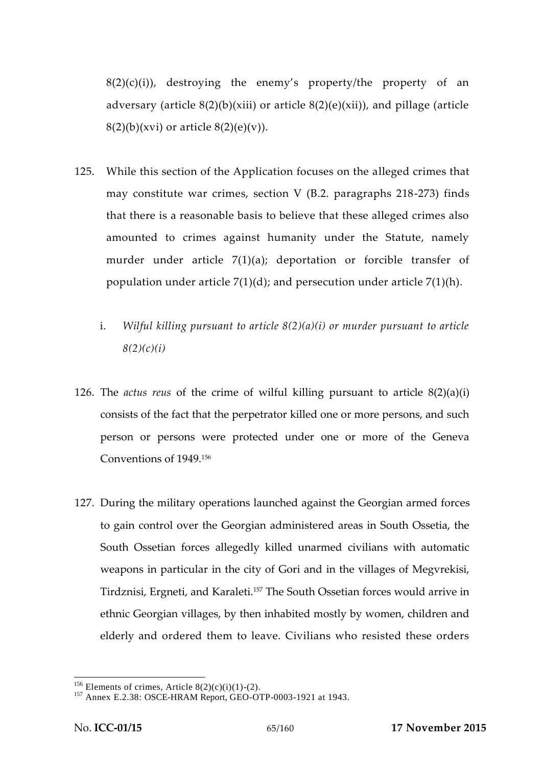8(2)(c)(i)), destroying the enemy's property/the property of an adversary (article 8(2)(b)(xiii) or article 8(2)(e)(xii)), and pillage (article 8(2)(b)(xvi) or article 8(2)(e)(v)).

125. While this section of the Application focuses on the alleged crimes that may constitute war crimes, section V (B.2. paragraphs 218-273) finds that there is a reasonable basis to believe that these alleged crimes also amounted to crimes against humanity under the Statute, namely murder under article 7(1)(a); deportation or forcible transfer of population under article 7(1)(d); and persecution under article 7(1)(h).

i. *Wilful killing pursuant to article 8(2)(a)(i) or murder pursuant to article 8(2)(c)(i)*

126. The *actus reus* of the crime of wilful killing pursuant to article 8(2)(a)(i) consists of the fact that the perpetrator killed one or more persons, and such person or persons were protected under one or more of the Geneva Conventions of 1949.[156]

127. During the military operations launched against the Georgian armed forces to gain control over the Georgian administered areas in South Ossetia, the South Ossetian forces allegedly killed unarmed civilians with automatic weapons in particular in the city of Gori and in the villages of Megvrekisi, Tirdznisi, Ergneti, and Karaleti.[157] The South Ossetian forces would arrive in ethnic Georgian villages, by then inhabited mostly by women, children and elderly and ordered them to leave. Civilians who resisted these orders

---

[156] Elements of crimes, Article 8(2)(c)(i)(1)-(2).

[157] Annex E.2.38: OSCE-HRAM Report, GEO-OTP-0003-1921 at 1943.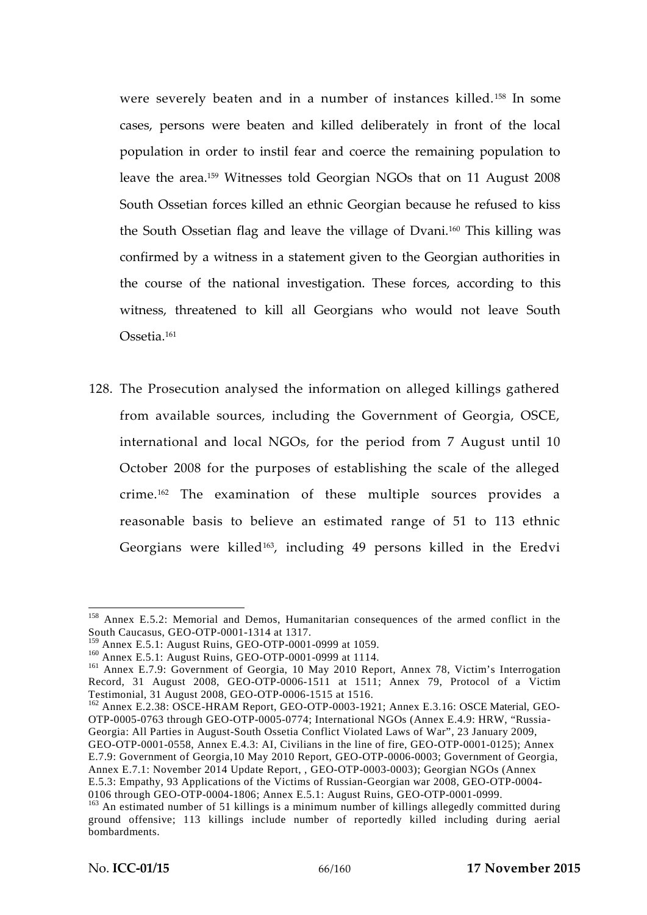were severely beaten and in a number of instances killed.[158] In some cases, persons were beaten and killed deliberately in front of the local population in order to instil fear and coerce the remaining population to leave the area.[159] Witnesses told Georgian NGOs that on 11 August 2008 South Ossetian forces killed an ethnic Georgian because he refused to kiss the South Ossetian flag and leave the village of Dvani.[160] This killing was confirmed by a witness in a statement given to the Georgian authorities in the course of the national investigation. These forces, according to this witness, threatened to kill all Georgians who would not leave South Ossetia.[161]

128. The Prosecution analysed the information on alleged killings gathered from available sources, including the Government of Georgia, OSCE, international and local NGOs, for the period from 7 August until 10 October 2008 for the purposes of establishing the scale of the alleged crime.[162] The examination of these multiple sources provides a reasonable basis to believe an estimated range of 51 to 113 ethnic Georgians were killed[163], including 49 persons killed in the Eredvi

---

[158] Annex E.5.2: Memorial and Demos, Humanitarian consequences of the armed conflict in the South Caucasus, GEO-OTP-0001-1314 at 1317.

[159] Annex E.5.1: August Ruins, GEO-OTP-0001-0999 at 1059.

[160] Annex E.5.1: August Ruins, GEO-OTP-0001-0999 at 1114.

[161] Annex E.7.9: Government of Georgia, 10 May 2010 Report, Annex 78, Victim's Interrogation Record, 31 August 2008, GEO-OTP-0006-1511 at 1511; Annex 79, Protocol of a Victim Testimonial, 31 August 2008, GEO-OTP-0006-1515 at 1516.

[162] Annex E.2.38: OSCE-HRAM Report, GEO-OTP-0003-1921; Annex E.3.16: OSCE Material, GEO-OTP-0005-0763 through GEO-OTP-0005-0774; International NGOs (Annex E.4.9: HRW, "Russia-Georgia: All Parties in August-South Ossetia Conflict Violated Laws of War", 23 January 2009, GEO-OTP-0001-0558, Annex E.4.3: AI, Civilians in the line of fire, GEO-OTP-0001-0125); Annex E.7.9: Government of Georgia,10 May 2010 Report, GEO-OTP-0006-0003; Government of Georgia, Annex E.7.1: November 2014 Update Report, , GEO-OTP-0003-0003); Georgian NGOs (Annex E.5.3: Empathy, 93 Applications of the Victims of Russian-Georgian war 2008, GEO-OTP-0004-0106 through GEO-OTP-0004-1806; Annex E.5.1: August Ruins, GEO-OTP-0001-0999.

[163] An estimated number of 51 killings is a minimum number of killings allegedly committed during ground offensive; 113 killings include number of reportedly killed including during aerial bombardments.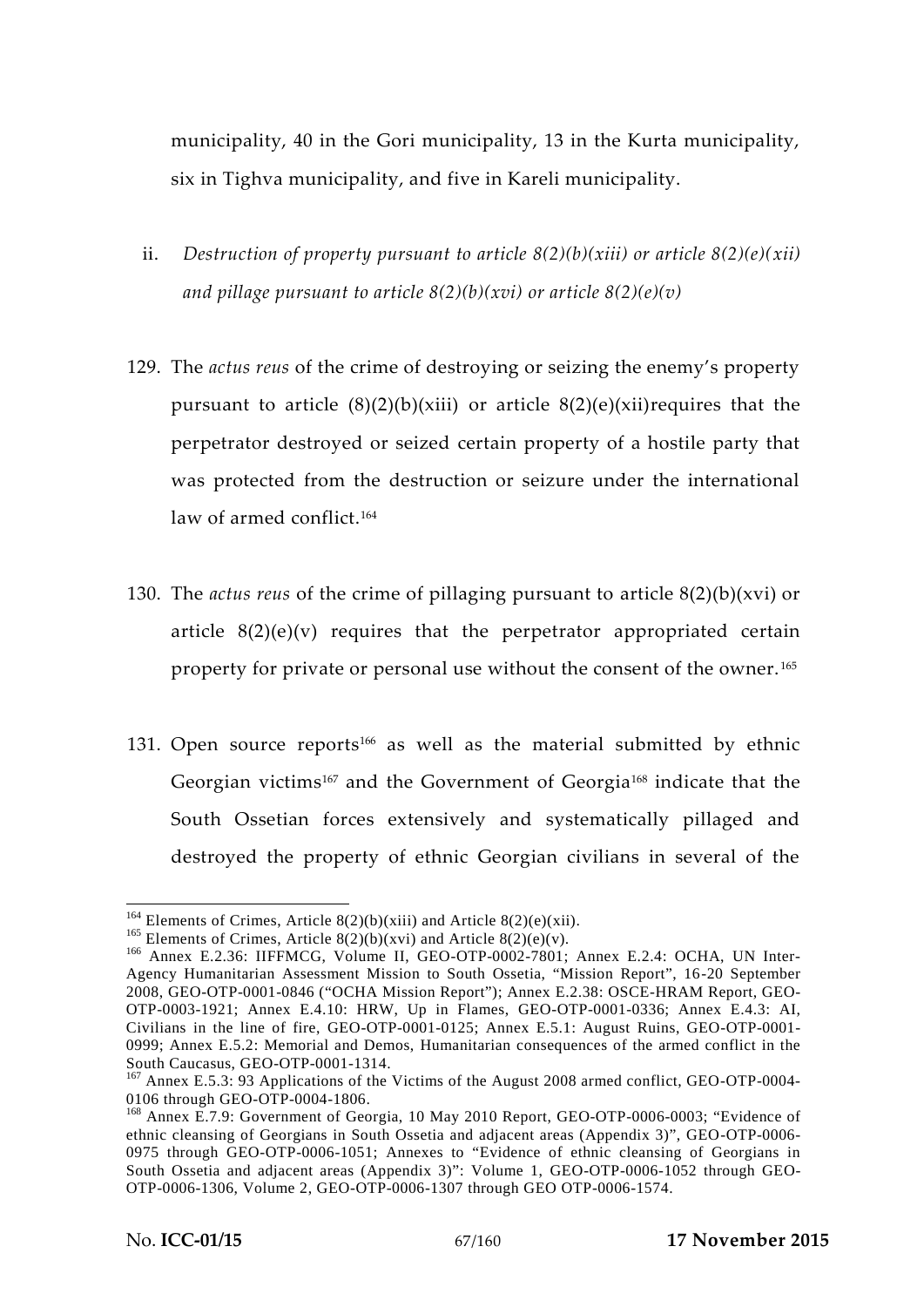municipality, 40 in the Gori municipality, 13 in the Kurta municipality, six in Tighva municipality, and five in Kareli municipality.

ii. *Destruction of property pursuant to article 8(2)(b)(xiii) or article 8(2)(e)(xii) and pillage pursuant to article 8(2)(b)(xvi) or article 8(2)(e)(v)*

129. The *actus reus* of the crime of destroying or seizing the enemy's property pursuant to article (8)(2)(b)(xiii) or article 8(2)(e)(xii)requires that the perpetrator destroyed or seized certain property of a hostile party that was protected from the destruction or seizure under the international law of armed conflict.[164]

130. The *actus reus* of the crime of pillaging pursuant to article 8(2)(b)(xvi) or article 8(2)(e)(v) requires that the perpetrator appropriated certain property for private or personal use without the consent of the owner.[165]

131. Open source reports[166] as well as the material submitted by ethnic Georgian victims[167] and the Government of Georgia[168] indicate that the South Ossetian forces extensively and systematically pillaged and destroyed the property of ethnic Georgian civilians in several of the

---

[164] Elements of Crimes, Article 8(2)(b)(xiii) and Article 8(2)(e)(xii).

[165] Elements of Crimes, Article 8(2)(b)(xvi) and Article 8(2)(e)(v).

[166] Annex E.2.36: IIFFMCG, Volume II, GEO-OTP-0002-7801; Annex E.2.4: OCHA, UN Inter-Agency Humanitarian Assessment Mission to South Ossetia, "Mission Report", 16-20 September 2008, GEO-OTP-0001-0846 ("OCHA Mission Report"); Annex E.2.38: OSCE-HRAM Report, GEO-OTP-0003-1921; Annex E.4.10: HRW, Up in Flames, GEO-OTP-0001-0336; Annex E.4.3: AI, Civilians in the line of fire, GEO-OTP-0001-0125; Annex E.5.1: August Ruins, GEO-OTP-0001-0999; Annex E.5.2: Memorial and Demos, Humanitarian consequences of the armed conflict in the South Caucasus, GEO-OTP-0001-1314.

[167] Annex E.5.3: 93 Applications of the Victims of the August 2008 armed conflict, GEO-OTP-0004-0106 through GEO-OTP-0004-1806.

[168] Annex E.7.9: Government of Georgia, 10 May 2010 Report, GEO-OTP-0006-0003; "Evidence of ethnic cleansing of Georgians in South Ossetia and adjacent areas (Appendix 3)", GEO-OTP-0006-0975 through GEO-OTP-0006-1051; Annexes to "Evidence of ethnic cleansing of Georgians in South Ossetia and adjacent areas (Appendix 3)": Volume 1, GEO-OTP-0006-1052 through GEO-OTP-0006-1306, Volume 2, GEO-OTP-0006-1307 through GEO OTP-0006-1574.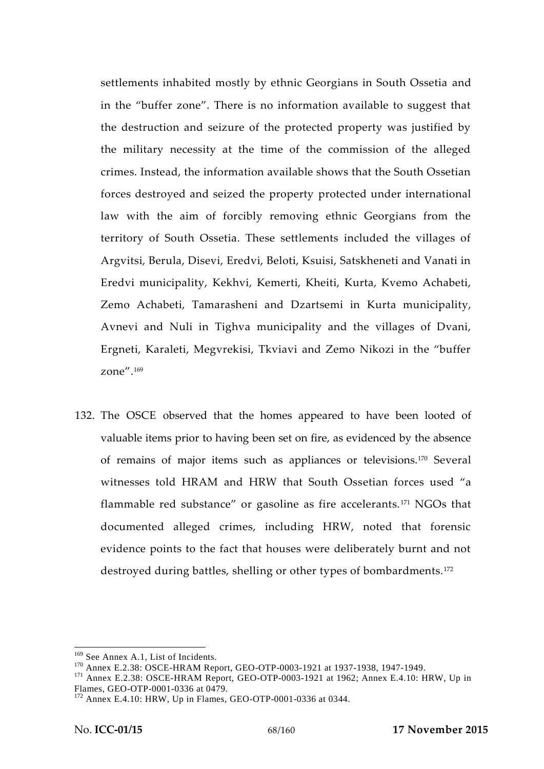settlements inhabited mostly by ethnic Georgians in South Ossetia and in the "buffer zone". There is no information available to suggest that the destruction and seizure of the protected property was justified by the military necessity at the time of the commission of the alleged crimes. Instead, the information available shows that the South Ossetian forces destroyed and seized the property protected under international law with the aim of forcibly removing ethnic Georgians from the territory of South Ossetia. These settlements included the villages of Argvitsi, Berula, Disevi, Eredvi, Beloti, Ksuisi, Satskheneti and Vanati in Eredvi municipality, Kekhvi, Kemerti, Kheiti, Kurta, Kvemo Achabeti, Zemo Achabeti, Tamarasheni and Dzartsemi in Kurta municipality, Avnevi and Nuli in Tighva municipality and the villages of Dvani, Ergneti, Karaleti, Megvrekisi, Tkviavi and Zemo Nikozi in the "buffer zone".[169]

132. The OSCE observed that the homes appeared to have been looted of valuable items prior to having been set on fire, as evidenced by the absence of remains of major items such as appliances or televisions.[170] Several witnesses told HRAM and HRW that South Ossetian forces used "a flammable red substance" or gasoline as fire accelerants.[171] NGOs that documented alleged crimes, including HRW, noted that forensic evidence points to the fact that houses were deliberately burnt and not destroyed during battles, shelling or other types of bombardments.[172]

---

[169] See Annex A.1, List of Incidents.

[170] Annex E.2.38: OSCE-HRAM Report, GEO-OTP-0003-1921 at 1937-1938, 1947-1949.

[171] Annex E.2.38: OSCE-HRAM Report, GEO-OTP-0003-1921 at 1962; Annex E.4.10: HRW, Up in Flames, GEO-OTP-0001-0336 at 0479.

[172] Annex E.4.10: HRW, Up in Flames, GEO-OTP-0001-0336 at 0344.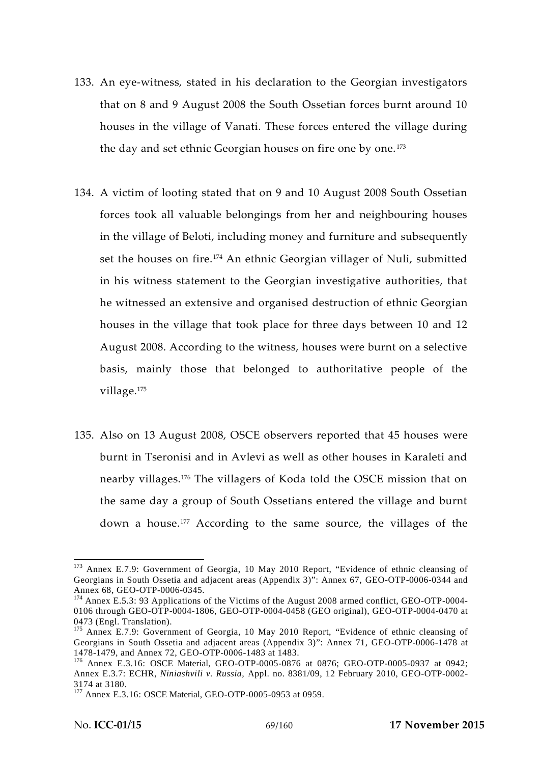133. An eye-witness, stated in his declaration to the Georgian investigators that on 8 and 9 August 2008 the South Ossetian forces burnt around 10 houses in the village of Vanati. These forces entered the village during the day and set ethnic Georgian houses on fire one by one.[173]

134. A victim of looting stated that on 9 and 10 August 2008 South Ossetian forces took all valuable belongings from her and neighbouring houses in the village of Beloti, including money and furniture and subsequently set the houses on fire.[174] An ethnic Georgian villager of Nuli, submitted in his witness statement to the Georgian investigative authorities, that he witnessed an extensive and organised destruction of ethnic Georgian houses in the village that took place for three days between 10 and 12 August 2008. According to the witness, houses were burnt on a selective basis, mainly those that belonged to authoritative people of the village.[175]

135. Also on 13 August 2008, OSCE observers reported that 45 houses were burnt in Tseronisi and in Avlevi as well as other houses in Karaleti and nearby villages.[176] The villagers of Koda told the OSCE mission that on the same day a group of South Ossetians entered the village and burnt down a house.[177] According to the same source, the villages of the

---

[173] Annex E.7.9: Government of Georgia, 10 May 2010 Report, "Evidence of ethnic cleansing of Georgians in South Ossetia and adjacent areas (Appendix 3)": Annex 67, GEO-OTP-0006-0344 and Annex 68, GEO-OTP-0006-0345.

[174] Annex E.5.3: 93 Applications of the Victims of the August 2008 armed conflict, GEO-OTP-0004-0106 through GEO-OTP-0004-1806, GEO-OTP-0004-0458 (GEO original), GEO-OTP-0004-0470 at 0473 (Engl. Translation).

[175] Annex E.7.9: Government of Georgia, 10 May 2010 Report, "Evidence of ethnic cleansing of Georgians in South Ossetia and adjacent areas (Appendix 3)": Annex 71, GEO-OTP-0006-1478 at 1478-1479, and Annex 72, GEO-OTP-0006-1483 at 1483.

[176] Annex E.3.16: OSCE Material, GEO-OTP-0005-0876 at 0876; GEO-OTP-0005-0937 at 0942; Annex E.3.7: ECHR, *Niniashvili v. Russia*, Appl. no. 8381/09, 12 February 2010, GEO-OTP-0002-3174 at 3180.

[177] Annex E.3.16: OSCE Material, GEO-OTP-0005-0953 at 0959.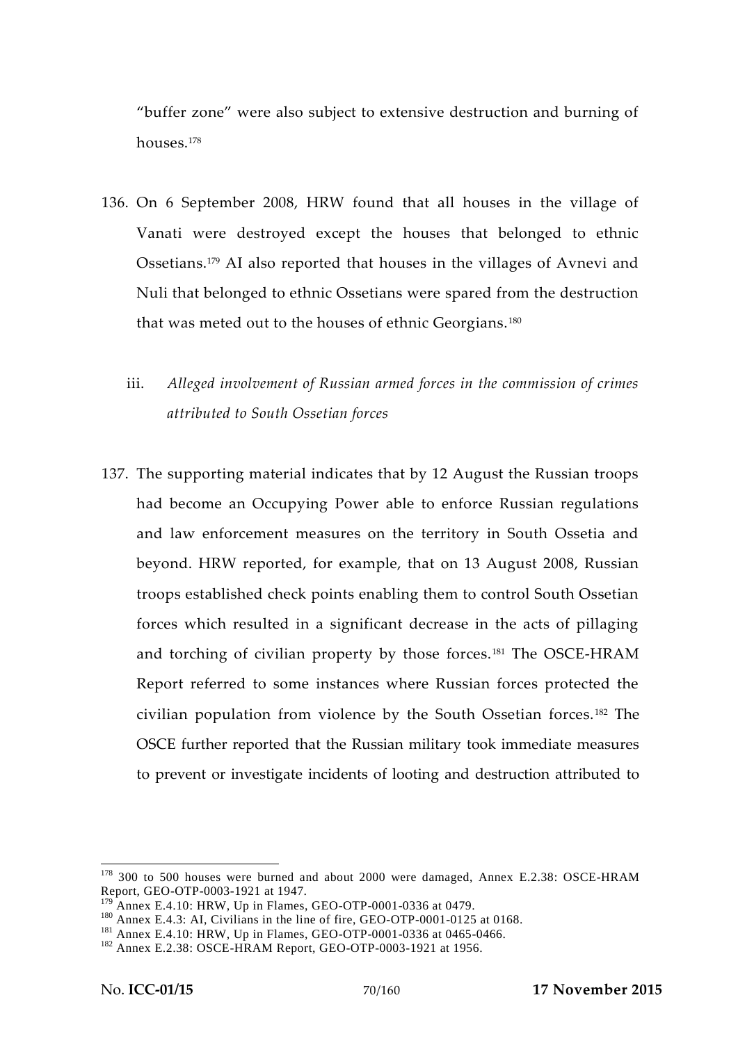"buffer zone" were also subject to extensive destruction and burning of houses.[178]

136. On 6 September 2008, HRW found that all houses in the village of Vanati were destroyed except the houses that belonged to ethnic Ossetians.[179] AI also reported that houses in the villages of Avnevi and Nuli that belonged to ethnic Ossetians were spared from the destruction that was meted out to the houses of ethnic Georgians.[180]

iii. *Alleged involvement of Russian armed forces in the commission of crimes attributed to South Ossetian forces*

137. The supporting material indicates that by 12 August the Russian troops had become an Occupying Power able to enforce Russian regulations and law enforcement measures on the territory in South Ossetia and beyond. HRW reported, for example, that on 13 August 2008, Russian troops established check points enabling them to control South Ossetian forces which resulted in a significant decrease in the acts of pillaging and torching of civilian property by those forces.[181] The OSCE-HRAM Report referred to some instances where Russian forces protected the civilian population from violence by the South Ossetian forces.[182] The OSCE further reported that the Russian military took immediate measures to prevent or investigate incidents of looting and destruction attributed to

---

[178] 300 to 500 houses were burned and about 2000 were damaged, Annex E.2.38: OSCE-HRAM Report, GEO-OTP-0003-1921 at 1947.

[179] Annex E.4.10: HRW, Up in Flames, GEO-OTP-0001-0336 at 0479.

[180] Annex E.4.3: AI, Civilians in the line of fire, GEO-OTP-0001-0125 at 0168.

[181] Annex E.4.10: HRW, Up in Flames, GEO-OTP-0001-0336 at 0465-0466.

[182] Annex E.2.38: OSCE-HRAM Report, GEO-OTP-0003-1921 at 1956.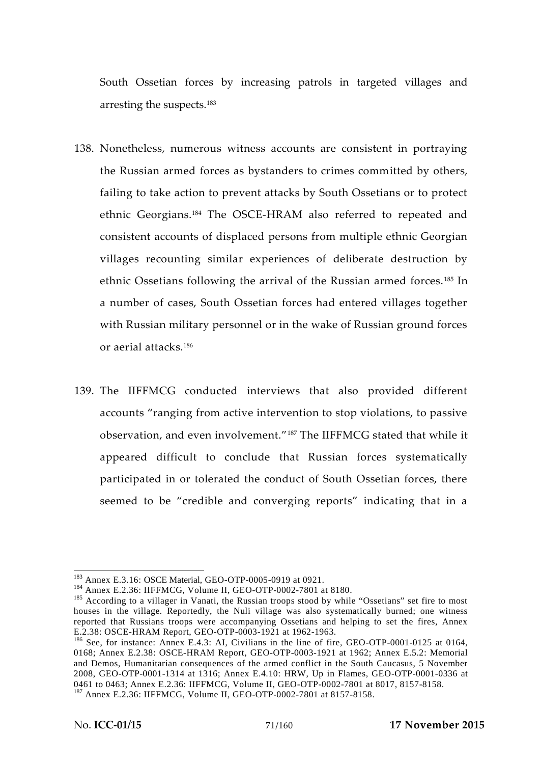South Ossetian forces by increasing patrols in targeted villages and arresting the suspects.[183]

138. Nonetheless, numerous witness accounts are consistent in portraying the Russian armed forces as bystanders to crimes committed by others, failing to take action to prevent attacks by South Ossetians or to protect ethnic Georgians.[184] The OSCE-HRAM also referred to repeated and consistent accounts of displaced persons from multiple ethnic Georgian villages recounting similar experiences of deliberate destruction by ethnic Ossetians following the arrival of the Russian armed forces.[185] In a number of cases, South Ossetian forces had entered villages together with Russian military personnel or in the wake of Russian ground forces or aerial attacks.[186]

139. The IIFFMCG conducted interviews that also provided different accounts "ranging from active intervention to stop violations, to passive observation, and even involvement."[187] The IIFFMCG stated that while it appeared difficult to conclude that Russian forces systematically participated in or tolerated the conduct of South Ossetian forces, there seemed to be "credible and converging reports" indicating that in a

---

[183] Annex E.3.16: OSCE Material, GEO-OTP-0005-0919 at 0921.

[184] Annex E.2.36: IIFFMCG, Volume II, GEO-OTP-0002-7801 at 8180.

[185] According to a villager in Vanati, the Russian troops stood by while "Ossetians" set fire to most houses in the village. Reportedly, the Nuli village was also systematically burned; one witness reported that Russians troops were accompanying Ossetians and helping to set the fires, Annex E.2.38: OSCE-HRAM Report, GEO-OTP-0003-1921 at 1962-1963.

[186] See, for instance: Annex E.4.3: AI, Civilians in the line of fire, GEO-OTP-0001-0125 at 0164, 0168; Annex E.2.38: OSCE-HRAM Report, GEO-OTP-0003-1921 at 1962; Annex E.5.2: Memorial and Demos, Humanitarian consequences of the armed conflict in the South Caucasus, 5 November 2008, GEO-OTP-0001-1314 at 1316; Annex E.4.10: HRW, Up in Flames, GEO-OTP-0001-0336 at 0461 to 0463; Annex E.2.36: IIFFMCG, Volume II, GEO-OTP-0002-7801 at 8017, 8157-8158.

[187] Annex E.2.36: IIFFMCG, Volume II, GEO-OTP-0002-7801 at 8157-8158.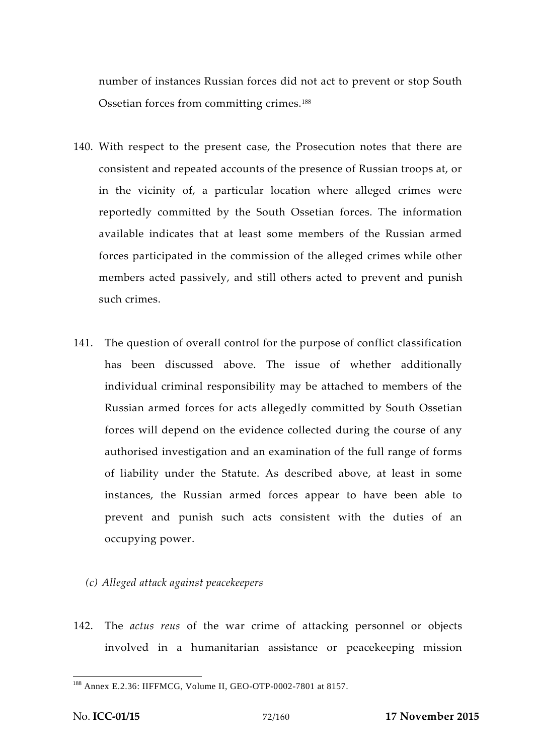number of instances Russian forces did not act to prevent or stop South Ossetian forces from committing crimes.[188]

140. With respect to the present case, the Prosecution notes that there are consistent and repeated accounts of the presence of Russian troops at, or in the vicinity of, a particular location where alleged crimes were reportedly committed by the South Ossetian forces. The information available indicates that at least some members of the Russian armed forces participated in the commission of the alleged crimes while other members acted passively, and still others acted to prevent and punish such crimes.

141. The question of overall control for the purpose of conflict classification has been discussed above. The issue of whether additionally individual criminal responsibility may be attached to members of the Russian armed forces for acts allegedly committed by South Ossetian forces will depend on the evidence collected during the course of any authorised investigation and an examination of the full range of forms of liability under the Statute. As described above, at least in some instances, the Russian armed forces appear to have been able to prevent and punish such acts consistent with the duties of an occupying power.

*(c) Alleged attack against peacekeepers*

142. The *actus reus* of the war crime of attacking personnel or objects involved in a humanitarian assistance or peacekeeping mission

[188] Annex E.2.36: IIFFMCG, Volume II, GEO-OTP-0002-7801 at 8157.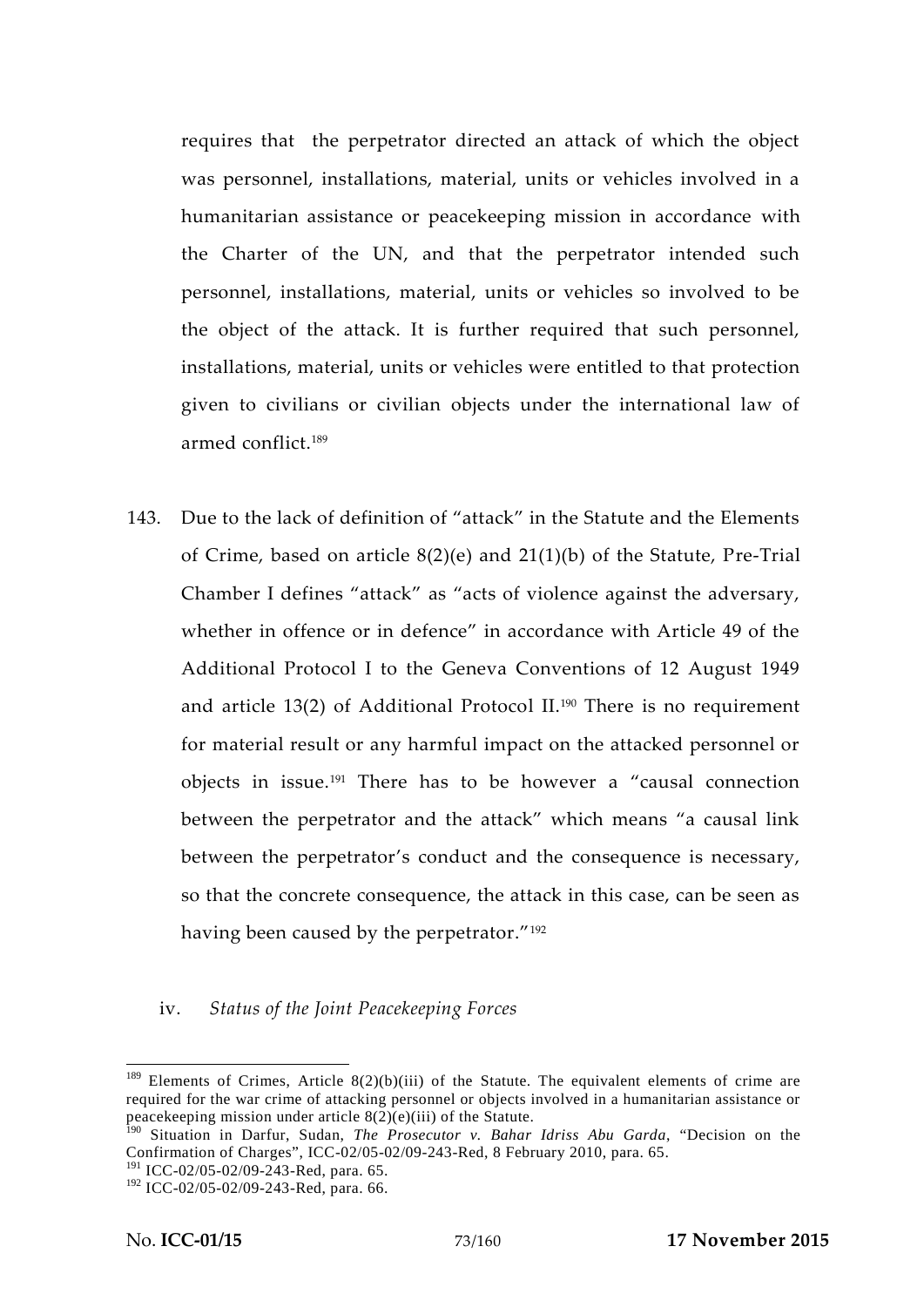requires that the perpetrator directed an attack of which the object was personnel, installations, material, units or vehicles involved in a humanitarian assistance or peacekeeping mission in accordance with the Charter of the UN, and that the perpetrator intended such personnel, installations, material, units or vehicles so involved to be the object of the attack. It is further required that such personnel, installations, material, units or vehicles were entitled to that protection given to civilians or civilian objects under the international law of armed conflict.[189]

143. Due to the lack of definition of "attack" in the Statute and the Elements of Crime, based on article 8(2)(e) and 21(1)(b) of the Statute, Pre-Trial Chamber I defines "attack" as "acts of violence against the adversary, whether in offence or in defence" in accordance with Article 49 of the Additional Protocol I to the Geneva Conventions of 12 August 1949 and article 13(2) of Additional Protocol II.[190] There is no requirement for material result or any harmful impact on the attacked personnel or objects in issue.[191] There has to be however a "causal connection between the perpetrator and the attack" which means "a causal link between the perpetrator's conduct and the consequence is necessary, so that the concrete consequence, the attack in this case, can be seen as having been caused by the perpetrator."[192]

iv. *Status of the Joint Peacekeeping Forces*

---

[189] Elements of Crimes, Article 8(2)(b)(iii) of the Statute. The equivalent elements of crime are required for the war crime of attacking personnel or objects involved in a humanitarian assistance or peacekeeping mission under article 8(2)(e)(iii) of the Statute.

[190] Situation in Darfur, Sudan, *The Prosecutor v. Bahar Idriss Abu Garda*, "Decision on the Confirmation of Charges", ICC-02/05-02/09-243-Red, 8 February 2010, para. 65.

[191] ICC-02/05-02/09-243-Red, para. 65.

[192] ICC-02/05-02/09-243-Red, para. 66.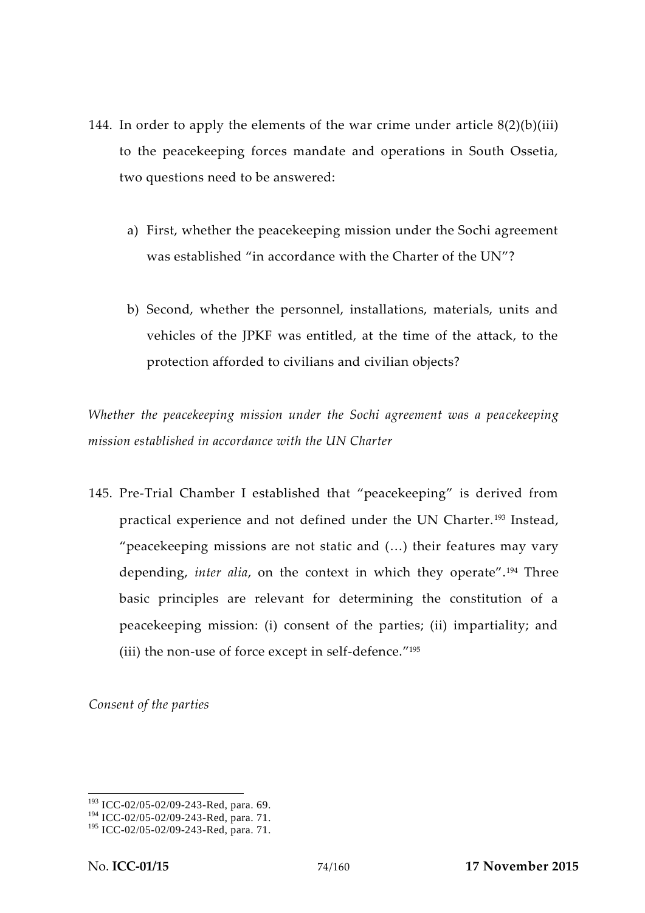144. In order to apply the elements of the war crime under article 8(2)(b)(iii) to the peacekeeping forces mandate and operations in South Ossetia, two questions need to be answered:

    a) First, whether the peacekeeping mission under the Sochi agreement was established "in accordance with the Charter of the UN"?

    b) Second, whether the personnel, installations, materials, units and vehicles of the JPKF was entitled, at the time of the attack, to the protection afforded to civilians and civilian objects?

*Whether the peacekeeping mission under the Sochi agreement was a peacekeeping mission established in accordance with the UN Charter*

145. Pre-Trial Chamber I established that "peacekeeping" is derived from practical experience and not defined under the UN Charter.[193] Instead, "peacekeeping missions are not static and (…) their features may vary depending, *inter alia*, on the context in which they operate".[194] Three basic principles are relevant for determining the constitution of a peacekeeping mission: (i) consent of the parties; (ii) impartiality; and (iii) the non-use of force except in self-defence."[195]

*Consent of the parties*

---

[193] ICC-02/05-02/09-243-Red, para. 69.
[194] ICC-02/05-02/09-243-Red, para. 71.
[195] ICC-02/05-02/09-243-Red, para. 71.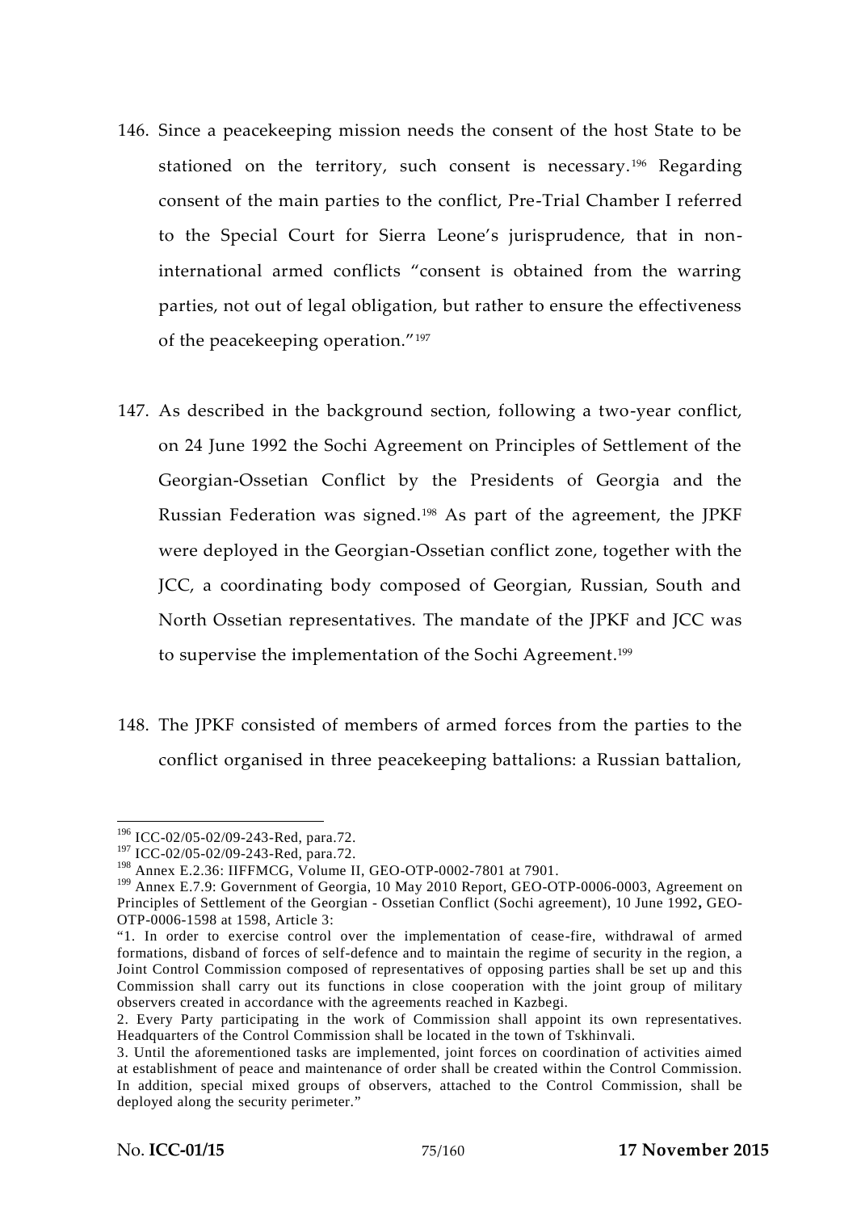146. Since a peacekeeping mission needs the consent of the host State to be stationed on the territory, such consent is necessary.[196] Regarding consent of the main parties to the conflict, Pre-Trial Chamber I referred to the Special Court for Sierra Leone's jurisprudence, that in non-international armed conflicts "consent is obtained from the warring parties, not out of legal obligation, but rather to ensure the effectiveness of the peacekeeping operation."[197]

147. As described in the background section, following a two-year conflict, on 24 June 1992 the Sochi Agreement on Principles of Settlement of the Georgian-Ossetian Conflict by the Presidents of Georgia and the Russian Federation was signed.[198] As part of the agreement, the JPKF were deployed in the Georgian-Ossetian conflict zone, together with the JCC, a coordinating body composed of Georgian, Russian, South and North Ossetian representatives. The mandate of the JPKF and JCC was to supervise the implementation of the Sochi Agreement.[199]

148. The JPKF consisted of members of armed forces from the parties to the conflict organised in three peacekeeping battalions: a Russian battalion,

---

[196] ICC-02/05-02/09-243-Red, para.72.

[197] ICC-02/05-02/09-243-Red, para.72.

[198] Annex E.2.36: IIFFMCG, Volume II, GEO-OTP-0002-7801 at 7901.

[199] Annex E.7.9: Government of Georgia, 10 May 2010 Report, GEO-OTP-0006-0003, Agreement on Principles of Settlement of the Georgian - Ossetian Conflict (Sochi agreement), 10 June 1992**,** GEO-OTP-0006-1598 at 1598, Article 3:

"1. In order to exercise control over the implementation of cease-fire, withdrawal of armed formations, disband of forces of self-defence and to maintain the regime of security in the region, a Joint Control Commission composed of representatives of opposing parties shall be set up and this Commission shall carry out its functions in close cooperation with the joint group of military observers created in accordance with the agreements reached in Kazbegi.

2. Every Party participating in the work of Commission shall appoint its own representatives. Headquarters of the Control Commission shall be located in the town of Tskhinvali.

3. Until the aforementioned tasks are implemented, joint forces on coordination of activities aimed at establishment of peace and maintenance of order shall be created within the Control Commission. In addition, special mixed groups of observers, attached to the Control Commission, shall be deployed along the security perimeter."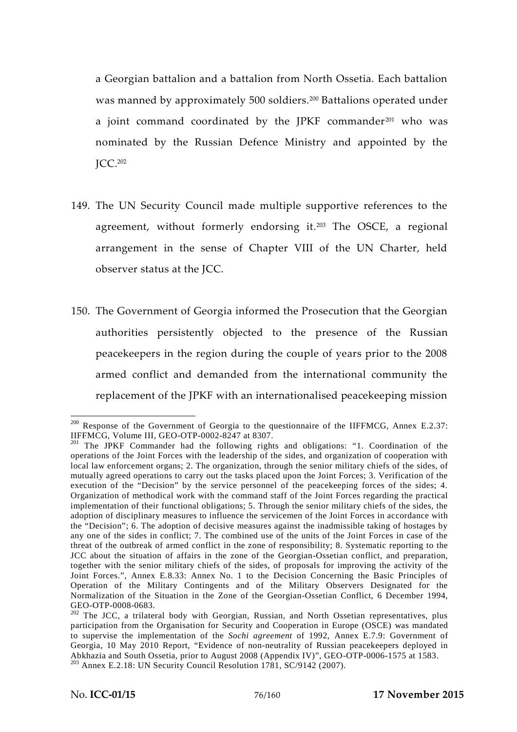a Georgian battalion and a battalion from North Ossetia. Each battalion was manned by approximately 500 soldiers.[200] Battalions operated under a joint command coordinated by the JPKF commander[201] who was nominated by the Russian Defence Ministry and appointed by the JCC.[202]

149. The UN Security Council made multiple supportive references to the agreement, without formerly endorsing it.[203] The OSCE, a regional arrangement in the sense of Chapter VIII of the UN Charter, held observer status at the JCC.

150. The Government of Georgia informed the Prosecution that the Georgian authorities persistently objected to the presence of the Russian peacekeepers in the region during the couple of years prior to the 2008 armed conflict and demanded from the international community the replacement of the JPKF with an internationalised peacekeeping mission

---

[200] Response of the Government of Georgia to the questionnaire of the IIFFMCG, Annex E.2.37: IIFFMCG, Volume III, GEO-OTP-0002-8247 at 8307.

[201] The JPKF Commander had the following rights and obligations: "1. Coordination of the operations of the Joint Forces with the leadership of the sides, and organization of cooperation with local law enforcement organs; 2. The organization, through the senior military chiefs of the sides, of mutually agreed operations to carry out the tasks placed upon the Joint Forces; 3. Verification of the execution of the "Decision" by the service personnel of the peacekeeping forces of the sides; 4. Organization of methodical work with the command staff of the Joint Forces regarding the practical implementation of their functional obligations; 5. Through the senior military chiefs of the sides, the adoption of disciplinary measures to influence the servicemen of the Joint Forces in accordance with the "Decision"; 6. The adoption of decisive measures against the inadmissible taking of hostages by any one of the sides in conflict; 7. The combined use of the units of the Joint Forces in case of the threat of the outbreak of armed conflict in the zone of responsibility; 8. Systematic reporting to the JCC about the situation of affairs in the zone of the Georgian-Ossetian conflict, and preparation, together with the senior military chiefs of the sides, of proposals for improving the activity of the Joint Forces.", Annex E.8.33: Annex No. 1 to the Decision Concerning the Basic Principles of Operation of the Military Contingents and of the Military Observers Designated for the Normalization of the Situation in the Zone of the Georgian-Ossetian Conflict, 6 December 1994, GEO-OTP-0008-0683.

[202] The JCC, a trilateral body with Georgian, Russian, and North Ossetian representatives, plus participation from the Organisation for Security and Cooperation in Europe (OSCE) was mandated to supervise the implementation of the *Sochi agreement* of 1992, Annex E.7.9: Government of Georgia, 10 May 2010 Report, "Evidence of non-neutrality of Russian peacekeepers deployed in Abkhazia and South Ossetia, prior to August 2008 (Appendix IV)", GEO-OTP-0006-1575 at 1583.

[203] Annex E.2.18: UN Security Council Resolution 1781, SC/9142 (2007).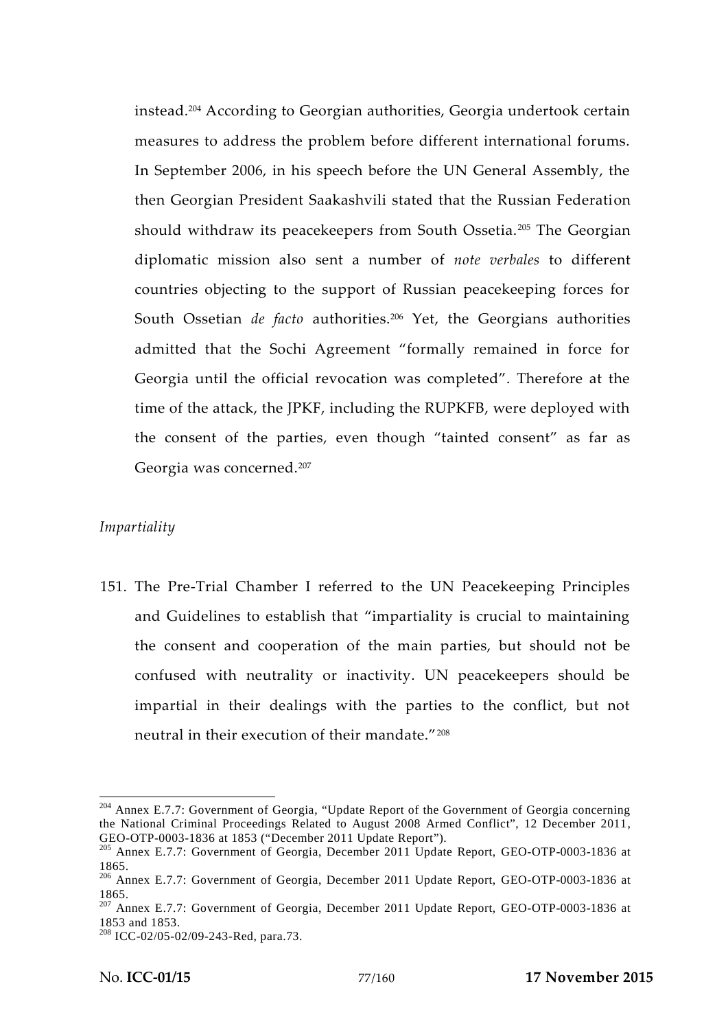instead.[204] According to Georgian authorities, Georgia undertook certain measures to address the problem before different international forums. In September 2006, in his speech before the UN General Assembly, the then Georgian President Saakashvili stated that the Russian Federation should withdraw its peacekeepers from South Ossetia.[205] The Georgian diplomatic mission also sent a number of *note verbales* to different countries objecting to the support of Russian peacekeeping forces for South Ossetian *de facto* authorities.[206] Yet, the Georgians authorities admitted that the Sochi Agreement "formally remained in force for Georgia until the official revocation was completed". Therefore at the time of the attack, the JPKF, including the RUPKFB, were deployed with the consent of the parties, even though "tainted consent" as far as Georgia was concerned.[207]

*Impartiality*

151. The Pre-Trial Chamber I referred to the UN Peacekeeping Principles and Guidelines to establish that "impartiality is crucial to maintaining the consent and cooperation of the main parties, but should not be confused with neutrality or inactivity. UN peacekeepers should be impartial in their dealings with the parties to the conflict, but not neutral in their execution of their mandate."[208]

---

[204] Annex E.7.7: Government of Georgia, "Update Report of the Government of Georgia concerning the National Criminal Proceedings Related to August 2008 Armed Conflict", 12 December 2011, GEO-OTP-0003-1836 at 1853 ("December 2011 Update Report").

[205] Annex E.7.7: Government of Georgia, December 2011 Update Report, GEO-OTP-0003-1836 at 1865.

[206] Annex E.7.7: Government of Georgia, December 2011 Update Report, GEO-OTP-0003-1836 at 1865.

[207] Annex E.7.7: Government of Georgia, December 2011 Update Report, GEO-OTP-0003-1836 at 1853 and 1853.

[208] ICC-02/05-02/09-243-Red, para.73.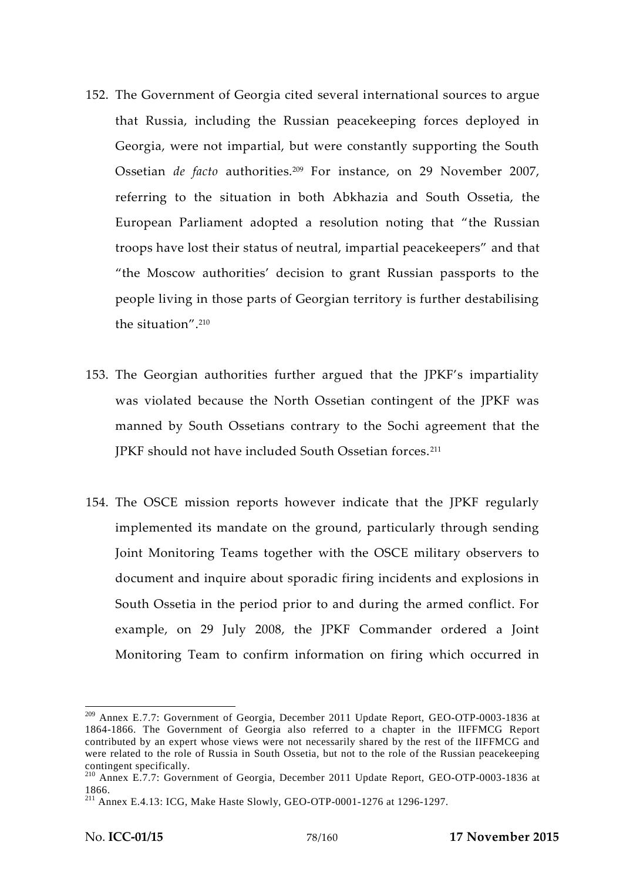152. The Government of Georgia cited several international sources to argue that Russia, including the Russian peacekeeping forces deployed in Georgia, were not impartial, but were constantly supporting the South Ossetian *de facto* authorities.[209] For instance, on 29 November 2007, referring to the situation in both Abkhazia and South Ossetia, the European Parliament adopted a resolution noting that "the Russian troops have lost their status of neutral, impartial peacekeepers" and that "the Moscow authorities' decision to grant Russian passports to the people living in those parts of Georgian territory is further destabilising the situation".[210]

153. The Georgian authorities further argued that the JPKF's impartiality was violated because the North Ossetian contingent of the JPKF was manned by South Ossetians contrary to the Sochi agreement that the JPKF should not have included South Ossetian forces.[211]

154. The OSCE mission reports however indicate that the JPKF regularly implemented its mandate on the ground, particularly through sending Joint Monitoring Teams together with the OSCE military observers to document and inquire about sporadic firing incidents and explosions in South Ossetia in the period prior to and during the armed conflict. For example, on 29 July 2008, the JPKF Commander ordered a Joint Monitoring Team to confirm information on firing which occurred in

---

[209] Annex E.7.7: Government of Georgia, December 2011 Update Report, GEO-OTP-0003-1836 at 1864-1866. The Government of Georgia also referred to a chapter in the IIFFMCG Report contributed by an expert whose views were not necessarily shared by the rest of the IIFFMCG and were related to the role of Russia in South Ossetia, but not to the role of the Russian peacekeeping contingent specifically.

[210] Annex E.7.7: Government of Georgia, December 2011 Update Report, GEO-OTP-0003-1836 at 1866.

[211] Annex E.4.13: ICG, Make Haste Slowly, GEO-OTP-0001-1276 at 1296-1297.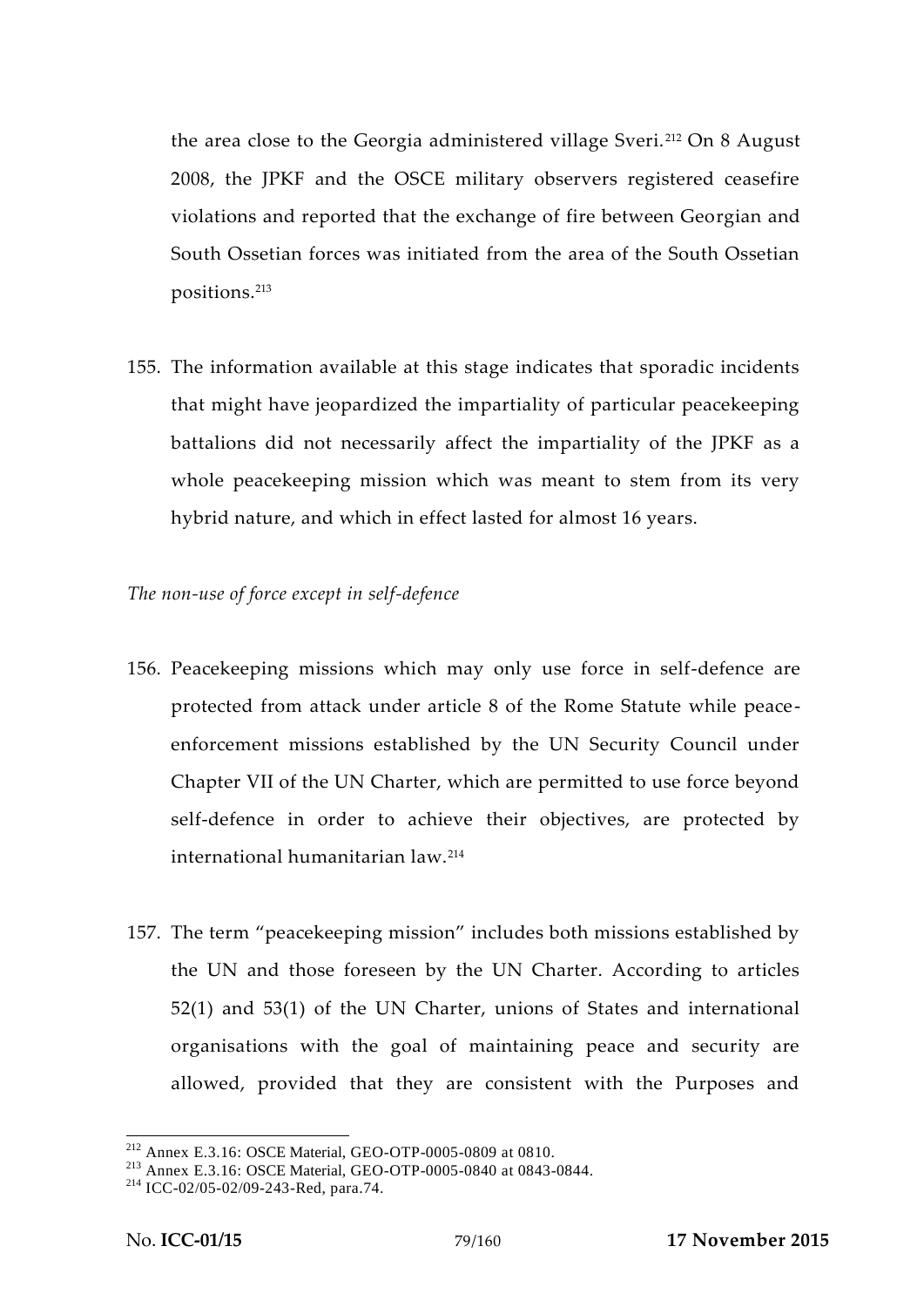the area close to the Georgia administered village Sveri.[212] On 8 August 2008, the JPKF and the OSCE military observers registered ceasefire violations and reported that the exchange of fire between Georgian and South Ossetian forces was initiated from the area of the South Ossetian positions.[213]

155. The information available at this stage indicates that sporadic incidents that might have jeopardized the impartiality of particular peacekeeping battalions did not necessarily affect the impartiality of the JPKF as a whole peacekeeping mission which was meant to stem from its very hybrid nature, and which in effect lasted for almost 16 years.

*The non-use of force except in self-defence*

156. Peacekeeping missions which may only use force in self-defence are protected from attack under article 8 of the Rome Statute while peace-enforcement missions established by the UN Security Council under Chapter VII of the UN Charter, which are permitted to use force beyond self-defence in order to achieve their objectives, are protected by international humanitarian law.[214]

157. The term "peacekeeping mission" includes both missions established by the UN and those foreseen by the UN Charter. According to articles 52(1) and 53(1) of the UN Charter, unions of States and international organisations with the goal of maintaining peace and security are allowed, provided that they are consistent with the Purposes and

---

[212] Annex E.3.16: OSCE Material, GEO-OTP-0005-0809 at 0810.

[213] Annex E.3.16: OSCE Material, GEO-OTP-0005-0840 at 0843-0844.

[214] ICC-02/05-02/09-243-Red, para.74.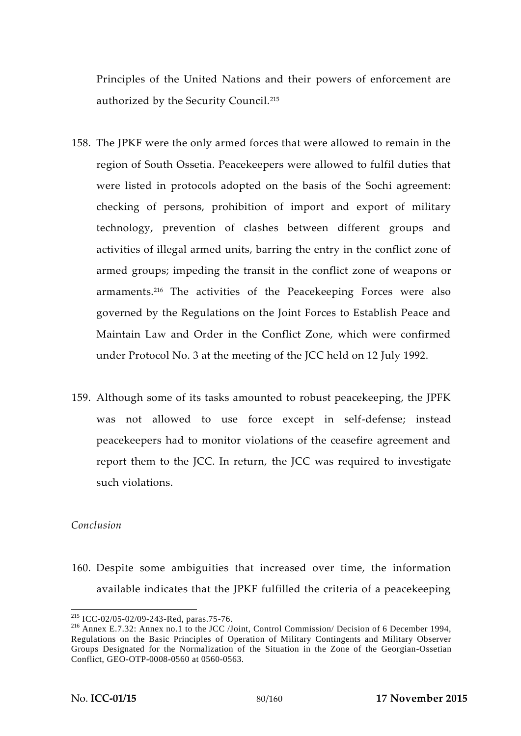Principles of the United Nations and their powers of enforcement are authorized by the Security Council.[215]

158. The JPKF were the only armed forces that were allowed to remain in the region of South Ossetia. Peacekeepers were allowed to fulfil duties that were listed in protocols adopted on the basis of the Sochi agreement: checking of persons, prohibition of import and export of military technology, prevention of clashes between different groups and activities of illegal armed units, barring the entry in the conflict zone of armed groups; impeding the transit in the conflict zone of weapons or armaments.[216] The activities of the Peacekeeping Forces were also governed by the Regulations on the Joint Forces to Establish Peace and Maintain Law and Order in the Conflict Zone, which were confirmed under Protocol No. 3 at the meeting of the JCC held on 12 July 1992.

159. Although some of its tasks amounted to robust peacekeeping, the JPFK was not allowed to use force except in self-defense; instead peacekeepers had to monitor violations of the ceasefire agreement and report them to the JCC. In return, the JCC was required to investigate such violations.

*Conclusion*

160. Despite some ambiguities that increased over time, the information available indicates that the JPKF fulfilled the criteria of a peacekeeping

---

[215] ICC-02/05-02/09-243-Red, paras.75-76.

[216] Annex E.7.32: Annex no.1 to the JCC /Joint, Control Commission/ Decision of 6 December 1994, Regulations on the Basic Principles of Operation of Military Contingents and Military Observer Groups Designated for the Normalization of the Situation in the Zone of the Georgian-Ossetian Conflict, GEO-OTP-0008-0560 at 0560-0563.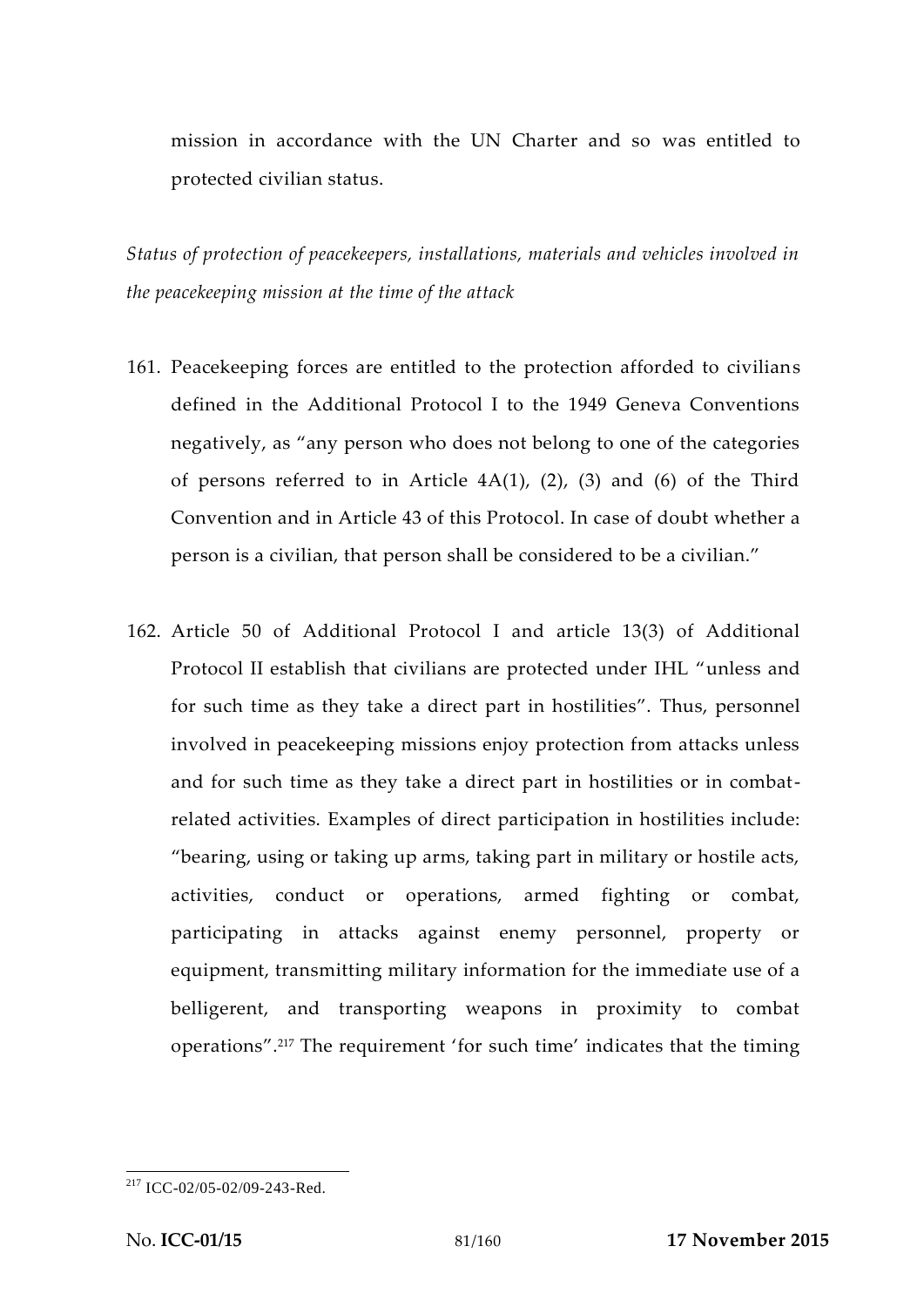mission in accordance with the UN Charter and so was entitled to protected civilian status.

*Status of protection of peacekeepers, installations, materials and vehicles involved in the peacekeeping mission at the time of the attack*

161. Peacekeeping forces are entitled to the protection afforded to civilians defined in the Additional Protocol I to the 1949 Geneva Conventions negatively, as "any person who does not belong to one of the categories of persons referred to in Article 4A(1), (2), (3) and (6) of the Third Convention and in Article 43 of this Protocol. In case of doubt whether a person is a civilian, that person shall be considered to be a civilian."

162. Article 50 of Additional Protocol I and article 13(3) of Additional Protocol II establish that civilians are protected under IHL "unless and for such time as they take a direct part in hostilities". Thus, personnel involved in peacekeeping missions enjoy protection from attacks unless and for such time as they take a direct part in hostilities or in combat-related activities. Examples of direct participation in hostilities include: "bearing, using or taking up arms, taking part in military or hostile acts, activities, conduct or operations, armed fighting or combat, participating in attacks against enemy personnel, property or equipment, transmitting military information for the immediate use of a belligerent, and transporting weapons in proximity to combat operations".[217] The requirement 'for such time' indicates that the timing

[217] ICC-02/05-02/09-243-Red.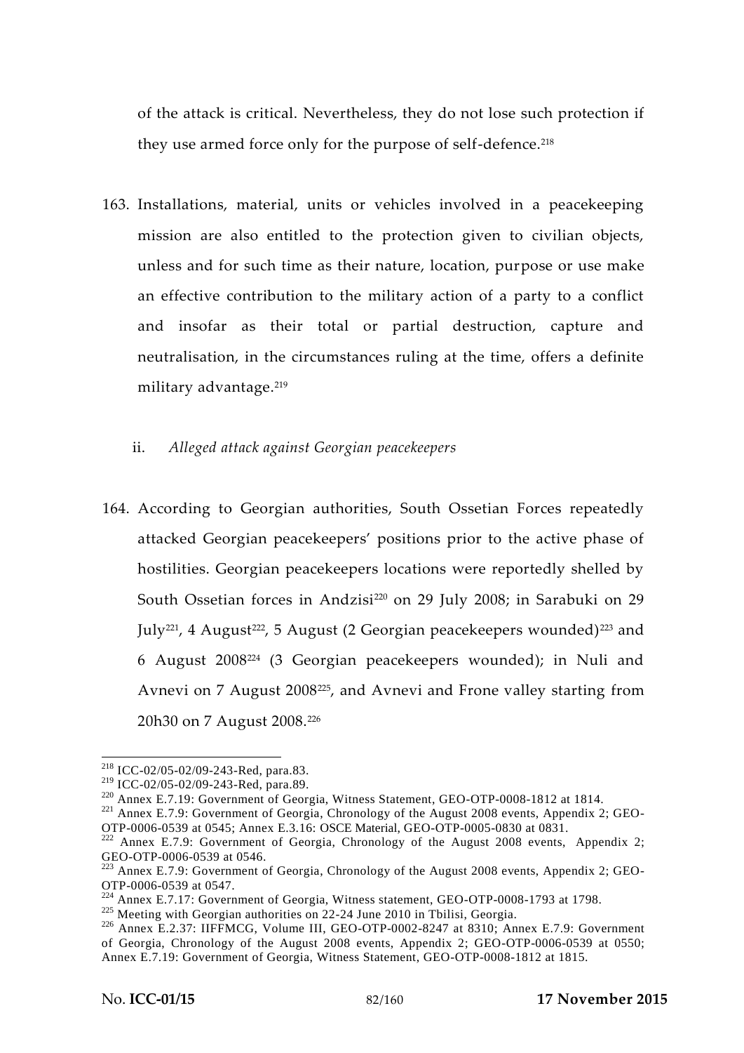of the attack is critical. Nevertheless, they do not lose such protection if they use armed force only for the purpose of self-defence.[218]

163. Installations, material, units or vehicles involved in a peacekeeping mission are also entitled to the protection given to civilian objects, unless and for such time as their nature, location, purpose or use make an effective contribution to the military action of a party to a conflict and insofar as their total or partial destruction, capture and neutralisation, in the circumstances ruling at the time, offers a definite military advantage.[219]

ii. *Alleged attack against Georgian peacekeepers*

164. According to Georgian authorities, South Ossetian Forces repeatedly attacked Georgian peacekeepers' positions prior to the active phase of hostilities. Georgian peacekeepers locations were reportedly shelled by South Ossetian forces in Andzisi[220] on 29 July 2008; in Sarabuki on 29 July[221], 4 August[222], 5 August (2 Georgian peacekeepers wounded)[223] and 6 August 2008[224] (3 Georgian peacekeepers wounded); in Nuli and Avnevi on 7 August 2008[225], and Avnevi and Frone valley starting from 20h30 on 7 August 2008.[226]

---

[218] ICC-02/05-02/09-243-Red, para.83.

[219] ICC-02/05-02/09-243-Red, para.89.

[220] Annex E.7.19: Government of Georgia, Witness Statement, GEO-OTP-0008-1812 at 1814.

[221] Annex E.7.9: Government of Georgia, Chronology of the August 2008 events, Appendix 2; GEO-OTP-0006-0539 at 0545; Annex E.3.16: OSCE Material, GEO-OTP-0005-0830 at 0831.

[222] Annex E.7.9: Government of Georgia, Chronology of the August 2008 events, Appendix 2; GEO-OTP-0006-0539 at 0546.

[223] Annex E.7.9: Government of Georgia, Chronology of the August 2008 events, Appendix 2; GEO-OTP-0006-0539 at 0547.

[224] Annex E.7.17: Government of Georgia, Witness statement, GEO-OTP-0008-1793 at 1798.

[225] Meeting with Georgian authorities on 22-24 June 2010 in Tbilisi, Georgia.

[226] Annex E.2.37: IIFFMCG, Volume III, GEO-OTP-0002-8247 at 8310; Annex E.7.9: Government of Georgia, Chronology of the August 2008 events, Appendix 2; GEO-OTP-0006-0539 at 0550; Annex E.7.19: Government of Georgia, Witness Statement, GEO-OTP-0008-1812 at 1815.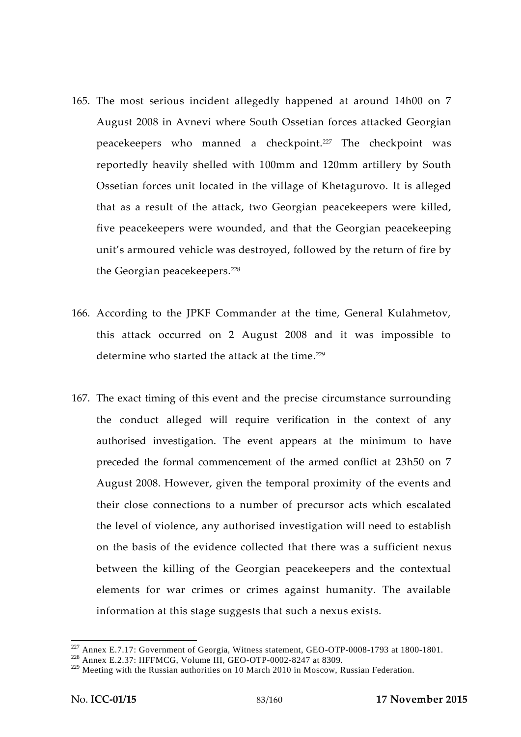165. The most serious incident allegedly happened at around 14h00 on 7 August 2008 in Avnevi where South Ossetian forces attacked Georgian peacekeepers who manned a checkpoint.[227] The checkpoint was reportedly heavily shelled with 100mm and 120mm artillery by South Ossetian forces unit located in the village of Khetagurovo. It is alleged that as a result of the attack, two Georgian peacekeepers were killed, five peacekeepers were wounded, and that the Georgian peacekeeping unit's armoured vehicle was destroyed, followed by the return of fire by the Georgian peacekeepers.[228]

166. According to the JPKF Commander at the time, General Kulahmetov, this attack occurred on 2 August 2008 and it was impossible to determine who started the attack at the time.[229]

167. The exact timing of this event and the precise circumstance surrounding the conduct alleged will require verification in the context of any authorised investigation. The event appears at the minimum to have preceded the formal commencement of the armed conflict at 23h50 on 7 August 2008. However, given the temporal proximity of the events and their close connections to a number of precursor acts which escalated the level of violence, any authorised investigation will need to establish on the basis of the evidence collected that there was a sufficient nexus between the killing of the Georgian peacekeepers and the contextual elements for war crimes or crimes against humanity. The available information at this stage suggests that such a nexus exists.

---

[227] Annex E.7.17: Government of Georgia, Witness statement, GEO-OTP-0008-1793 at 1800-1801.

[228] Annex E.2.37: IIFFMCG, Volume III, GEO-OTP-0002-8247 at 8309.

[229] Meeting with the Russian authorities on 10 March 2010 in Moscow, Russian Federation.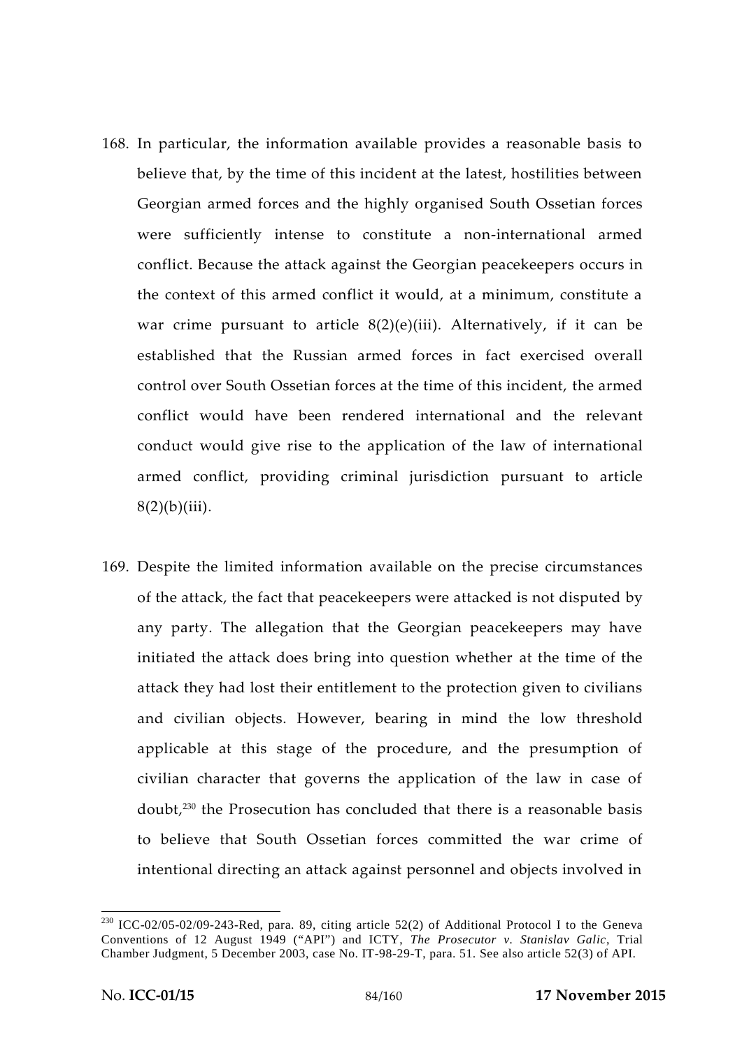168. In particular, the information available provides a reasonable basis to believe that, by the time of this incident at the latest, hostilities between Georgian armed forces and the highly organised South Ossetian forces were sufficiently intense to constitute a non-international armed conflict. Because the attack against the Georgian peacekeepers occurs in the context of this armed conflict it would, at a minimum, constitute a war crime pursuant to article 8(2)(e)(iii). Alternatively, if it can be established that the Russian armed forces in fact exercised overall control over South Ossetian forces at the time of this incident, the armed conflict would have been rendered international and the relevant conduct would give rise to the application of the law of international armed conflict, providing criminal jurisdiction pursuant to article 8(2)(b)(iii).

169. Despite the limited information available on the precise circumstances of the attack, the fact that peacekeepers were attacked is not disputed by any party. The allegation that the Georgian peacekeepers may have initiated the attack does bring into question whether at the time of the attack they had lost their entitlement to the protection given to civilians and civilian objects. However, bearing in mind the low threshold applicable at this stage of the procedure, and the presumption of civilian character that governs the application of the law in case of doubt,[230] the Prosecution has concluded that there is a reasonable basis to believe that South Ossetian forces committed the war crime of intentional directing an attack against personnel and objects involved in

---

[230] ICC-02/05-02/09-243-Red, para. 89, citing article 52(2) of Additional Protocol I to the Geneva Conventions of 12 August 1949 ("API") and ICTY, *The Prosecutor v. Stanislav Galic*, Trial Chamber Judgment, 5 December 2003, case No. IT-98-29-T, para. 51. See also article 52(3) of API.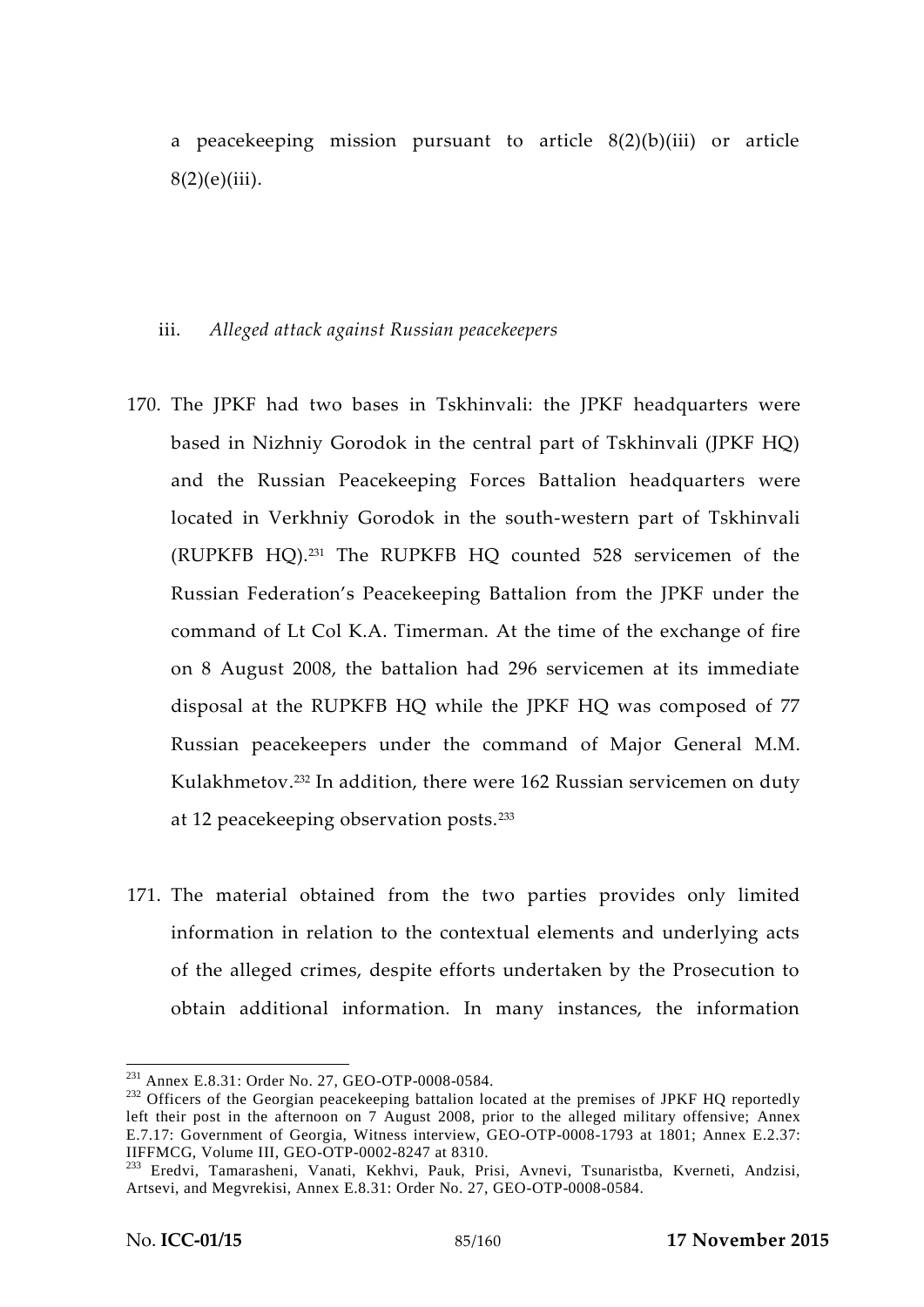a peacekeeping mission pursuant to article 8(2)(b)(iii) or article 8(2)(e)(iii).

iii. *Alleged attack against Russian peacekeepers*

170. The JPKF had two bases in Tskhinvali: the JPKF headquarters were based in Nizhniy Gorodok in the central part of Tskhinvali (JPKF HQ) and the Russian Peacekeeping Forces Battalion headquarters were located in Verkhniy Gorodok in the south-western part of Tskhinvali (RUPKFB HQ).[231] The RUPKFB HQ counted 528 servicemen of the Russian Federation's Peacekeeping Battalion from the JPKF under the command of Lt Col K.A. Timerman. At the time of the exchange of fire on 8 August 2008, the battalion had 296 servicemen at its immediate disposal at the RUPKFB HQ while the JPKF HQ was composed of 77 Russian peacekeepers under the command of Major General M.M. Kulakhmetov.[232] In addition, there were 162 Russian servicemen on duty at 12 peacekeeping observation posts.[233]

171. The material obtained from the two parties provides only limited information in relation to the contextual elements and underlying acts of the alleged crimes, despite efforts undertaken by the Prosecution to obtain additional information. In many instances, the information

---

[231] Annex E.8.31: Order No. 27, GEO-OTP-0008-0584.

[232] Officers of the Georgian peacekeeping battalion located at the premises of JPKF HQ reportedly left their post in the afternoon on 7 August 2008, prior to the alleged military offensive; Annex E.7.17: Government of Georgia, Witness interview, GEO-OTP-0008-1793 at 1801; Annex E.2.37: IIFFMCG, Volume III, GEO-OTP-0002-8247 at 8310.

[233] Eredvi, Tamarasheni, Vanati, Kekhvi, Pauk, Prisi, Avnevi, Tsunaristba, Kverneti, Andzisi, Artsevi, and Megvrekisi, Annex E.8.31: Order No. 27, GEO-OTP-0008-0584.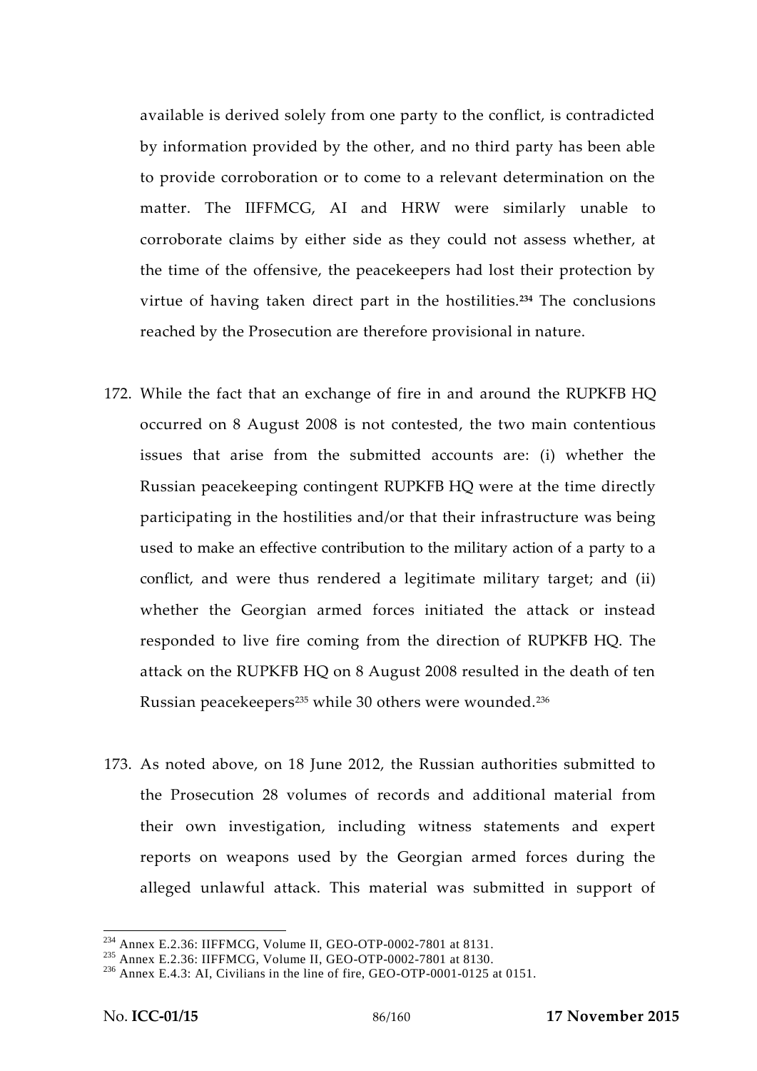available is derived solely from one party to the conflict, is contradicted by information provided by the other, and no third party has been able to provide corroboration or to come to a relevant determination on the matter. The IIFFMCG, AI and HRW were similarly unable to corroborate claims by either side as they could not assess whether, at the time of the offensive, the peacekeepers had lost their protection by virtue of having taken direct part in the hostilities.[234] The conclusions reached by the Prosecution are therefore provisional in nature.

172. While the fact that an exchange of fire in and around the RUPKFB HQ occurred on 8 August 2008 is not contested, the two main contentious issues that arise from the submitted accounts are: (i) whether the Russian peacekeeping contingent RUPKFB HQ were at the time directly participating in the hostilities and/or that their infrastructure was being used to make an effective contribution to the military action of a party to a conflict, and were thus rendered a legitimate military target; and (ii) whether the Georgian armed forces initiated the attack or instead responded to live fire coming from the direction of RUPKFB HQ. The attack on the RUPKFB HQ on 8 August 2008 resulted in the death of ten Russian peacekeepers[235] while 30 others were wounded.[236]

173. As noted above, on 18 June 2012, the Russian authorities submitted to the Prosecution 28 volumes of records and additional material from their own investigation, including witness statements and expert reports on weapons used by the Georgian armed forces during the alleged unlawful attack. This material was submitted in support of

---

[234] Annex E.2.36: IIFFMCG, Volume II, GEO-OTP-0002-7801 at 8131.

[235] Annex E.2.36: IIFFMCG, Volume II, GEO-OTP-0002-7801 at 8130.

[236] Annex E.4.3: AI, Civilians in the line of fire, GEO-OTP-0001-0125 at 0151.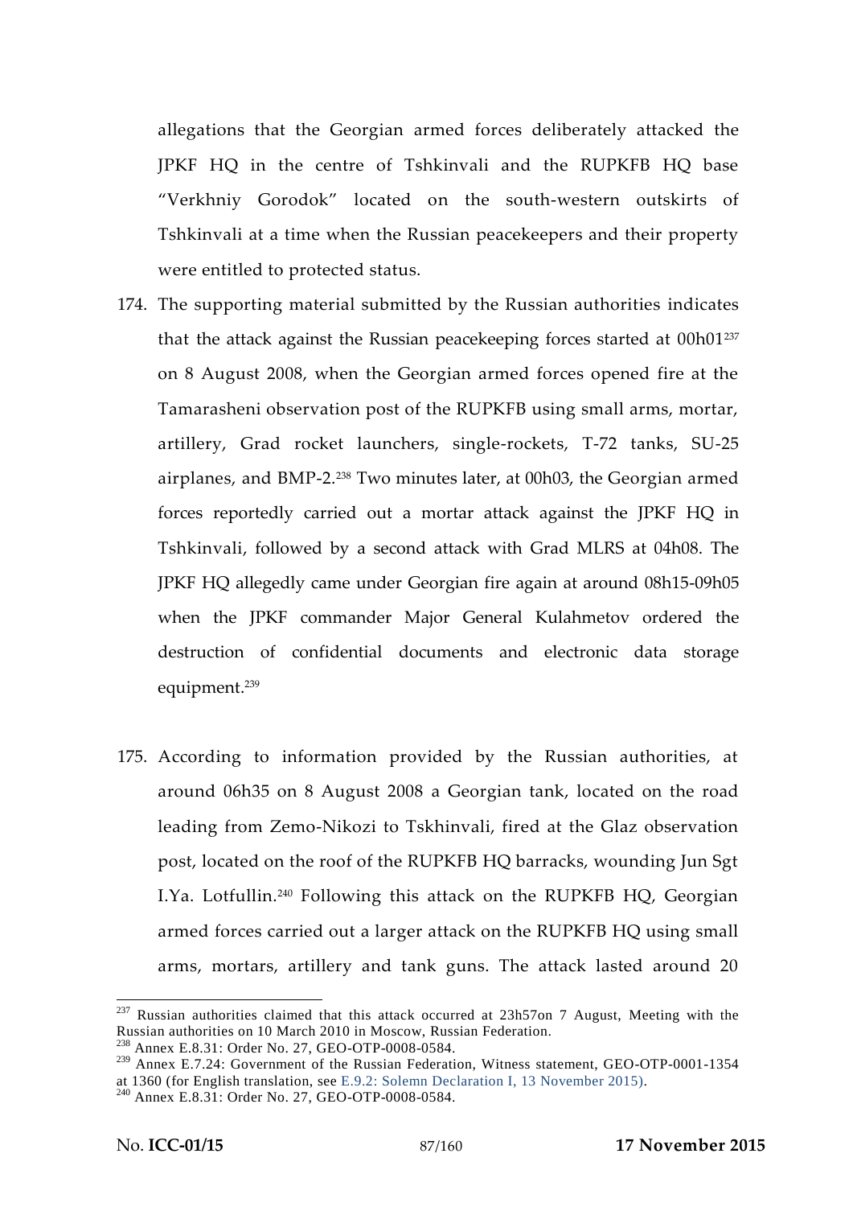allegations that the Georgian armed forces deliberately attacked the JPKF HQ in the centre of Tshkinvali and the RUPKFB HQ base "Verkhniy Gorodok" located on the south-western outskirts of Tshkinvali at a time when the Russian peacekeepers and their property were entitled to protected status.

174. The supporting material submitted by the Russian authorities indicates that the attack against the Russian peacekeeping forces started at 00h01[237] on 8 August 2008, when the Georgian armed forces opened fire at the Tamarasheni observation post of the RUPKFB using small arms, mortar, artillery, Grad rocket launchers, single-rockets, T-72 tanks, SU-25 airplanes, and BMP-2.[238] Two minutes later, at 00h03, the Georgian armed forces reportedly carried out a mortar attack against the JPKF HQ in Tshkinvali, followed by a second attack with Grad MLRS at 04h08. The JPKF HQ allegedly came under Georgian fire again at around 08h15-09h05 when the JPKF commander Major General Kulahmetov ordered the destruction of confidential documents and electronic data storage equipment.[239]

175. According to information provided by the Russian authorities, at around 06h35 on 8 August 2008 a Georgian tank, located on the road leading from Zemo-Nikozi to Tskhinvali, fired at the Glaz observation post, located on the roof of the RUPKFB HQ barracks, wounding Jun Sgt I.Ya. Lotfullin.[240] Following this attack on the RUPKFB HQ, Georgian armed forces carried out a larger attack on the RUPKFB HQ using small arms, mortars, artillery and tank guns. The attack lasted around 20

---

[237] Russian authorities claimed that this attack occurred at 23h57on 7 August, Meeting with the Russian authorities on 10 March 2010 in Moscow, Russian Federation.

[238] Annex E.8.31: Order No. 27, GEO-OTP-0008-0584.

[239] Annex E.7.24: Government of the Russian Federation, Witness statement, GEO-OTP-0001-1354 at 1360 (for English translation, see E.9.2: Solemn Declaration I, 13 November 2015).

[240] Annex E.8.31: Order No. 27, GEO-OTP-0008-0584.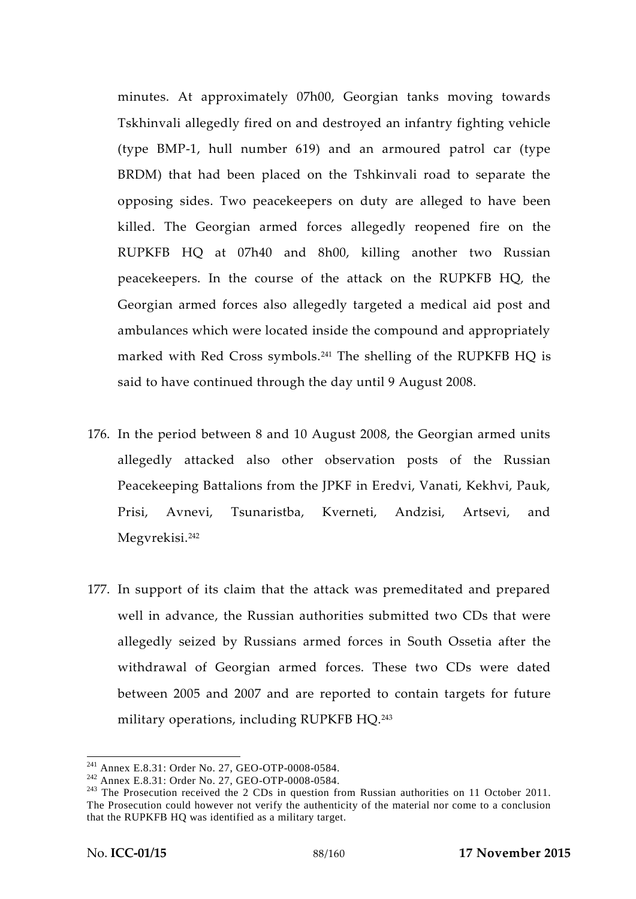minutes. At approximately 07h00, Georgian tanks moving towards Tskhinvali allegedly fired on and destroyed an infantry fighting vehicle (type BMP-1, hull number 619) and an armoured patrol car (type BRDM) that had been placed on the Tshkinvali road to separate the opposing sides. Two peacekeepers on duty are alleged to have been killed. The Georgian armed forces allegedly reopened fire on the RUPKFB HQ at 07h40 and 8h00, killing another two Russian peacekeepers. In the course of the attack on the RUPKFB HQ, the Georgian armed forces also allegedly targeted a medical aid post and ambulances which were located inside the compound and appropriately marked with Red Cross symbols.[241] The shelling of the RUPKFB HQ is said to have continued through the day until 9 August 2008.

176. In the period between 8 and 10 August 2008, the Georgian armed units allegedly attacked also other observation posts of the Russian Peacekeeping Battalions from the JPKF in Eredvi, Vanati, Kekhvi, Pauk, Prisi, Avnevi, Tsunaristba, Kverneti, Andzisi, Artsevi, and Megvrekisi.[242]

177. In support of its claim that the attack was premeditated and prepared well in advance, the Russian authorities submitted two CDs that were allegedly seized by Russians armed forces in South Ossetia after the withdrawal of Georgian armed forces. These two CDs were dated between 2005 and 2007 and are reported to contain targets for future military operations, including RUPKFB HQ.[243]

---

[241] Annex E.8.31: Order No. 27, GEO-OTP-0008-0584.

[242] Annex E.8.31: Order No. 27, GEO-OTP-0008-0584.

[243] The Prosecution received the 2 CDs in question from Russian authorities on 11 October 2011. The Prosecution could however not verify the authenticity of the material nor come to a conclusion that the RUPKFB HQ was identified as a military target.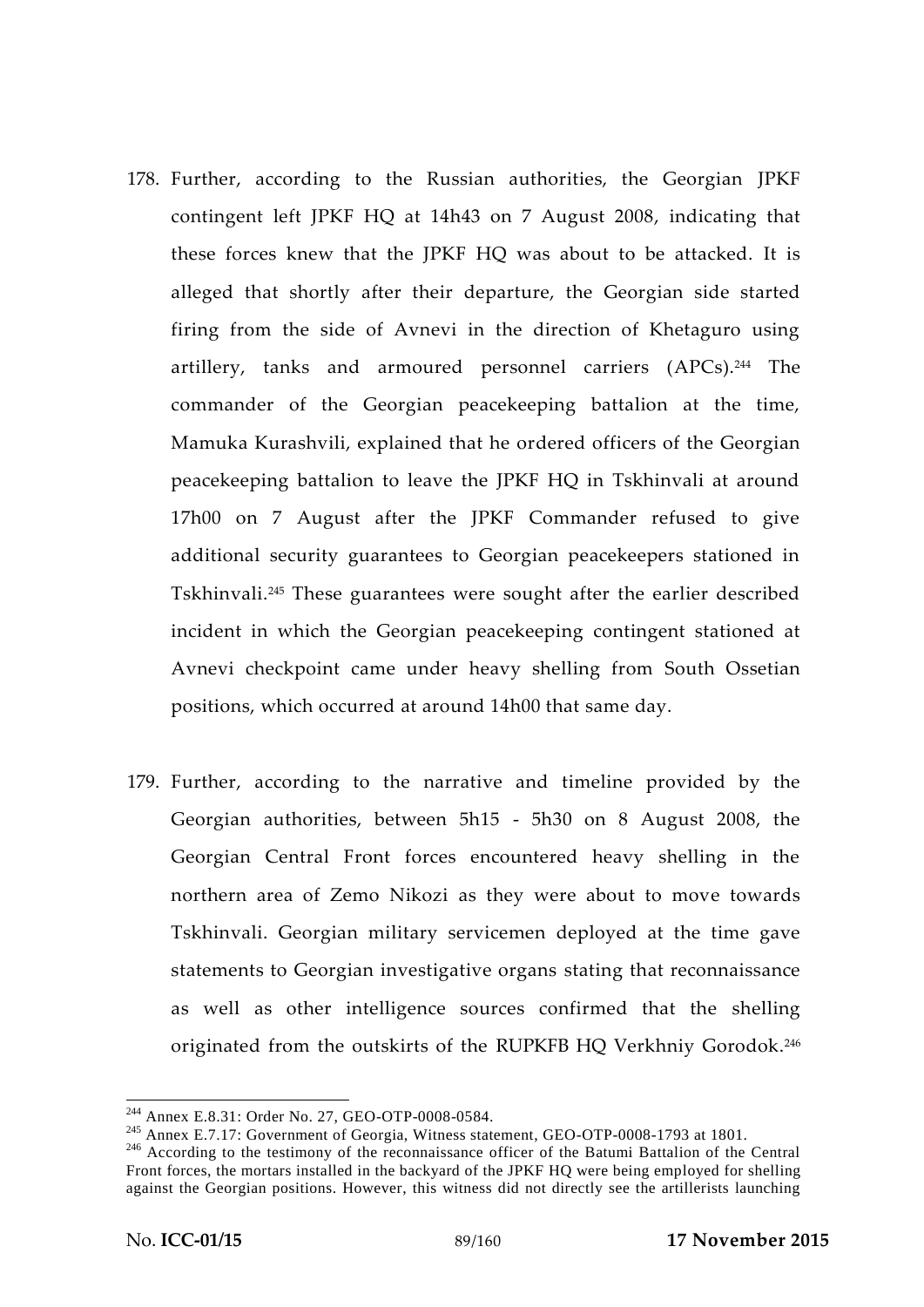178. Further, according to the Russian authorities, the Georgian JPKF contingent left JPKF HQ at 14h43 on 7 August 2008, indicating that these forces knew that the JPKF HQ was about to be attacked. It is alleged that shortly after their departure, the Georgian side started firing from the side of Avnevi in the direction of Khetaguro using artillery, tanks and armoured personnel carriers (APCs).[244] The commander of the Georgian peacekeeping battalion at the time, Mamuka Kurashvili, explained that he ordered officers of the Georgian peacekeeping battalion to leave the JPKF HQ in Tskhinvali at around 17h00 on 7 August after the JPKF Commander refused to give additional security guarantees to Georgian peacekeepers stationed in Tskhinvali.[245] These guarantees were sought after the earlier described incident in which the Georgian peacekeeping contingent stationed at Avnevi checkpoint came under heavy shelling from South Ossetian positions, which occurred at around 14h00 that same day.

179. Further, according to the narrative and timeline provided by the Georgian authorities, between 5h15 - 5h30 on 8 August 2008, the Georgian Central Front forces encountered heavy shelling in the northern area of Zemo Nikozi as they were about to move towards Tskhinvali. Georgian military servicemen deployed at the time gave statements to Georgian investigative organs stating that reconnaissance as well as other intelligence sources confirmed that the shelling originated from the outskirts of the RUPKFB HQ Verkhniy Gorodok.[246]

---

[244] Annex E.8.31: Order No. 27, GEO-OTP-0008-0584.

[245] Annex E.7.17: Government of Georgia, Witness statement, GEO-OTP-0008-1793 at 1801.

[246] According to the testimony of the reconnaissance officer of the Batumi Battalion of the Central Front forces, the mortars installed in the backyard of the JPKF HQ were being employed for shelling against the Georgian positions. However, this witness did not directly see the artillerists launching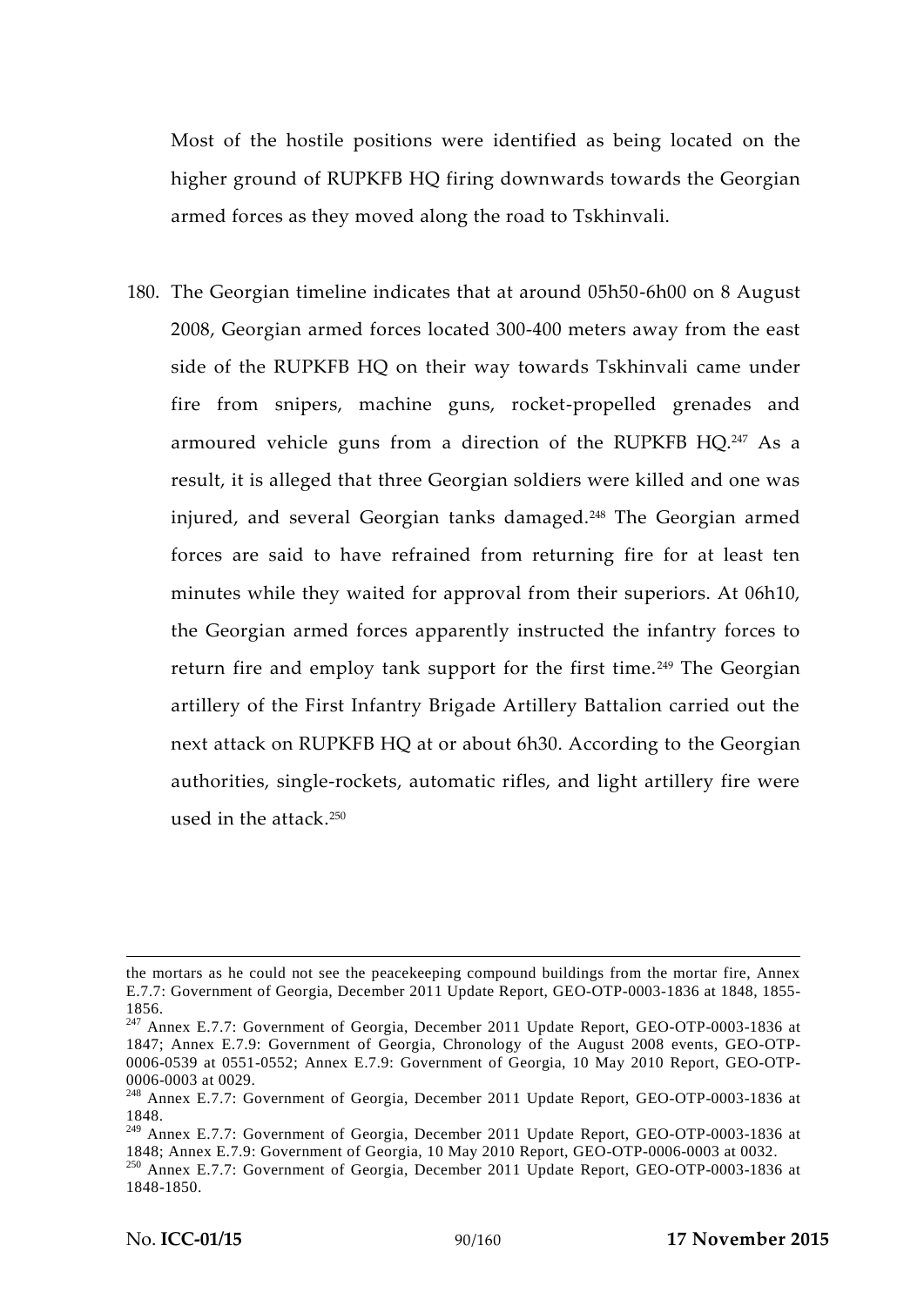Most of the hostile positions were identified as being located on the higher ground of RUPKFB HQ firing downwards towards the Georgian armed forces as they moved along the road to Tskhinvali.

180. The Georgian timeline indicates that at around 05h50-6h00 on 8 August 2008, Georgian armed forces located 300-400 meters away from the east side of the RUPKFB HQ on their way towards Tskhinvali came under fire from snipers, machine guns, rocket-propelled grenades and armoured vehicle guns from a direction of the RUPKFB HQ.[247] As a result, it is alleged that three Georgian soldiers were killed and one was injured, and several Georgian tanks damaged.[248] The Georgian armed forces are said to have refrained from returning fire for at least ten minutes while they waited for approval from their superiors. At 06h10, the Georgian armed forces apparently instructed the infantry forces to return fire and employ tank support for the first time.[249] The Georgian artillery of the First Infantry Brigade Artillery Battalion carried out the next attack on RUPKFB HQ at or about 6h30. According to the Georgian authorities, single-rockets, automatic rifles, and light artillery fire were used in the attack.[250]

---

the mortars as he could not see the peacekeeping compound buildings from the mortar fire, Annex E.7.7: Government of Georgia, December 2011 Update Report, GEO-OTP-0003-1836 at 1848, 1855-1856.

[247] Annex E.7.7: Government of Georgia, December 2011 Update Report, GEO-OTP-0003-1836 at 1847; Annex E.7.9: Government of Georgia, Chronology of the August 2008 events, GEO-OTP-0006-0539 at 0551-0552; Annex E.7.9: Government of Georgia, 10 May 2010 Report, GEO-OTP-0006-0003 at 0029.

[248] Annex E.7.7: Government of Georgia, December 2011 Update Report, GEO-OTP-0003-1836 at 1848.

[249] Annex E.7.7: Government of Georgia, December 2011 Update Report, GEO-OTP-0003-1836 at 1848; Annex E.7.9: Government of Georgia, 10 May 2010 Report, GEO-OTP-0006-0003 at 0032.

[250] Annex E.7.7: Government of Georgia, December 2011 Update Report, GEO-OTP-0003-1836 at 1848-1850.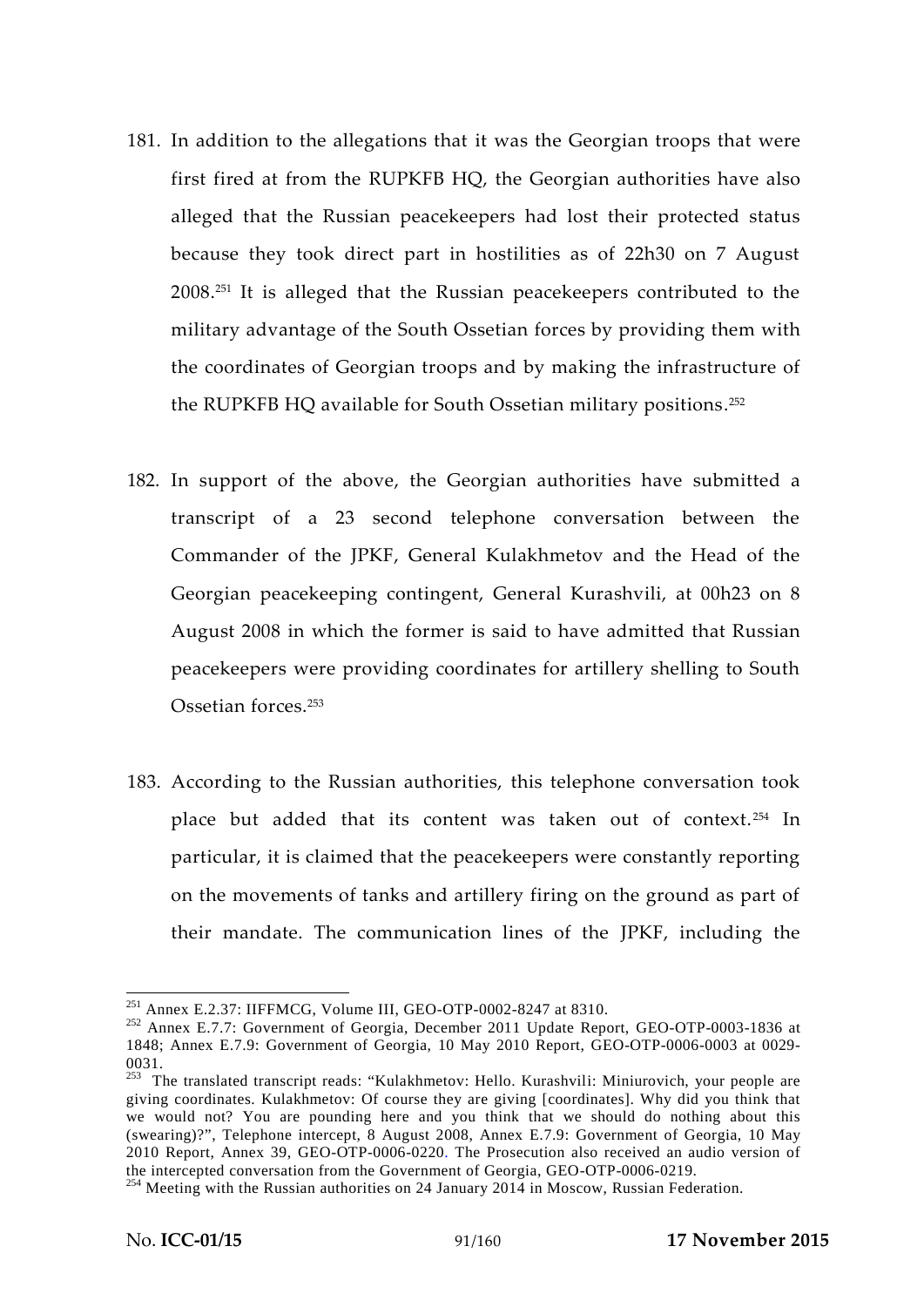181. In addition to the allegations that it was the Georgian troops that were first fired at from the RUPKFB HQ, the Georgian authorities have also alleged that the Russian peacekeepers had lost their protected status because they took direct part in hostilities as of 22h30 on 7 August 2008.[251] It is alleged that the Russian peacekeepers contributed to the military advantage of the South Ossetian forces by providing them with the coordinates of Georgian troops and by making the infrastructure of the RUPKFB HQ available for South Ossetian military positions.[252]

182. In support of the above, the Georgian authorities have submitted a transcript of a 23 second telephone conversation between the Commander of the JPKF, General Kulakhmetov and the Head of the Georgian peacekeeping contingent, General Kurashvili, at 00h23 on 8 August 2008 in which the former is said to have admitted that Russian peacekeepers were providing coordinates for artillery shelling to South Ossetian forces.[253]

183. According to the Russian authorities, this telephone conversation took place but added that its content was taken out of context.[254] In particular, it is claimed that the peacekeepers were constantly reporting on the movements of tanks and artillery firing on the ground as part of their mandate. The communication lines of the JPKF, including the

---

[251] Annex E.2.37: IIFFMCG, Volume III, GEO-OTP-0002-8247 at 8310.

[252] Annex E.7.7: Government of Georgia, December 2011 Update Report, GEO-OTP-0003-1836 at 1848; Annex E.7.9: Government of Georgia, 10 May 2010 Report, GEO-OTP-0006-0003 at 0029-0031.

[253] The translated transcript reads: "Kulakhmetov: Hello. Kurashvili: Miniurovich, your people are giving coordinates. Kulakhmetov: Of course they are giving [coordinates]. Why did you think that we would not? You are pounding here and you think that we should do nothing about this (swearing)?", Telephone intercept, 8 August 2008, Annex E.7.9: Government of Georgia, 10 May 2010 Report, Annex 39, GEO-OTP-0006-0220. The Prosecution also received an audio version of the intercepted conversation from the Government of Georgia, GEO-OTP-0006-0219.

[254] Meeting with the Russian authorities on 24 January 2014 in Moscow, Russian Federation.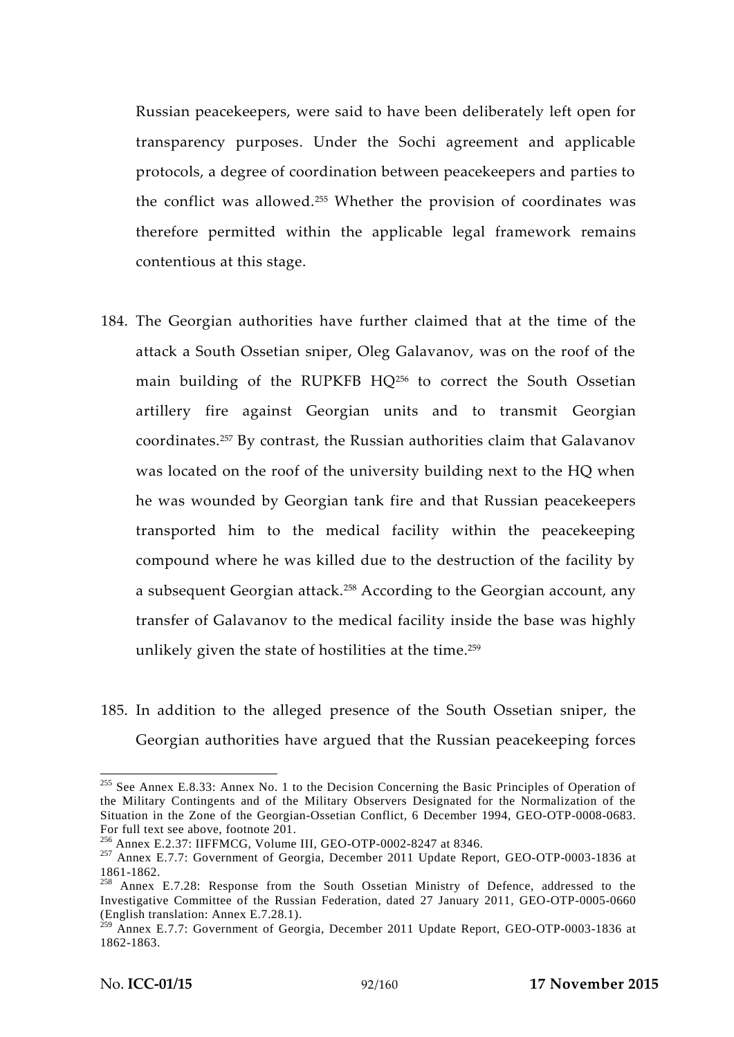Russian peacekeepers, were said to have been deliberately left open for transparency purposes. Under the Sochi agreement and applicable protocols, a degree of coordination between peacekeepers and parties to the conflict was allowed.[255] Whether the provision of coordinates was therefore permitted within the applicable legal framework remains contentious at this stage.

184. The Georgian authorities have further claimed that at the time of the attack a South Ossetian sniper, Oleg Galavanov, was on the roof of the main building of the RUPKFB HQ[256] to correct the South Ossetian artillery fire against Georgian units and to transmit Georgian coordinates.[257] By contrast, the Russian authorities claim that Galavanov was located on the roof of the university building next to the HQ when he was wounded by Georgian tank fire and that Russian peacekeepers transported him to the medical facility within the peacekeeping compound where he was killed due to the destruction of the facility by a subsequent Georgian attack.[258] According to the Georgian account, any transfer of Galavanov to the medical facility inside the base was highly unlikely given the state of hostilities at the time.[259]

185. In addition to the alleged presence of the South Ossetian sniper, the Georgian authorities have argued that the Russian peacekeeping forces

---

[255] See Annex E.8.33: Annex No. 1 to the Decision Concerning the Basic Principles of Operation of the Military Contingents and of the Military Observers Designated for the Normalization of the Situation in the Zone of the Georgian-Ossetian Conflict, 6 December 1994, GEO-OTP-0008-0683. For full text see above, footnote 201.

[256] Annex E.2.37: IIFFMCG, Volume III, GEO-OTP-0002-8247 at 8346.

[257] Annex E.7.7: Government of Georgia, December 2011 Update Report, GEO-OTP-0003-1836 at 1861-1862.

[258] Annex E.7.28: Response from the South Ossetian Ministry of Defence, addressed to the Investigative Committee of the Russian Federation, dated 27 January 2011, GEO-OTP-0005-0660 (English translation: Annex E.7.28.1).

[259] Annex E.7.7: Government of Georgia, December 2011 Update Report, GEO-OTP-0003-1836 at 1862-1863.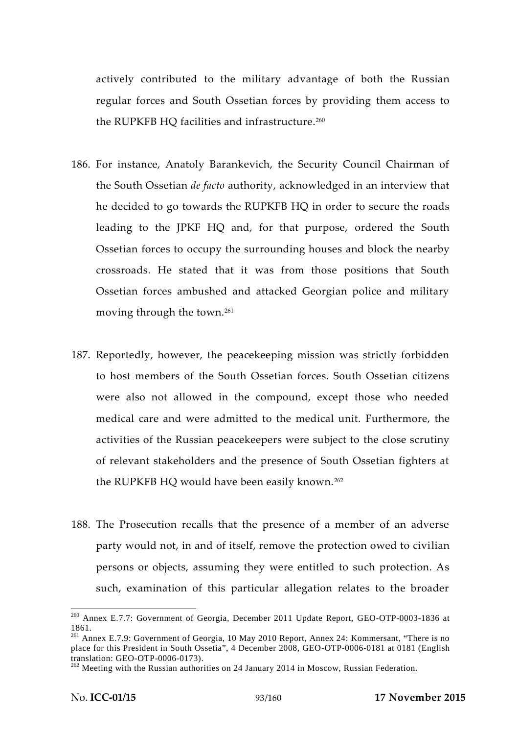actively contributed to the military advantage of both the Russian regular forces and South Ossetian forces by providing them access to the RUPKFB HQ facilities and infrastructure.[260]

186. For instance, Anatoly Barankevich, the Security Council Chairman of the South Ossetian *de facto* authority, acknowledged in an interview that he decided to go towards the RUPKFB HQ in order to secure the roads leading to the JPKF HQ and, for that purpose, ordered the South Ossetian forces to occupy the surrounding houses and block the nearby crossroads. He stated that it was from those positions that South Ossetian forces ambushed and attacked Georgian police and military moving through the town.[261]

187. Reportedly, however, the peacekeeping mission was strictly forbidden to host members of the South Ossetian forces. South Ossetian citizens were also not allowed in the compound, except those who needed medical care and were admitted to the medical unit. Furthermore, the activities of the Russian peacekeepers were subject to the close scrutiny of relevant stakeholders and the presence of South Ossetian fighters at the RUPKFB HQ would have been easily known.[262]

188. The Prosecution recalls that the presence of a member of an adverse party would not, in and of itself, remove the protection owed to civilian persons or objects, assuming they were entitled to such protection. As such, examination of this particular allegation relates to the broader

---

[260] Annex E.7.7: Government of Georgia, December 2011 Update Report, GEO-OTP-0003-1836 at 1861.

[261] Annex E.7.9: Government of Georgia, 10 May 2010 Report, Annex 24: Kommersant, "There is no place for this President in South Ossetia", 4 December 2008, GEO-OTP-0006-0181 at 0181 (English translation: GEO-OTP-0006-0173).

[262] Meeting with the Russian authorities on 24 January 2014 in Moscow, Russian Federation.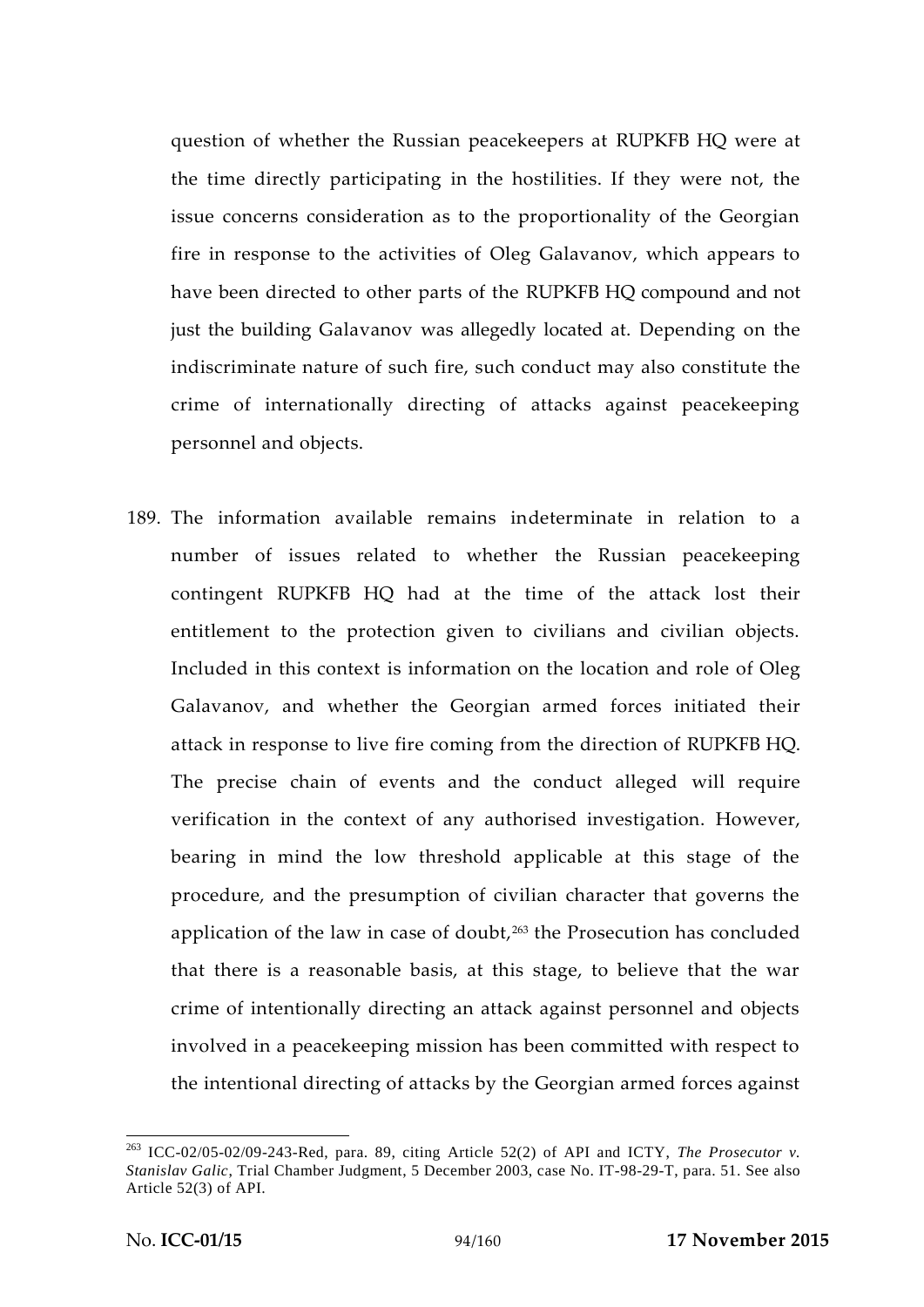question of whether the Russian peacekeepers at RUPKFB HQ were at the time directly participating in the hostilities. If they were not, the issue concerns consideration as to the proportionality of the Georgian fire in response to the activities of Oleg Galavanov, which appears to have been directed to other parts of the RUPKFB HQ compound and not just the building Galavanov was allegedly located at. Depending on the indiscriminate nature of such fire, such conduct may also constitute the crime of internationally directing of attacks against peacekeeping personnel and objects.

189. The information available remains indeterminate in relation to a number of issues related to whether the Russian peacekeeping contingent RUPKFB HQ had at the time of the attack lost their entitlement to the protection given to civilians and civilian objects. Included in this context is information on the location and role of Oleg Galavanov, and whether the Georgian armed forces initiated their attack in response to live fire coming from the direction of RUPKFB HQ. The precise chain of events and the conduct alleged will require verification in the context of any authorised investigation. However, bearing in mind the low threshold applicable at this stage of the procedure, and the presumption of civilian character that governs the application of the law in case of doubt,[263] the Prosecution has concluded that there is a reasonable basis, at this stage, to believe that the war crime of intentionally directing an attack against personnel and objects involved in a peacekeeping mission has been committed with respect to the intentional directing of attacks by the Georgian armed forces against

---

[263] ICC-02/05-02/09-243-Red, para. 89, citing Article 52(2) of API and ICTY, *The Prosecutor v. Stanislav Galic*, Trial Chamber Judgment, 5 December 2003, case No. IT-98-29-T, para. 51. See also Article 52(3) of API.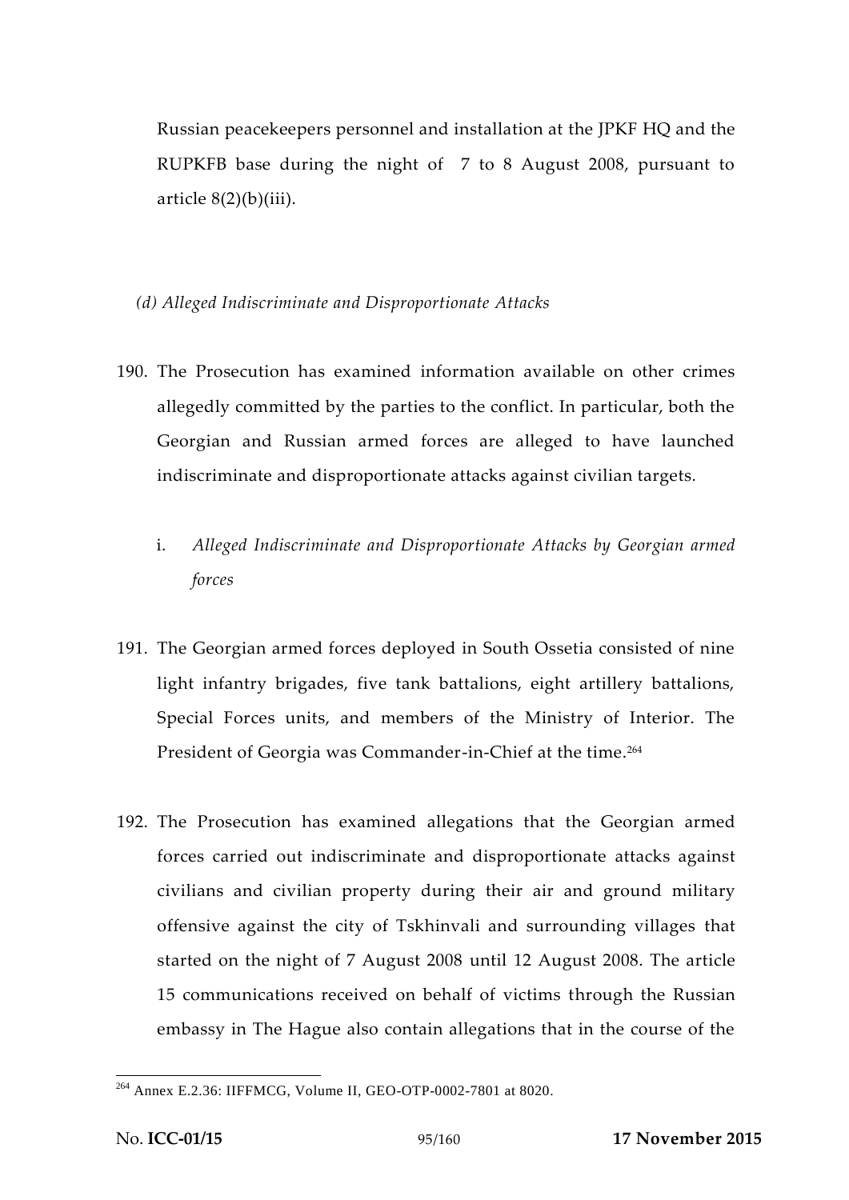Russian peacekeepers personnel and installation at the JPKF HQ and the RUPKFB base during the night of 7 to 8 August 2008, pursuant to article 8(2)(b)(iii).

*(d) Alleged Indiscriminate and Disproportionate Attacks*

190. The Prosecution has examined information available on other crimes allegedly committed by the parties to the conflict. In particular, both the Georgian and Russian armed forces are alleged to have launched indiscriminate and disproportionate attacks against civilian targets.

i. *Alleged Indiscriminate and Disproportionate Attacks by Georgian armed forces*

191. The Georgian armed forces deployed in South Ossetia consisted of nine light infantry brigades, five tank battalions, eight artillery battalions, Special Forces units, and members of the Ministry of Interior. The President of Georgia was Commander-in-Chief at the time.[264]

192. The Prosecution has examined allegations that the Georgian armed forces carried out indiscriminate and disproportionate attacks against civilians and civilian property during their air and ground military offensive against the city of Tskhinvali and surrounding villages that started on the night of 7 August 2008 until 12 August 2008. The article 15 communications received on behalf of victims through the Russian embassy in The Hague also contain allegations that in the course of the

[264] Annex E.2.36: IIFFMCG, Volume II, GEO-OTP-0002-7801 at 8020.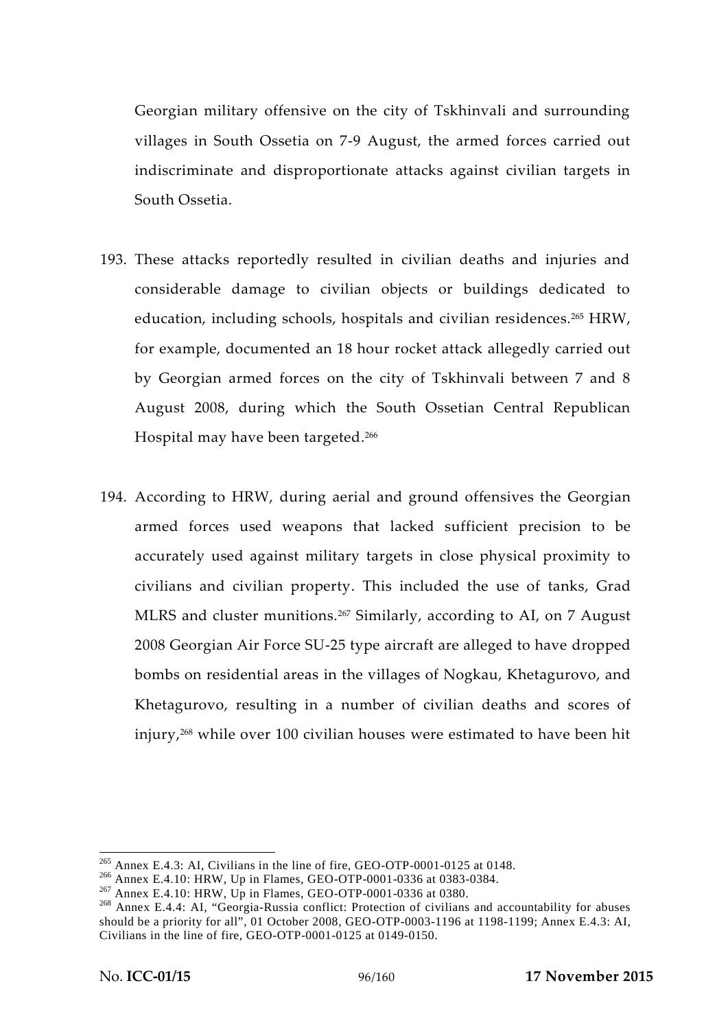Georgian military offensive on the city of Tskhinvali and surrounding villages in South Ossetia on 7-9 August, the armed forces carried out indiscriminate and disproportionate attacks against civilian targets in South Ossetia.

193. These attacks reportedly resulted in civilian deaths and injuries and considerable damage to civilian objects or buildings dedicated to education, including schools, hospitals and civilian residences.[265] HRW, for example, documented an 18 hour rocket attack allegedly carried out by Georgian armed forces on the city of Tskhinvali between 7 and 8 August 2008, during which the South Ossetian Central Republican Hospital may have been targeted.[266]

194. According to HRW, during aerial and ground offensives the Georgian armed forces used weapons that lacked sufficient precision to be accurately used against military targets in close physical proximity to civilians and civilian property. This included the use of tanks, Grad MLRS and cluster munitions.[267] Similarly, according to AI, on 7 August 2008 Georgian Air Force SU-25 type aircraft are alleged to have dropped bombs on residential areas in the villages of Nogkau, Khetagurovo, and Khetagurovo, resulting in a number of civilian deaths and scores of injury,[268] while over 100 civilian houses were estimated to have been hit

---

[265] Annex E.4.3: AI, Civilians in the line of fire, GEO-OTP-0001-0125 at 0148.

[266] Annex E.4.10: HRW, Up in Flames, GEO-OTP-0001-0336 at 0383-0384.

[267] Annex E.4.10: HRW, Up in Flames, GEO-OTP-0001-0336 at 0380.

[268] Annex E.4.4: AI, "Georgia-Russia conflict: Protection of civilians and accountability for abuses should be a priority for all", 01 October 2008, GEO-OTP-0003-1196 at 1198-1199; Annex E.4.3: AI, Civilians in the line of fire, GEO-OTP-0001-0125 at 0149-0150.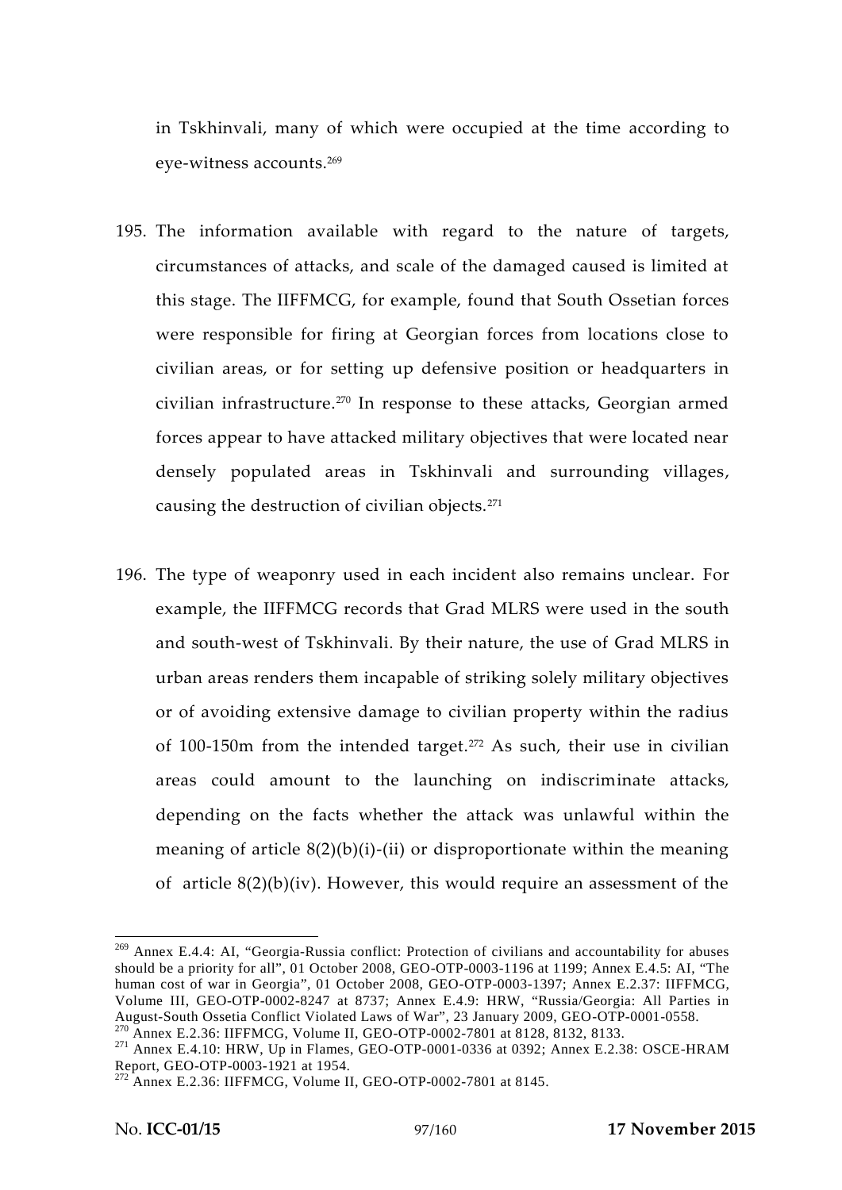in Tskhinvali, many of which were occupied at the time according to eye-witness accounts.[269]

195. The information available with regard to the nature of targets, circumstances of attacks, and scale of the damaged caused is limited at this stage. The IIFFMCG, for example, found that South Ossetian forces were responsible for firing at Georgian forces from locations close to civilian areas, or for setting up defensive position or headquarters in civilian infrastructure.[270] In response to these attacks, Georgian armed forces appear to have attacked military objectives that were located near densely populated areas in Tskhinvali and surrounding villages, causing the destruction of civilian objects.[271]

196. The type of weaponry used in each incident also remains unclear. For example, the IIFFMCG records that Grad MLRS were used in the south and south-west of Tskhinvali. By their nature, the use of Grad MLRS in urban areas renders them incapable of striking solely military objectives or of avoiding extensive damage to civilian property within the radius of 100-150m from the intended target.[272] As such, their use in civilian areas could amount to the launching on indiscriminate attacks, depending on the facts whether the attack was unlawful within the meaning of article 8(2)(b)(i)-(ii) or disproportionate within the meaning of article 8(2)(b)(iv). However, this would require an assessment of the

---

[269] Annex E.4.4: AI, "Georgia-Russia conflict: Protection of civilians and accountability for abuses should be a priority for all", 01 October 2008, GEO-OTP-0003-1196 at 1199; Annex E.4.5: AI, "The human cost of war in Georgia", 01 October 2008, GEO-OTP-0003-1397; Annex E.2.37: IIFFMCG, Volume III, GEO-OTP-0002-8247 at 8737; Annex E.4.9: HRW, "Russia/Georgia: All Parties in August-South Ossetia Conflict Violated Laws of War", 23 January 2009, GEO-OTP-0001-0558.

[270] Annex E.2.36: IIFFMCG, Volume II, GEO-OTP-0002-7801 at 8128, 8132, 8133.

[271] Annex E.4.10: HRW, Up in Flames, GEO-OTP-0001-0336 at 0392; Annex E.2.38: OSCE-HRAM Report, GEO-OTP-0003-1921 at 1954.

[272] Annex E.2.36: IIFFMCG, Volume II, GEO-OTP-0002-7801 at 8145.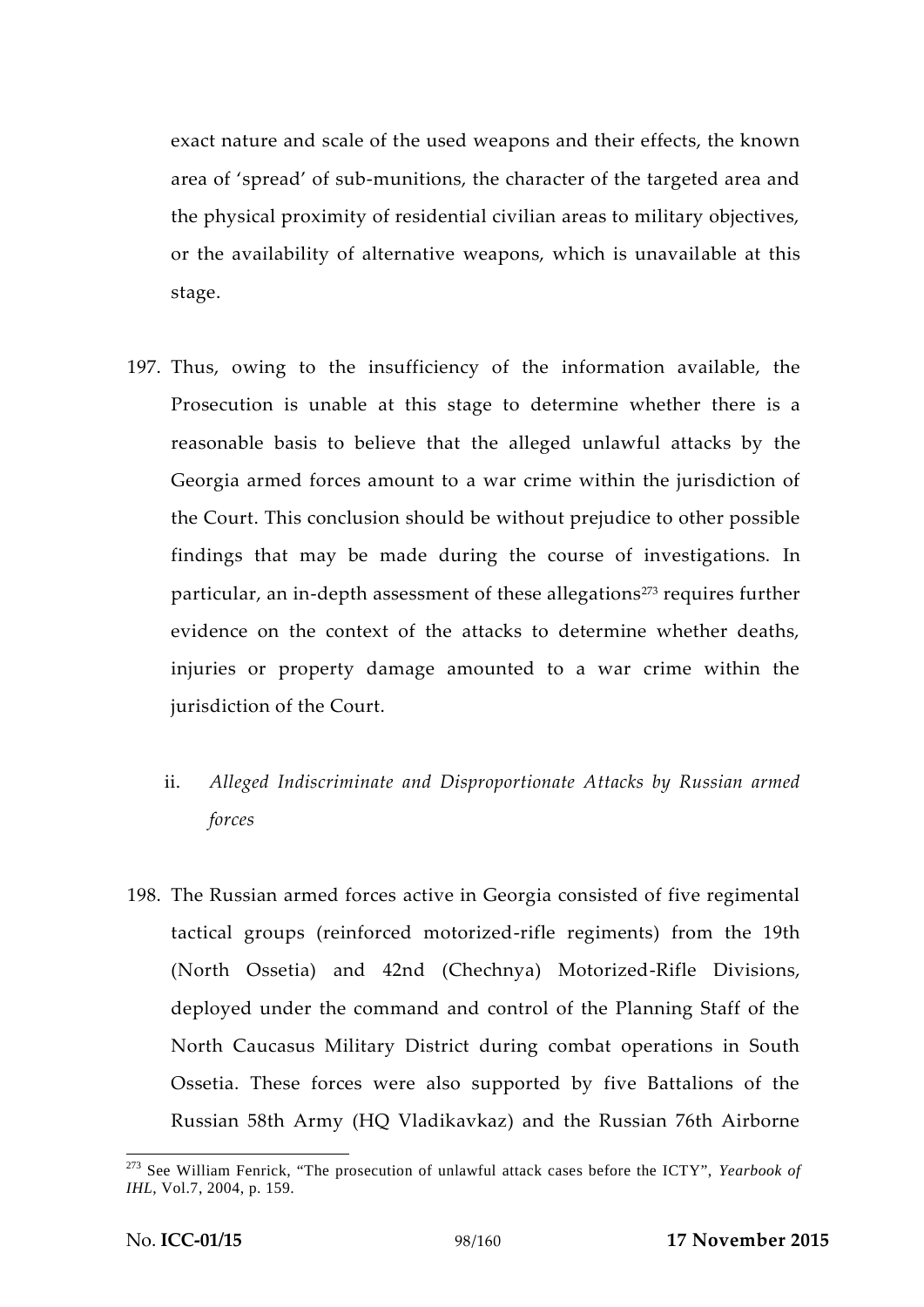exact nature and scale of the used weapons and their effects, the known area of 'spread' of sub-munitions, the character of the targeted area and the physical proximity of residential civilian areas to military objectives, or the availability of alternative weapons, which is unavailable at this stage.

197. Thus, owing to the insufficiency of the information available, the Prosecution is unable at this stage to determine whether there is a reasonable basis to believe that the alleged unlawful attacks by the Georgia armed forces amount to a war crime within the jurisdiction of the Court. This conclusion should be without prejudice to other possible findings that may be made during the course of investigations. In particular, an in-depth assessment of these allegations[273] requires further evidence on the context of the attacks to determine whether deaths, injuries or property damage amounted to a war crime within the jurisdiction of the Court.

ii. *Alleged Indiscriminate and Disproportionate Attacks by Russian armed forces*

198. The Russian armed forces active in Georgia consisted of five regimental tactical groups (reinforced motorized-rifle regiments) from the 19th (North Ossetia) and 42nd (Chechnya) Motorized-Rifle Divisions, deployed under the command and control of the Planning Staff of the North Caucasus Military District during combat operations in South Ossetia. These forces were also supported by five Battalions of the Russian 58th Army (HQ Vladikavkaz) and the Russian 76th Airborne

---

[273] See William Fenrick, "The prosecution of unlawful attack cases before the ICTY", *Yearbook of IHL*, Vol.7, 2004, p. 159.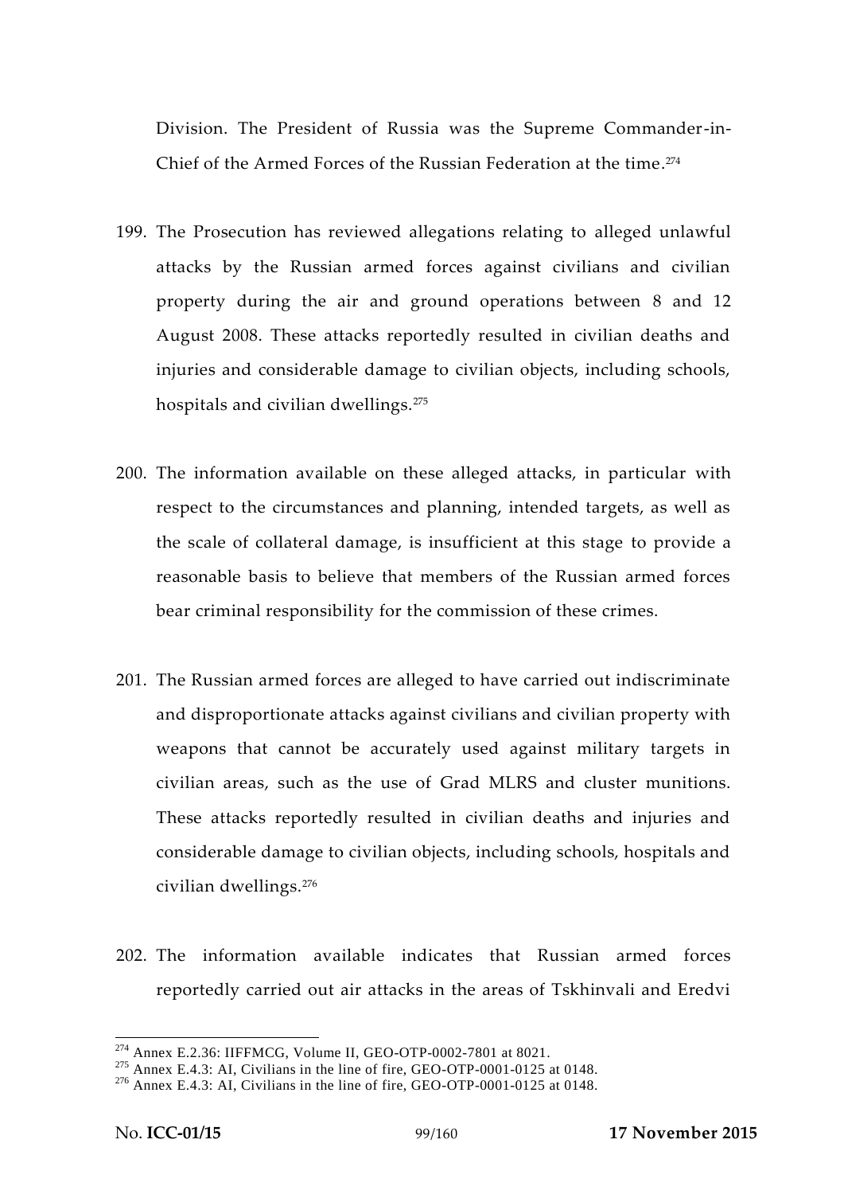Division. The President of Russia was the Supreme Commander-in-Chief of the Armed Forces of the Russian Federation at the time.[274]

199. The Prosecution has reviewed allegations relating to alleged unlawful attacks by the Russian armed forces against civilians and civilian property during the air and ground operations between 8 and 12 August 2008. These attacks reportedly resulted in civilian deaths and injuries and considerable damage to civilian objects, including schools, hospitals and civilian dwellings.[275]

200. The information available on these alleged attacks, in particular with respect to the circumstances and planning, intended targets, as well as the scale of collateral damage, is insufficient at this stage to provide a reasonable basis to believe that members of the Russian armed forces bear criminal responsibility for the commission of these crimes.

201. The Russian armed forces are alleged to have carried out indiscriminate and disproportionate attacks against civilians and civilian property with weapons that cannot be accurately used against military targets in civilian areas, such as the use of Grad MLRS and cluster munitions. These attacks reportedly resulted in civilian deaths and injuries and considerable damage to civilian objects, including schools, hospitals and civilian dwellings.[276]

202. The information available indicates that Russian armed forces reportedly carried out air attacks in the areas of Tskhinvali and Eredvi

---

[274] Annex E.2.36: IIFFMCG, Volume II, GEO-OTP-0002-7801 at 8021.
[275] Annex E.4.3: AI, Civilians in the line of fire, GEO-OTP-0001-0125 at 0148.
[276] Annex E.4.3: AI, Civilians in the line of fire, GEO-OTP-0001-0125 at 0148.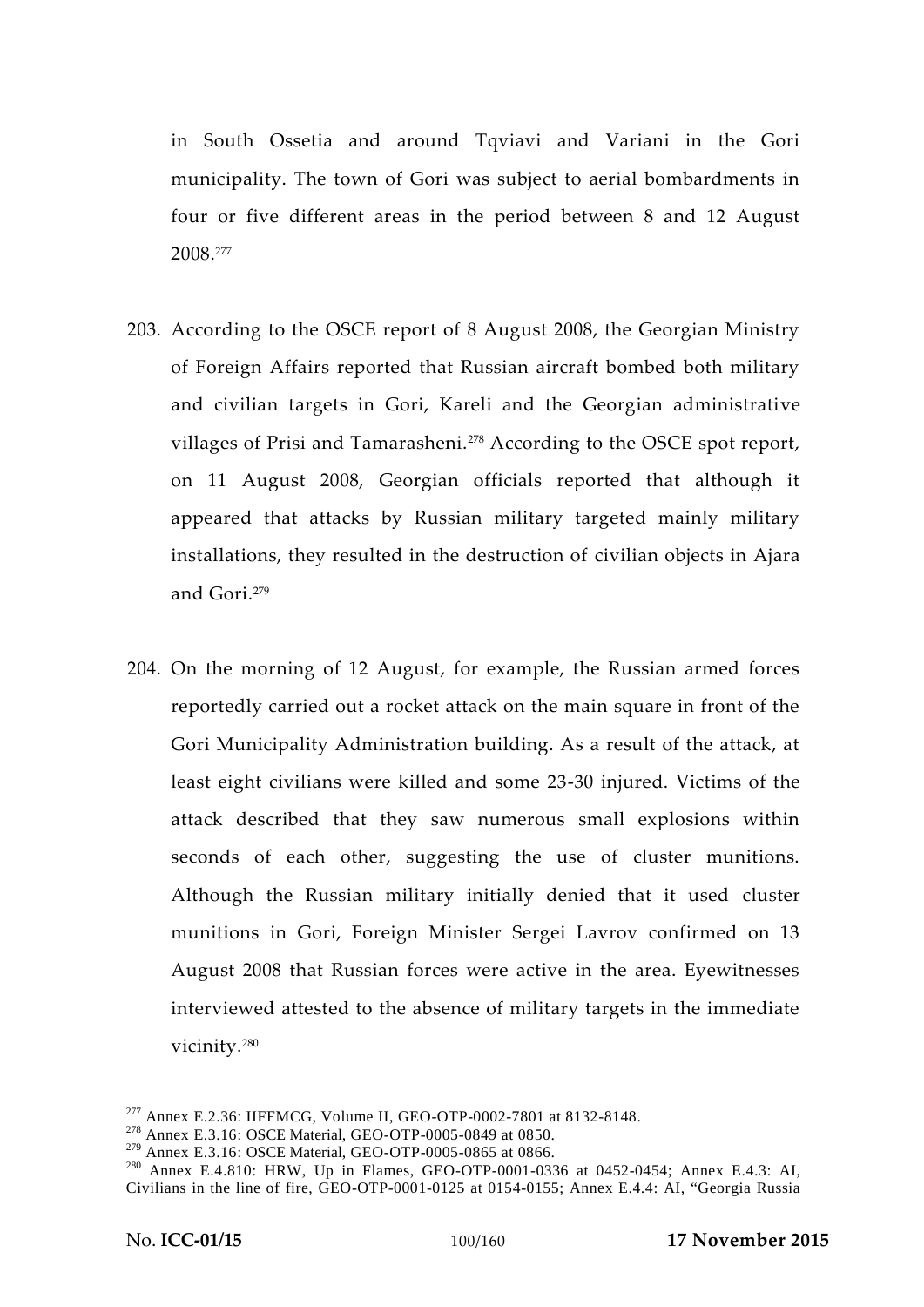in South Ossetia and around Tqviavi and Variani in the Gori municipality. The town of Gori was subject to aerial bombardments in four or five different areas in the period between 8 and 12 August 2008.[277]

203. According to the OSCE report of 8 August 2008, the Georgian Ministry of Foreign Affairs reported that Russian aircraft bombed both military and civilian targets in Gori, Kareli and the Georgian administrative villages of Prisi and Tamarasheni.[278] According to the OSCE spot report, on 11 August 2008, Georgian officials reported that although it appeared that attacks by Russian military targeted mainly military installations, they resulted in the destruction of civilian objects in Ajara and Gori.[279]

204. On the morning of 12 August, for example, the Russian armed forces reportedly carried out a rocket attack on the main square in front of the Gori Municipality Administration building. As a result of the attack, at least eight civilians were killed and some 23-30 injured. Victims of the attack described that they saw numerous small explosions within seconds of each other, suggesting the use of cluster munitions. Although the Russian military initially denied that it used cluster munitions in Gori, Foreign Minister Sergei Lavrov confirmed on 13 August 2008 that Russian forces were active in the area. Eyewitnesses interviewed attested to the absence of military targets in the immediate vicinity.[280]

---

[277] Annex E.2.36: IIFFMCG, Volume II, GEO-OTP-0002-7801 at 8132-8148.

[278] Annex E.3.16: OSCE Material, GEO-OTP-0005-0849 at 0850.

[279] Annex E.3.16: OSCE Material, GEO-OTP-0005-0865 at 0866.

[280] Annex E.4.810: HRW, Up in Flames, GEO-OTP-0001-0336 at 0452-0454; Annex E.4.3: AI, Civilians in the line of fire, GEO-OTP-0001-0125 at 0154-0155; Annex E.4.4: AI, "Georgia Russia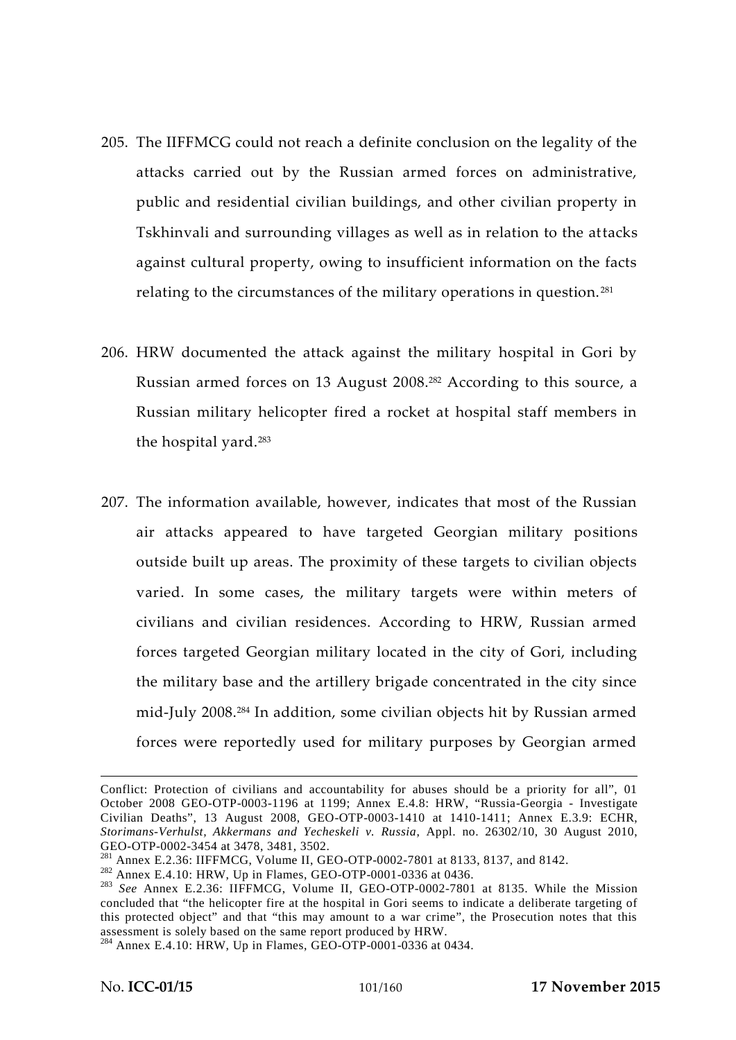205. The IIFFMCG could not reach a definite conclusion on the legality of the attacks carried out by the Russian armed forces on administrative, public and residential civilian buildings, and other civilian property in Tskhinvali and surrounding villages as well as in relation to the attacks against cultural property, owing to insufficient information on the facts relating to the circumstances of the military operations in question.[281]

206. HRW documented the attack against the military hospital in Gori by Russian armed forces on 13 August 2008.[282] According to this source, a Russian military helicopter fired a rocket at hospital staff members in the hospital yard.[283]

207. The information available, however, indicates that most of the Russian air attacks appeared to have targeted Georgian military positions outside built up areas. The proximity of these targets to civilian objects varied. In some cases, the military targets were within meters of civilians and civilian residences. According to HRW, Russian armed forces targeted Georgian military located in the city of Gori, including the military base and the artillery brigade concentrated in the city since mid-July 2008.[284] In addition, some civilian objects hit by Russian armed forces were reportedly used for military purposes by Georgian armed

---

Conflict: Protection of civilians and accountability for abuses should be a priority for all", 01 October 2008 GEO-OTP-0003-1196 at 1199; Annex E.4.8: HRW, "Russia-Georgia - Investigate Civilian Deaths", 13 August 2008, GEO-OTP-0003-1410 at 1410-1411; Annex E.3.9: ECHR, *Storimans-Verhulst, Akkermans and Yecheskeli v. Russia*, Appl. no. 26302/10, 30 August 2010, GEO-OTP-0002-3454 at 3478, 3481, 3502.

[281] Annex E.2.36: IIFFMCG, Volume II, GEO-OTP-0002-7801 at 8133, 8137, and 8142.

[282] Annex E.4.10: HRW, Up in Flames, GEO-OTP-0001-0336 at 0436.

[283] *See* Annex E.2.36: IIFFMCG, Volume II, GEO-OTP-0002-7801 at 8135. While the Mission concluded that "the helicopter fire at the hospital in Gori seems to indicate a deliberate targeting of this protected object" and that "this may amount to a war crime", the Prosecution notes that this assessment is solely based on the same report produced by HRW.

[284] Annex E.4.10: HRW, Up in Flames, GEO-OTP-0001-0336 at 0434.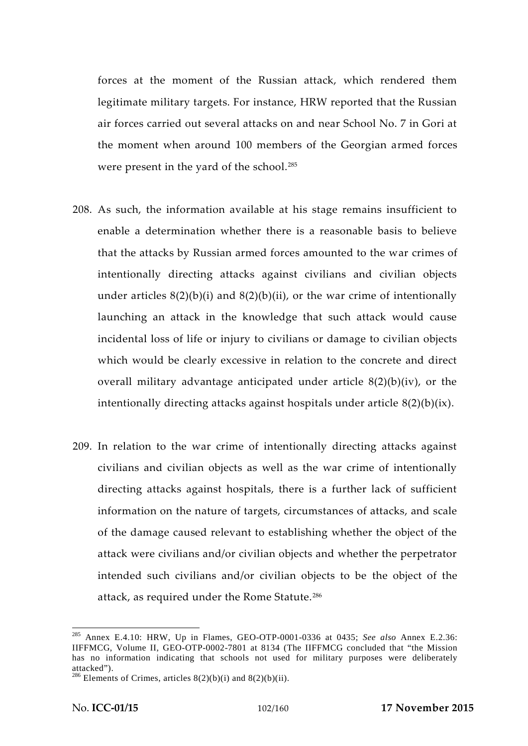forces at the moment of the Russian attack, which rendered them legitimate military targets. For instance, HRW reported that the Russian air forces carried out several attacks on and near School No. 7 in Gori at the moment when around 100 members of the Georgian armed forces were present in the yard of the school.[285]

208. As such, the information available at his stage remains insufficient to enable a determination whether there is a reasonable basis to believe that the attacks by Russian armed forces amounted to the war crimes of intentionally directing attacks against civilians and civilian objects under articles 8(2)(b)(i) and 8(2)(b)(ii), or the war crime of intentionally launching an attack in the knowledge that such attack would cause incidental loss of life or injury to civilians or damage to civilian objects which would be clearly excessive in relation to the concrete and direct overall military advantage anticipated under article 8(2)(b)(iv), or the intentionally directing attacks against hospitals under article 8(2)(b)(ix).

209. In relation to the war crime of intentionally directing attacks against civilians and civilian objects as well as the war crime of intentionally directing attacks against hospitals, there is a further lack of sufficient information on the nature of targets, circumstances of attacks, and scale of the damage caused relevant to establishing whether the object of the attack were civilians and/or civilian objects and whether the perpetrator intended such civilians and/or civilian objects to be the object of the attack, as required under the Rome Statute.[286]

---

[285] Annex E.4.10: HRW, Up in Flames, GEO-OTP-0001-0336 at 0435; *See also* Annex E.2.36: IIFFMCG, Volume II, GEO-OTP-0002-7801 at 8134 (The IIFFMCG concluded that "the Mission has no information indicating that schools not used for military purposes were deliberately attacked").

[286] Elements of Crimes, articles 8(2)(b)(i) and 8(2)(b)(ii).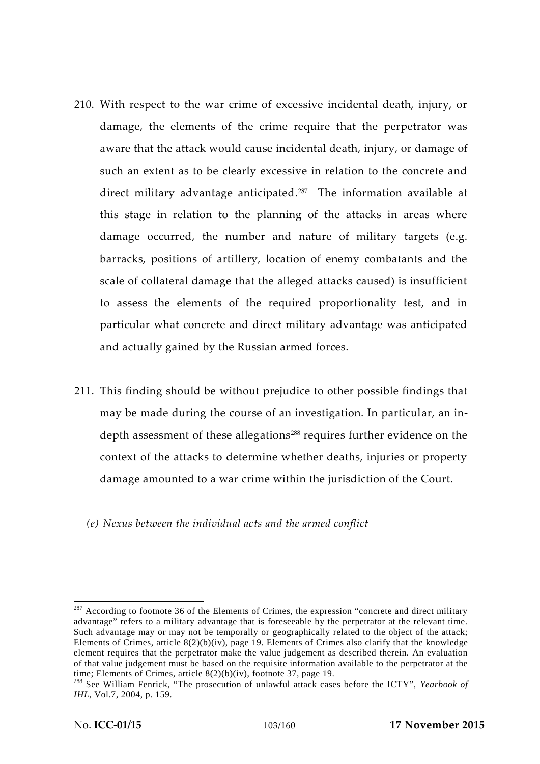210. With respect to the war crime of excessive incidental death, injury, or damage, the elements of the crime require that the perpetrator was aware that the attack would cause incidental death, injury, or damage of such an extent as to be clearly excessive in relation to the concrete and direct military advantage anticipated.[287] The information available at this stage in relation to the planning of the attacks in areas where damage occurred, the number and nature of military targets (e.g. barracks, positions of artillery, location of enemy combatants and the scale of collateral damage that the alleged attacks caused) is insufficient to assess the elements of the required proportionality test, and in particular what concrete and direct military advantage was anticipated and actually gained by the Russian armed forces.

211. This finding should be without prejudice to other possible findings that may be made during the course of an investigation. In particular, an in-depth assessment of these allegations[288] requires further evidence on the context of the attacks to determine whether deaths, injuries or property damage amounted to a war crime within the jurisdiction of the Court.

*(e) Nexus between the individual acts and the armed conflict*

---

[287] According to footnote 36 of the Elements of Crimes, the expression "concrete and direct military advantage" refers to a military advantage that is foreseeable by the perpetrator at the relevant time. Such advantage may or may not be temporally or geographically related to the object of the attack; Elements of Crimes, article 8(2)(b)(iv), page 19. Elements of Crimes also clarify that the knowledge element requires that the perpetrator make the value judgement as described therein. An evaluation of that value judgement must be based on the requisite information available to the perpetrator at the time; Elements of Crimes, article 8(2)(b)(iv), footnote 37, page 19.

[288] See William Fenrick, "The prosecution of unlawful attack cases before the ICTY", *Yearbook of IHL*, Vol.7, 2004, p. 159.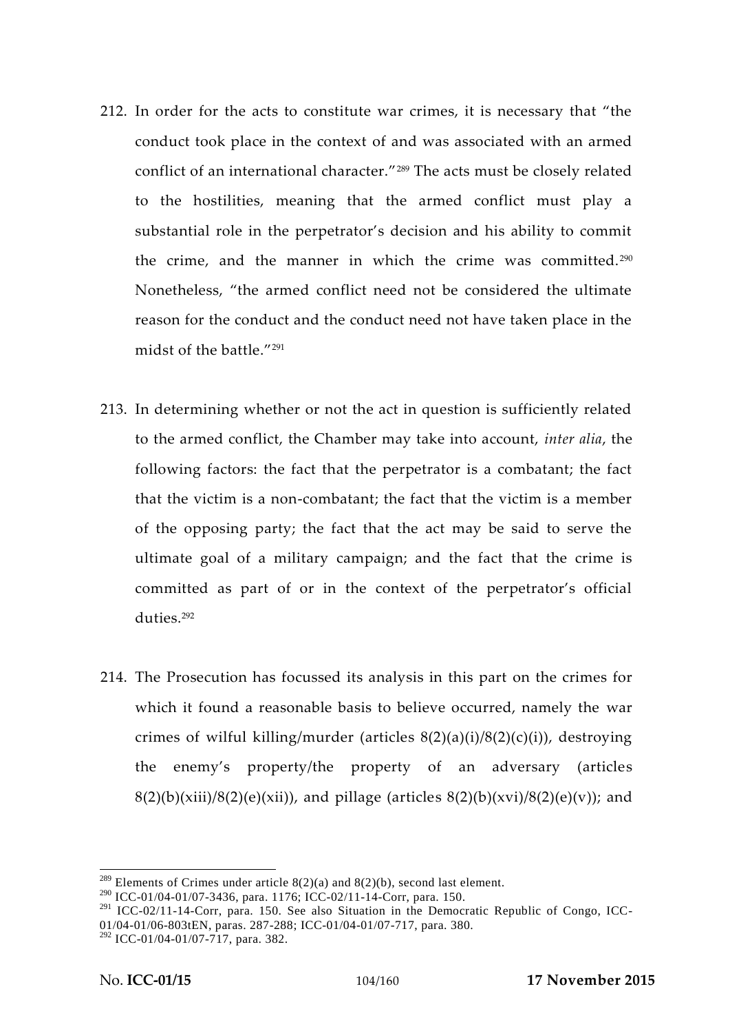212. In order for the acts to constitute war crimes, it is necessary that "the conduct took place in the context of and was associated with an armed conflict of an international character."[289] The acts must be closely related to the hostilities, meaning that the armed conflict must play a substantial role in the perpetrator's decision and his ability to commit the crime, and the manner in which the crime was committed.[290] Nonetheless, "the armed conflict need not be considered the ultimate reason for the conduct and the conduct need not have taken place in the midst of the battle."[291]

213. In determining whether or not the act in question is sufficiently related to the armed conflict, the Chamber may take into account, *inter alia*, the following factors: the fact that the perpetrator is a combatant; the fact that the victim is a non-combatant; the fact that the victim is a member of the opposing party; the fact that the act may be said to serve the ultimate goal of a military campaign; and the fact that the crime is committed as part of or in the context of the perpetrator's official duties.[292]

214. The Prosecution has focussed its analysis in this part on the crimes for which it found a reasonable basis to believe occurred, namely the war crimes of wilful killing/murder (articles 8(2)(a)(i)/8(2)(c)(i)), destroying the enemy's property/the property of an adversary (articles 8(2)(b)(xiii)/8(2)(e)(xii)), and pillage (articles 8(2)(b)(xvi)/8(2)(e)(v)); and

---

[289] Elements of Crimes under article 8(2)(a) and 8(2)(b), second last element.

[290] ICC-01/04-01/07-3436, para. 1176; ICC-02/11-14-Corr, para. 150.

[291] ICC-02/11-14-Corr, para. 150. See also Situation in the Democratic Republic of Congo, ICC-01/04-01/06-803tEN, paras. 287-288; ICC-01/04-01/07-717, para. 380.

[292] ICC-01/04-01/07-717, para. 382.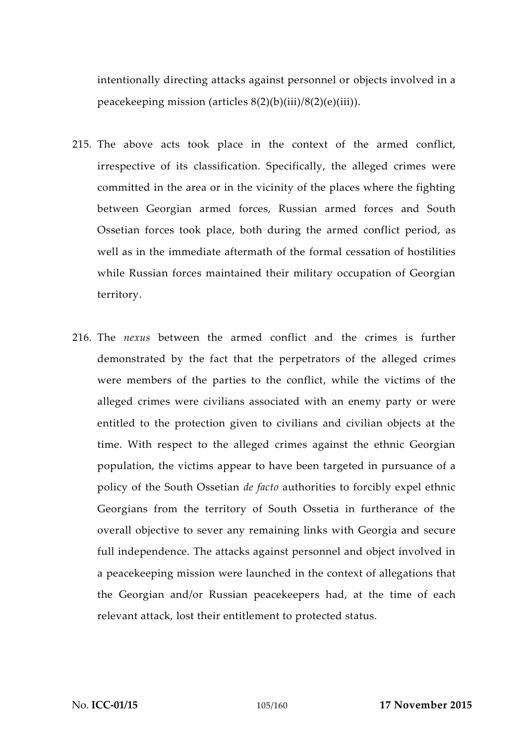intentionally directing attacks against personnel or objects involved in a peacekeeping mission (articles 8(2)(b)(iii)/8(2)(e)(iii)).

215. The above acts took place in the context of the armed conflict, irrespective of its classification. Specifically, the alleged crimes were committed in the area or in the vicinity of the places where the fighting between Georgian armed forces, Russian armed forces and South Ossetian forces took place, both during the armed conflict period, as well as in the immediate aftermath of the formal cessation of hostilities while Russian forces maintained their military occupation of Georgian territory.

216. The *nexus* between the armed conflict and the crimes is further demonstrated by the fact that the perpetrators of the alleged crimes were members of the parties to the conflict, while the victims of the alleged crimes were civilians associated with an enemy party or were entitled to the protection given to civilians and civilian objects at the time. With respect to the alleged crimes against the ethnic Georgian population, the victims appear to have been targeted in pursuance of a policy of the South Ossetian *de facto* authorities to forcibly expel ethnic Georgians from the territory of South Ossetia in furtherance of the overall objective to sever any remaining links with Georgia and secure full independence. The attacks against personnel and object involved in a peacekeeping mission were launched in the context of allegations that the Georgian and/or Russian peacekeepers had, at the time of each relevant attack, lost their entitlement to protected status.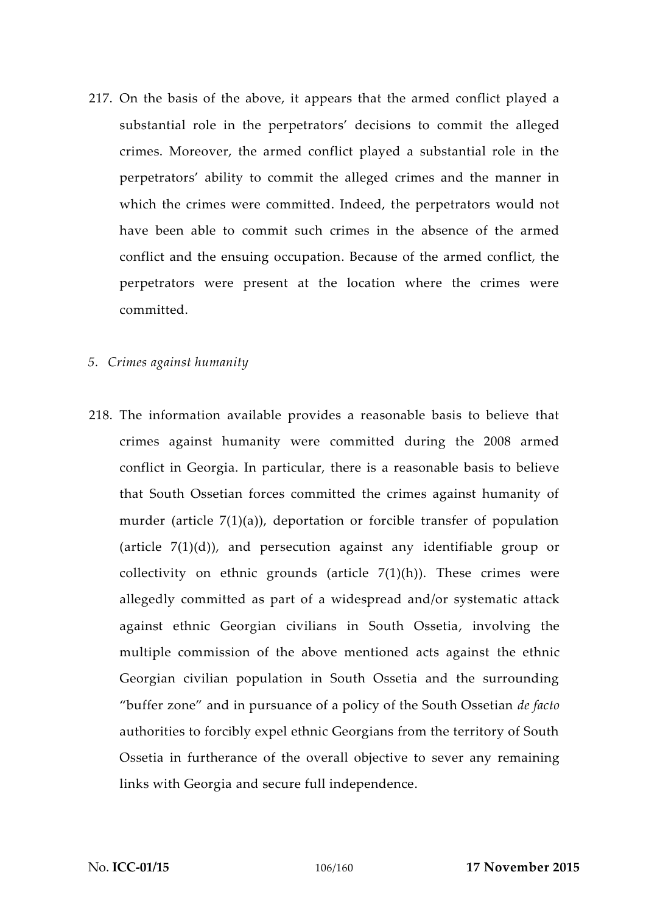217. On the basis of the above, it appears that the armed conflict played a substantial role in the perpetrators' decisions to commit the alleged crimes. Moreover, the armed conflict played a substantial role in the perpetrators' ability to commit the alleged crimes and the manner in which the crimes were committed. Indeed, the perpetrators would not have been able to commit such crimes in the absence of the armed conflict and the ensuing occupation. Because of the armed conflict, the perpetrators were present at the location where the crimes were committed.

### 5. *Crimes against humanity*

218. The information available provides a reasonable basis to believe that crimes against humanity were committed during the 2008 armed conflict in Georgia. In particular, there is a reasonable basis to believe that South Ossetian forces committed the crimes against humanity of murder (article 7(1)(a)), deportation or forcible transfer of population (article 7(1)(d)), and persecution against any identifiable group or collectivity on ethnic grounds (article 7(1)(h)). These crimes were allegedly committed as part of a widespread and/or systematic attack against ethnic Georgian civilians in South Ossetia, involving the multiple commission of the above mentioned acts against the ethnic Georgian civilian population in South Ossetia and the surrounding "buffer zone" and in pursuance of a policy of the South Ossetian *de facto* authorities to forcibly expel ethnic Georgians from the territory of South Ossetia in furtherance of the overall objective to sever any remaining links with Georgia and secure full independence.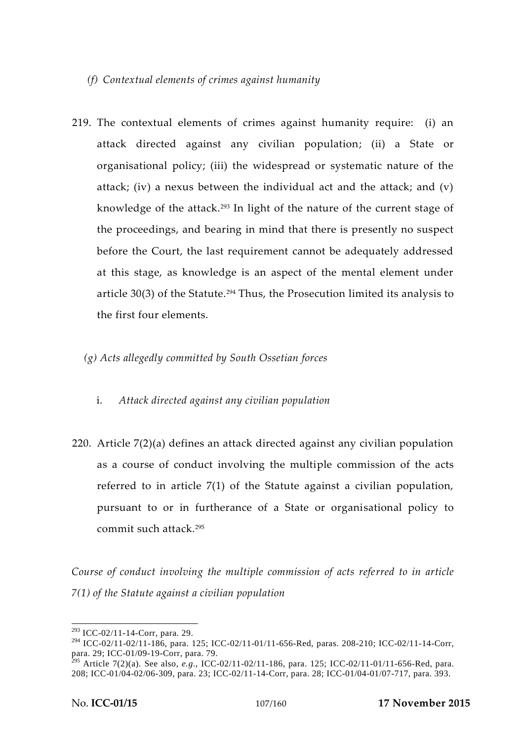*(f) Contextual elements of crimes against humanity*

219. The contextual elements of crimes against humanity require: (i) an attack directed against any civilian population; (ii) a State or organisational policy; (iii) the widespread or systematic nature of the attack; (iv) a nexus between the individual act and the attack; and (v) knowledge of the attack.[293] In light of the nature of the current stage of the proceedings, and bearing in mind that there is presently no suspect before the Court, the last requirement cannot be adequately addressed at this stage, as knowledge is an aspect of the mental element under article 30(3) of the Statute.[294] Thus, the Prosecution limited its analysis to the first four elements.

*(g) Acts allegedly committed by South Ossetian forces*

i. *Attack directed against any civilian population*

220. Article 7(2)(a) defines an attack directed against any civilian population as a course of conduct involving the multiple commission of the acts referred to in article 7(1) of the Statute against a civilian population, pursuant to or in furtherance of a State or organisational policy to commit such attack.[295]

*Course of conduct involving the multiple commission of acts referred to in article 7(1) of the Statute against a civilian population*

---

[293] ICC-02/11-14-Corr, para. 29.

[294] ICC-02/11-02/11-186, para. 125; ICC-02/11-01/11-656-Red, paras. 208-210; ICC-02/11-14-Corr, para. 29; ICC-01/09-19-Corr, para. 79.

[295] Article 7(2)(a). See also, *e.g*., ICC-02/11-02/11-186, para. 125; ICC-02/11-01/11-656-Red, para. 208; ICC-01/04-02/06-309, para. 23; ICC-02/11-14-Corr, para. 28; ICC-01/04-01/07-717, para. 393.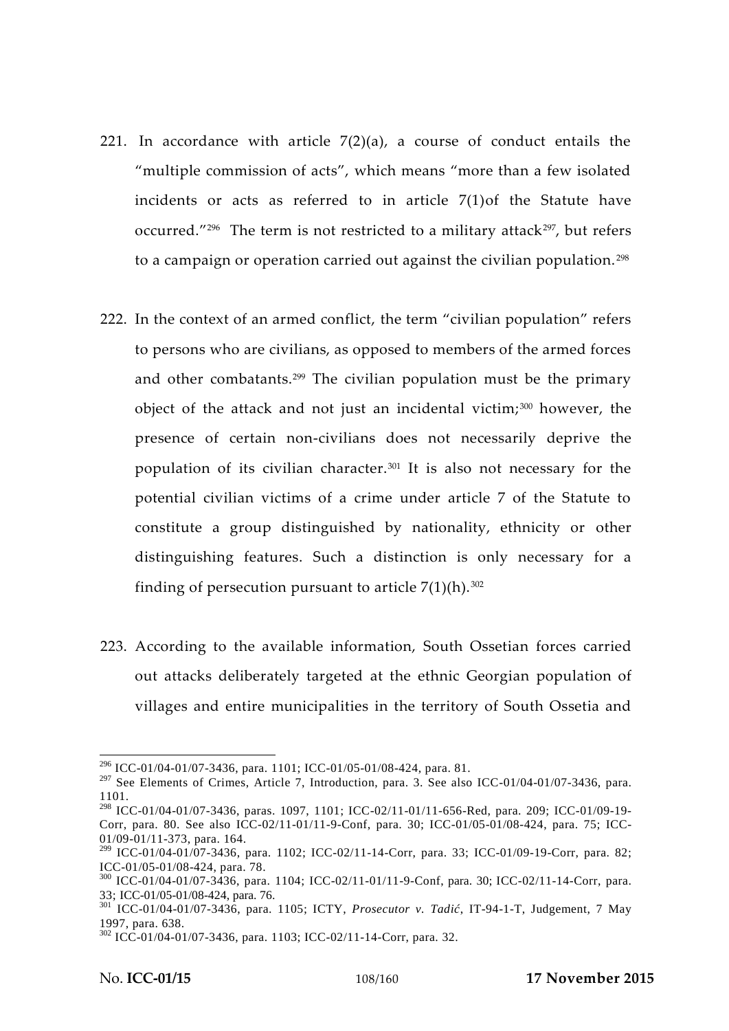221. In accordance with article 7(2)(a), a course of conduct entails the "multiple commission of acts", which means "more than a few isolated incidents or acts as referred to in article 7(1)of the Statute have occurred."[296] The term is not restricted to a military attack[297], but refers to a campaign or operation carried out against the civilian population.[298]

222. In the context of an armed conflict, the term "civilian population" refers to persons who are civilians, as opposed to members of the armed forces and other combatants.[299] The civilian population must be the primary object of the attack and not just an incidental victim;[300] however, the presence of certain non-civilians does not necessarily deprive the population of its civilian character.[301] It is also not necessary for the potential civilian victims of a crime under article 7 of the Statute to constitute a group distinguished by nationality, ethnicity or other distinguishing features. Such a distinction is only necessary for a finding of persecution pursuant to article 7(1)(h).[302]

223. According to the available information, South Ossetian forces carried out attacks deliberately targeted at the ethnic Georgian population of villages and entire municipalities in the territory of South Ossetia and

---

[296] ICC-01/04-01/07-3436, para. 1101; ICC-01/05-01/08-424, para. 81.

[297] See Elements of Crimes, Article 7, Introduction, para. 3. See also ICC-01/04-01/07-3436, para. 1101.

[298] ICC-01/04-01/07-3436, paras. 1097, 1101; ICC-02/11-01/11-656-Red, para. 209; ICC-01/09-19-Corr, para. 80. See also ICC-02/11-01/11-9-Conf, para. 30; ICC-01/05-01/08-424, para. 75; ICC-01/09-01/11-373, para. 164.

[299] ICC-01/04-01/07-3436, para. 1102; ICC-02/11-14-Corr, para. 33; ICC-01/09-19-Corr, para. 82; ICC-01/05-01/08-424, para. 78.

[300] ICC-01/04-01/07-3436, para. 1104; ICC-02/11-01/11-9-Conf, para. 30; ICC-02/11-14-Corr, para. 33; ICC-01/05-01/08-424, para. 76.

[301] ICC-01/04-01/07-3436, para. 1105; ICTY, *Prosecutor v. Tadić*, IT-94-1-T, Judgement, 7 May 1997, para. 638.

[302] ICC-01/04-01/07-3436, para. 1103; ICC-02/11-14-Corr, para. 32.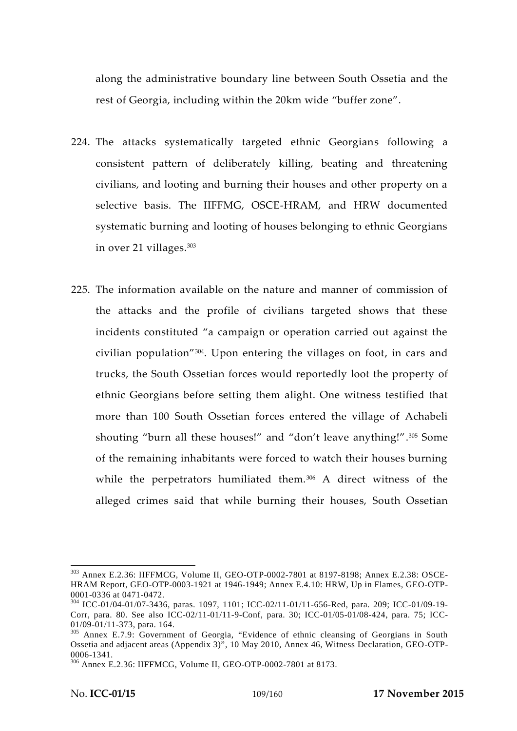along the administrative boundary line between South Ossetia and the rest of Georgia, including within the 20km wide "buffer zone".

224. The attacks systematically targeted ethnic Georgians following a consistent pattern of deliberately killing, beating and threatening civilians, and looting and burning their houses and other property on a selective basis. The IIFFMG, OSCE-HRAM, and HRW documented systematic burning and looting of houses belonging to ethnic Georgians in over 21 villages.[303]

225. The information available on the nature and manner of commission of the attacks and the profile of civilians targeted shows that these incidents constituted "a campaign or operation carried out against the civilian population"[304]. Upon entering the villages on foot, in cars and trucks, the South Ossetian forces would reportedly loot the property of ethnic Georgians before setting them alight. One witness testified that more than 100 South Ossetian forces entered the village of Achabeli shouting "burn all these houses!" and "don't leave anything!".[305] Some of the remaining inhabitants were forced to watch their houses burning while the perpetrators humiliated them.[306] A direct witness of the alleged crimes said that while burning their houses, South Ossetian

---

[303] Annex E.2.36: IIFFMCG, Volume II, GEO-OTP-0002-7801 at 8197-8198; Annex E.2.38: OSCE-HRAM Report, GEO-OTP-0003-1921 at 1946-1949; Annex E.4.10: HRW, Up in Flames, GEO-OTP-0001-0336 at 0471-0472.

[304] ICC-01/04-01/07-3436, paras. 1097, 1101; ICC-02/11-01/11-656-Red, para. 209; ICC-01/09-19-Corr, para. 80. See also ICC-02/11-01/11-9-Conf, para. 30; ICC-01/05-01/08-424, para. 75; ICC-01/09-01/11-373, para. 164.

[305] Annex E.7.9: Government of Georgia, "Evidence of ethnic cleansing of Georgians in South Ossetia and adjacent areas (Appendix 3)", 10 May 2010, Annex 46, Witness Declaration, GEO-OTP-0006-1341.

[306] Annex E.2.36: IIFFMCG, Volume II, GEO-OTP-0002-7801 at 8173.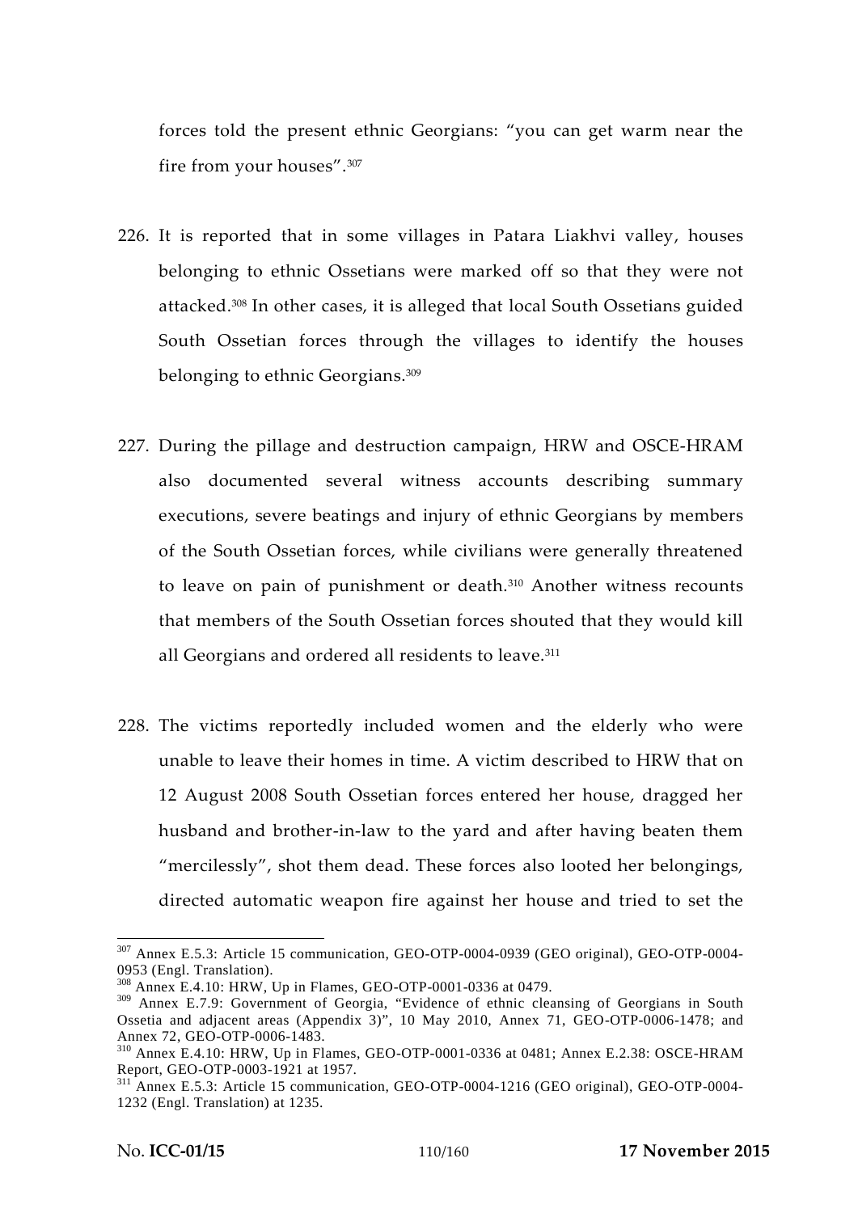forces told the present ethnic Georgians: "you can get warm near the fire from your houses".[307]

226. It is reported that in some villages in Patara Liakhvi valley, houses belonging to ethnic Ossetians were marked off so that they were not attacked.[308] In other cases, it is alleged that local South Ossetians guided South Ossetian forces through the villages to identify the houses belonging to ethnic Georgians.[309]

227. During the pillage and destruction campaign, HRW and OSCE-HRAM also documented several witness accounts describing summary executions, severe beatings and injury of ethnic Georgians by members of the South Ossetian forces, while civilians were generally threatened to leave on pain of punishment or death.[310] Another witness recounts that members of the South Ossetian forces shouted that they would kill all Georgians and ordered all residents to leave.[311]

228. The victims reportedly included women and the elderly who were unable to leave their homes in time. A victim described to HRW that on 12 August 2008 South Ossetian forces entered her house, dragged her husband and brother-in-law to the yard and after having beaten them "mercilessly", shot them dead. These forces also looted her belongings, directed automatic weapon fire against her house and tried to set the

---

[307] Annex E.5.3: Article 15 communication, GEO-OTP-0004-0939 (GEO original), GEO-OTP-0004-0953 (Engl. Translation).

[308] Annex E.4.10: HRW, Up in Flames, GEO-OTP-0001-0336 at 0479.

[309] Annex E.7.9: Government of Georgia, "Evidence of ethnic cleansing of Georgians in South Ossetia and adjacent areas (Appendix 3)", 10 May 2010, Annex 71, GEO-OTP-0006-1478; and Annex 72, GEO-OTP-0006-1483.

[310] Annex E.4.10: HRW, Up in Flames, GEO-OTP-0001-0336 at 0481; Annex E.2.38: OSCE-HRAM Report, GEO-OTP-0003-1921 at 1957.

[311] Annex E.5.3: Article 15 communication, GEO-OTP-0004-1216 (GEO original), GEO-OTP-0004-1232 (Engl. Translation) at 1235.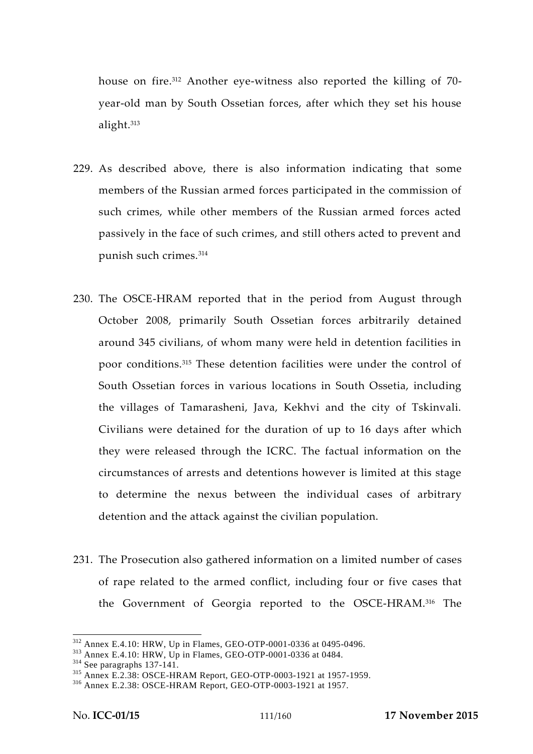house on fire.[312] Another eye-witness also reported the killing of 70-year-old man by South Ossetian forces, after which they set his house alight.[313]

229. As described above, there is also information indicating that some members of the Russian armed forces participated in the commission of such crimes, while other members of the Russian armed forces acted passively in the face of such crimes, and still others acted to prevent and punish such crimes.[314]

230. The OSCE-HRAM reported that in the period from August through October 2008, primarily South Ossetian forces arbitrarily detained around 345 civilians, of whom many were held in detention facilities in poor conditions.[315] These detention facilities were under the control of South Ossetian forces in various locations in South Ossetia, including the villages of Tamarasheni, Java, Kekhvi and the city of Tskinvali. Civilians were detained for the duration of up to 16 days after which they were released through the ICRC. The factual information on the circumstances of arrests and detentions however is limited at this stage to determine the nexus between the individual cases of arbitrary detention and the attack against the civilian population.

231. The Prosecution also gathered information on a limited number of cases of rape related to the armed conflict, including four or five cases that the Government of Georgia reported to the OSCE-HRAM.[316] The

---

[312] Annex E.4.10: HRW, Up in Flames, GEO-OTP-0001-0336 at 0495-0496.

[313] Annex E.4.10: HRW, Up in Flames, GEO-OTP-0001-0336 at 0484.

[314] See paragraphs 137-141.

[315] Annex E.2.38: OSCE-HRAM Report, GEO-OTP-0003-1921 at 1957-1959.

[316] Annex E.2.38: OSCE-HRAM Report, GEO-OTP-0003-1921 at 1957.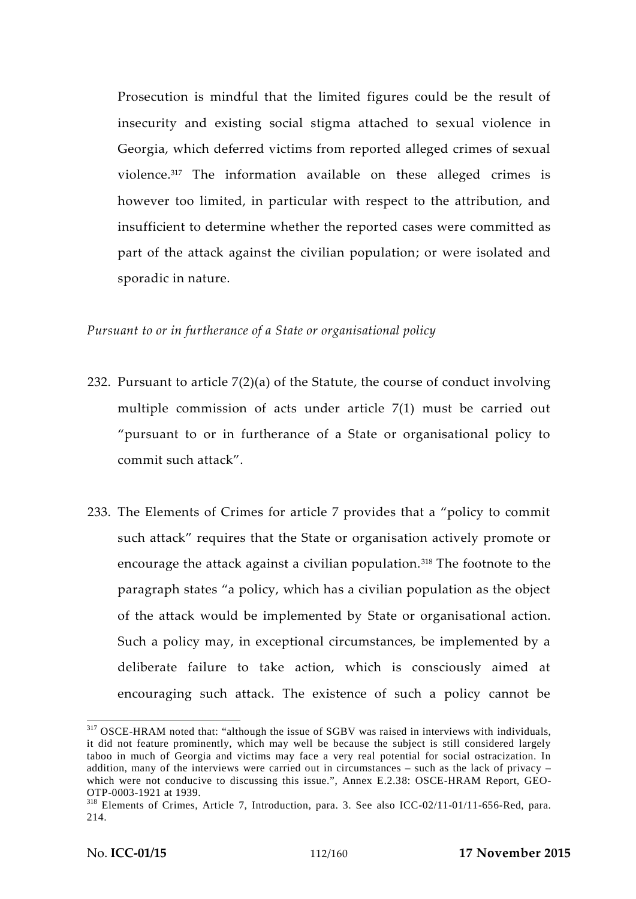Prosecution is mindful that the limited figures could be the result of insecurity and existing social stigma attached to sexual violence in Georgia, which deferred victims from reported alleged crimes of sexual violence.[317] The information available on these alleged crimes is however too limited, in particular with respect to the attribution, and insufficient to determine whether the reported cases were committed as part of the attack against the civilian population; or were isolated and sporadic in nature.

*Pursuant to or in furtherance of a State or organisational policy*

232. Pursuant to article 7(2)(a) of the Statute, the course of conduct involving multiple commission of acts under article 7(1) must be carried out "pursuant to or in furtherance of a State or organisational policy to commit such attack".

233. The Elements of Crimes for article 7 provides that a "policy to commit such attack" requires that the State or organisation actively promote or encourage the attack against a civilian population.[318] The footnote to the paragraph states "a policy, which has a civilian population as the object of the attack would be implemented by State or organisational action. Such a policy may, in exceptional circumstances, be implemented by a deliberate failure to take action, which is consciously aimed at encouraging such attack. The existence of such a policy cannot be

---

[317] OSCE-HRAM noted that: "although the issue of SGBV was raised in interviews with individuals, it did not feature prominently, which may well be because the subject is still considered largely taboo in much of Georgia and victims may face a very real potential for social ostracization. In addition, many of the interviews were carried out in circumstances – such as the lack of privacy – which were not conducive to discussing this issue.", Annex E.2.38: OSCE-HRAM Report, GEO-OTP-0003-1921 at 1939.

[318] Elements of Crimes, Article 7, Introduction, para. 3. See also ICC-02/11-01/11-656-Red, para. 214.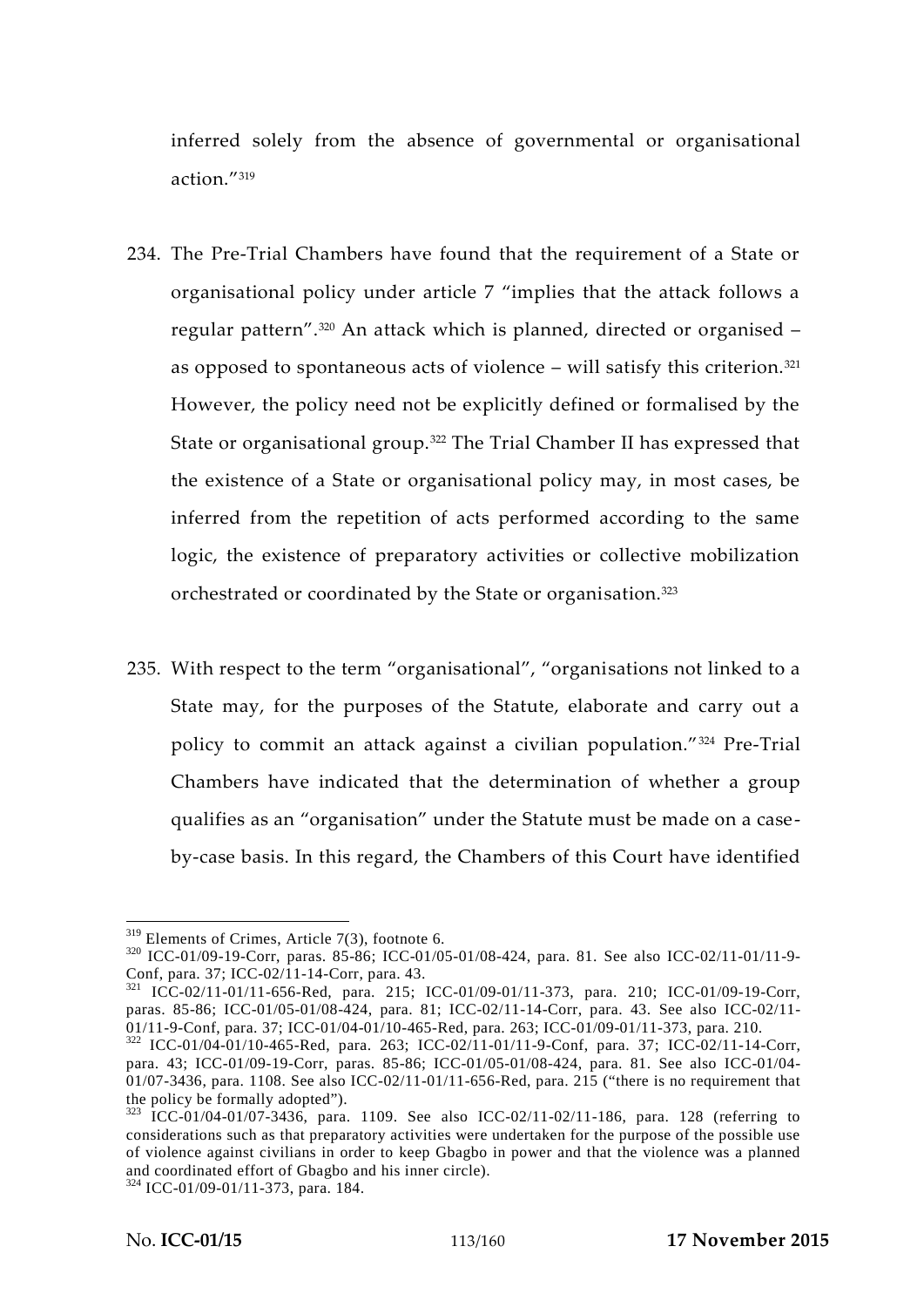inferred solely from the absence of governmental or organisational action."[319]

234. The Pre-Trial Chambers have found that the requirement of a State or organisational policy under article 7 "implies that the attack follows a regular pattern".[320] An attack which is planned, directed or organised – as opposed to spontaneous acts of violence – will satisfy this criterion.[321] However, the policy need not be explicitly defined or formalised by the State or organisational group.[322] The Trial Chamber II has expressed that the existence of a State or organisational policy may, in most cases, be inferred from the repetition of acts performed according to the same logic, the existence of preparatory activities or collective mobilization orchestrated or coordinated by the State or organisation.[323]

235. With respect to the term "organisational", "organisations not linked to a State may, for the purposes of the Statute, elaborate and carry out a policy to commit an attack against a civilian population."[324] Pre-Trial Chambers have indicated that the determination of whether a group qualifies as an "organisation" under the Statute must be made on a case-by-case basis. In this regard, the Chambers of this Court have identified

---

[319] Elements of Crimes, Article 7(3), footnote 6.

[320] ICC-01/09-19-Corr, paras. 85-86; ICC-01/05-01/08-424, para. 81. See also ICC-02/11-01/11-9-Conf, para. 37; ICC-02/11-14-Corr, para. 43.

[321] ICC-02/11-01/11-656-Red, para. 215; ICC-01/09-01/11-373, para. 210; ICC-01/09-19-Corr, paras. 85-86; ICC-01/05-01/08-424, para. 81; ICC-02/11-14-Corr, para. 43. See also ICC-02/11-01/11-9-Conf, para. 37; ICC-01/04-01/10-465-Red, para. 263; ICC-01/09-01/11-373, para. 210.

[322] ICC-01/04-01/10-465-Red, para. 263; ICC-02/11-01/11-9-Conf, para. 37; ICC-02/11-14-Corr, para. 43; ICC-01/09-19-Corr, paras. 85-86; ICC-01/05-01/08-424, para. 81. See also ICC-01/04-01/07-3436, para. 1108. See also ICC-02/11-01/11-656-Red, para. 215 ("there is no requirement that the policy be formally adopted").

[323] ICC-01/04-01/07-3436, para. 1109. See also ICC-02/11-02/11-186, para. 128 (referring to considerations such as that preparatory activities were undertaken for the purpose of the possible use of violence against civilians in order to keep Gbagbo in power and that the violence was a planned and coordinated effort of Gbagbo and his inner circle).

[324] ICC-01/09-01/11-373, para. 184.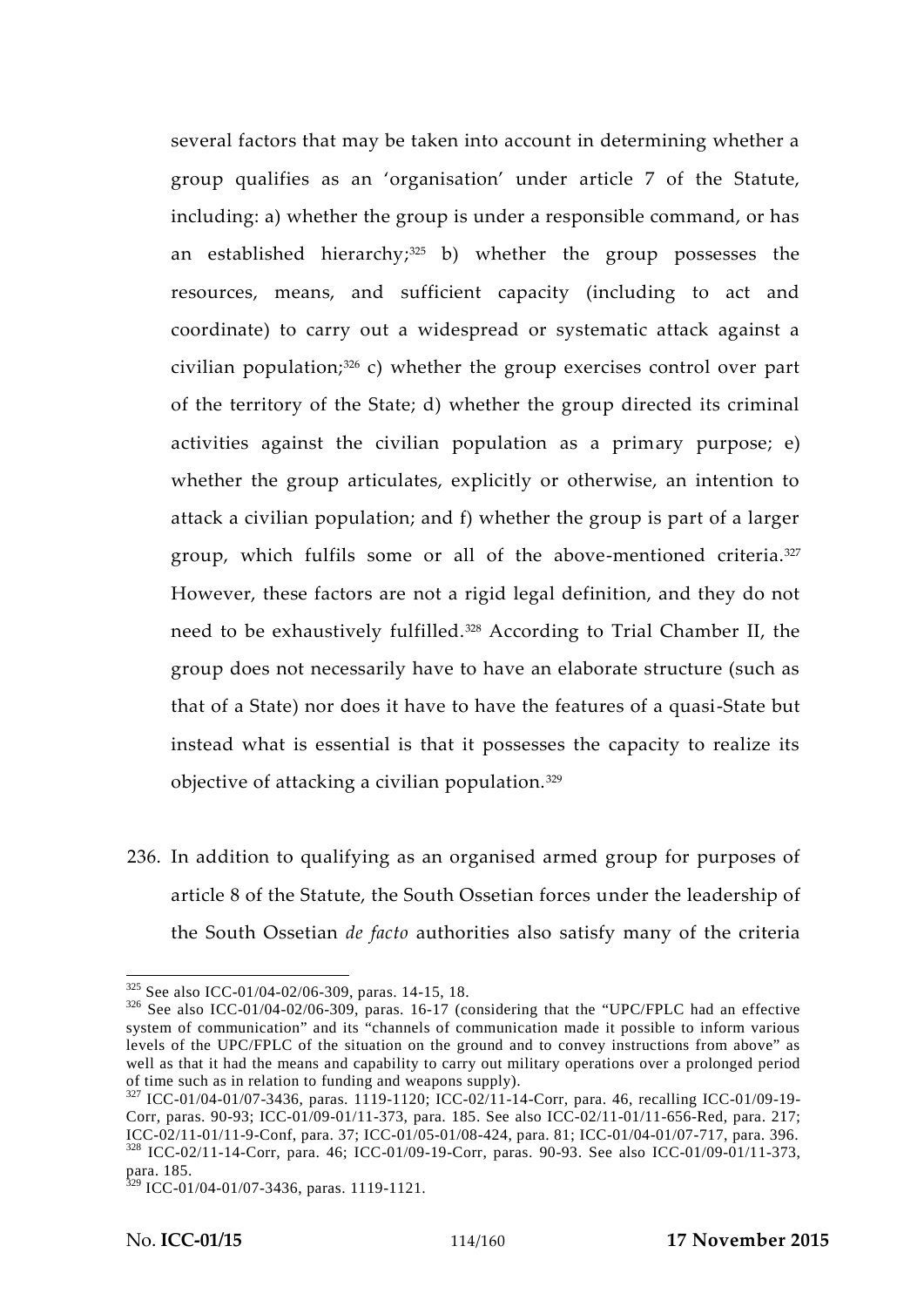several factors that may be taken into account in determining whether a group qualifies as an 'organisation' under article 7 of the Statute, including: a) whether the group is under a responsible command, or has an established hierarchy;[325] b) whether the group possesses the resources, means, and sufficient capacity (including to act and coordinate) to carry out a widespread or systematic attack against a civilian population;[326] c) whether the group exercises control over part of the territory of the State; d) whether the group directed its criminal activities against the civilian population as a primary purpose; e) whether the group articulates, explicitly or otherwise, an intention to attack a civilian population; and f) whether the group is part of a larger group, which fulfils some or all of the above-mentioned criteria.[327] However, these factors are not a rigid legal definition, and they do not need to be exhaustively fulfilled.[328] According to Trial Chamber II, the group does not necessarily have to have an elaborate structure (such as that of a State) nor does it have to have the features of a quasi-State but instead what is essential is that it possesses the capacity to realize its objective of attacking a civilian population.[329]

236. In addition to qualifying as an organised armed group for purposes of article 8 of the Statute, the South Ossetian forces under the leadership of the South Ossetian *de facto* authorities also satisfy many of the criteria

---

[325] See also ICC-01/04-02/06-309, paras. 14-15, 18.

[326] See also ICC-01/04-02/06-309, paras. 16-17 (considering that the "UPC/FPLC had an effective system of communication" and its "channels of communication made it possible to inform various levels of the UPC/FPLC of the situation on the ground and to convey instructions from above" as well as that it had the means and capability to carry out military operations over a prolonged period of time such as in relation to funding and weapons supply).

[327] ICC-01/04-01/07-3436, paras. 1119-1120; ICC-02/11-14-Corr, para. 46, recalling ICC-01/09-19-Corr, paras. 90-93; ICC-01/09-01/11-373, para. 185. See also ICC-02/11-01/11-656-Red, para. 217; ICC-02/11-01/11-9-Conf, para. 37; ICC-01/05-01/08-424, para. 81; ICC-01/04-01/07-717, para. 396.

[328] ICC-02/11-14-Corr, para. 46; ICC-01/09-19-Corr, paras. 90-93. See also ICC-01/09-01/11-373, para. 185.

[329] ICC-01/04-01/07-3436, paras. 1119-1121.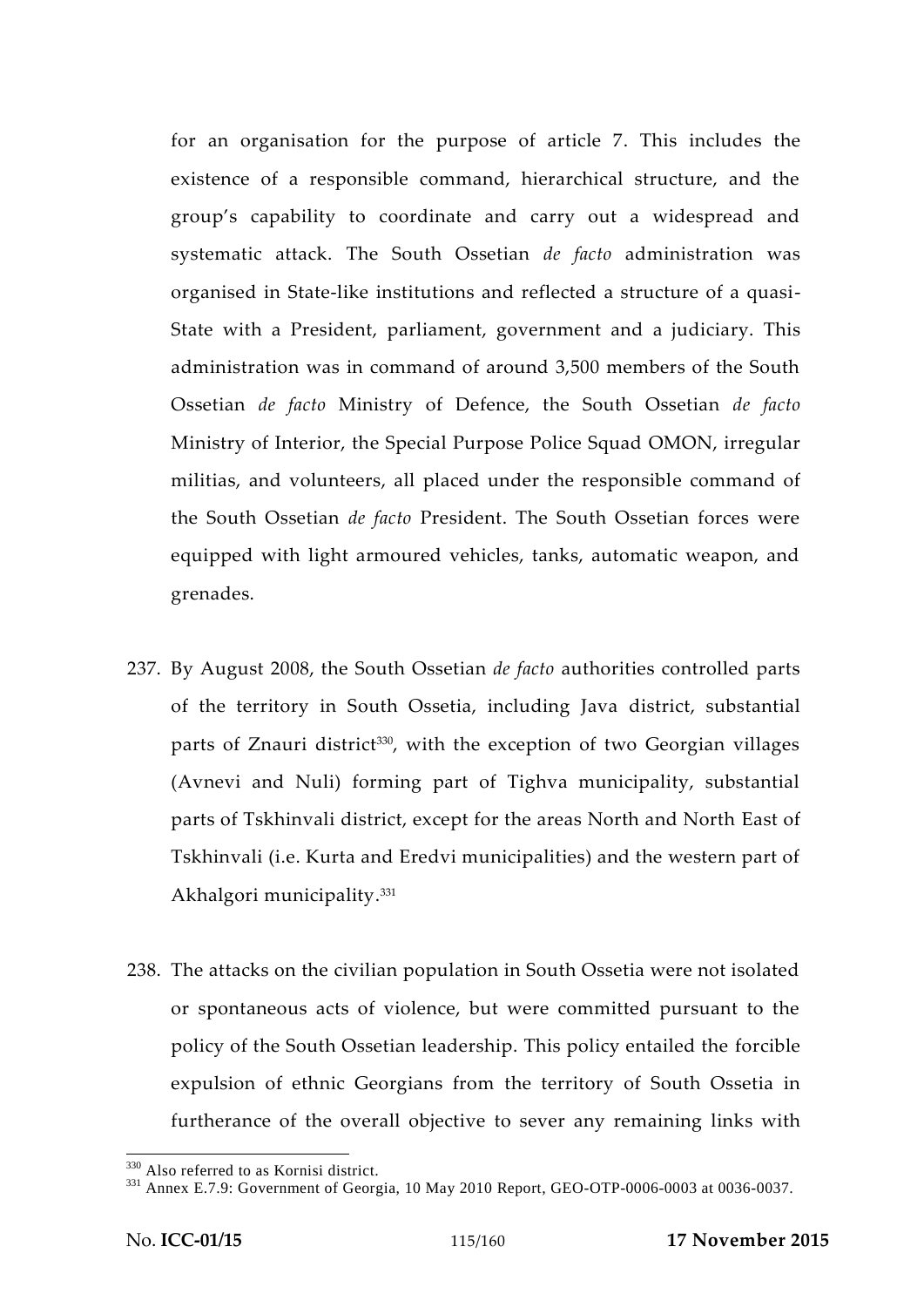for an organisation for the purpose of article 7. This includes the existence of a responsible command, hierarchical structure, and the group's capability to coordinate and carry out a widespread and systematic attack. The South Ossetian *de facto* administration was organised in State-like institutions and reflected a structure of a quasi-State with a President, parliament, government and a judiciary. This administration was in command of around 3,500 members of the South Ossetian *de facto* Ministry of Defence, the South Ossetian *de facto* Ministry of Interior, the Special Purpose Police Squad OMON, irregular militias, and volunteers, all placed under the responsible command of the South Ossetian *de facto* President. The South Ossetian forces were equipped with light armoured vehicles, tanks, automatic weapon, and grenades.

237. By August 2008, the South Ossetian *de facto* authorities controlled parts of the territory in South Ossetia, including Java district, substantial parts of Znauri district[330], with the exception of two Georgian villages (Avnevi and Nuli) forming part of Tighva municipality, substantial parts of Tskhinvali district, except for the areas North and North East of Tskhinvali (i.e. Kurta and Eredvi municipalities) and the western part of Akhalgori municipality.[331]

238. The attacks on the civilian population in South Ossetia were not isolated or spontaneous acts of violence, but were committed pursuant to the policy of the South Ossetian leadership. This policy entailed the forcible expulsion of ethnic Georgians from the territory of South Ossetia in furtherance of the overall objective to sever any remaining links with

---

[330] Also referred to as Kornisi district.

[331] Annex E.7.9: Government of Georgia, 10 May 2010 Report, GEO-OTP-0006-0003 at 0036-0037.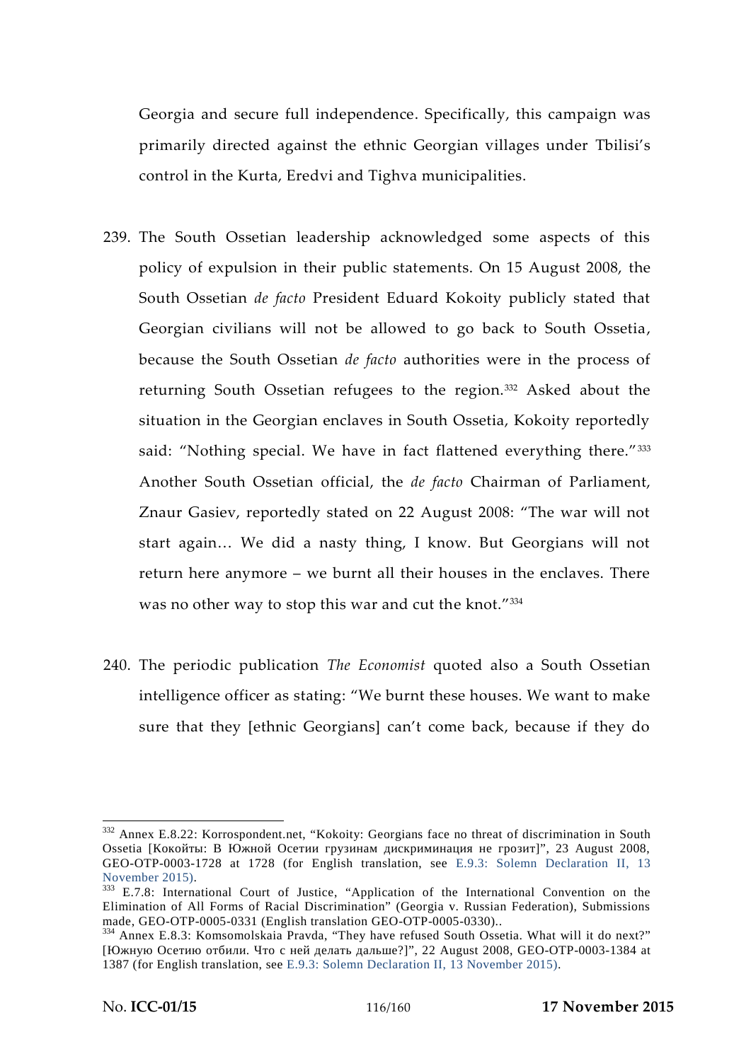Georgia and secure full independence. Specifically, this campaign was primarily directed against the ethnic Georgian villages under Tbilisi's control in the Kurta, Eredvi and Tighva municipalities.

239. The South Ossetian leadership acknowledged some aspects of this policy of expulsion in their public statements. On 15 August 2008, the South Ossetian *de facto* President Eduard Kokoity publicly stated that Georgian civilians will not be allowed to go back to South Ossetia, because the South Ossetian *de facto* authorities were in the process of returning South Ossetian refugees to the region.[332] Asked about the situation in the Georgian enclaves in South Ossetia, Kokoity reportedly said: "Nothing special. We have in fact flattened everything there."[333] Another South Ossetian official, the *de facto* Chairman of Parliament, Znaur Gasiev, reportedly stated on 22 August 2008: "The war will not start again… We did a nasty thing, I know. But Georgians will not return here anymore – we burnt all their houses in the enclaves. There was no other way to stop this war and cut the knot."[334]

240. The periodic publication *The Economist* quoted also a South Ossetian intelligence officer as stating: "We burnt these houses. We want to make sure that they [ethnic Georgians] can't come back, because if they do

---

[332] Annex E.8.22: Korrospondent.net, "Kokoity: Georgians face no threat of discrimination in South Ossetia [Кокойты: В Южной Осетии грузинам дискриминация не грозит]", 23 August 2008, GEO-OTP-0003-1728 at 1728 (for English translation, see E.9.3: Solemn Declaration II, 13 November 2015).

[333] E.7.8: International Court of Justice, "Application of the International Convention on the Elimination of All Forms of Racial Discrimination" (Georgia v. Russian Federation), Submissions made, GEO-OTP-0005-0331 (English translation GEO-OTP-0005-0330)..

[334] Annex E.8.3: Komsomolskaia Pravda, "They have refused South Ossetia. What will it do next?" [Южную Осетию отбили. Что с ней делать дальше?]", 22 August 2008, GEO-OTP-0003-1384 at 1387 (for English translation, see E.9.3: Solemn Declaration II, 13 November 2015).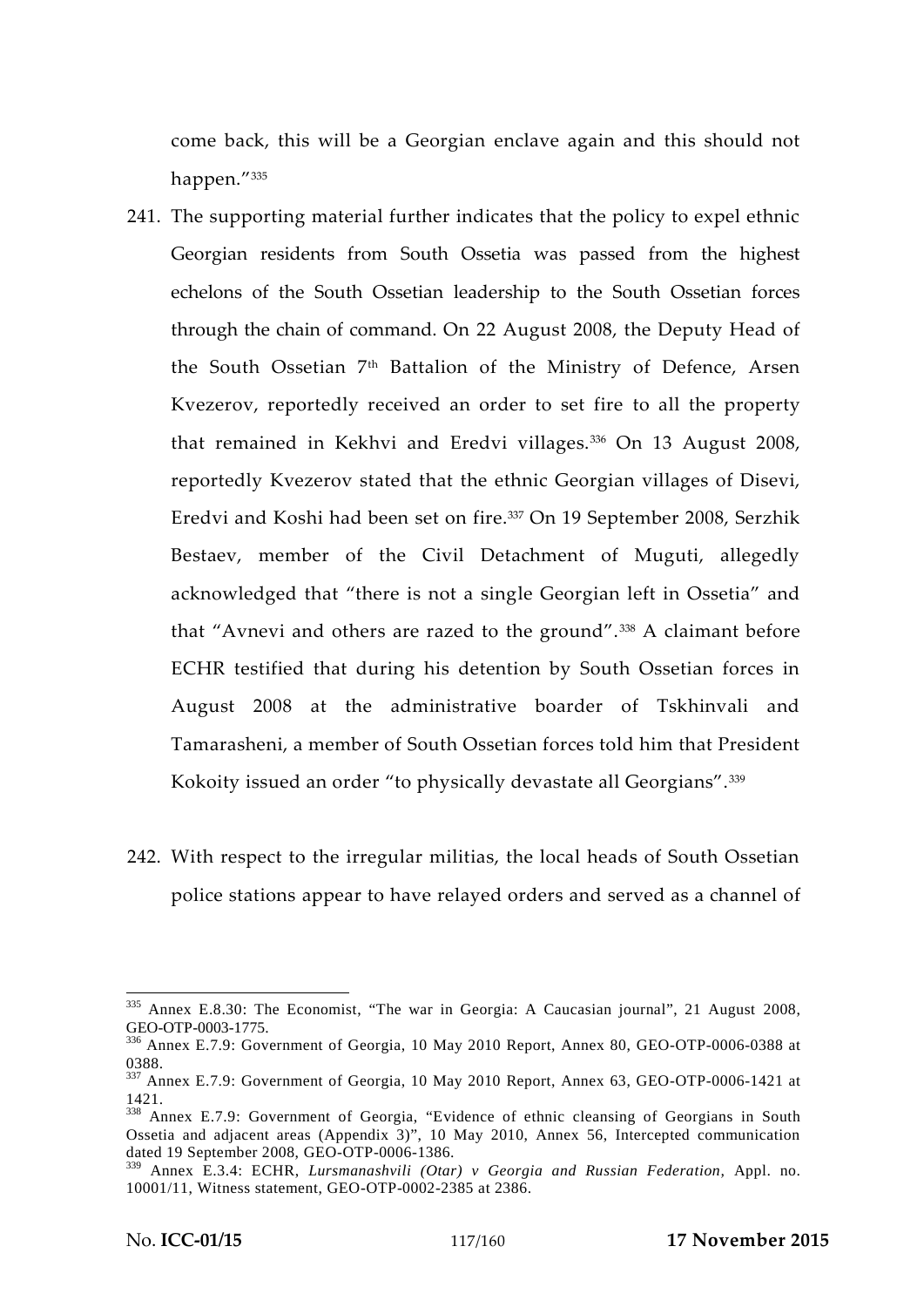come back, this will be a Georgian enclave again and this should not happen."[335]

241. The supporting material further indicates that the policy to expel ethnic Georgian residents from South Ossetia was passed from the highest echelons of the South Ossetian leadership to the South Ossetian forces through the chain of command. On 22 August 2008, the Deputy Head of the South Ossetian 7th Battalion of the Ministry of Defence, Arsen Kvezerov, reportedly received an order to set fire to all the property that remained in Kekhvi and Eredvi villages.[336] On 13 August 2008, reportedly Kvezerov stated that the ethnic Georgian villages of Disevi, Eredvi and Koshi had been set on fire.[337] On 19 September 2008, Serzhik Bestaev, member of the Civil Detachment of Muguti, allegedly acknowledged that "there is not a single Georgian left in Ossetia" and that "Avnevi and others are razed to the ground".[338] A claimant before ECHR testified that during his detention by South Ossetian forces in August 2008 at the administrative boarder of Tskhinvali and Tamarasheni, a member of South Ossetian forces told him that President Kokoity issued an order "to physically devastate all Georgians".[339]

242. With respect to the irregular militias, the local heads of South Ossetian police stations appear to have relayed orders and served as a channel of

---

[335] Annex E.8.30: The Economist, "The war in Georgia: A Caucasian journal", 21 August 2008, GEO-OTP-0003-1775.

[336] Annex E.7.9: Government of Georgia, 10 May 2010 Report, Annex 80, GEO-OTP-0006-0388 at 0388.

[337] Annex E.7.9: Government of Georgia, 10 May 2010 Report, Annex 63, GEO-OTP-0006-1421 at 1421.

[338] Annex E.7.9: Government of Georgia, "Evidence of ethnic cleansing of Georgians in South Ossetia and adjacent areas (Appendix 3)", 10 May 2010, Annex 56, Intercepted communication dated 19 September 2008, GEO-OTP-0006-1386.

[339] Annex E.3.4: ECHR, *Lursmanashvili (Otar) v Georgia and Russian Federation*, Appl. no. 10001/11, Witness statement, GEO-OTP-0002-2385 at 2386.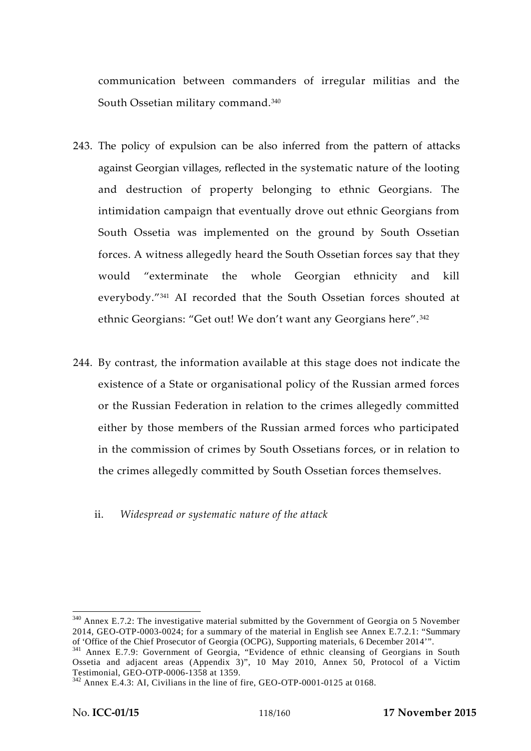communication between commanders of irregular militias and the South Ossetian military command.[340]

243. The policy of expulsion can be also inferred from the pattern of attacks against Georgian villages, reflected in the systematic nature of the looting and destruction of property belonging to ethnic Georgians. The intimidation campaign that eventually drove out ethnic Georgians from South Ossetia was implemented on the ground by South Ossetian forces. A witness allegedly heard the South Ossetian forces say that they would "exterminate the whole Georgian ethnicity and kill everybody."[341] AI recorded that the South Ossetian forces shouted at ethnic Georgians: "Get out! We don't want any Georgians here".[342]

244. By contrast, the information available at this stage does not indicate the existence of a State or organisational policy of the Russian armed forces or the Russian Federation in relation to the crimes allegedly committed either by those members of the Russian armed forces who participated in the commission of crimes by South Ossetians forces, or in relation to the crimes allegedly committed by South Ossetian forces themselves.

ii. *Widespread or systematic nature of the attack*

---

[340] Annex E.7.2: The investigative material submitted by the Government of Georgia on 5 November 2014, GEO-OTP-0003-0024; for a summary of the material in English see Annex E.7.2.1: "Summary of 'Office of the Chief Prosecutor of Georgia (OCPG), Supporting materials, 6 December 2014'".

[341] Annex E.7.9: Government of Georgia, "Evidence of ethnic cleansing of Georgians in South Ossetia and adjacent areas (Appendix 3)", 10 May 2010, Annex 50, Protocol of a Victim Testimonial, GEO-OTP-0006-1358 at 1359.

[342] Annex E.4.3: AI, Civilians in the line of fire, GEO-OTP-0001-0125 at 0168.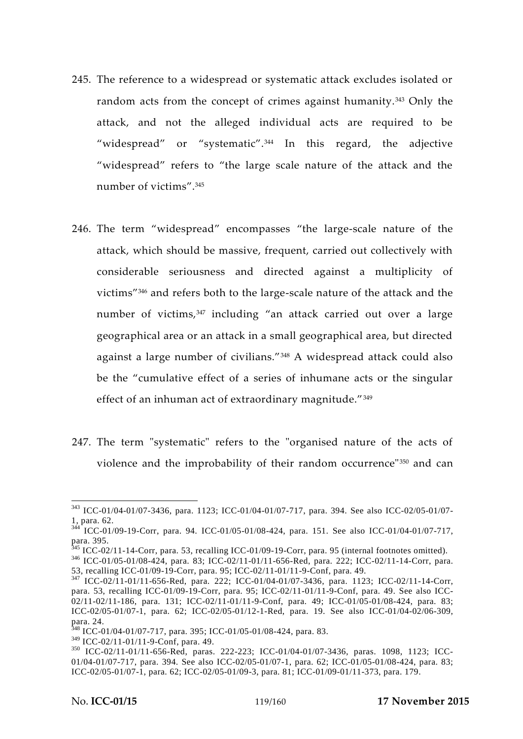245. The reference to a widespread or systematic attack excludes isolated or random acts from the concept of crimes against humanity.[343] Only the attack, and not the alleged individual acts are required to be "widespread" or "systematic".[344] In this regard, the adjective "widespread" refers to "the large scale nature of the attack and the number of victims".[345]

246. The term "widespread" encompasses "the large-scale nature of the attack, which should be massive, frequent, carried out collectively with considerable seriousness and directed against a multiplicity of victims"[346] and refers both to the large-scale nature of the attack and the number of victims,[347] including "an attack carried out over a large geographical area or an attack in a small geographical area, but directed against a large number of civilians."[348] A widespread attack could also be the "cumulative effect of a series of inhumane acts or the singular effect of an inhuman act of extraordinary magnitude."[349]

247. The term "systematic" refers to the "organised nature of the acts of violence and the improbability of their random occurrence"[350] and can

---

[343] ICC-01/04-01/07-3436, para. 1123; ICC-01/04-01/07-717, para. 394. See also ICC-02/05-01/07-1, para. 62.

[344] ICC-01/09-19-Corr, para. 94. ICC-01/05-01/08-424, para. 151. See also ICC-01/04-01/07-717, para. 395.

[345] ICC-02/11-14-Corr, para. 53, recalling ICC-01/09-19-Corr, para. 95 (internal footnotes omitted).

[346] ICC-01/05-01/08-424, para. 83; ICC-02/11-01/11-656-Red, para. 222; ICC-02/11-14-Corr, para. 53, recalling ICC-01/09-19-Corr, para. 95; ICC-02/11-01/11-9-Conf, para. 49.

[347] ICC-02/11-01/11-656-Red, para. 222; ICC-01/04-01/07-3436, para. 1123; ICC-02/11-14-Corr, para. 53, recalling ICC-01/09-19-Corr, para. 95; ICC-02/11-01/11-9-Conf, para. 49. See also ICC-02/11-02/11-186, para. 131; ICC-02/11-01/11-9-Conf, para. 49; ICC-01/05-01/08-424, para. 83; ICC-02/05-01/07-1, para. 62; ICC-02/05-01/12-1-Red, para. 19. See also ICC-01/04-02/06-309, para. 24.

[348] ICC-01/04-01/07-717, para. 395; ICC-01/05-01/08-424, para. 83.

[349] ICC-02/11-01/11-9-Conf, para. 49.

[350] ICC-02/11-01/11-656-Red, paras. 222-223; ICC-01/04-01/07-3436, paras. 1098, 1123; ICC-01/04-01/07-717, para. 394. See also ICC-02/05-01/07-1, para. 62; ICC-01/05-01/08-424, para. 83; ICC-02/05-01/07-1, para. 62; ICC-02/05-01/09-3, para. 81; ICC-01/09-01/11-373, para. 179.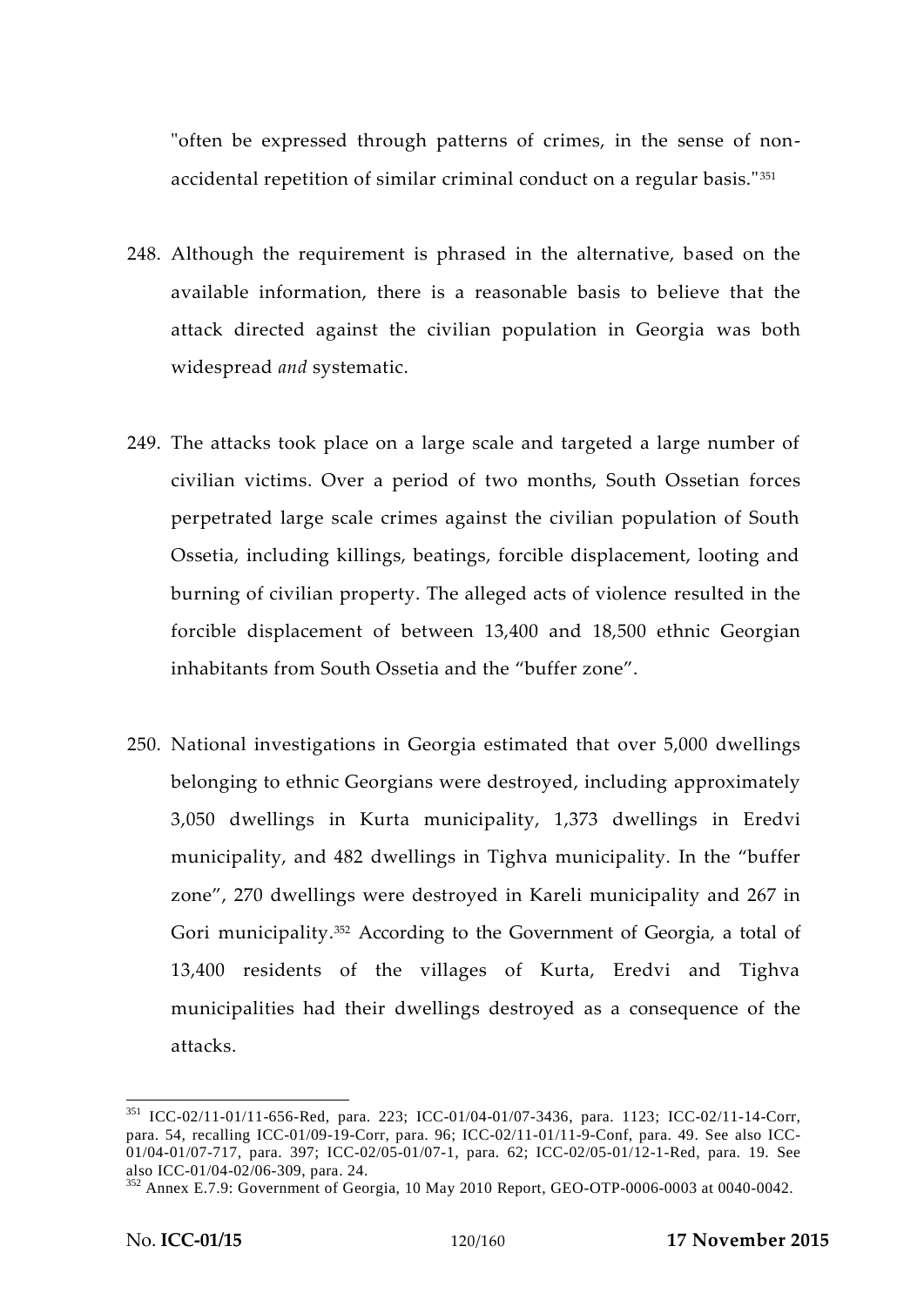"often be expressed through patterns of crimes, in the sense of non-accidental repetition of similar criminal conduct on a regular basis."[351]

248. Although the requirement is phrased in the alternative, based on the available information, there is a reasonable basis to believe that the attack directed against the civilian population in Georgia was both widespread *and* systematic.

249. The attacks took place on a large scale and targeted a large number of civilian victims. Over a period of two months, South Ossetian forces perpetrated large scale crimes against the civilian population of South Ossetia, including killings, beatings, forcible displacement, looting and burning of civilian property. The alleged acts of violence resulted in the forcible displacement of between 13,400 and 18,500 ethnic Georgian inhabitants from South Ossetia and the "buffer zone".

250. National investigations in Georgia estimated that over 5,000 dwellings belonging to ethnic Georgians were destroyed, including approximately 3,050 dwellings in Kurta municipality, 1,373 dwellings in Eredvi municipality, and 482 dwellings in Tighva municipality. In the "buffer zone", 270 dwellings were destroyed in Kareli municipality and 267 in Gori municipality.[352] According to the Government of Georgia, a total of 13,400 residents of the villages of Kurta, Eredvi and Tighva municipalities had their dwellings destroyed as a consequence of the attacks.

---

[351] ICC-02/11-01/11-656-Red, para. 223; ICC-01/04-01/07-3436, para. 1123; ICC-02/11-14-Corr, para. 54, recalling ICC-01/09-19-Corr, para. 96; ICC-02/11-01/11-9-Conf, para. 49. See also ICC-01/04-01/07-717, para. 397; ICC-02/05-01/07-1, para. 62; ICC-02/05-01/12-1-Red, para. 19. See also ICC-01/04-02/06-309, para. 24.

[352] Annex E.7.9: Government of Georgia, 10 May 2010 Report, GEO-OTP-0006-0003 at 0040-0042.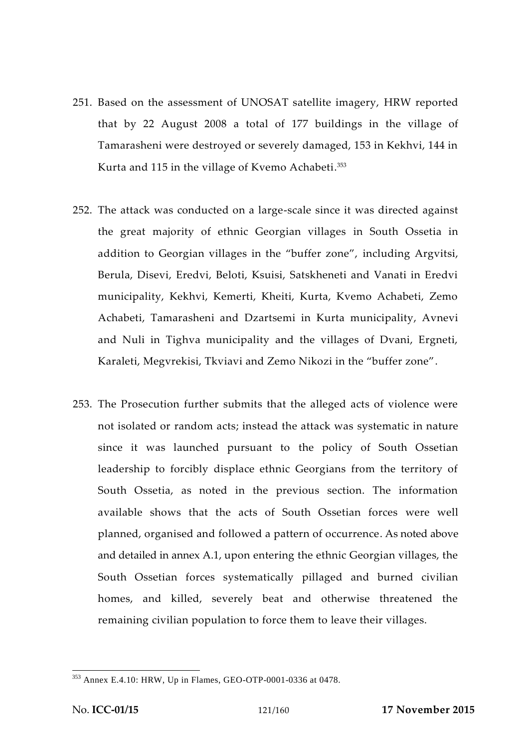251. Based on the assessment of UNOSAT satellite imagery, HRW reported that by 22 August 2008 a total of 177 buildings in the village of Tamarasheni were destroyed or severely damaged, 153 in Kekhvi, 144 in Kurta and 115 in the village of Kvemo Achabeti.[353]

252. The attack was conducted on a large-scale since it was directed against the great majority of ethnic Georgian villages in South Ossetia in addition to Georgian villages in the "buffer zone", including Argvitsi, Berula, Disevi, Eredvi, Beloti, Ksuisi, Satskheneti and Vanati in Eredvi municipality, Kekhvi, Kemerti, Kheiti, Kurta, Kvemo Achabeti, Zemo Achabeti, Tamarasheni and Dzartsemi in Kurta municipality, Avnevi and Nuli in Tighva municipality and the villages of Dvani, Ergneti, Karaleti, Megvrekisi, Tkviavi and Zemo Nikozi in the "buffer zone".

253. The Prosecution further submits that the alleged acts of violence were not isolated or random acts; instead the attack was systematic in nature since it was launched pursuant to the policy of South Ossetian leadership to forcibly displace ethnic Georgians from the territory of South Ossetia, as noted in the previous section. The information available shows that the acts of South Ossetian forces were well planned, organised and followed a pattern of occurrence. As noted above and detailed in annex A.1, upon entering the ethnic Georgian villages, the South Ossetian forces systematically pillaged and burned civilian homes, and killed, severely beat and otherwise threatened the remaining civilian population to force them to leave their villages.

---

[353] Annex E.4.10: HRW, Up in Flames, GEO-OTP-0001-0336 at 0478.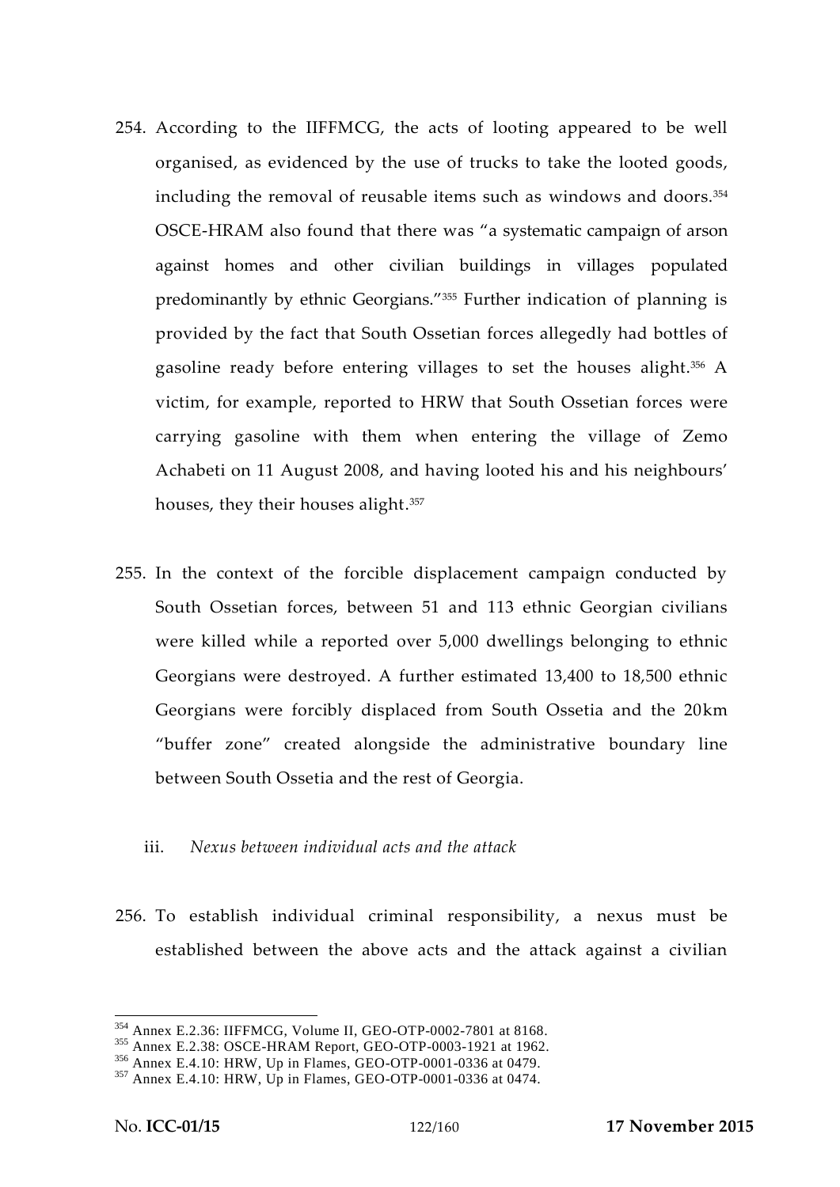254. According to the IIFFMCG, the acts of looting appeared to be well organised, as evidenced by the use of trucks to take the looted goods, including the removal of reusable items such as windows and doors.[354] OSCE-HRAM also found that there was "a systematic campaign of arson against homes and other civilian buildings in villages populated predominantly by ethnic Georgians."[355] Further indication of planning is provided by the fact that South Ossetian forces allegedly had bottles of gasoline ready before entering villages to set the houses alight.[356] A victim, for example, reported to HRW that South Ossetian forces were carrying gasoline with them when entering the village of Zemo Achabeti on 11 August 2008, and having looted his and his neighbours' houses, they their houses alight.[357]

255. In the context of the forcible displacement campaign conducted by South Ossetian forces, between 51 and 113 ethnic Georgian civilians were killed while a reported over 5,000 dwellings belonging to ethnic Georgians were destroyed. A further estimated 13,400 to 18,500 ethnic Georgians were forcibly displaced from South Ossetia and the 20km "buffer zone" created alongside the administrative boundary line between South Ossetia and the rest of Georgia.

iii. *Nexus between individual acts and the attack*

256. To establish individual criminal responsibility, a nexus must be established between the above acts and the attack against a civilian

---

[354] Annex E.2.36: IIFFMCG, Volume II, GEO-OTP-0002-7801 at 8168.

[355] Annex E.2.38: OSCE-HRAM Report, GEO-OTP-0003-1921 at 1962.

[356] Annex E.4.10: HRW, Up in Flames, GEO-OTP-0001-0336 at 0479.

[357] Annex E.4.10: HRW, Up in Flames, GEO-OTP-0001-0336 at 0474.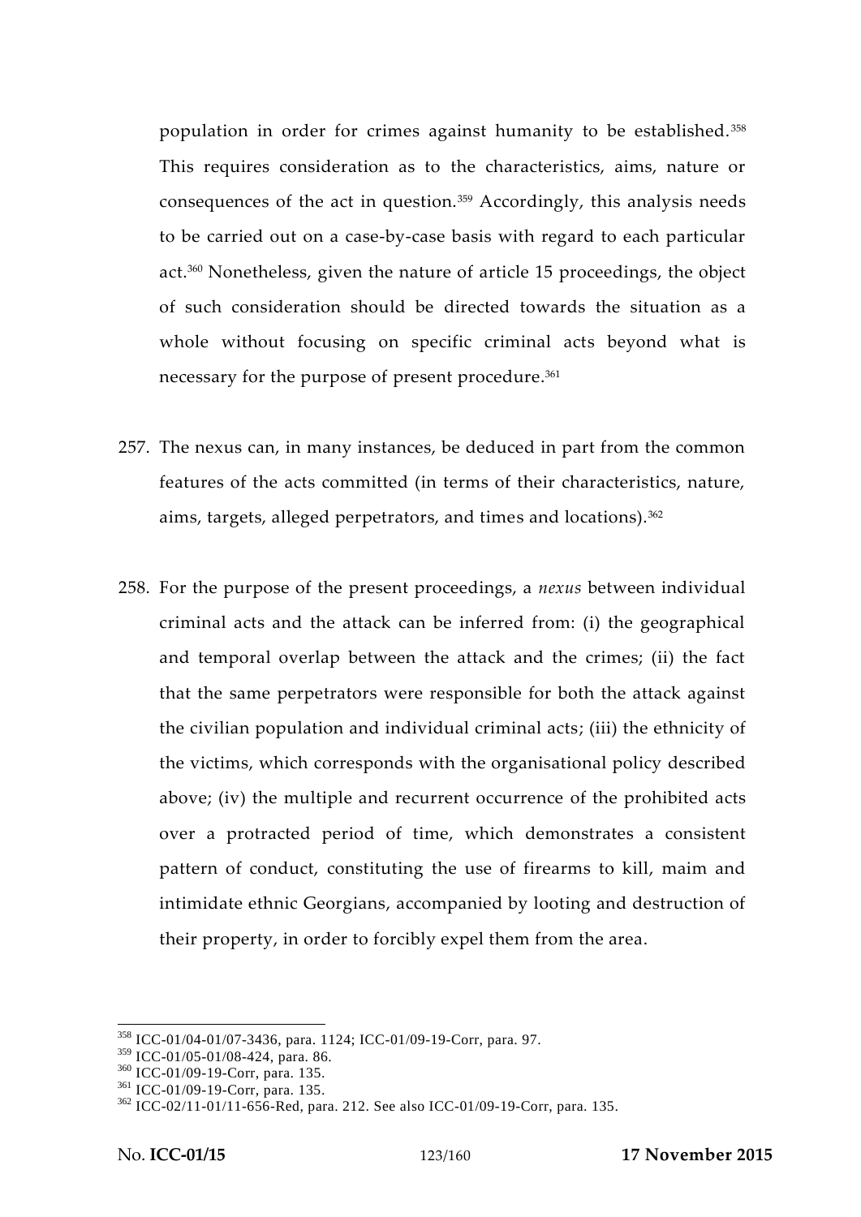population in order for crimes against humanity to be established.[358] This requires consideration as to the characteristics, aims, nature or consequences of the act in question.[359] Accordingly, this analysis needs to be carried out on a case-by-case basis with regard to each particular act.[360] Nonetheless, given the nature of article 15 proceedings, the object of such consideration should be directed towards the situation as a whole without focusing on specific criminal acts beyond what is necessary for the purpose of present procedure.[361]

257. The nexus can, in many instances, be deduced in part from the common features of the acts committed (in terms of their characteristics, nature, aims, targets, alleged perpetrators, and times and locations).[362]

258. For the purpose of the present proceedings, a *nexus* between individual criminal acts and the attack can be inferred from: (i) the geographical and temporal overlap between the attack and the crimes; (ii) the fact that the same perpetrators were responsible for both the attack against the civilian population and individual criminal acts; (iii) the ethnicity of the victims, which corresponds with the organisational policy described above; (iv) the multiple and recurrent occurrence of the prohibited acts over a protracted period of time, which demonstrates a consistent pattern of conduct, constituting the use of firearms to kill, maim and intimidate ethnic Georgians, accompanied by looting and destruction of their property, in order to forcibly expel them from the area.

---

[358] ICC-01/04-01/07-3436, para. 1124; ICC-01/09-19-Corr, para. 97.

[359] ICC-01/05-01/08-424, para. 86.

[360] ICC-01/09-19-Corr, para. 135.

[361] ICC-01/09-19-Corr, para. 135.

[362] ICC-02/11-01/11-656-Red, para. 212. See also ICC-01/09-19-Corr, para. 135.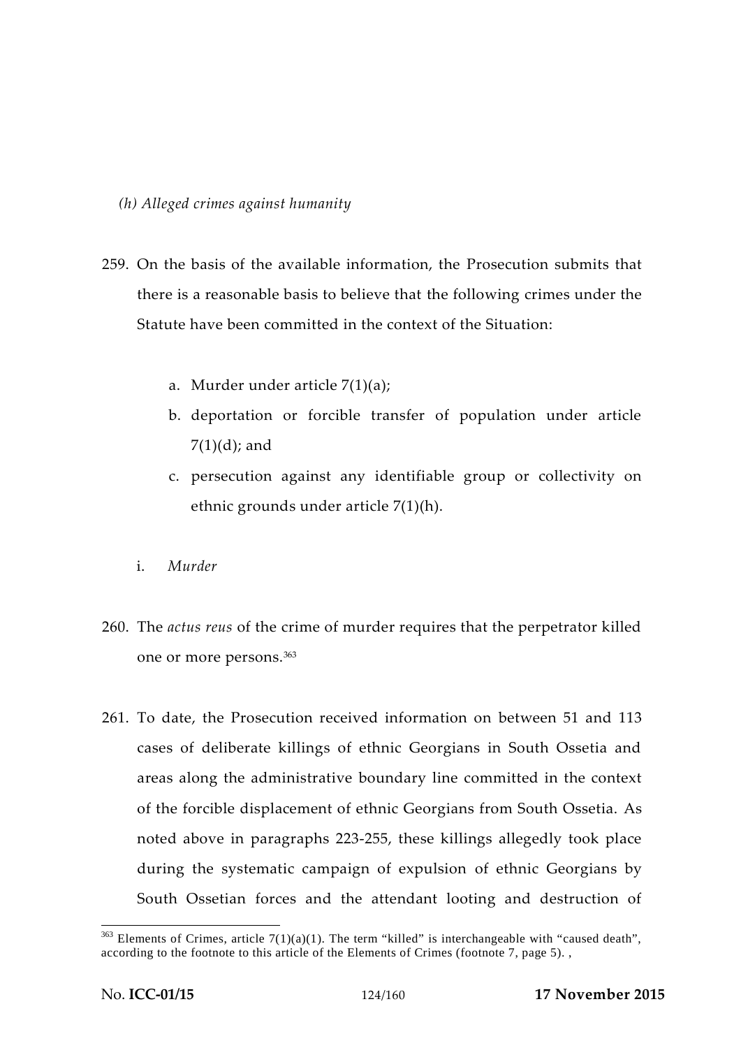*(h) Alleged crimes against humanity*

259. On the basis of the available information, the Prosecution submits that there is a reasonable basis to believe that the following crimes under the Statute have been committed in the context of the Situation:

   a. Murder under article 7(1)(a);
   b. deportation or forcible transfer of population under article 7(1)(d); and
   c. persecution against any identifiable group or collectivity on ethnic grounds under article 7(1)(h).

i. *Murder*

260. The *actus reus* of the crime of murder requires that the perpetrator killed one or more persons.[363]

261. To date, the Prosecution received information on between 51 and 113 cases of deliberate killings of ethnic Georgians in South Ossetia and areas along the administrative boundary line committed in the context of the forcible displacement of ethnic Georgians from South Ossetia. As noted above in paragraphs 223-255, these killings allegedly took place during the systematic campaign of expulsion of ethnic Georgians by South Ossetian forces and the attendant looting and destruction of

---

[363] Elements of Crimes, article 7(1)(a)(1). The term "killed" is interchangeable with "caused death", according to the footnote to this article of the Elements of Crimes (footnote 7, page 5). ,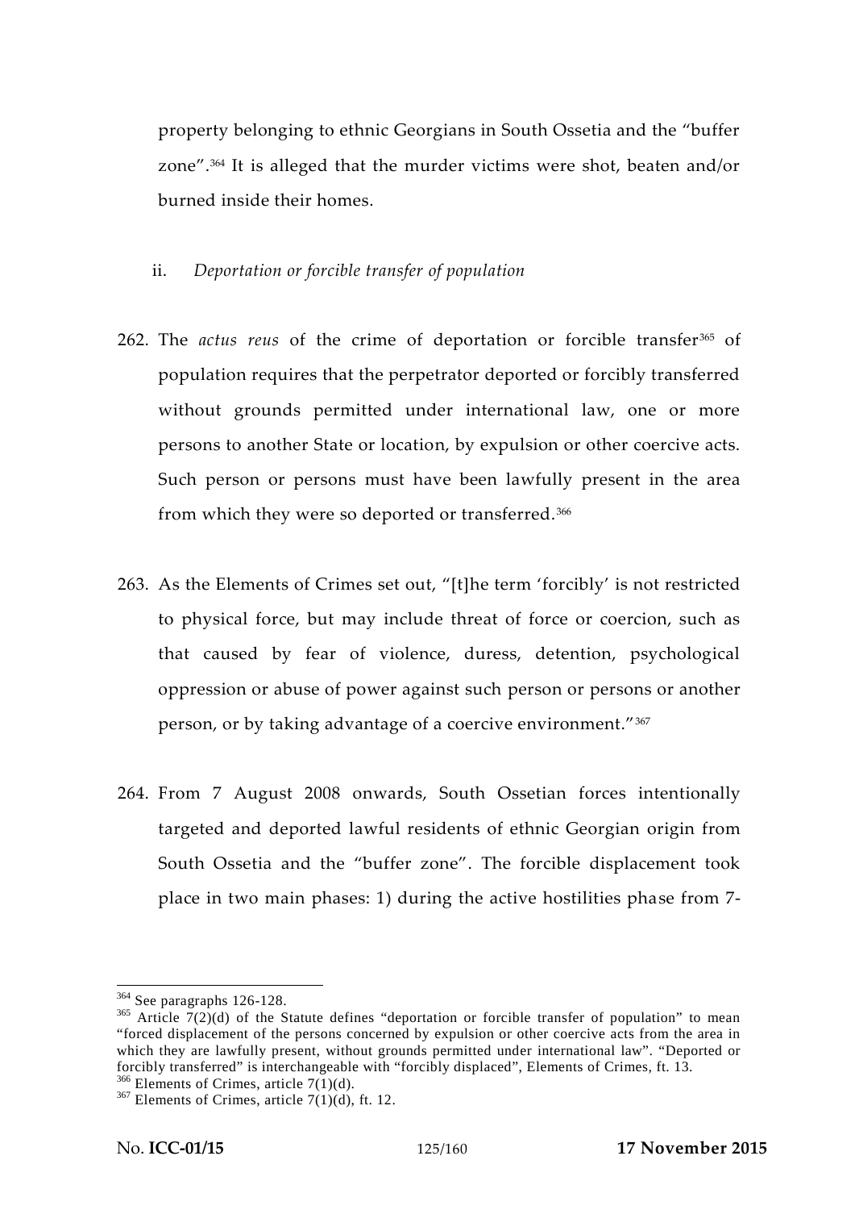property belonging to ethnic Georgians in South Ossetia and the "buffer zone".[364] It is alleged that the murder victims were shot, beaten and/or burned inside their homes.

ii. *Deportation or forcible transfer of population*

262. The *actus reus* of the crime of deportation or forcible transfer[365] of population requires that the perpetrator deported or forcibly transferred without grounds permitted under international law, one or more persons to another State or location, by expulsion or other coercive acts. Such person or persons must have been lawfully present in the area from which they were so deported or transferred.[366]

263. As the Elements of Crimes set out, "[t]he term 'forcibly' is not restricted to physical force, but may include threat of force or coercion, such as that caused by fear of violence, duress, detention, psychological oppression or abuse of power against such person or persons or another person, or by taking advantage of a coercive environment."[367]

264. From 7 August 2008 onwards, South Ossetian forces intentionally targeted and deported lawful residents of ethnic Georgian origin from South Ossetia and the "buffer zone". The forcible displacement took place in two main phases: 1) during the active hostilities phase from 7-

---

[364] See paragraphs 126-128.

[365] Article 7(2)(d) of the Statute defines "deportation or forcible transfer of population" to mean "forced displacement of the persons concerned by expulsion or other coercive acts from the area in which they are lawfully present, without grounds permitted under international law". "Deported or forcibly transferred" is interchangeable with "forcibly displaced", Elements of Crimes, ft. 13.

[366] Elements of Crimes, article 7(1)(d).

[367] Elements of Crimes, article 7(1)(d), ft. 12.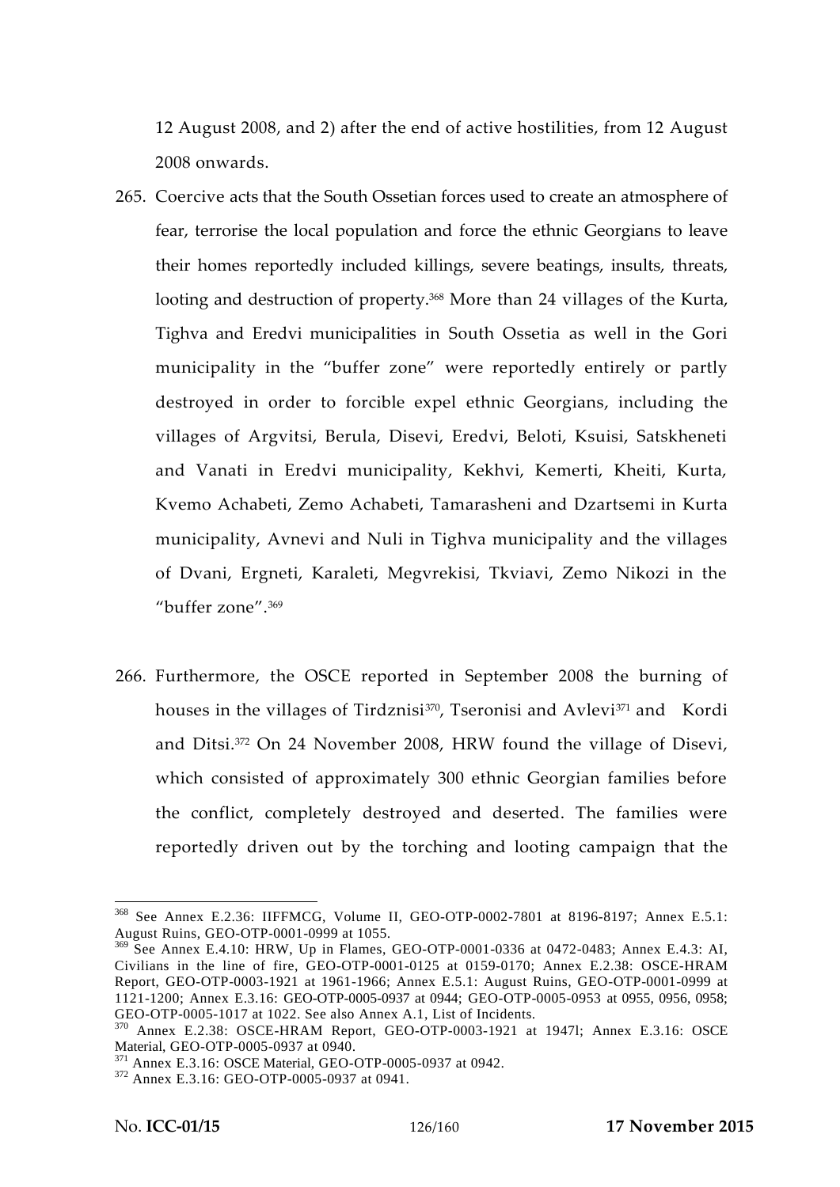12 August 2008, and 2) after the end of active hostilities, from 12 August 2008 onwards.

265. Coercive acts that the South Ossetian forces used to create an atmosphere of fear, terrorise the local population and force the ethnic Georgians to leave their homes reportedly included killings, severe beatings, insults, threats, looting and destruction of property.[368] More than 24 villages of the Kurta, Tighva and Eredvi municipalities in South Ossetia as well in the Gori municipality in the "buffer zone" were reportedly entirely or partly destroyed in order to forcible expel ethnic Georgians, including the villages of Argvitsi, Berula, Disevi, Eredvi, Beloti, Ksuisi, Satskheneti and Vanati in Eredvi municipality, Kekhvi, Kemerti, Kheiti, Kurta, Kvemo Achabeti, Zemo Achabeti, Tamarasheni and Dzartsemi in Kurta municipality, Avnevi and Nuli in Tighva municipality and the villages of Dvani, Ergneti, Karaleti, Megvrekisi, Tkviavi, Zemo Nikozi in the "buffer zone".[369]

266. Furthermore, the OSCE reported in September 2008 the burning of houses in the villages of Tirdznisi[370], Tseronisi and Avlevi[371] and Kordi and Ditsi.[372] On 24 November 2008, HRW found the village of Disevi, which consisted of approximately 300 ethnic Georgian families before the conflict, completely destroyed and deserted. The families were reportedly driven out by the torching and looting campaign that the

---

[368] See Annex E.2.36: IIFFMCG, Volume II, GEO-OTP-0002-7801 at 8196-8197; Annex E.5.1: August Ruins, GEO-OTP-0001-0999 at 1055.

[369] See Annex E.4.10: HRW, Up in Flames, GEO-OTP-0001-0336 at 0472-0483; Annex E.4.3: AI, Civilians in the line of fire, GEO-OTP-0001-0125 at 0159-0170; Annex E.2.38: OSCE-HRAM Report, GEO-OTP-0003-1921 at 1961-1966; Annex E.5.1: August Ruins, GEO-OTP-0001-0999 at 1121-1200; Annex E.3.16: GEO-OTP-0005-0937 at 0944; GEO-OTP-0005-0953 at 0955, 0956, 0958; GEO-OTP-0005-1017 at 1022. See also Annex A.1, List of Incidents.

[370] Annex E.2.38: OSCE-HRAM Report, GEO-OTP-0003-1921 at 1947l; Annex E.3.16: OSCE Material, GEO-OTP-0005-0937 at 0940.

[371] Annex E.3.16: OSCE Material, GEO-OTP-0005-0937 at 0942.

[372] Annex E.3.16: GEO-OTP-0005-0937 at 0941.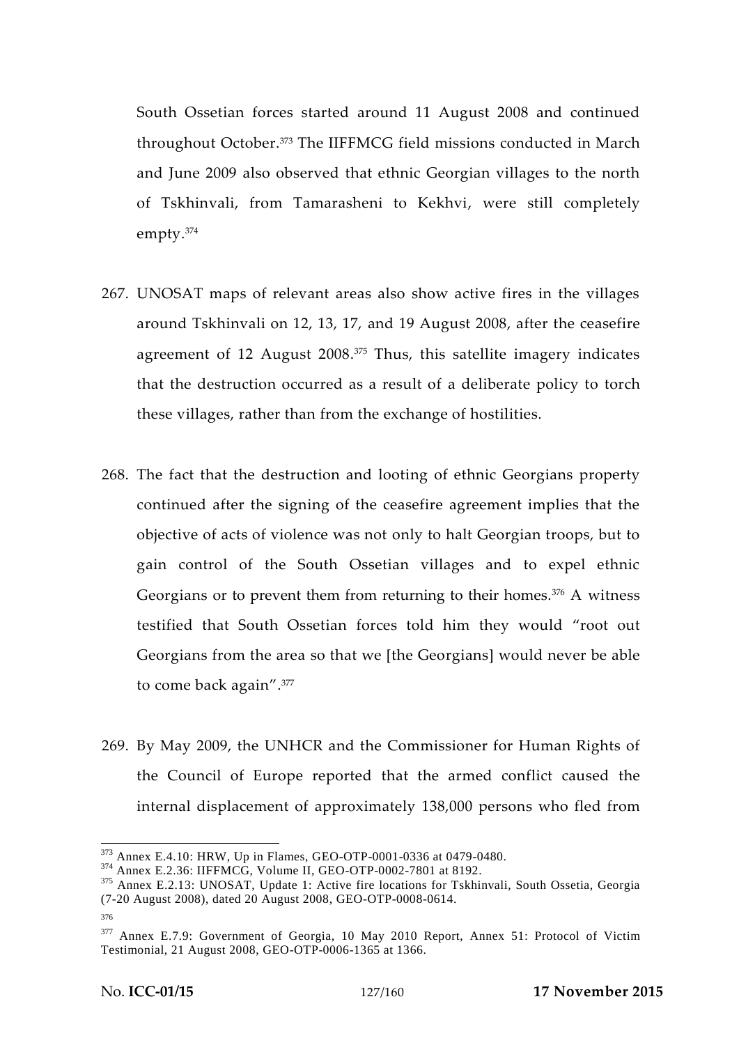South Ossetian forces started around 11 August 2008 and continued throughout October.[373] The IIFFMCG field missions conducted in March and June 2009 also observed that ethnic Georgian villages to the north of Tskhinvali, from Tamarasheni to Kekhvi, were still completely empty.[374]

267. UNOSAT maps of relevant areas also show active fires in the villages around Tskhinvali on 12, 13, 17, and 19 August 2008, after the ceasefire agreement of 12 August 2008.[375] Thus, this satellite imagery indicates that the destruction occurred as a result of a deliberate policy to torch these villages, rather than from the exchange of hostilities.

268. The fact that the destruction and looting of ethnic Georgians property continued after the signing of the ceasefire agreement implies that the objective of acts of violence was not only to halt Georgian troops, but to gain control of the South Ossetian villages and to expel ethnic Georgians or to prevent them from returning to their homes.[376] A witness testified that South Ossetian forces told him they would "root out Georgians from the area so that we [the Georgians] would never be able to come back again".[377]

269. By May 2009, the UNHCR and the Commissioner for Human Rights of the Council of Europe reported that the armed conflict caused the internal displacement of approximately 138,000 persons who fled from

---

[373] Annex E.4.10: HRW, Up in Flames, GEO-OTP-0001-0336 at 0479-0480.

[374] Annex E.2.36: IIFFMCG, Volume II, GEO-OTP-0002-7801 at 8192.

[375] Annex E.2.13: UNOSAT, Update 1: Active fire locations for Tskhinvali, South Ossetia, Georgia (7-20 August 2008), dated 20 August 2008, GEO-OTP-0008-0614.

[376]

[377] Annex E.7.9: Government of Georgia, 10 May 2010 Report, Annex 51: Protocol of Victim Testimonial, 21 August 2008, GEO-OTP-0006-1365 at 1366.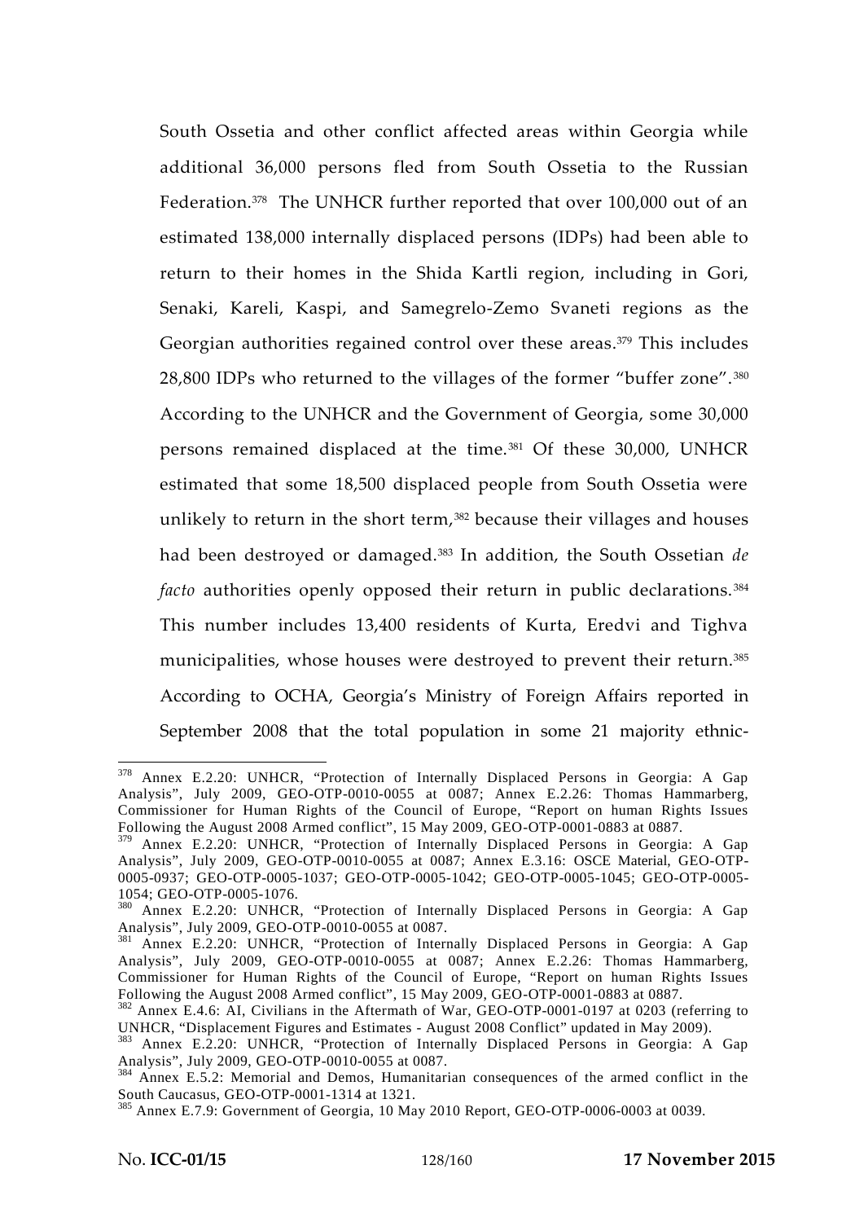South Ossetia and other conflict affected areas within Georgia while additional 36,000 persons fled from South Ossetia to the Russian Federation.[378] The UNHCR further reported that over 100,000 out of an estimated 138,000 internally displaced persons (IDPs) had been able to return to their homes in the Shida Kartli region, including in Gori, Senaki, Kareli, Kaspi, and Samegrelo-Zemo Svaneti regions as the Georgian authorities regained control over these areas.[379] This includes 28,800 IDPs who returned to the villages of the former "buffer zone".[380] According to the UNHCR and the Government of Georgia, some 30,000 persons remained displaced at the time.[381] Of these 30,000, UNHCR estimated that some 18,500 displaced people from South Ossetia were unlikely to return in the short term,[382] because their villages and houses had been destroyed or damaged.[383] In addition, the South Ossetian *de facto* authorities openly opposed their return in public declarations.[384] This number includes 13,400 residents of Kurta, Eredvi and Tighva municipalities, whose houses were destroyed to prevent their return.[385] According to OCHA, Georgia's Ministry of Foreign Affairs reported in September 2008 that the total population in some 21 majority ethnic-

---

[378] Annex E.2.20: UNHCR, "Protection of Internally Displaced Persons in Georgia: A Gap Analysis", July 2009, GEO-OTP-0010-0055 at 0087; Annex E.2.26: Thomas Hammarberg, Commissioner for Human Rights of the Council of Europe, "Report on human Rights Issues Following the August 2008 Armed conflict", 15 May 2009, GEO-OTP-0001-0883 at 0887.

[379] Annex E.2.20: UNHCR, "Protection of Internally Displaced Persons in Georgia: A Gap Analysis", July 2009, GEO-OTP-0010-0055 at 0087; Annex E.3.16: OSCE Material, GEO-OTP-0005-0937; GEO-OTP-0005-1037; GEO-OTP-0005-1042; GEO-OTP-0005-1045; GEO-OTP-0005-1054; GEO-OTP-0005-1076.

[380] Annex E.2.20: UNHCR, "Protection of Internally Displaced Persons in Georgia: A Gap Analysis", July 2009, GEO-OTP-0010-0055 at 0087.

[381] Annex E.2.20: UNHCR, "Protection of Internally Displaced Persons in Georgia: A Gap Analysis", July 2009, GEO-OTP-0010-0055 at 0087; Annex E.2.26: Thomas Hammarberg, Commissioner for Human Rights of the Council of Europe, "Report on human Rights Issues Following the August 2008 Armed conflict", 15 May 2009, GEO-OTP-0001-0883 at 0887.

[382] Annex E.4.6: AI, Civilians in the Aftermath of War, GEO-OTP-0001-0197 at 0203 (referring to UNHCR, "Displacement Figures and Estimates - August 2008 Conflict" updated in May 2009).

[383] Annex E.2.20: UNHCR, "Protection of Internally Displaced Persons in Georgia: A Gap Analysis", July 2009, GEO-OTP-0010-0055 at 0087.

[384] Annex E.5.2: Memorial and Demos, Humanitarian consequences of the armed conflict in the South Caucasus, GEO-OTP-0001-1314 at 1321.

[385] Annex E.7.9: Government of Georgia, 10 May 2010 Report, GEO-OTP-0006-0003 at 0039.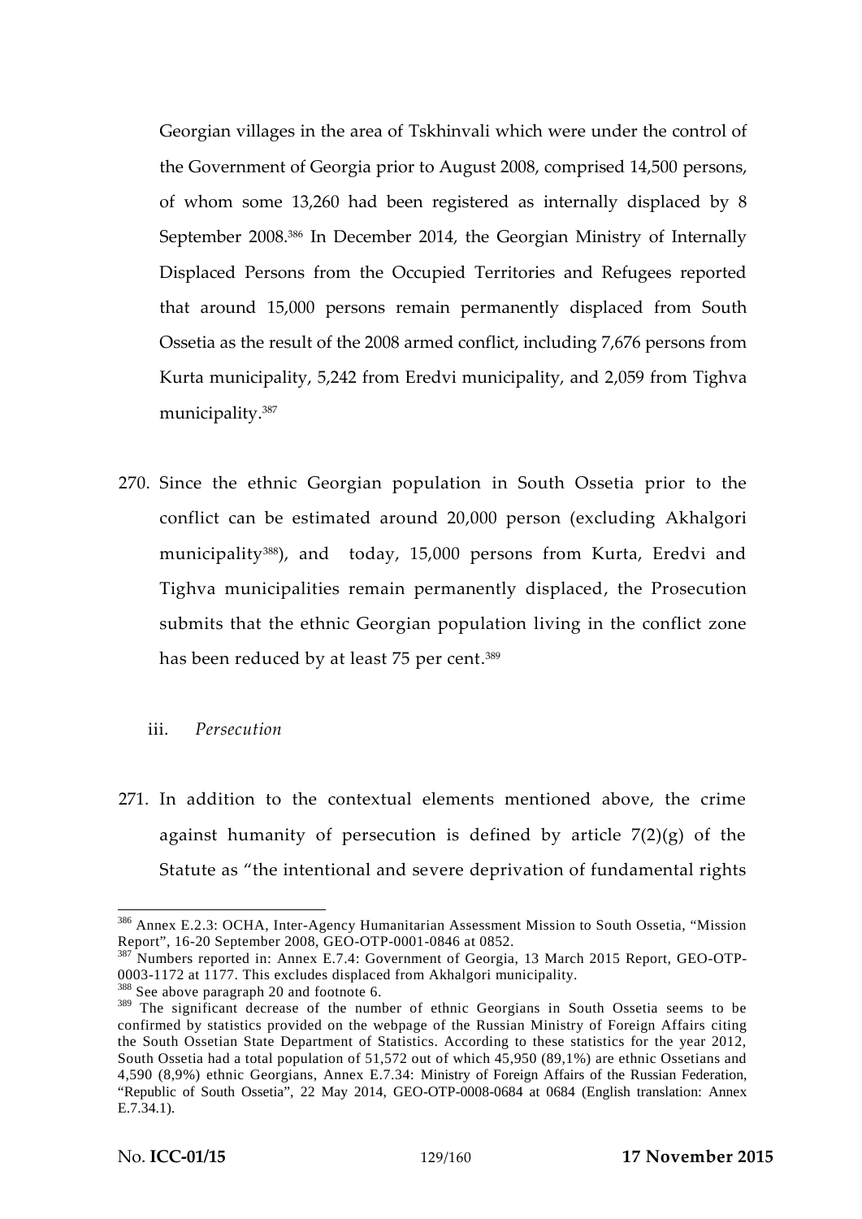Georgian villages in the area of Tskhinvali which were under the control of the Government of Georgia prior to August 2008, comprised 14,500 persons, of whom some 13,260 had been registered as internally displaced by 8 September 2008.[386] In December 2014, the Georgian Ministry of Internally Displaced Persons from the Occupied Territories and Refugees reported that around 15,000 persons remain permanently displaced from South Ossetia as the result of the 2008 armed conflict, including 7,676 persons from Kurta municipality, 5,242 from Eredvi municipality, and 2,059 from Tighva municipality.[387]

270. Since the ethnic Georgian population in South Ossetia prior to the conflict can be estimated around 20,000 person (excluding Akhalgori municipality[388]), and today, 15,000 persons from Kurta, Eredvi and Tighva municipalities remain permanently displaced, the Prosecution submits that the ethnic Georgian population living in the conflict zone has been reduced by at least 75 per cent.[389]

iii. *Persecution*

271. In addition to the contextual elements mentioned above, the crime against humanity of persecution is defined by article 7(2)(g) of the Statute as "the intentional and severe deprivation of fundamental rights

---

[386] Annex E.2.3: OCHA, Inter-Agency Humanitarian Assessment Mission to South Ossetia, "Mission Report", 16-20 September 2008, GEO-OTP-0001-0846 at 0852.

[387] Numbers reported in: Annex E.7.4: Government of Georgia, 13 March 2015 Report, GEO-OTP-0003-1172 at 1177. This excludes displaced from Akhalgori municipality.

[388] See above paragraph 20 and footnote 6.

[389] The significant decrease of the number of ethnic Georgians in South Ossetia seems to be confirmed by statistics provided on the webpage of the Russian Ministry of Foreign Affairs citing the South Ossetian State Department of Statistics. According to these statistics for the year 2012, South Ossetia had a total population of 51,572 out of which 45,950 (89,1%) are ethnic Ossetians and 4,590 (8,9%) ethnic Georgians, Annex E.7.34: Ministry of Foreign Affairs of the Russian Federation, "Republic of South Ossetia", 22 May 2014, GEO-OTP-0008-0684 at 0684 (English translation: Annex E.7.34.1).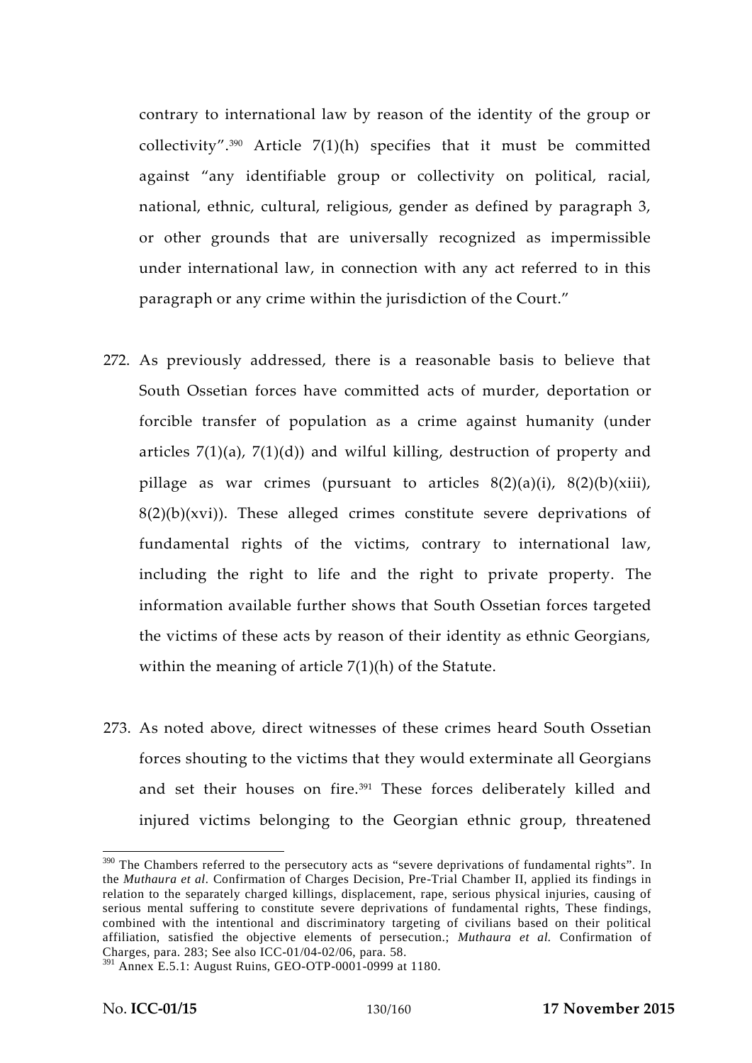contrary to international law by reason of the identity of the group or collectivity".[390] Article 7(1)(h) specifies that it must be committed against "any identifiable group or collectivity on political, racial, national, ethnic, cultural, religious, gender as defined by paragraph 3, or other grounds that are universally recognized as impermissible under international law, in connection with any act referred to in this paragraph or any crime within the jurisdiction of the Court."

272. As previously addressed, there is a reasonable basis to believe that South Ossetian forces have committed acts of murder, deportation or forcible transfer of population as a crime against humanity (under articles 7(1)(a), 7(1)(d)) and wilful killing, destruction of property and pillage as war crimes (pursuant to articles 8(2)(a)(i), 8(2)(b)(xiii), 8(2)(b)(xvi)). These alleged crimes constitute severe deprivations of fundamental rights of the victims, contrary to international law, including the right to life and the right to private property. The information available further shows that South Ossetian forces targeted the victims of these acts by reason of their identity as ethnic Georgians, within the meaning of article 7(1)(h) of the Statute.

273. As noted above, direct witnesses of these crimes heard South Ossetian forces shouting to the victims that they would exterminate all Georgians and set their houses on fire.[391] These forces deliberately killed and injured victims belonging to the Georgian ethnic group, threatened

---

[390] The Chambers referred to the persecutory acts as "severe deprivations of fundamental rights". In the *Muthaura et al*. Confirmation of Charges Decision, Pre-Trial Chamber II, applied its findings in relation to the separately charged killings, displacement, rape, serious physical injuries, causing of serious mental suffering to constitute severe deprivations of fundamental rights, These findings, combined with the intentional and discriminatory targeting of civilians based on their political affiliation, satisfied the objective elements of persecution.; *Muthaura et al.* Confirmation of Charges, para. 283; See also ICC-01/04-02/06, para. 58.

[391] Annex E.5.1: August Ruins, GEO-OTP-0001-0999 at 1180.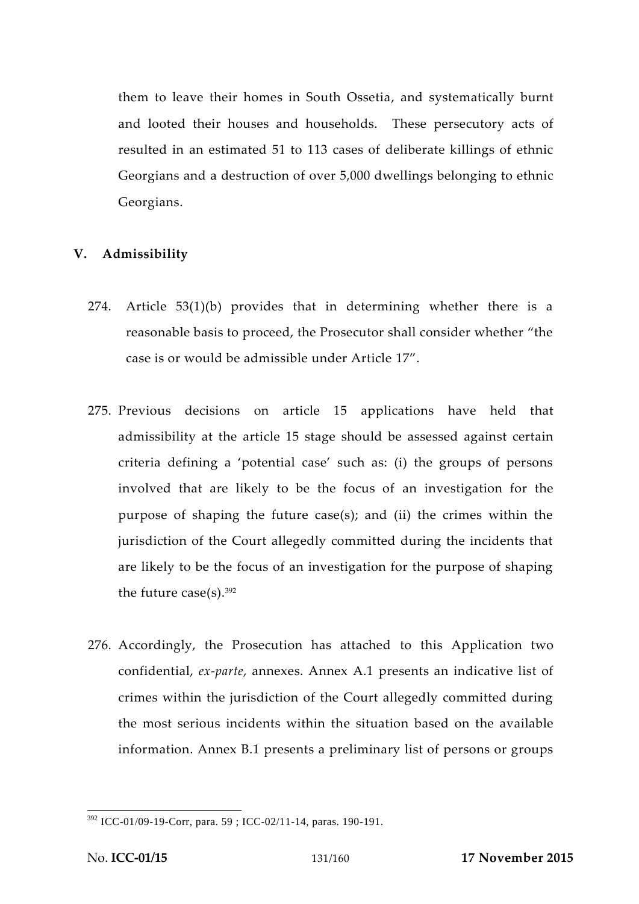them to leave their homes in South Ossetia, and systematically burnt and looted their houses and households. These persecutory acts of resulted in an estimated 51 to 113 cases of deliberate killings of ethnic Georgians and a destruction of over 5,000 dwellings belonging to ethnic Georgians.

## V. Admissibility

274. Article 53(1)(b) provides that in determining whether there is a reasonable basis to proceed, the Prosecutor shall consider whether "the case is or would be admissible under Article 17".

275. Previous decisions on article 15 applications have held that admissibility at the article 15 stage should be assessed against certain criteria defining a 'potential case' such as: (i) the groups of persons involved that are likely to be the focus of an investigation for the purpose of shaping the future case(s); and (ii) the crimes within the jurisdiction of the Court allegedly committed during the incidents that are likely to be the focus of an investigation for the purpose of shaping the future case(s).[392]

276. Accordingly, the Prosecution has attached to this Application two confidential, *ex-parte*, annexes. Annex A.1 presents an indicative list of crimes within the jurisdiction of the Court allegedly committed during the most serious incidents within the situation based on the available information. Annex B.1 presents a preliminary list of persons or groups

---

[392] ICC-01/09-19-Corr, para. 59 ; ICC-02/11-14, paras. 190-191.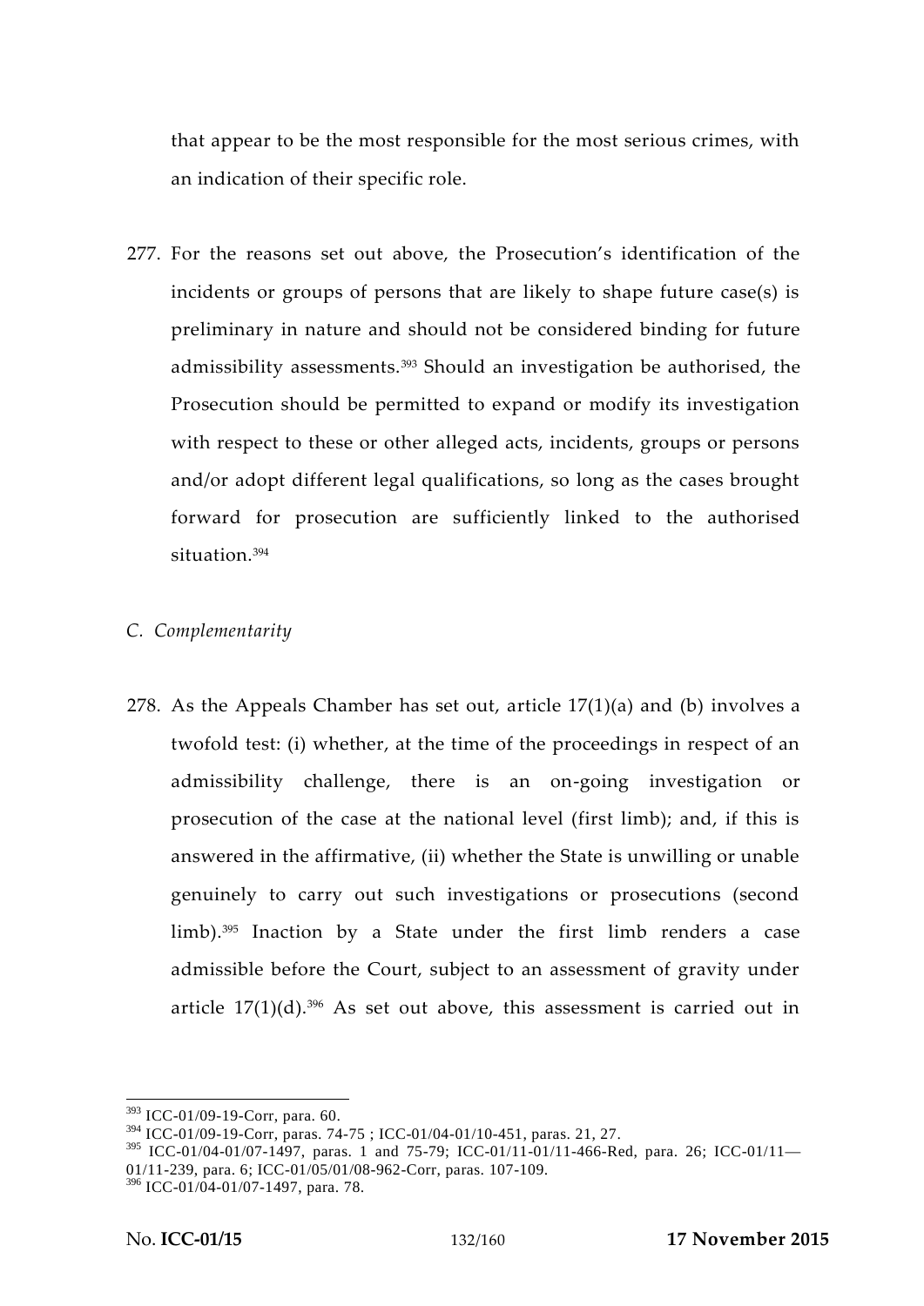that appear to be the most responsible for the most serious crimes, with an indication of their specific role.

277. For the reasons set out above, the Prosecution's identification of the incidents or groups of persons that are likely to shape future case(s) is preliminary in nature and should not be considered binding for future admissibility assessments.[393] Should an investigation be authorised, the Prosecution should be permitted to expand or modify its investigation with respect to these or other alleged acts, incidents, groups or persons and/or adopt different legal qualifications, so long as the cases brought forward for prosecution are sufficiently linked to the authorised situation.[394]

*C. Complementarity*

278. As the Appeals Chamber has set out, article 17(1)(a) and (b) involves a twofold test: (i) whether, at the time of the proceedings in respect of an admissibility challenge, there is an on-going investigation or prosecution of the case at the national level (first limb); and, if this is answered in the affirmative, (ii) whether the State is unwilling or unable genuinely to carry out such investigations or prosecutions (second limb).[395] Inaction by a State under the first limb renders a case admissible before the Court, subject to an assessment of gravity under article 17(1)(d).[396] As set out above, this assessment is carried out in

---

[393] ICC-01/09-19-Corr, para. 60.
[394] ICC-01/09-19-Corr, paras. 74-75 ; ICC-01/04-01/10-451, paras. 21, 27.
[395] ICC-01/04-01/07-1497, paras. 1 and 75-79; ICC-01/11-01/11-466-Red, para. 26; ICC-01/11—01/11-239, para. 6; ICC-01/05/01/08-962-Corr, paras. 107-109.
[396] ICC-01/04-01/07-1497, para. 78.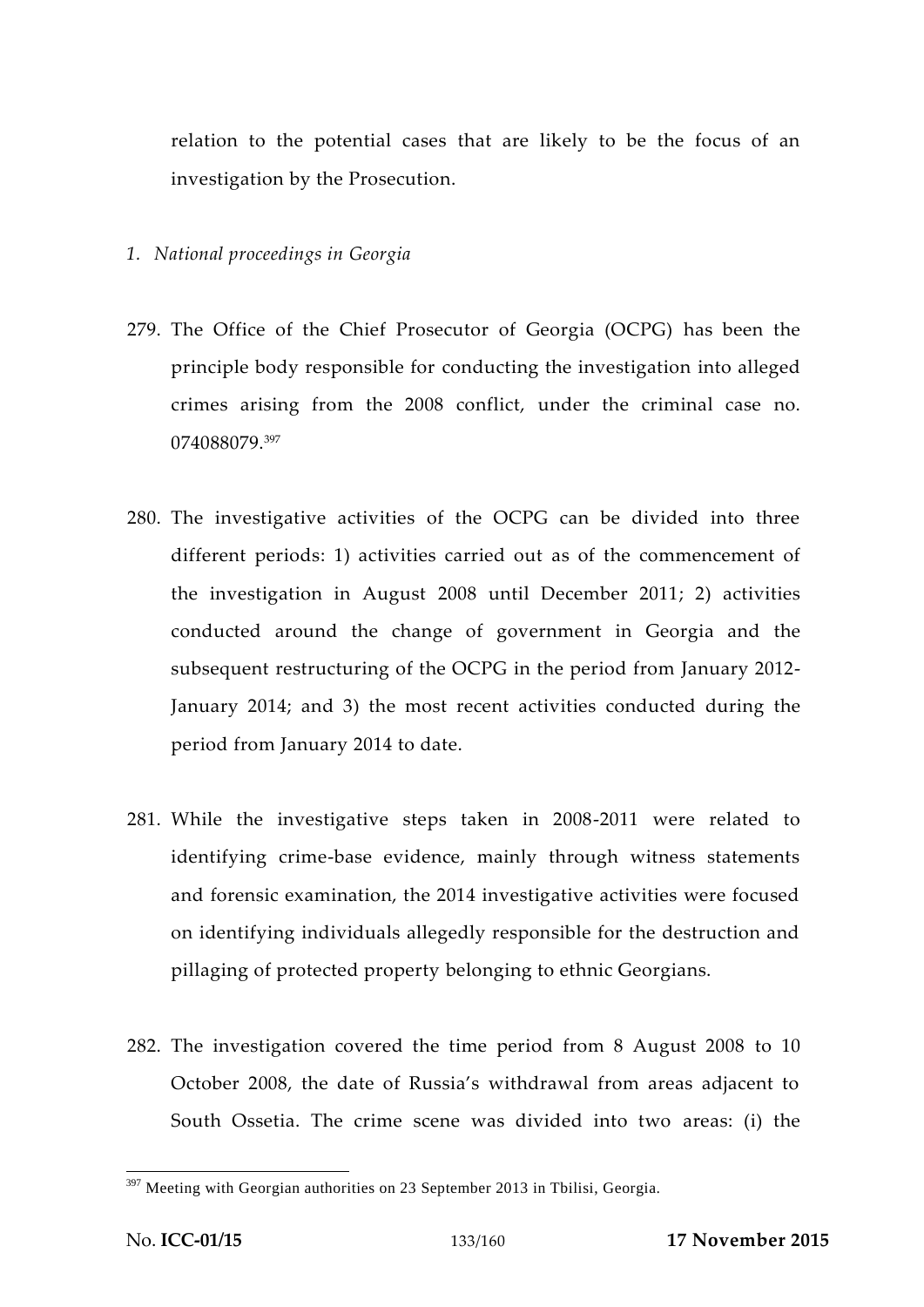relation to the potential cases that are likely to be the focus of an investigation by the Prosecution.

*1. National proceedings in Georgia*

279. The Office of the Chief Prosecutor of Georgia (OCPG) has been the principle body responsible for conducting the investigation into alleged crimes arising from the 2008 conflict, under the criminal case no. 074088079.[397]

280. The investigative activities of the OCPG can be divided into three different periods: 1) activities carried out as of the commencement of the investigation in August 2008 until December 2011; 2) activities conducted around the change of government in Georgia and the subsequent restructuring of the OCPG in the period from January 2012-January 2014; and 3) the most recent activities conducted during the period from January 2014 to date.

281. While the investigative steps taken in 2008-2011 were related to identifying crime-base evidence, mainly through witness statements and forensic examination, the 2014 investigative activities were focused on identifying individuals allegedly responsible for the destruction and pillaging of protected property belonging to ethnic Georgians.

282. The investigation covered the time period from 8 August 2008 to 10 October 2008, the date of Russia's withdrawal from areas adjacent to South Ossetia. The crime scene was divided into two areas: (i) the

---

[397] Meeting with Georgian authorities on 23 September 2013 in Tbilisi, Georgia.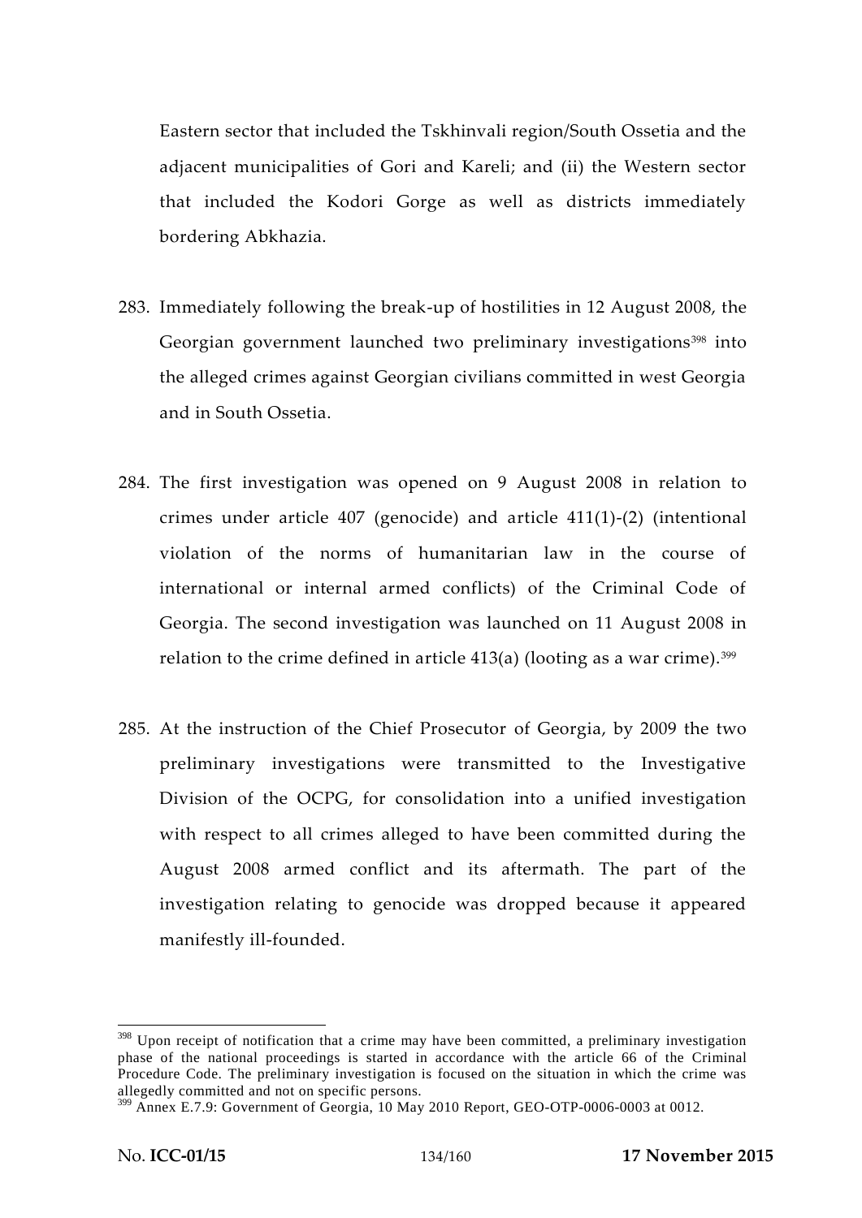Eastern sector that included the Tskhinvali region/South Ossetia and the adjacent municipalities of Gori and Kareli; and (ii) the Western sector that included the Kodori Gorge as well as districts immediately bordering Abkhazia.

283. Immediately following the break-up of hostilities in 12 August 2008, the Georgian government launched two preliminary investigations[398] into the alleged crimes against Georgian civilians committed in west Georgia and in South Ossetia.

284. The first investigation was opened on 9 August 2008 in relation to crimes under article 407 (genocide) and article 411(1)-(2) (intentional violation of the norms of humanitarian law in the course of international or internal armed conflicts) of the Criminal Code of Georgia. The second investigation was launched on 11 August 2008 in relation to the crime defined in article 413(a) (looting as a war crime).[399]

285. At the instruction of the Chief Prosecutor of Georgia, by 2009 the two preliminary investigations were transmitted to the Investigative Division of the OCPG, for consolidation into a unified investigation with respect to all crimes alleged to have been committed during the August 2008 armed conflict and its aftermath. The part of the investigation relating to genocide was dropped because it appeared manifestly ill-founded.

---

[398] Upon receipt of notification that a crime may have been committed, a preliminary investigation phase of the national proceedings is started in accordance with the article 66 of the Criminal Procedure Code. The preliminary investigation is focused on the situation in which the crime was allegedly committed and not on specific persons.

[399] Annex E.7.9: Government of Georgia, 10 May 2010 Report, GEO-OTP-0006-0003 at 0012.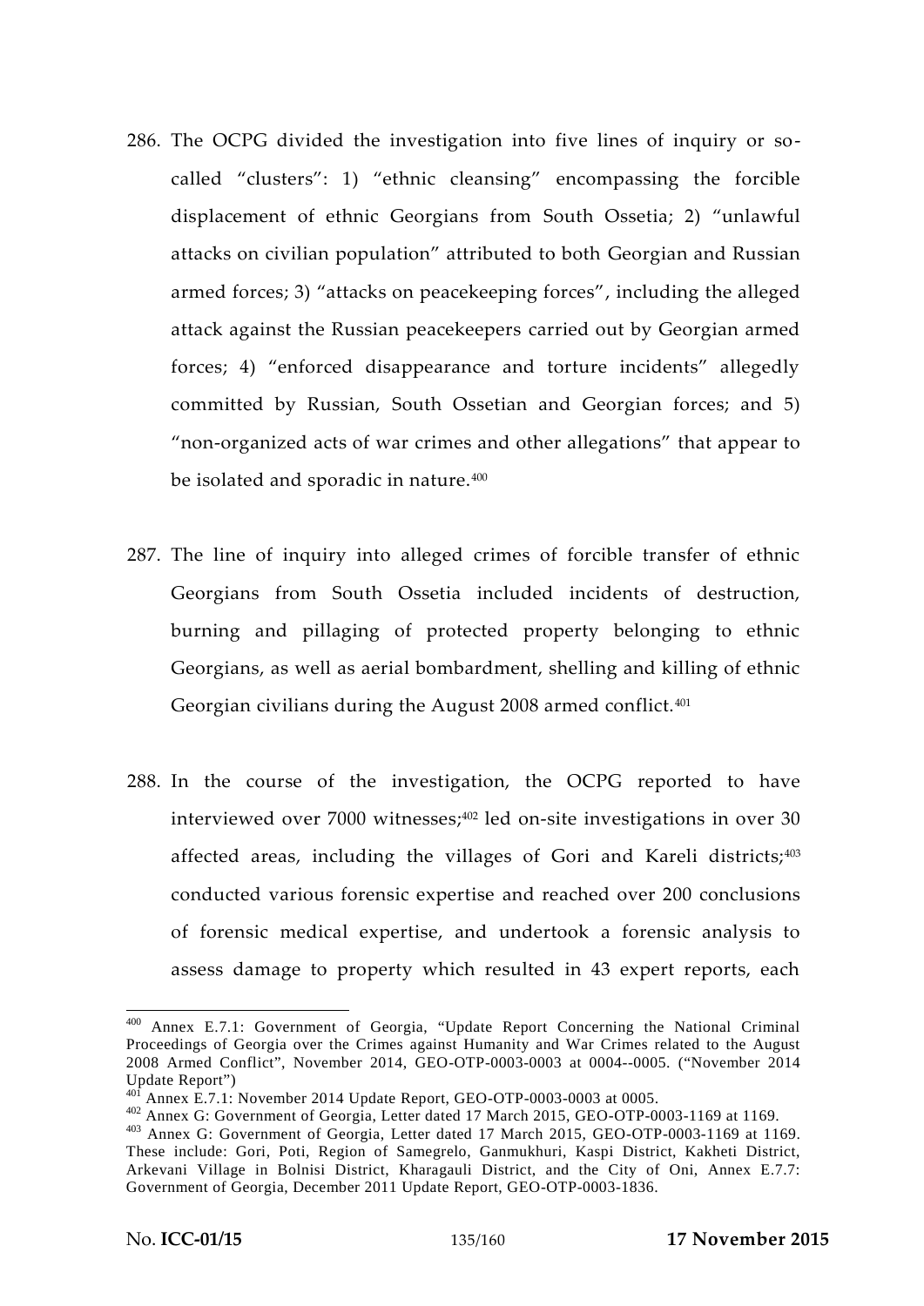286. The OCPG divided the investigation into five lines of inquiry or so-called "clusters": 1) "ethnic cleansing" encompassing the forcible displacement of ethnic Georgians from South Ossetia; 2) "unlawful attacks on civilian population" attributed to both Georgian and Russian armed forces; 3) "attacks on peacekeeping forces", including the alleged attack against the Russian peacekeepers carried out by Georgian armed forces; 4) "enforced disappearance and torture incidents" allegedly committed by Russian, South Ossetian and Georgian forces; and 5) "non-organized acts of war crimes and other allegations" that appear to be isolated and sporadic in nature.[400]

287. The line of inquiry into alleged crimes of forcible transfer of ethnic Georgians from South Ossetia included incidents of destruction, burning and pillaging of protected property belonging to ethnic Georgians, as well as aerial bombardment, shelling and killing of ethnic Georgian civilians during the August 2008 armed conflict.[401]

288. In the course of the investigation, the OCPG reported to have interviewed over 7000 witnesses;[402] led on-site investigations in over 30 affected areas, including the villages of Gori and Kareli districts;[403] conducted various forensic expertise and reached over 200 conclusions of forensic medical expertise, and undertook a forensic analysis to assess damage to property which resulted in 43 expert reports, each

---

[400] Annex E.7.1: Government of Georgia, "Update Report Concerning the National Criminal Proceedings of Georgia over the Crimes against Humanity and War Crimes related to the August 2008 Armed Conflict", November 2014, GEO-OTP-0003-0003 at 0004--0005. ("November 2014 Update Report")

[401] Annex E.7.1: November 2014 Update Report, GEO-OTP-0003-0003 at 0005.

[402] Annex G: Government of Georgia, Letter dated 17 March 2015, GEO-OTP-0003-1169 at 1169.

[403] Annex G: Government of Georgia, Letter dated 17 March 2015, GEO-OTP-0003-1169 at 1169. These include: Gori, Poti, Region of Samegrelo, Ganmukhuri, Kaspi District, Kakheti District, Arkevani Village in Bolnisi District, Kharagauli District, and the City of Oni, Annex E.7.7: Government of Georgia, December 2011 Update Report, GEO-OTP-0003-1836.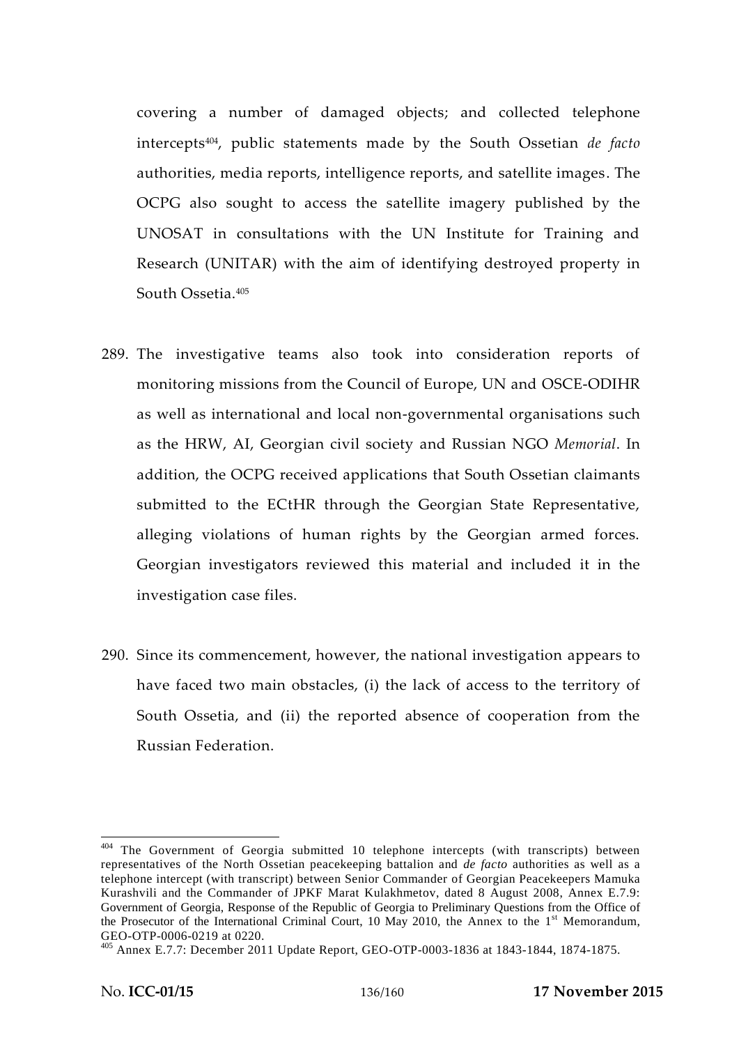covering a number of damaged objects; and collected telephone intercepts[404], public statements made by the South Ossetian *de facto* authorities, media reports, intelligence reports, and satellite images. The OCPG also sought to access the satellite imagery published by the UNOSAT in consultations with the UN Institute for Training and Research (UNITAR) with the aim of identifying destroyed property in South Ossetia.[405]

289. The investigative teams also took into consideration reports of monitoring missions from the Council of Europe, UN and OSCE-ODIHR as well as international and local non-governmental organisations such as the HRW, AI, Georgian civil society and Russian NGO *Memorial*. In addition, the OCPG received applications that South Ossetian claimants submitted to the ECtHR through the Georgian State Representative, alleging violations of human rights by the Georgian armed forces. Georgian investigators reviewed this material and included it in the investigation case files.

290. Since its commencement, however, the national investigation appears to have faced two main obstacles, (i) the lack of access to the territory of South Ossetia, and (ii) the reported absence of cooperation from the Russian Federation.

---

[404] The Government of Georgia submitted 10 telephone intercepts (with transcripts) between representatives of the North Ossetian peacekeeping battalion and *de facto* authorities as well as a telephone intercept (with transcript) between Senior Commander of Georgian Peacekeepers Mamuka Kurashvili and the Commander of JPKF Marat Kulakhmetov, dated 8 August 2008, Annex E.7.9: Government of Georgia, Response of the Republic of Georgia to Preliminary Questions from the Office of the Prosecutor of the International Criminal Court, 10 May 2010, the Annex to the 1st Memorandum, GEO-OTP-0006-0219 at 0220.

[405] Annex E.7.7: December 2011 Update Report, GEO-OTP-0003-1836 at 1843-1844, 1874-1875.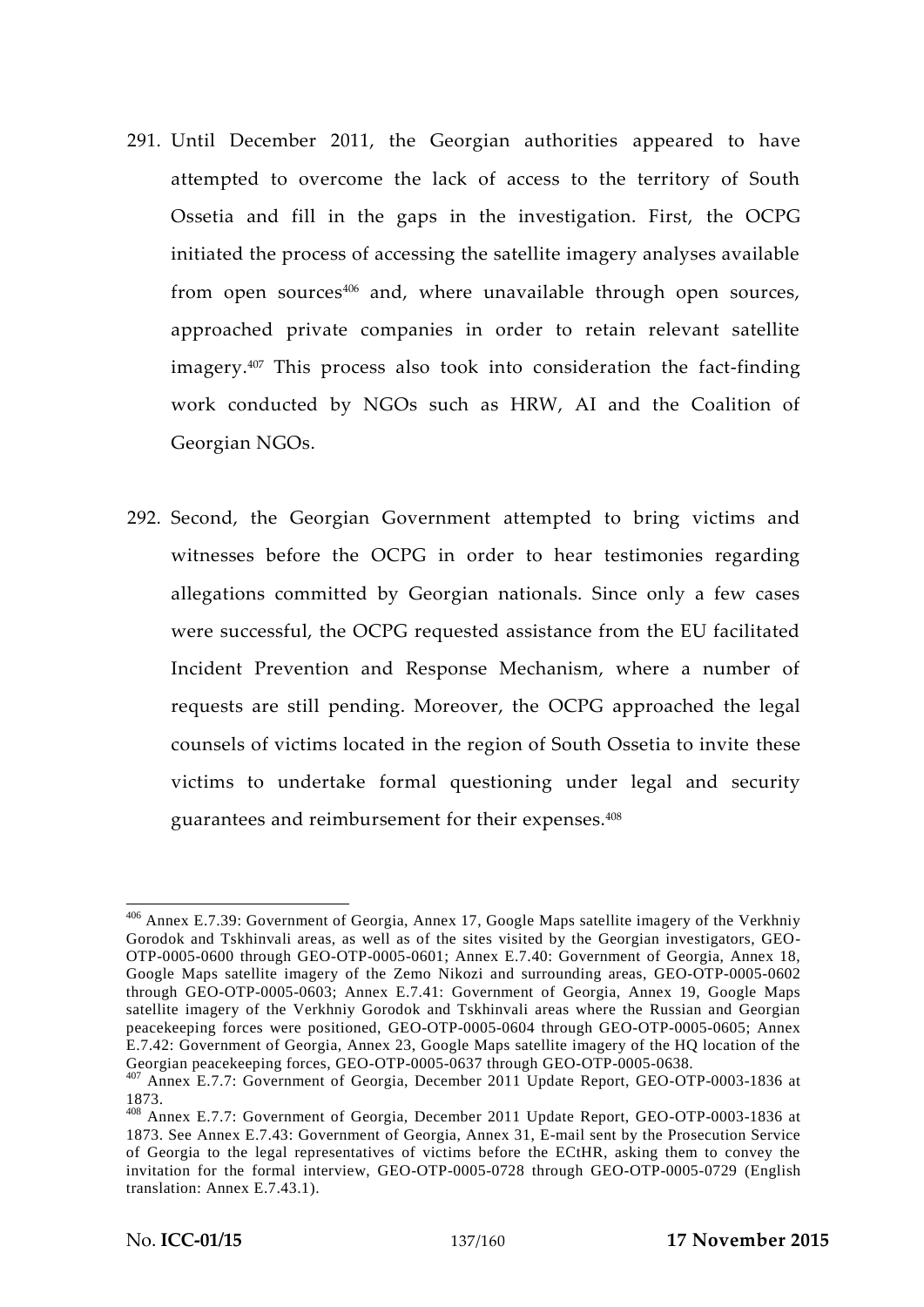291. Until December 2011, the Georgian authorities appeared to have attempted to overcome the lack of access to the territory of South Ossetia and fill in the gaps in the investigation. First, the OCPG initiated the process of accessing the satellite imagery analyses available from open sources[406] and, where unavailable through open sources, approached private companies in order to retain relevant satellite imagery.[407] This process also took into consideration the fact-finding work conducted by NGOs such as HRW, AI and the Coalition of Georgian NGOs.

292. Second, the Georgian Government attempted to bring victims and witnesses before the OCPG in order to hear testimonies regarding allegations committed by Georgian nationals. Since only a few cases were successful, the OCPG requested assistance from the EU facilitated Incident Prevention and Response Mechanism, where a number of requests are still pending. Moreover, the OCPG approached the legal counsels of victims located in the region of South Ossetia to invite these victims to undertake formal questioning under legal and security guarantees and reimbursement for their expenses.[408]

---

[406] Annex E.7.39: Government of Georgia, Annex 17, Google Maps satellite imagery of the Verkhniy Gorodok and Tskhinvali areas, as well as of the sites visited by the Georgian investigators, GEO-OTP-0005-0600 through GEO-OTP-0005-0601; Annex E.7.40: Government of Georgia, Annex 18, Google Maps satellite imagery of the Zemo Nikozi and surrounding areas, GEO-OTP-0005-0602 through GEO-OTP-0005-0603; Annex E.7.41: Government of Georgia, Annex 19, Google Maps satellite imagery of the Verkhniy Gorodok and Tskhinvali areas where the Russian and Georgian peacekeeping forces were positioned, GEO-OTP-0005-0604 through GEO-OTP-0005-0605; Annex E.7.42: Government of Georgia, Annex 23, Google Maps satellite imagery of the HQ location of the Georgian peacekeeping forces, GEO-OTP-0005-0637 through GEO-OTP-0005-0638.

[407] Annex E.7.7: Government of Georgia, December 2011 Update Report, GEO-OTP-0003-1836 at 1873.

[408] Annex E.7.7: Government of Georgia, December 2011 Update Report, GEO-OTP-0003-1836 at 1873. See Annex E.7.43: Government of Georgia, Annex 31, E-mail sent by the Prosecution Service of Georgia to the legal representatives of victims before the ECtHR, asking them to convey the invitation for the formal interview, GEO-OTP-0005-0728 through GEO-OTP-0005-0729 (English translation: Annex E.7.43.1).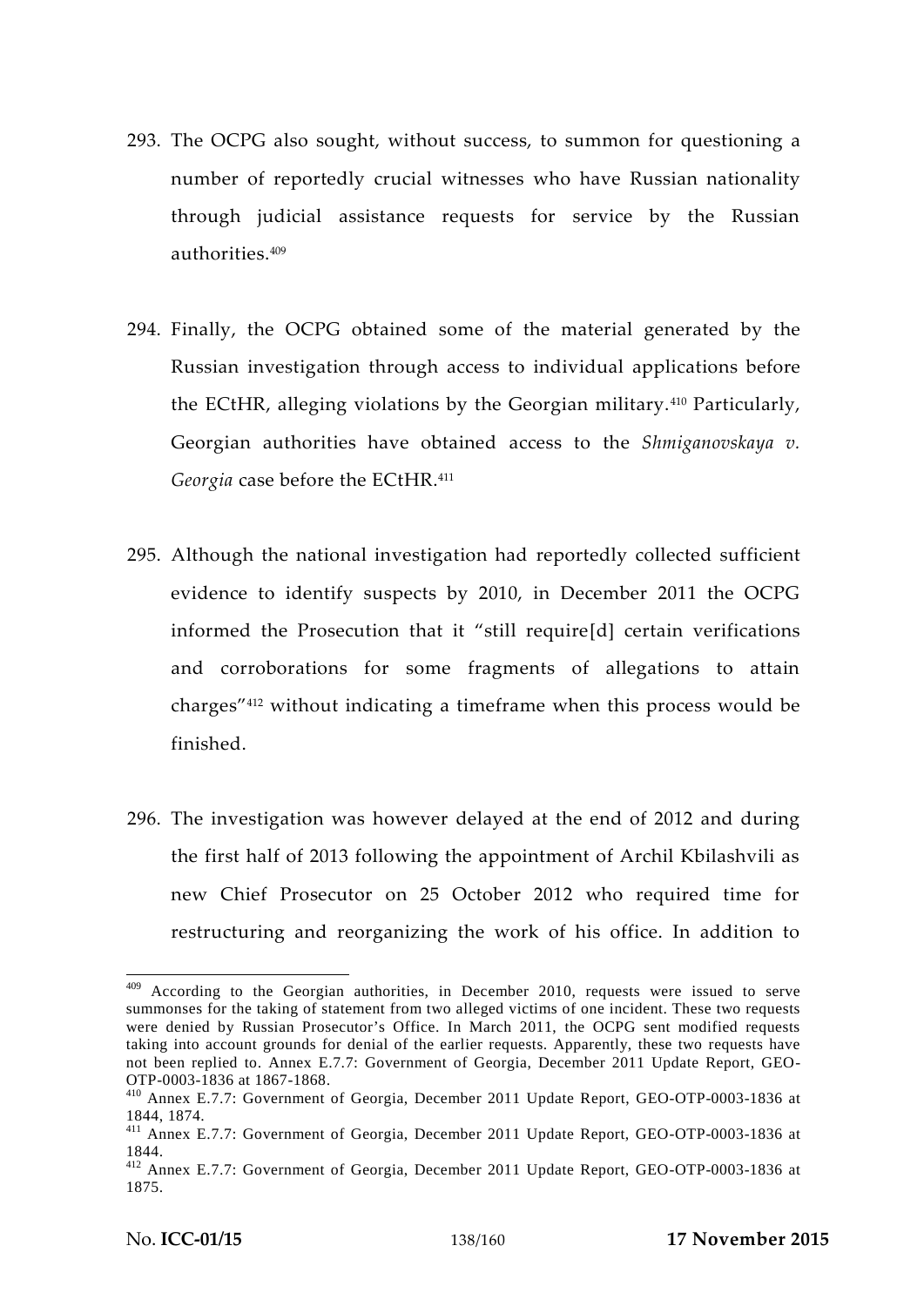293. The OCPG also sought, without success, to summon for questioning a number of reportedly crucial witnesses who have Russian nationality through judicial assistance requests for service by the Russian authorities.[409]

294. Finally, the OCPG obtained some of the material generated by the Russian investigation through access to individual applications before the ECtHR, alleging violations by the Georgian military.[410] Particularly, Georgian authorities have obtained access to the *Shmiganovskaya v. Georgia* case before the ECtHR.[411]

295. Although the national investigation had reportedly collected sufficient evidence to identify suspects by 2010, in December 2011 the OCPG informed the Prosecution that it "still require[d] certain verifications and corroborations for some fragments of allegations to attain charges"[412] without indicating a timeframe when this process would be finished.

296. The investigation was however delayed at the end of 2012 and during the first half of 2013 following the appointment of Archil Kbilashvili as new Chief Prosecutor on 25 October 2012 who required time for restructuring and reorganizing the work of his office. In addition to

---

[409] According to the Georgian authorities, in December 2010, requests were issued to serve summonses for the taking of statement from two alleged victims of one incident. These two requests were denied by Russian Prosecutor's Office. In March 2011, the OCPG sent modified requests taking into account grounds for denial of the earlier requests. Apparently, these two requests have not been replied to. Annex E.7.7: Government of Georgia, December 2011 Update Report, GEO-OTP-0003-1836 at 1867-1868.

[410] Annex E.7.7: Government of Georgia, December 2011 Update Report, GEO-OTP-0003-1836 at 1844, 1874.

[411] Annex E.7.7: Government of Georgia, December 2011 Update Report, GEO-OTP-0003-1836 at 1844.

[412] Annex E.7.7: Government of Georgia, December 2011 Update Report, GEO-OTP-0003-1836 at 1875.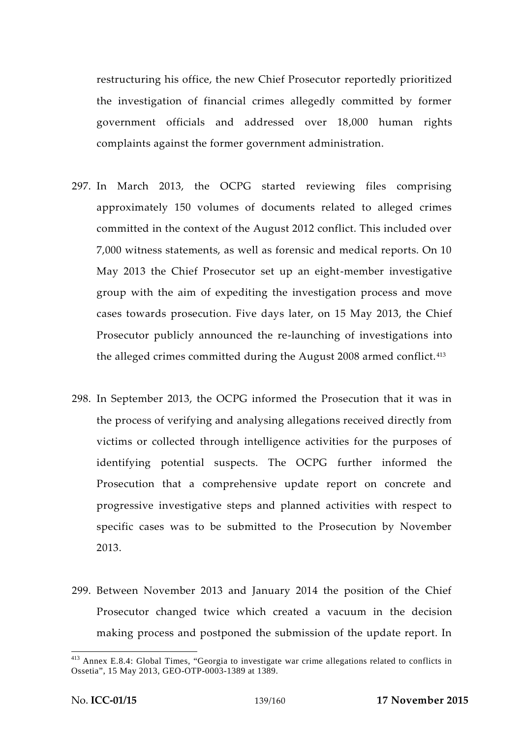restructuring his office, the new Chief Prosecutor reportedly prioritized the investigation of financial crimes allegedly committed by former government officials and addressed over 18,000 human rights complaints against the former government administration.

297. In March 2013, the OCPG started reviewing files comprising approximately 150 volumes of documents related to alleged crimes committed in the context of the August 2012 conflict. This included over 7,000 witness statements, as well as forensic and medical reports. On 10 May 2013 the Chief Prosecutor set up an eight-member investigative group with the aim of expediting the investigation process and move cases towards prosecution. Five days later, on 15 May 2013, the Chief Prosecutor publicly announced the re-launching of investigations into the alleged crimes committed during the August 2008 armed conflict.[413]

298. In September 2013, the OCPG informed the Prosecution that it was in the process of verifying and analysing allegations received directly from victims or collected through intelligence activities for the purposes of identifying potential suspects. The OCPG further informed the Prosecution that a comprehensive update report on concrete and progressive investigative steps and planned activities with respect to specific cases was to be submitted to the Prosecution by November 2013.

299. Between November 2013 and January 2014 the position of the Chief Prosecutor changed twice which created a vacuum in the decision making process and postponed the submission of the update report. In

[413] Annex E.8.4: Global Times, "Georgia to investigate war crime allegations related to conflicts in Ossetia", 15 May 2013, GEO-OTP-0003-1389 at 1389.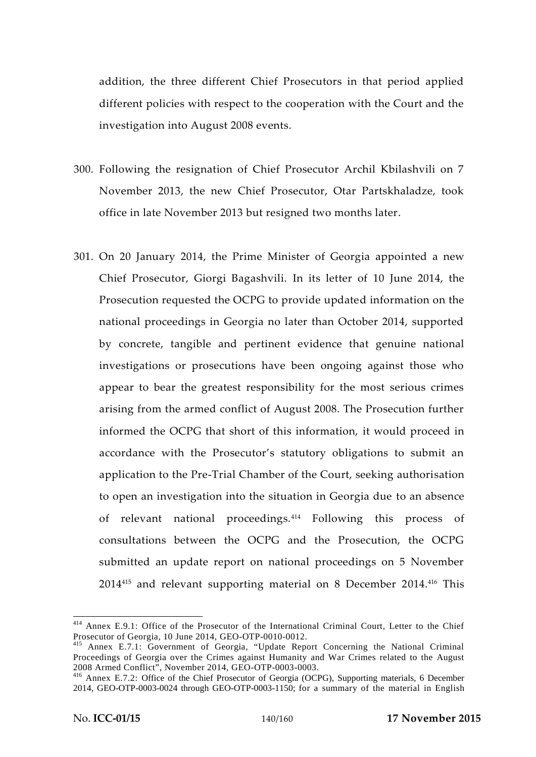addition, the three different Chief Prosecutors in that period applied different policies with respect to the cooperation with the Court and the investigation into August 2008 events.

300. Following the resignation of Chief Prosecutor Archil Kbilashvili on 7 November 2013, the new Chief Prosecutor, Otar Partskhaladze, took office in late November 2013 but resigned two months later.

301. On 20 January 2014, the Prime Minister of Georgia appointed a new Chief Prosecutor, Giorgi Bagashvili. In its letter of 10 June 2014, the Prosecution requested the OCPG to provide updated information on the national proceedings in Georgia no later than October 2014, supported by concrete, tangible and pertinent evidence that genuine national investigations or prosecutions have been ongoing against those who appear to bear the greatest responsibility for the most serious crimes arising from the armed conflict of August 2008. The Prosecution further informed the OCPG that short of this information, it would proceed in accordance with the Prosecutor's statutory obligations to submit an application to the Pre-Trial Chamber of the Court, seeking authorisation to open an investigation into the situation in Georgia due to an absence of relevant national proceedings.[414] Following this process of consultations between the OCPG and the Prosecution, the OCPG submitted an update report on national proceedings on 5 November 2014[415] and relevant supporting material on 8 December 2014.[416] This

---

[414] Annex E.9.1: Office of the Prosecutor of the International Criminal Court, Letter to the Chief Prosecutor of Georgia, 10 June 2014, GEO-OTP-0010-0012.

[415] Annex E.7.1: Government of Georgia, "Update Report Concerning the National Criminal Proceedings of Georgia over the Crimes against Humanity and War Crimes related to the August 2008 Armed Conflict", November 2014, GEO-OTP-0003-0003.

[416] Annex E.7.2: Office of the Chief Prosecutor of Georgia (OCPG), Supporting materials, 6 December 2014, GEO-OTP-0003-0024 through GEO-OTP-0003-1150; for a summary of the material in English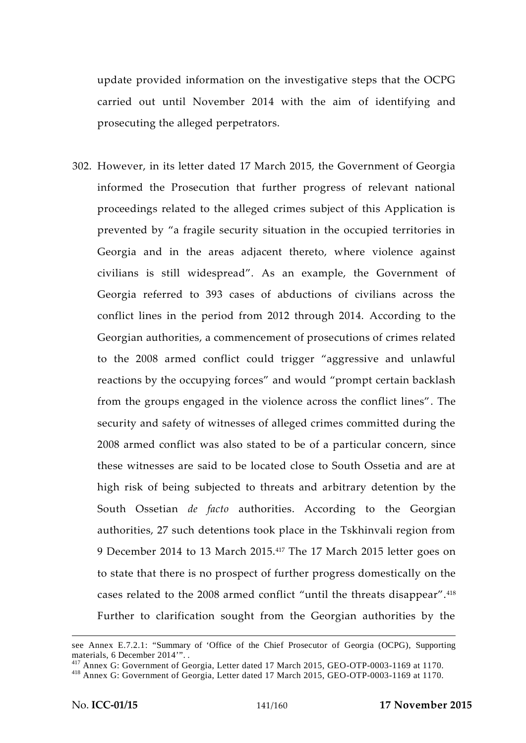update provided information on the investigative steps that the OCPG carried out until November 2014 with the aim of identifying and prosecuting the alleged perpetrators.

302. However, in its letter dated 17 March 2015, the Government of Georgia informed the Prosecution that further progress of relevant national proceedings related to the alleged crimes subject of this Application is prevented by "a fragile security situation in the occupied territories in Georgia and in the areas adjacent thereto, where violence against civilians is still widespread". As an example, the Government of Georgia referred to 393 cases of abductions of civilians across the conflict lines in the period from 2012 through 2014. According to the Georgian authorities, a commencement of prosecutions of crimes related to the 2008 armed conflict could trigger "aggressive and unlawful reactions by the occupying forces" and would "prompt certain backlash from the groups engaged in the violence across the conflict lines". The security and safety of witnesses of alleged crimes committed during the 2008 armed conflict was also stated to be of a particular concern, since these witnesses are said to be located close to South Ossetia and are at high risk of being subjected to threats and arbitrary detention by the South Ossetian *de facto* authorities. According to the Georgian authorities, 27 such detentions took place in the Tskhinvali region from 9 December 2014 to 13 March 2015.[417] The 17 March 2015 letter goes on to state that there is no prospect of further progress domestically on the cases related to the 2008 armed conflict "until the threats disappear".[418] Further to clarification sought from the Georgian authorities by the

---

see Annex E.7.2.1: "Summary of 'Office of the Chief Prosecutor of Georgia (OCPG), Supporting materials, 6 December 2014'". .

[417] Annex G: Government of Georgia, Letter dated 17 March 2015, GEO-OTP-0003-1169 at 1170.

[418] Annex G: Government of Georgia, Letter dated 17 March 2015, GEO-OTP-0003-1169 at 1170.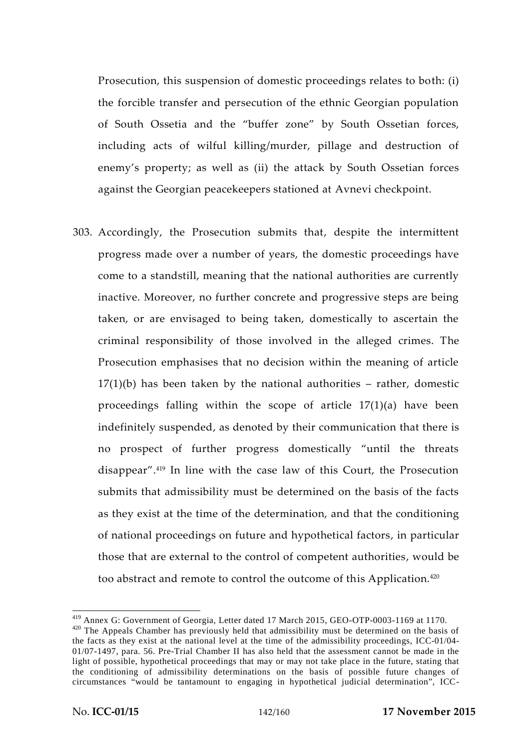Prosecution, this suspension of domestic proceedings relates to both: (i) the forcible transfer and persecution of the ethnic Georgian population of South Ossetia and the "buffer zone" by South Ossetian forces, including acts of wilful killing/murder, pillage and destruction of enemy's property; as well as (ii) the attack by South Ossetian forces against the Georgian peacekeepers stationed at Avnevi checkpoint.

303. Accordingly, the Prosecution submits that, despite the intermittent progress made over a number of years, the domestic proceedings have come to a standstill, meaning that the national authorities are currently inactive. Moreover, no further concrete and progressive steps are being taken, or are envisaged to being taken, domestically to ascertain the criminal responsibility of those involved in the alleged crimes. The Prosecution emphasises that no decision within the meaning of article 17(1)(b) has been taken by the national authorities – rather, domestic proceedings falling within the scope of article 17(1)(a) have been indefinitely suspended, as denoted by their communication that there is no prospect of further progress domestically "until the threats disappear".[419] In line with the case law of this Court, the Prosecution submits that admissibility must be determined on the basis of the facts as they exist at the time of the determination, and that the conditioning of national proceedings on future and hypothetical factors, in particular those that are external to the control of competent authorities, would be too abstract and remote to control the outcome of this Application.[420]

---

[419] Annex G: Government of Georgia, Letter dated 17 March 2015, GEO-OTP-0003-1169 at 1170.

[420] The Appeals Chamber has previously held that admissibility must be determined on the basis of the facts as they exist at the national level at the time of the admissibility proceedings, ICC-01/04-01/07-1497, para. 56. Pre-Trial Chamber II has also held that the assessment cannot be made in the light of possible, hypothetical proceedings that may or may not take place in the future, stating that the conditioning of admissibility determinations on the basis of possible future changes of circumstances "would be tantamount to engaging in hypothetical judicial determination", ICC-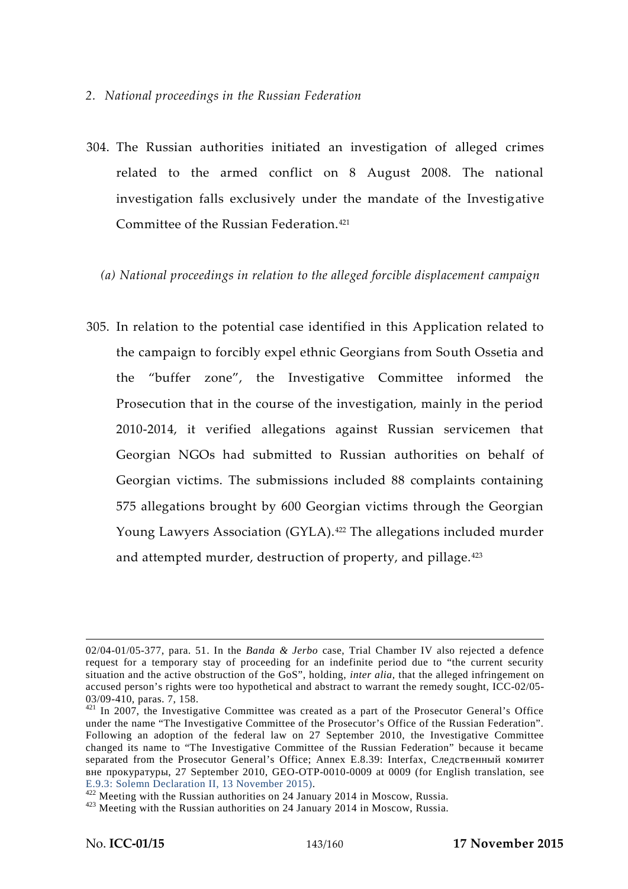*2. National proceedings in the Russian Federation*

304. The Russian authorities initiated an investigation of alleged crimes related to the armed conflict on 8 August 2008. The national investigation falls exclusively under the mandate of the Investigative Committee of the Russian Federation.[421]

*(a) National proceedings in relation to the alleged forcible displacement campaign*

305. In relation to the potential case identified in this Application related to the campaign to forcibly expel ethnic Georgians from South Ossetia and the "buffer zone", the Investigative Committee informed the Prosecution that in the course of the investigation, mainly in the period 2010-2014, it verified allegations against Russian servicemen that Georgian NGOs had submitted to Russian authorities on behalf of Georgian victims. The submissions included 88 complaints containing 575 allegations brought by 600 Georgian victims through the Georgian Young Lawyers Association (GYLA).[422] The allegations included murder and attempted murder, destruction of property, and pillage.[423]

---

02/04-01/05-377, para. 51. In the *Banda & Jerbo* case, Trial Chamber IV also rejected a defence request for a temporary stay of proceeding for an indefinite period due to "the current security situation and the active obstruction of the GoS", holding, *inter alia*, that the alleged infringement on accused person's rights were too hypothetical and abstract to warrant the remedy sought, ICC-02/05-03/09-410, paras. 7, 158.

[421] In 2007, the Investigative Committee was created as a part of the Prosecutor General's Office under the name "The Investigative Committee of the Prosecutor's Office of the Russian Federation". Following an adoption of the federal law on 27 September 2010, the Investigative Committee changed its name to "The Investigative Committee of the Russian Federation" because it became separated from the Prosecutor General's Office; Annex E.8.39: Interfax, Следственный комитет вне прокуратуры, 27 September 2010, GEO-OTP-0010-0009 at 0009 (for English translation, see E.9.3: Solemn Declaration II, 13 November 2015).

[422] Meeting with the Russian authorities on 24 January 2014 in Moscow, Russia.

[423] Meeting with the Russian authorities on 24 January 2014 in Moscow, Russia.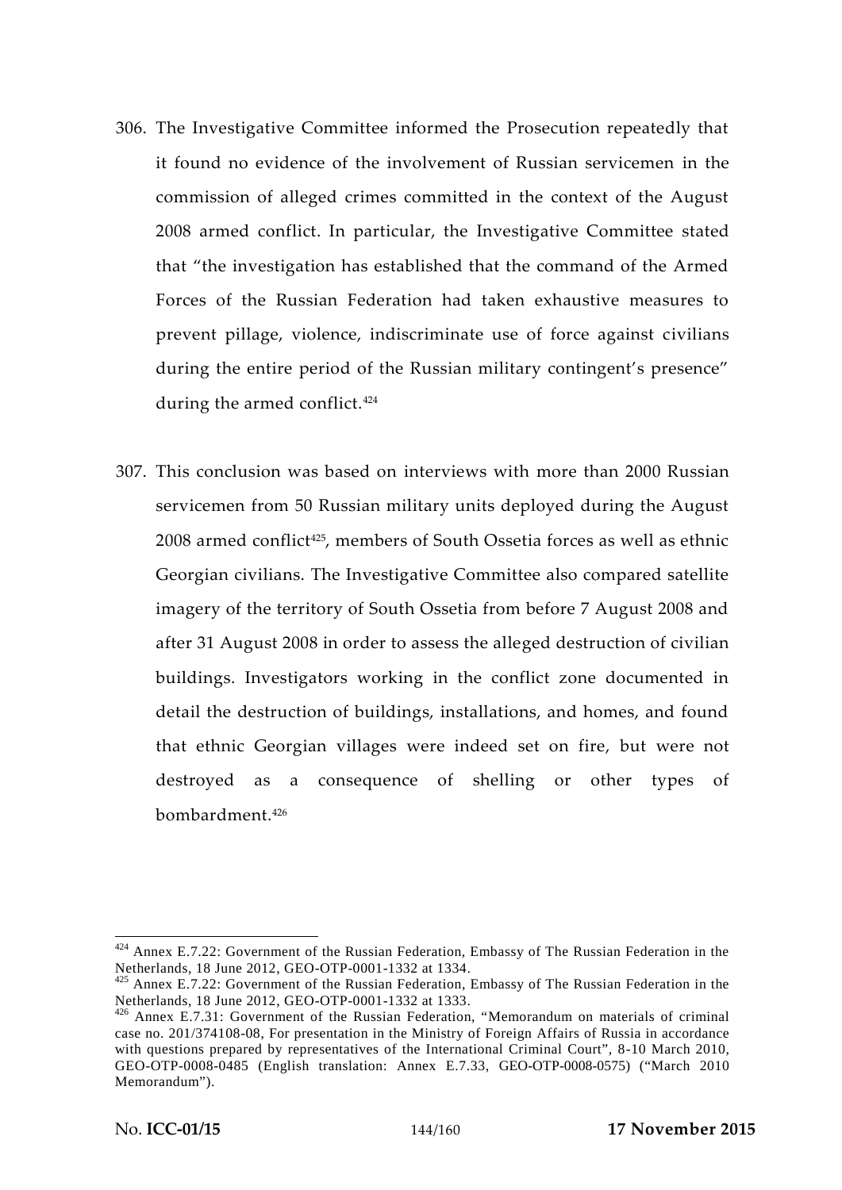306. The Investigative Committee informed the Prosecution repeatedly that it found no evidence of the involvement of Russian servicemen in the commission of alleged crimes committed in the context of the August 2008 armed conflict. In particular, the Investigative Committee stated that "the investigation has established that the command of the Armed Forces of the Russian Federation had taken exhaustive measures to prevent pillage, violence, indiscriminate use of force against civilians during the entire period of the Russian military contingent's presence" during the armed conflict.[424]

307. This conclusion was based on interviews with more than 2000 Russian servicemen from 50 Russian military units deployed during the August 2008 armed conflict[425], members of South Ossetia forces as well as ethnic Georgian civilians. The Investigative Committee also compared satellite imagery of the territory of South Ossetia from before 7 August 2008 and after 31 August 2008 in order to assess the alleged destruction of civilian buildings. Investigators working in the conflict zone documented in detail the destruction of buildings, installations, and homes, and found that ethnic Georgian villages were indeed set on fire, but were not destroyed as a consequence of shelling or other types of bombardment.[426]

---

[424] Annex E.7.22: Government of the Russian Federation, Embassy of The Russian Federation in the Netherlands, 18 June 2012, GEO-OTP-0001-1332 at 1334.

[425] Annex E.7.22: Government of the Russian Federation, Embassy of The Russian Federation in the Netherlands, 18 June 2012, GEO-OTP-0001-1332 at 1333.

[426] Annex E.7.31: Government of the Russian Federation, "Memorandum on materials of criminal case no. 201/374108-08, For presentation in the Ministry of Foreign Affairs of Russia in accordance with questions prepared by representatives of the International Criminal Court", 8-10 March 2010, GEO-OTP-0008-0485 (English translation: Annex E.7.33, GEO-OTP-0008-0575) ("March 2010 Memorandum").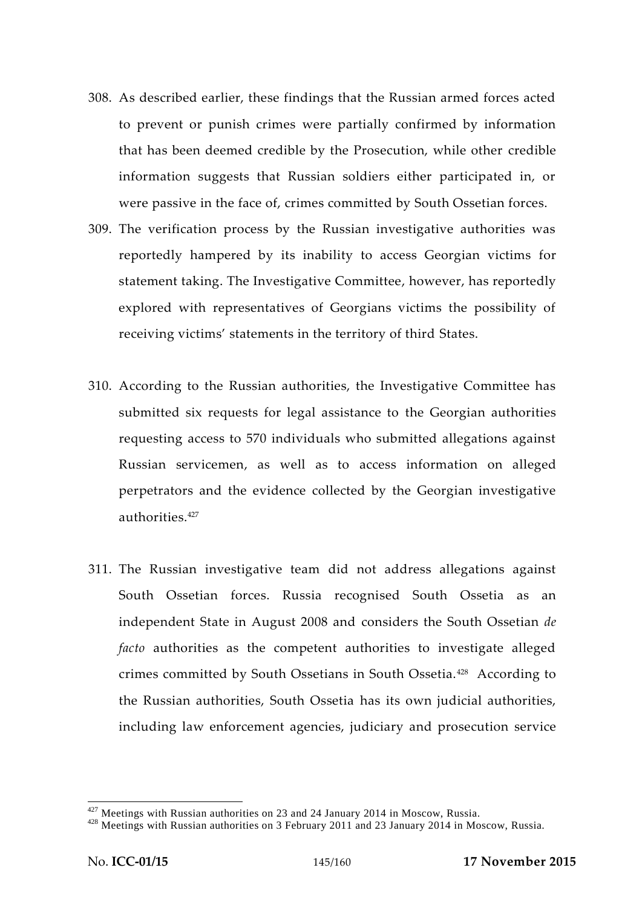308. As described earlier, these findings that the Russian armed forces acted to prevent or punish crimes were partially confirmed by information that has been deemed credible by the Prosecution, while other credible information suggests that Russian soldiers either participated in, or were passive in the face of, crimes committed by South Ossetian forces.

309. The verification process by the Russian investigative authorities was reportedly hampered by its inability to access Georgian victims for statement taking. The Investigative Committee, however, has reportedly explored with representatives of Georgians victims the possibility of receiving victims' statements in the territory of third States.

310. According to the Russian authorities, the Investigative Committee has submitted six requests for legal assistance to the Georgian authorities requesting access to 570 individuals who submitted allegations against Russian servicemen, as well as to access information on alleged perpetrators and the evidence collected by the Georgian investigative authorities.[427]

311. The Russian investigative team did not address allegations against South Ossetian forces. Russia recognised South Ossetia as an independent State in August 2008 and considers the South Ossetian *de facto* authorities as the competent authorities to investigate alleged crimes committed by South Ossetians in South Ossetia.[428] According to the Russian authorities, South Ossetia has its own judicial authorities, including law enforcement agencies, judiciary and prosecution service

---

[427] Meetings with Russian authorities on 23 and 24 January 2014 in Moscow, Russia.

[428] Meetings with Russian authorities on 3 February 2011 and 23 January 2014 in Moscow, Russia.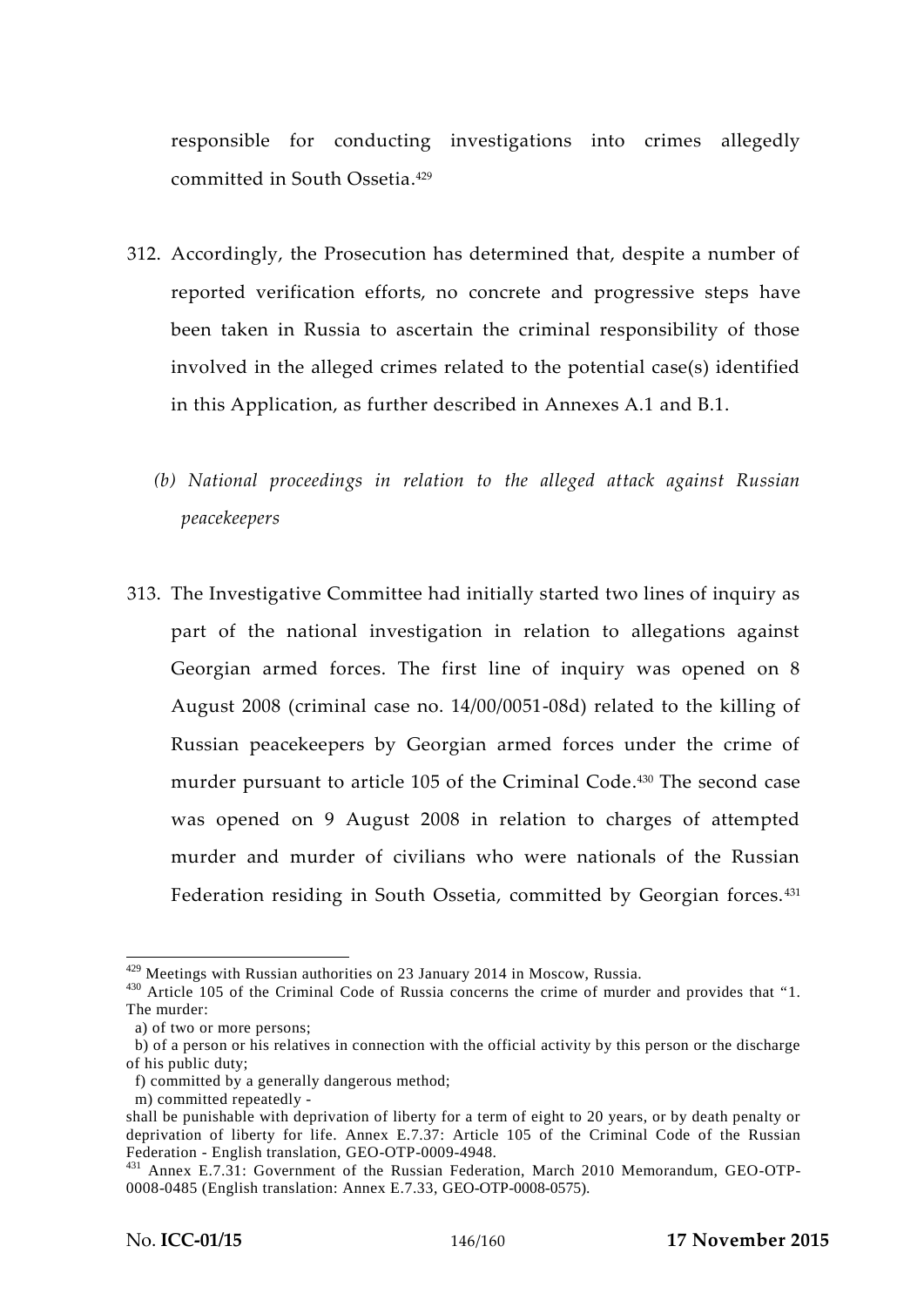responsible for conducting investigations into crimes allegedly committed in South Ossetia.[429]

312. Accordingly, the Prosecution has determined that, despite a number of reported verification efforts, no concrete and progressive steps have been taken in Russia to ascertain the criminal responsibility of those involved in the alleged crimes related to the potential case(s) identified in this Application, as further described in Annexes A.1 and B.1.

*(b) National proceedings in relation to the alleged attack against Russian peacekeepers*

313. The Investigative Committee had initially started two lines of inquiry as part of the national investigation in relation to allegations against Georgian armed forces. The first line of inquiry was opened on 8 August 2008 (criminal case no. 14/00/0051-08d) related to the killing of Russian peacekeepers by Georgian armed forces under the crime of murder pursuant to article 105 of the Criminal Code.[430] The second case was opened on 9 August 2008 in relation to charges of attempted murder and murder of civilians who were nationals of the Russian Federation residing in South Ossetia, committed by Georgian forces.[431]

---

[429] Meetings with Russian authorities on 23 January 2014 in Moscow, Russia.

[430] Article 105 of the Criminal Code of Russia concerns the crime of murder and provides that "1. The murder:
a) of two or more persons;
b) of a person or his relatives in connection with the official activity by this person or the discharge of his public duty;
f) committed by a generally dangerous method;
m) committed repeatedly -
shall be punishable with deprivation of liberty for a term of eight to 20 years, or by death penalty or deprivation of liberty for life. Annex E.7.37: Article 105 of the Criminal Code of the Russian Federation - English translation, GEO-OTP-0009-4948.

[431] Annex E.7.31: Government of the Russian Federation, March 2010 Memorandum, GEO-OTP-0008-0485 (English translation: Annex E.7.33, GEO-OTP-0008-0575).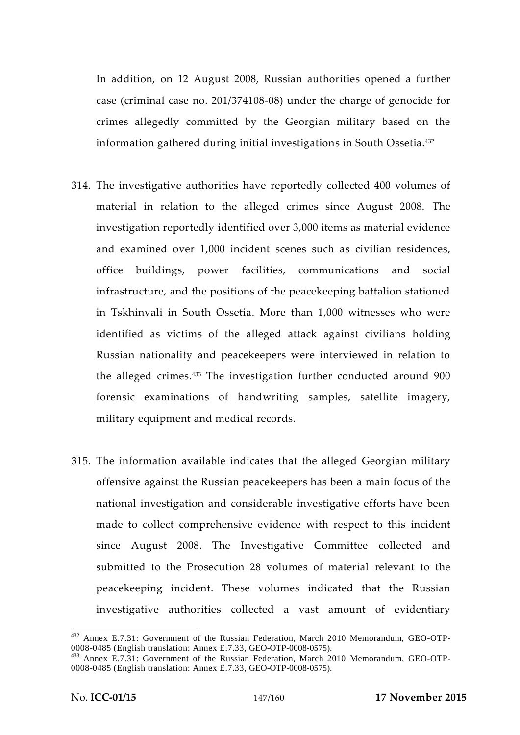In addition, on 12 August 2008, Russian authorities opened a further case (criminal case no. 201/374108-08) under the charge of genocide for crimes allegedly committed by the Georgian military based on the information gathered during initial investigations in South Ossetia.[432]

314. The investigative authorities have reportedly collected 400 volumes of material in relation to the alleged crimes since August 2008. The investigation reportedly identified over 3,000 items as material evidence and examined over 1,000 incident scenes such as civilian residences, office buildings, power facilities, communications and social infrastructure, and the positions of the peacekeeping battalion stationed in Tskhinvali in South Ossetia. More than 1,000 witnesses who were identified as victims of the alleged attack against civilians holding Russian nationality and peacekeepers were interviewed in relation to the alleged crimes.[433] The investigation further conducted around 900 forensic examinations of handwriting samples, satellite imagery, military equipment and medical records.

315. The information available indicates that the alleged Georgian military offensive against the Russian peacekeepers has been a main focus of the national investigation and considerable investigative efforts have been made to collect comprehensive evidence with respect to this incident since August 2008. The Investigative Committee collected and submitted to the Prosecution 28 volumes of material relevant to the peacekeeping incident. These volumes indicated that the Russian investigative authorities collected a vast amount of evidentiary

---

[432] Annex E.7.31: Government of the Russian Federation, March 2010 Memorandum, GEO-OTP-0008-0485 (English translation: Annex E.7.33, GEO-OTP-0008-0575).

[433] Annex E.7.31: Government of the Russian Federation, March 2010 Memorandum, GEO-OTP-0008-0485 (English translation: Annex E.7.33, GEO-OTP-0008-0575).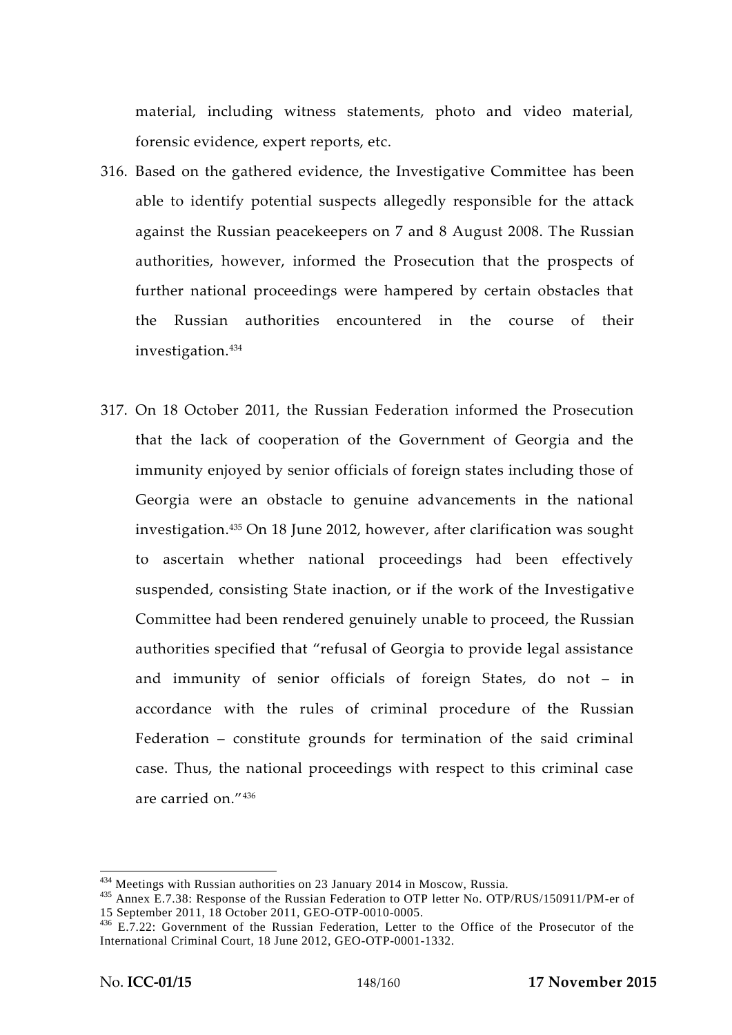material, including witness statements, photo and video material, forensic evidence, expert reports, etc.

316. Based on the gathered evidence, the Investigative Committee has been able to identify potential suspects allegedly responsible for the attack against the Russian peacekeepers on 7 and 8 August 2008. The Russian authorities, however, informed the Prosecution that the prospects of further national proceedings were hampered by certain obstacles that the Russian authorities encountered in the course of their investigation.[434]

317. On 18 October 2011, the Russian Federation informed the Prosecution that the lack of cooperation of the Government of Georgia and the immunity enjoyed by senior officials of foreign states including those of Georgia were an obstacle to genuine advancements in the national investigation.[435] On 18 June 2012, however, after clarification was sought to ascertain whether national proceedings had been effectively suspended, consisting State inaction, or if the work of the Investigative Committee had been rendered genuinely unable to proceed, the Russian authorities specified that "refusal of Georgia to provide legal assistance and immunity of senior officials of foreign States, do not – in accordance with the rules of criminal procedure of the Russian Federation – constitute grounds for termination of the said criminal case. Thus, the national proceedings with respect to this criminal case are carried on."[436]

---

[434] Meetings with Russian authorities on 23 January 2014 in Moscow, Russia.

[435] Annex E.7.38: Response of the Russian Federation to OTP letter No. OTP/RUS/150911/PM-er of 15 September 2011, 18 October 2011, GEO-OTP-0010-0005.

[436] E.7.22: Government of the Russian Federation, Letter to the Office of the Prosecutor of the International Criminal Court, 18 June 2012, GEO-OTP-0001-1332.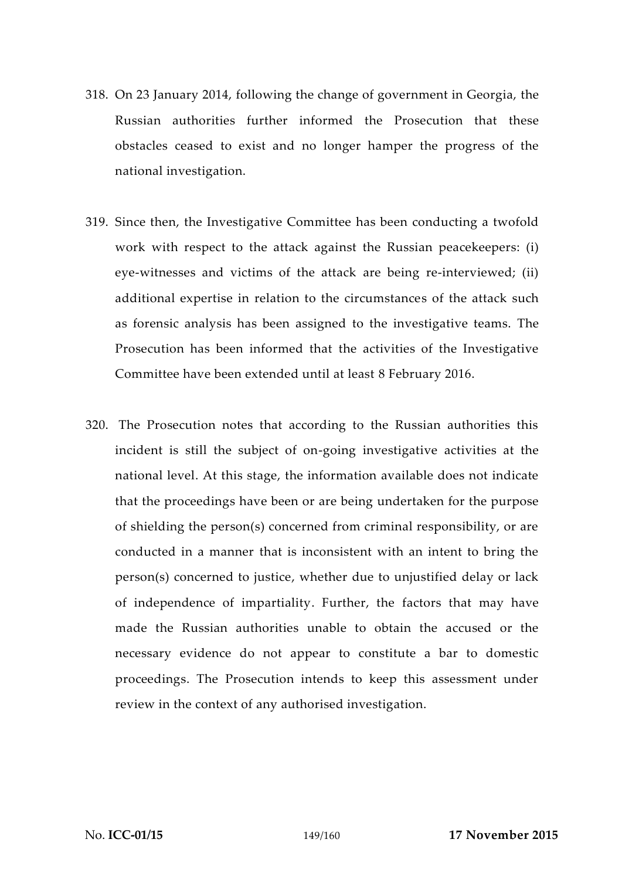318. On 23 January 2014, following the change of government in Georgia, the Russian authorities further informed the Prosecution that these obstacles ceased to exist and no longer hamper the progress of the national investigation.

319. Since then, the Investigative Committee has been conducting a twofold work with respect to the attack against the Russian peacekeepers: (i) eye-witnesses and victims of the attack are being re-interviewed; (ii) additional expertise in relation to the circumstances of the attack such as forensic analysis has been assigned to the investigative teams. The Prosecution has been informed that the activities of the Investigative Committee have been extended until at least 8 February 2016.

320. The Prosecution notes that according to the Russian authorities this incident is still the subject of on-going investigative activities at the national level. At this stage, the information available does not indicate that the proceedings have been or are being undertaken for the purpose of shielding the person(s) concerned from criminal responsibility, or are conducted in a manner that is inconsistent with an intent to bring the person(s) concerned to justice, whether due to unjustified delay or lack of independence of impartiality. Further, the factors that may have made the Russian authorities unable to obtain the accused or the necessary evidence do not appear to constitute a bar to domestic proceedings. The Prosecution intends to keep this assessment under review in the context of any authorised investigation.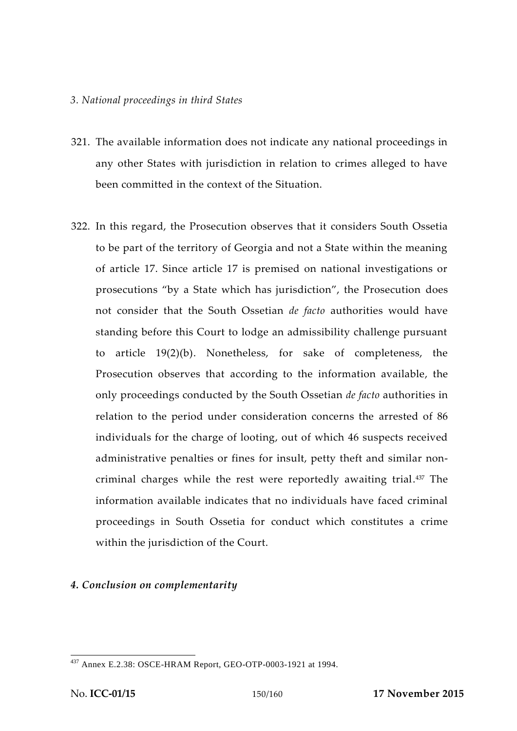*3. National proceedings in third States*

321. The available information does not indicate any national proceedings in any other States with jurisdiction in relation to crimes alleged to have been committed in the context of the Situation.

322. In this regard, the Prosecution observes that it considers South Ossetia to be part of the territory of Georgia and not a State within the meaning of article 17. Since article 17 is premised on national investigations or prosecutions "by a State which has jurisdiction", the Prosecution does not consider that the South Ossetian *de facto* authorities would have standing before this Court to lodge an admissibility challenge pursuant to article 19(2)(b). Nonetheless, for sake of completeness, the Prosecution observes that according to the information available, the only proceedings conducted by the South Ossetian *de facto* authorities in relation to the period under consideration concerns the arrested of 86 individuals for the charge of looting, out of which 46 suspects received administrative penalties or fines for insult, petty theft and similar non-criminal charges while the rest were reportedly awaiting trial.[437] The information available indicates that no individuals have faced criminal proceedings in South Ossetia for conduct which constitutes a crime within the jurisdiction of the Court.

***4. Conclusion on complementarity***

---

[437] Annex E.2.38: OSCE-HRAM Report, GEO-OTP-0003-1921 at 1994.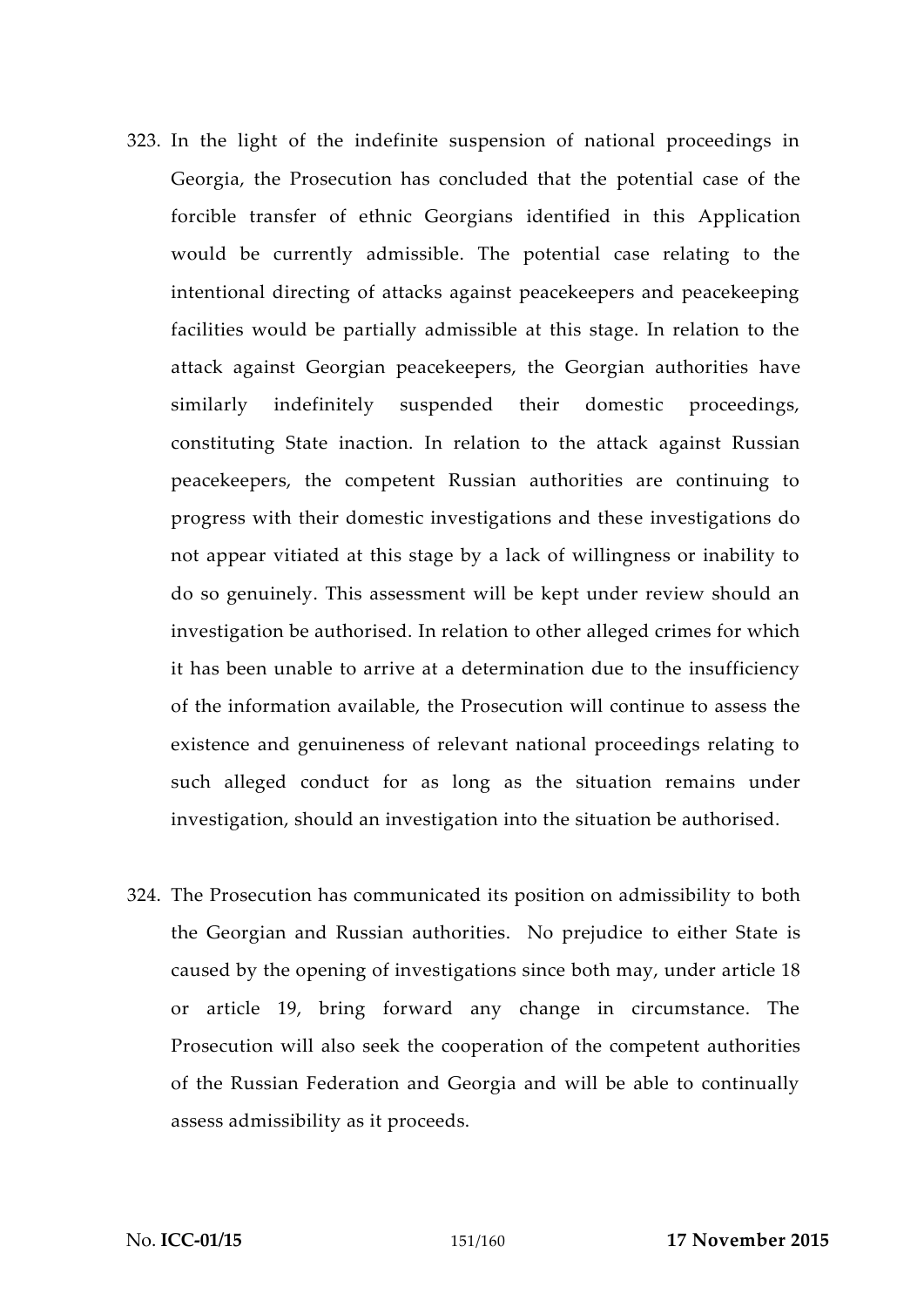323. In the light of the indefinite suspension of national proceedings in Georgia, the Prosecution has concluded that the potential case of the forcible transfer of ethnic Georgians identified in this Application would be currently admissible. The potential case relating to the intentional directing of attacks against peacekeepers and peacekeeping facilities would be partially admissible at this stage. In relation to the attack against Georgian peacekeepers, the Georgian authorities have similarly indefinitely suspended their domestic proceedings, constituting State inaction. In relation to the attack against Russian peacekeepers, the competent Russian authorities are continuing to progress with their domestic investigations and these investigations do not appear vitiated at this stage by a lack of willingness or inability to do so genuinely. This assessment will be kept under review should an investigation be authorised. In relation to other alleged crimes for which it has been unable to arrive at a determination due to the insufficiency of the information available, the Prosecution will continue to assess the existence and genuineness of relevant national proceedings relating to such alleged conduct for as long as the situation remains under investigation, should an investigation into the situation be authorised.

324. The Prosecution has communicated its position on admissibility to both the Georgian and Russian authorities. No prejudice to either State is caused by the opening of investigations since both may, under article 18 or article 19, bring forward any change in circumstance. The Prosecution will also seek the cooperation of the competent authorities of the Russian Federation and Georgia and will be able to continually assess admissibility as it proceeds.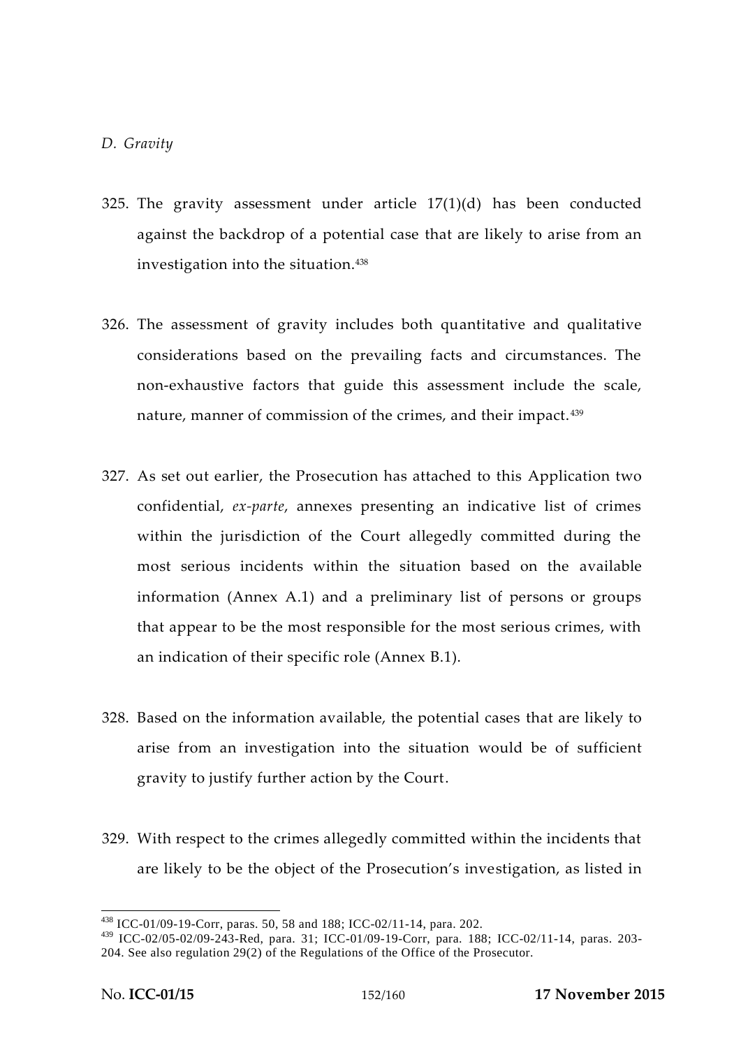*D. Gravity*

325. The gravity assessment under article 17(1)(d) has been conducted against the backdrop of a potential case that are likely to arise from an investigation into the situation.[438]

326. The assessment of gravity includes both quantitative and qualitative considerations based on the prevailing facts and circumstances. The non-exhaustive factors that guide this assessment include the scale, nature, manner of commission of the crimes, and their impact.[439]

327. As set out earlier, the Prosecution has attached to this Application two confidential, *ex-parte*, annexes presenting an indicative list of crimes within the jurisdiction of the Court allegedly committed during the most serious incidents within the situation based on the available information (Annex A.1) and a preliminary list of persons or groups that appear to be the most responsible for the most serious crimes, with an indication of their specific role (Annex B.1).

328. Based on the information available, the potential cases that are likely to arise from an investigation into the situation would be of sufficient gravity to justify further action by the Court.

329. With respect to the crimes allegedly committed within the incidents that are likely to be the object of the Prosecution's investigation, as listed in

---

[438] ICC-01/09-19-Corr, paras. 50, 58 and 188; ICC-02/11-14, para. 202.

[439] ICC-02/05-02/09-243-Red, para. 31; ICC-01/09-19-Corr, para. 188; ICC-02/11-14, paras. 203-204. See also regulation 29(2) of the Regulations of the Office of the Prosecutor.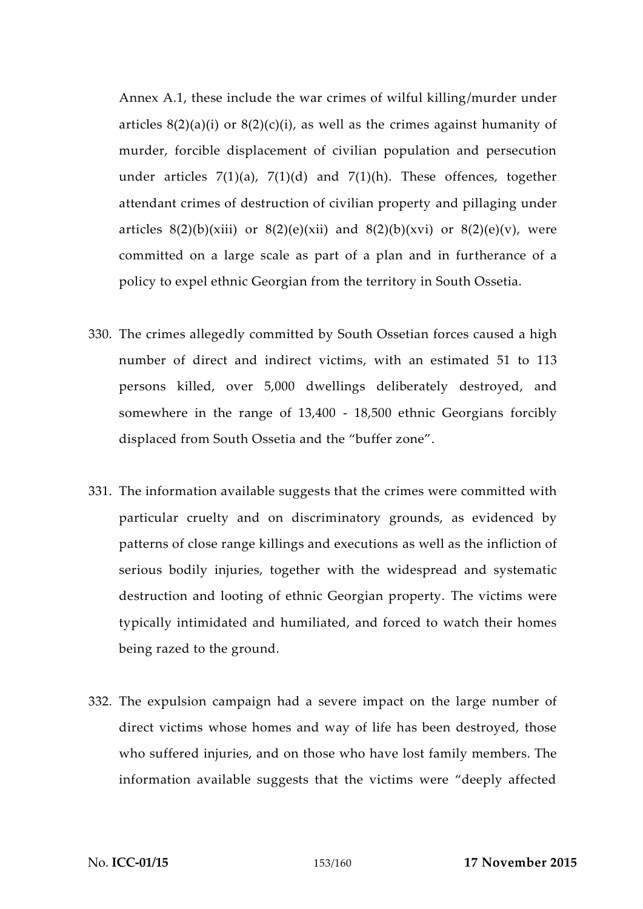Annex A.1, these include the war crimes of wilful killing/murder under articles 8(2)(a)(i) or 8(2)(c)(i), as well as the crimes against humanity of murder, forcible displacement of civilian population and persecution under articles 7(1)(a), 7(1)(d) and 7(1)(h). These offences, together attendant crimes of destruction of civilian property and pillaging under articles 8(2)(b)(xiii) or 8(2)(e)(xii) and 8(2)(b)(xvi) or 8(2)(e)(v), were committed on a large scale as part of a plan and in furtherance of a policy to expel ethnic Georgian from the territory in South Ossetia.

330. The crimes allegedly committed by South Ossetian forces caused a high number of direct and indirect victims, with an estimated 51 to 113 persons killed, over 5,000 dwellings deliberately destroyed, and somewhere in the range of 13,400 - 18,500 ethnic Georgians forcibly displaced from South Ossetia and the "buffer zone".

331. The information available suggests that the crimes were committed with particular cruelty and on discriminatory grounds, as evidenced by patterns of close range killings and executions as well as the infliction of serious bodily injuries, together with the widespread and systematic destruction and looting of ethnic Georgian property. The victims were typically intimidated and humiliated, and forced to watch their homes being razed to the ground.

332. The expulsion campaign had a severe impact on the large number of direct victims whose homes and way of life has been destroyed, those who suffered injuries, and on those who have lost family members. The information available suggests that the victims were "deeply affected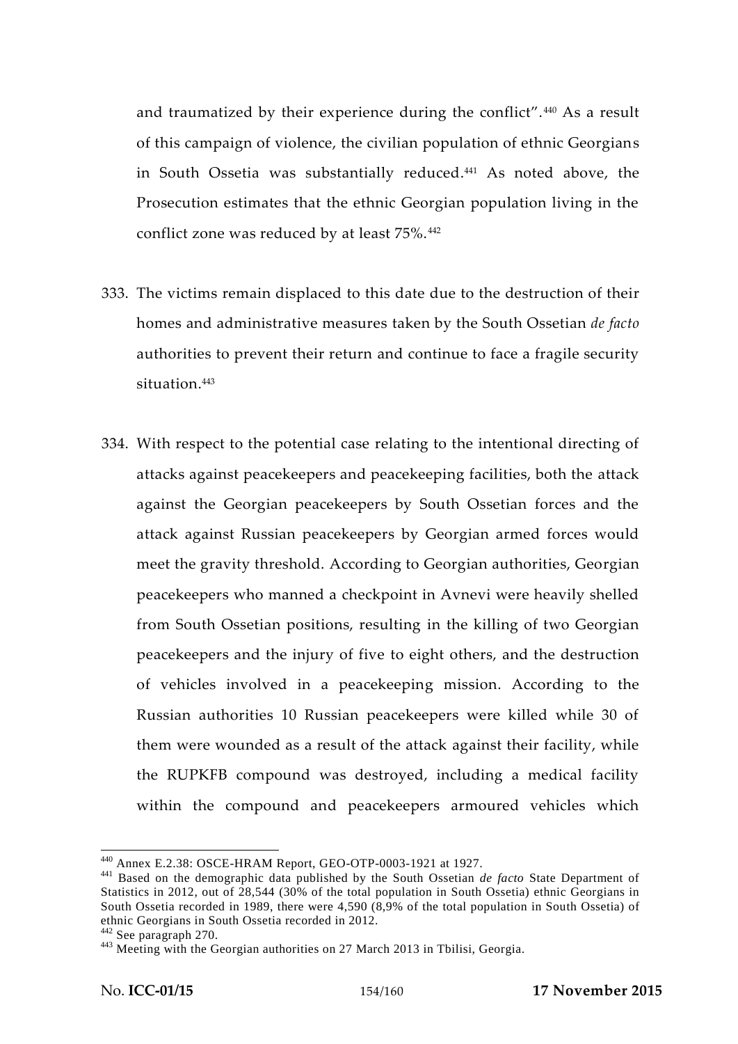and traumatized by their experience during the conflict".[440] As a result of this campaign of violence, the civilian population of ethnic Georgians in South Ossetia was substantially reduced.[441] As noted above, the Prosecution estimates that the ethnic Georgian population living in the conflict zone was reduced by at least 75%.[442]

333. The victims remain displaced to this date due to the destruction of their homes and administrative measures taken by the South Ossetian *de facto* authorities to prevent their return and continue to face a fragile security situation.[443]

334. With respect to the potential case relating to the intentional directing of attacks against peacekeepers and peacekeeping facilities, both the attack against the Georgian peacekeepers by South Ossetian forces and the attack against Russian peacekeepers by Georgian armed forces would meet the gravity threshold. According to Georgian authorities, Georgian peacekeepers who manned a checkpoint in Avnevi were heavily shelled from South Ossetian positions, resulting in the killing of two Georgian peacekeepers and the injury of five to eight others, and the destruction of vehicles involved in a peacekeeping mission. According to the Russian authorities 10 Russian peacekeepers were killed while 30 of them were wounded as a result of the attack against their facility, while the RUPKFB compound was destroyed, including a medical facility within the compound and peacekeepers armoured vehicles which

---

[440] Annex E.2.38: OSCE-HRAM Report, GEO-OTP-0003-1921 at 1927.

[441] Based on the demographic data published by the South Ossetian *de facto* State Department of Statistics in 2012, out of 28,544 (30% of the total population in South Ossetia) ethnic Georgians in South Ossetia recorded in 1989, there were 4,590 (8,9% of the total population in South Ossetia) of ethnic Georgians in South Ossetia recorded in 2012.

[442] See paragraph 270.

[443] Meeting with the Georgian authorities on 27 March 2013 in Tbilisi, Georgia.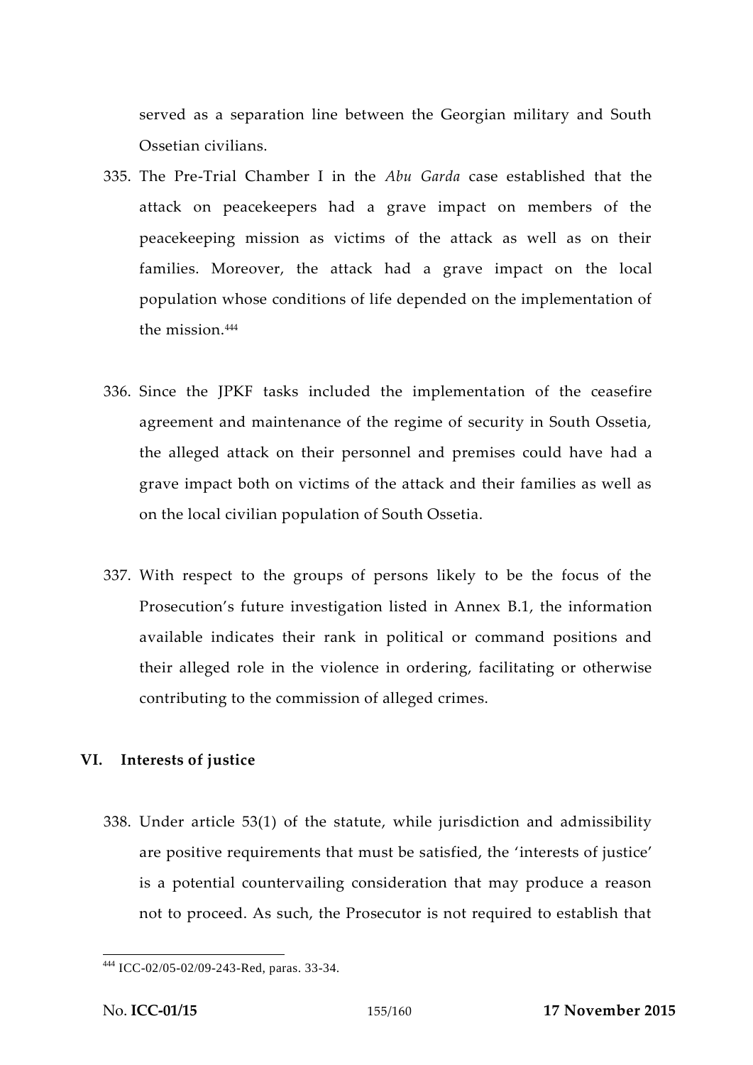served as a separation line between the Georgian military and South Ossetian civilians.

335. The Pre-Trial Chamber I in the *Abu Garda* case established that the attack on peacekeepers had a grave impact on members of the peacekeeping mission as victims of the attack as well as on their families. Moreover, the attack had a grave impact on the local population whose conditions of life depended on the implementation of the mission.[444]

336. Since the JPKF tasks included the implementation of the ceasefire agreement and maintenance of the regime of security in South Ossetia, the alleged attack on their personnel and premises could have had a grave impact both on victims of the attack and their families as well as on the local civilian population of South Ossetia.

337. With respect to the groups of persons likely to be the focus of the Prosecution's future investigation listed in Annex B.1, the information available indicates their rank in political or command positions and their alleged role in the violence in ordering, facilitating or otherwise contributing to the commission of alleged crimes.

## VI. Interests of justice

338. Under article 53(1) of the statute, while jurisdiction and admissibility are positive requirements that must be satisfied, the 'interests of justice' is a potential countervailing consideration that may produce a reason not to proceed. As such, the Prosecutor is not required to establish that

---

[444] ICC-02/05-02/09-243-Red, paras. 33-34.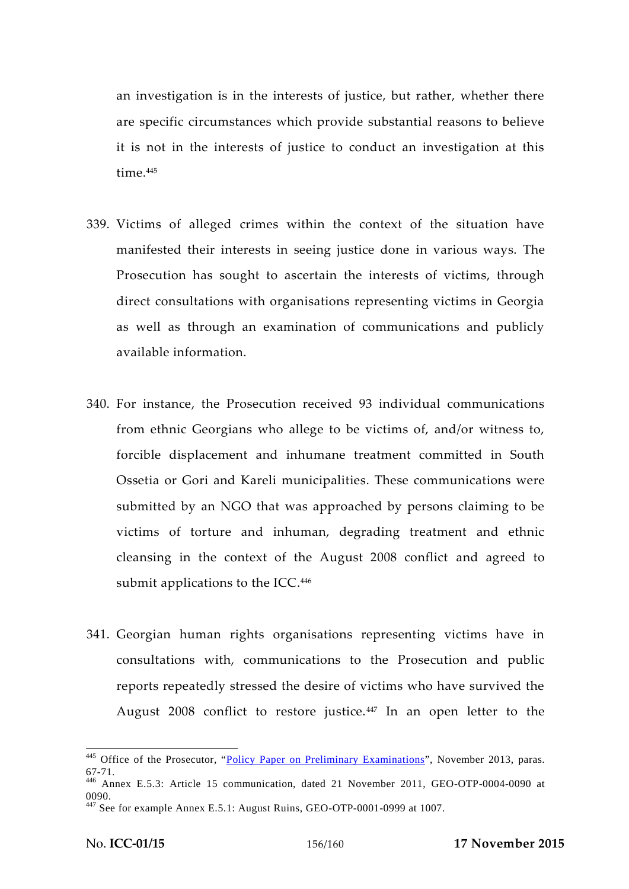an investigation is in the interests of justice, but rather, whether there are specific circumstances which provide substantial reasons to believe it is not in the interests of justice to conduct an investigation at this time.[445]

339. Victims of alleged crimes within the context of the situation have manifested their interests in seeing justice done in various ways. The Prosecution has sought to ascertain the interests of victims, through direct consultations with organisations representing victims in Georgia as well as through an examination of communications and publicly available information.

340. For instance, the Prosecution received 93 individual communications from ethnic Georgians who allege to be victims of, and/or witness to, forcible displacement and inhumane treatment committed in South Ossetia or Gori and Kareli municipalities. These communications were submitted by an NGO that was approached by persons claiming to be victims of torture and inhuman, degrading treatment and ethnic cleansing in the context of the August 2008 conflict and agreed to submit applications to the ICC.[446]

341. Georgian human rights organisations representing victims have in consultations with, communications to the Prosecution and public reports repeatedly stressed the desire of victims who have survived the August 2008 conflict to restore justice.[447] In an open letter to the

---

[445] Office of the Prosecutor, "Policy Paper on Preliminary Examinations", November 2013, paras. 67-71.

[446] Annex E.5.3: Article 15 communication, dated 21 November 2011, GEO-OTP-0004-0090 at 0090.

[447] See for example Annex E.5.1: August Ruins, GEO-OTP-0001-0999 at 1007.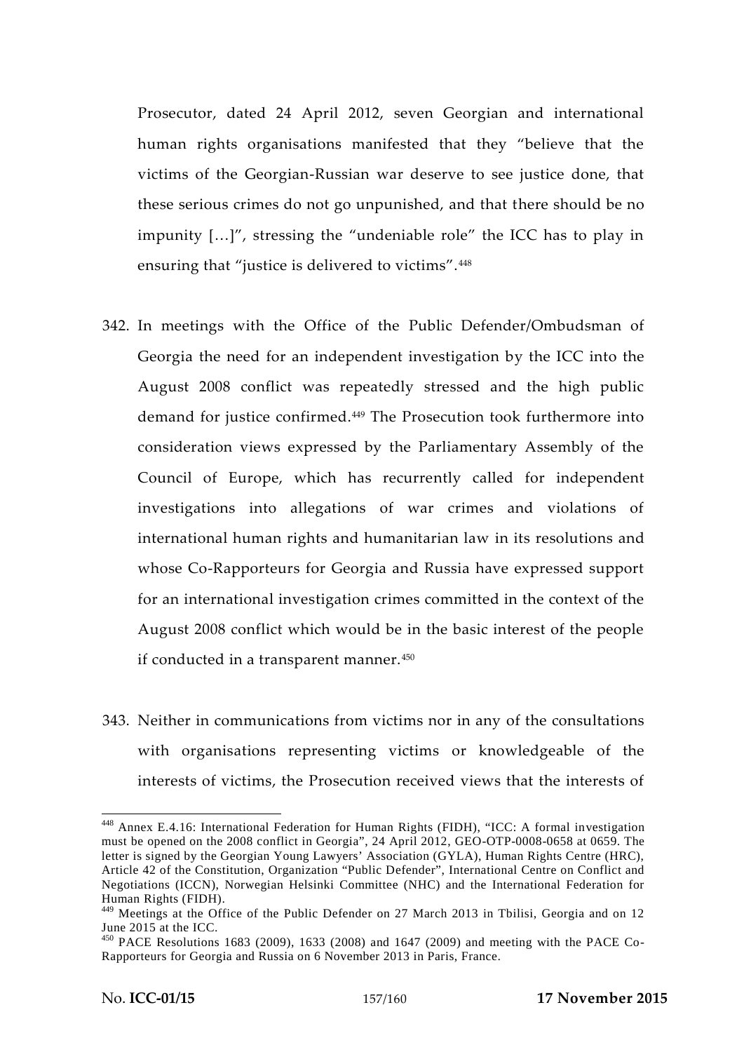Prosecutor, dated 24 April 2012, seven Georgian and international human rights organisations manifested that they "believe that the victims of the Georgian-Russian war deserve to see justice done, that these serious crimes do not go unpunished, and that there should be no impunity […]", stressing the "undeniable role" the ICC has to play in ensuring that "justice is delivered to victims".[448]

342. In meetings with the Office of the Public Defender/Ombudsman of Georgia the need for an independent investigation by the ICC into the August 2008 conflict was repeatedly stressed and the high public demand for justice confirmed.[449] The Prosecution took furthermore into consideration views expressed by the Parliamentary Assembly of the Council of Europe, which has recurrently called for independent investigations into allegations of war crimes and violations of international human rights and humanitarian law in its resolutions and whose Co-Rapporteurs for Georgia and Russia have expressed support for an international investigation crimes committed in the context of the August 2008 conflict which would be in the basic interest of the people if conducted in a transparent manner.[450]

343. Neither in communications from victims nor in any of the consultations with organisations representing victims or knowledgeable of the interests of victims, the Prosecution received views that the interests of

---

[448] Annex E.4.16: International Federation for Human Rights (FIDH), "ICC: A formal investigation must be opened on the 2008 conflict in Georgia", 24 April 2012, GEO-OTP-0008-0658 at 0659. The letter is signed by the Georgian Young Lawyers' Association (GYLA), Human Rights Centre (HRC), Article 42 of the Constitution, Organization "Public Defender", International Centre on Conflict and Negotiations (ICCN), Norwegian Helsinki Committee (NHC) and the International Federation for Human Rights (FIDH).

[449] Meetings at the Office of the Public Defender on 27 March 2013 in Tbilisi, Georgia and on 12 June 2015 at the ICC.

[450] PACE Resolutions 1683 (2009), 1633 (2008) and 1647 (2009) and meeting with the PACE Co-Rapporteurs for Georgia and Russia on 6 November 2013 in Paris, France.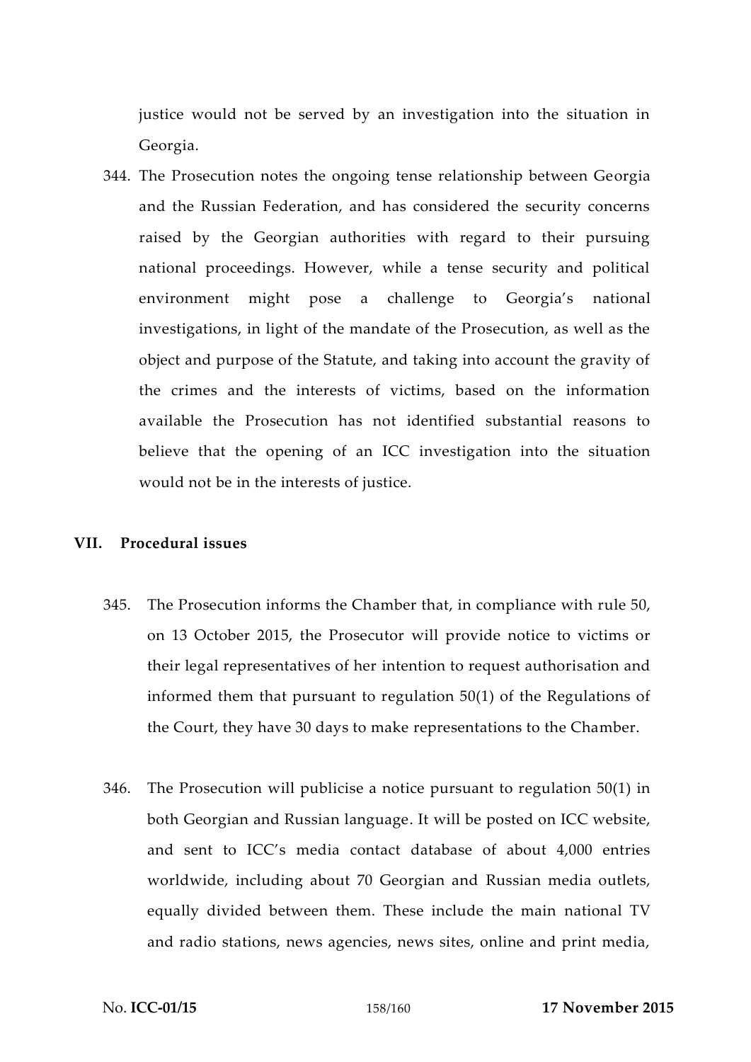justice would not be served by an investigation into the situation in Georgia.

344. The Prosecution notes the ongoing tense relationship between Georgia and the Russian Federation, and has considered the security concerns raised by the Georgian authorities with regard to their pursuing national proceedings. However, while a tense security and political environment might pose a challenge to Georgia's national investigations, in light of the mandate of the Prosecution, as well as the object and purpose of the Statute, and taking into account the gravity of the crimes and the interests of victims, based on the information available the Prosecution has not identified substantial reasons to believe that the opening of an ICC investigation into the situation would not be in the interests of justice.

## VII. Procedural issues

345. The Prosecution informs the Chamber that, in compliance with rule 50, on 13 October 2015, the Prosecutor will provide notice to victims or their legal representatives of her intention to request authorisation and informed them that pursuant to regulation 50(1) of the Regulations of the Court, they have 30 days to make representations to the Chamber.

346. The Prosecution will publicise a notice pursuant to regulation 50(1) in both Georgian and Russian language. It will be posted on ICC website, and sent to ICC's media contact database of about 4,000 entries worldwide, including about 70 Georgian and Russian media outlets, equally divided between them. These include the main national TV and radio stations, news agencies, news sites, online and print media,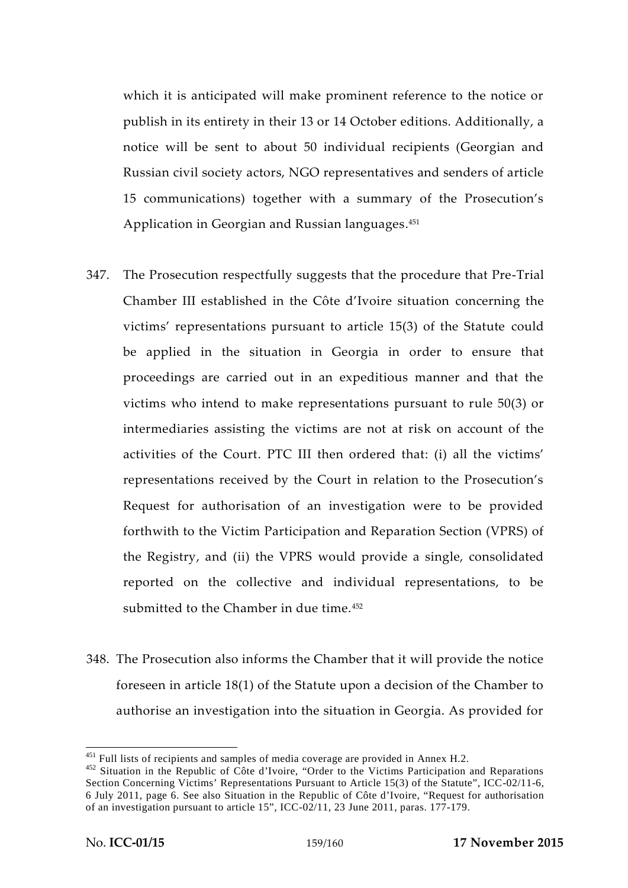which it is anticipated will make prominent reference to the notice or publish in its entirety in their 13 or 14 October editions. Additionally, a notice will be sent to about 50 individual recipients (Georgian and Russian civil society actors, NGO representatives and senders of article 15 communications) together with a summary of the Prosecution's Application in Georgian and Russian languages.[451]

347. The Prosecution respectfully suggests that the procedure that Pre-Trial Chamber III established in the Côte d'Ivoire situation concerning the victims' representations pursuant to article 15(3) of the Statute could be applied in the situation in Georgia in order to ensure that proceedings are carried out in an expeditious manner and that the victims who intend to make representations pursuant to rule 50(3) or intermediaries assisting the victims are not at risk on account of the activities of the Court. PTC III then ordered that: (i) all the victims' representations received by the Court in relation to the Prosecution's Request for authorisation of an investigation were to be provided forthwith to the Victim Participation and Reparation Section (VPRS) of the Registry, and (ii) the VPRS would provide a single, consolidated reported on the collective and individual representations, to be submitted to the Chamber in due time.[452]

348. The Prosecution also informs the Chamber that it will provide the notice foreseen in article 18(1) of the Statute upon a decision of the Chamber to authorise an investigation into the situation in Georgia. As provided for

---

[451] Full lists of recipients and samples of media coverage are provided in Annex H.2.

[452] Situation in the Republic of Côte d'Ivoire, "Order to the Victims Participation and Reparations Section Concerning Victims' Representations Pursuant to Article 15(3) of the Statute", ICC-02/11-6, 6 July 2011, page 6. See also Situation in the Republic of Côte d'Ivoire, "Request for authorisation of an investigation pursuant to article 15", ICC-02/11, 23 June 2011, paras. 177-179.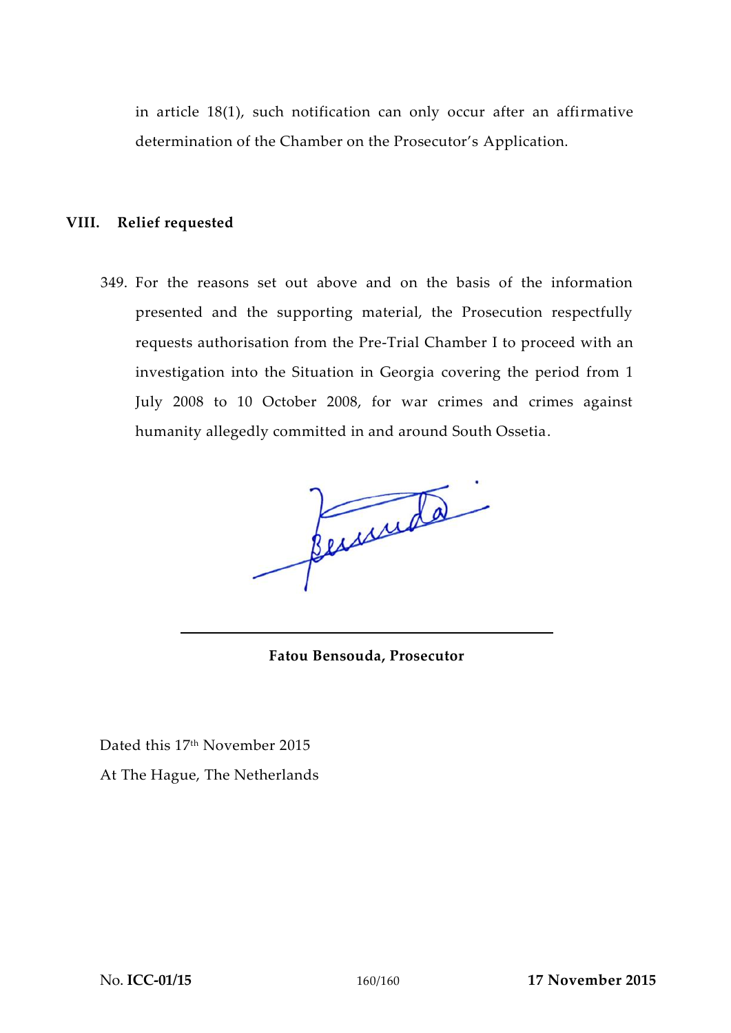in article 18(1), such notification can only occur after an affirmative determination of the Chamber on the Prosecutor's Application.

## VIII. Relief requested

349. For the reasons set out above and on the basis of the information presented and the supporting material, the Prosecution respectfully requests authorisation from the Pre-Trial Chamber I to proceed with an investigation into the Situation in Georgia covering the period from 1 July 2008 to 10 October 2008, for war crimes and crimes against humanity allegedly committed in and around South Ossetia.

**Fatou Bensouda, Prosecutor**

Dated this 17th November 2015

At The Hague, The Netherlands